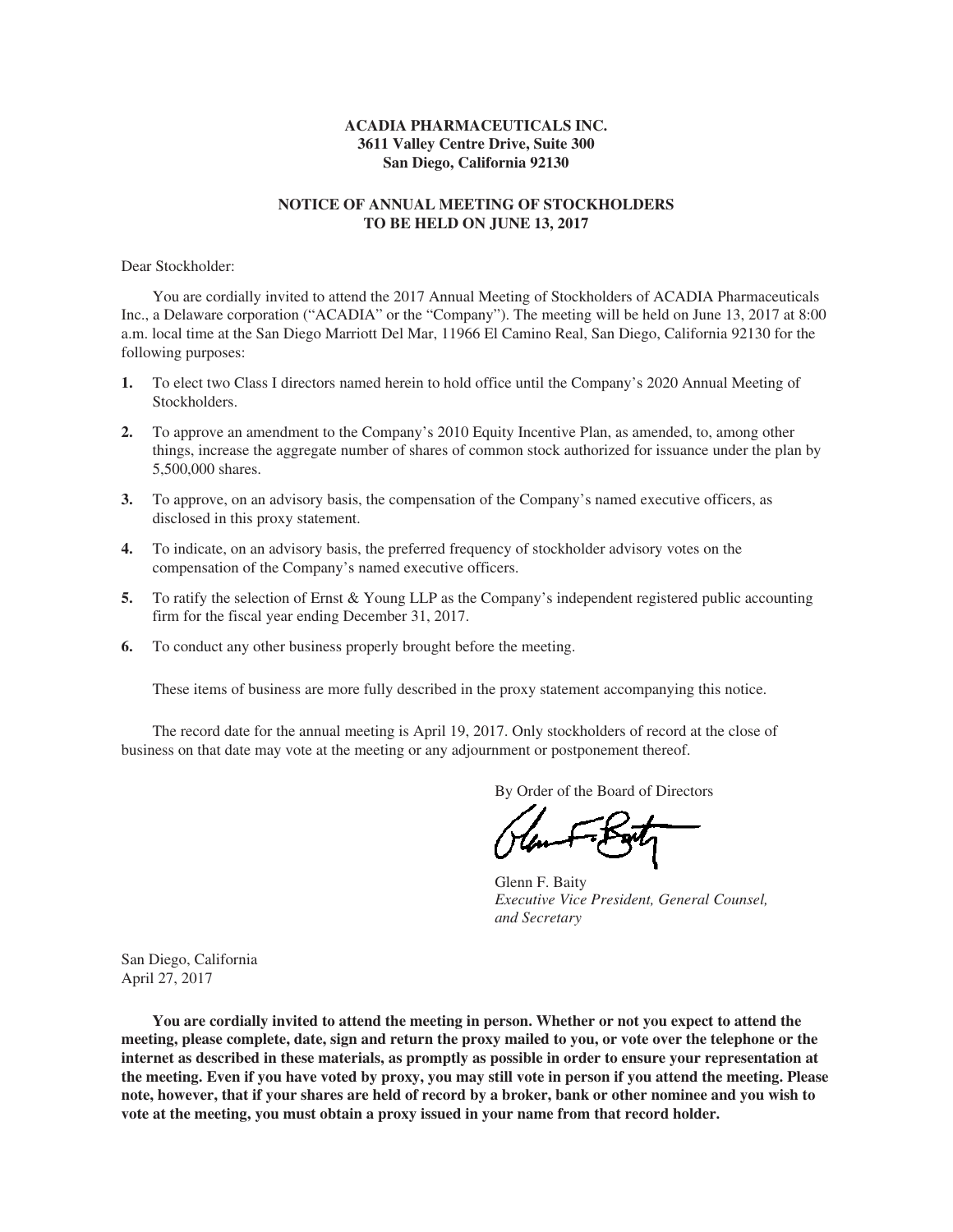**ACADIA PHARMACEUTICALS INC.**
**3611 Valley Centre Drive, Suite 300**
**San Diego, California 92130**

# NOTICE OF ANNUAL MEETING OF STOCKHOLDERS TO BE HELD ON JUNE 13, 2017

Dear Stockholder:

You are cordially invited to attend the 2017 Annual Meeting of Stockholders of ACADIA Pharmaceuticals Inc., a Delaware corporation ("ACADIA" or the "Company"). The meeting will be held on June 13, 2017 at 8:00 a.m. local time at the San Diego Marriott Del Mar, 11966 El Camino Real, San Diego, California 92130 for the following purposes:

1. To elect two Class I directors named herein to hold office until the Company's 2020 Annual Meeting of Stockholders.
2. To approve an amendment to the Company's 2010 Equity Incentive Plan, as amended, to, among other things, increase the aggregate number of shares of common stock authorized for issuance under the plan by 5,500,000 shares.
3. To approve, on an advisory basis, the compensation of the Company's named executive officers, as disclosed in this proxy statement.
4. To indicate, on an advisory basis, the preferred frequency of stockholder advisory votes on the compensation of the Company's named executive officers.
5. To ratify the selection of Ernst & Young LLP as the Company's independent registered public accounting firm for the fiscal year ending December 31, 2017.
6. To conduct any other business properly brought before the meeting.

These items of business are more fully described in the proxy statement accompanying this notice.

The record date for the annual meeting is April 19, 2017. Only stockholders of record at the close of business on that date may vote at the meeting or any adjournment or postponement thereof.

By Order of the Board of Directors

Glenn F. Baity
*Executive Vice President, General Counsel, and Secretary*

San Diego, California
April 27, 2017

**You are cordially invited to attend the meeting in person. Whether or not you expect to attend the meeting, please complete, date, sign and return the proxy mailed to you, or vote over the telephone or the internet as described in these materials, as promptly as possible in order to ensure your representation at the meeting. Even if you have voted by proxy, you may still vote in person if you attend the meeting. Please note, however, that if your shares are held of record by a broker, bank or other nominee and you wish to vote at the meeting, you must obtain a proxy issued in your name from that record holder.**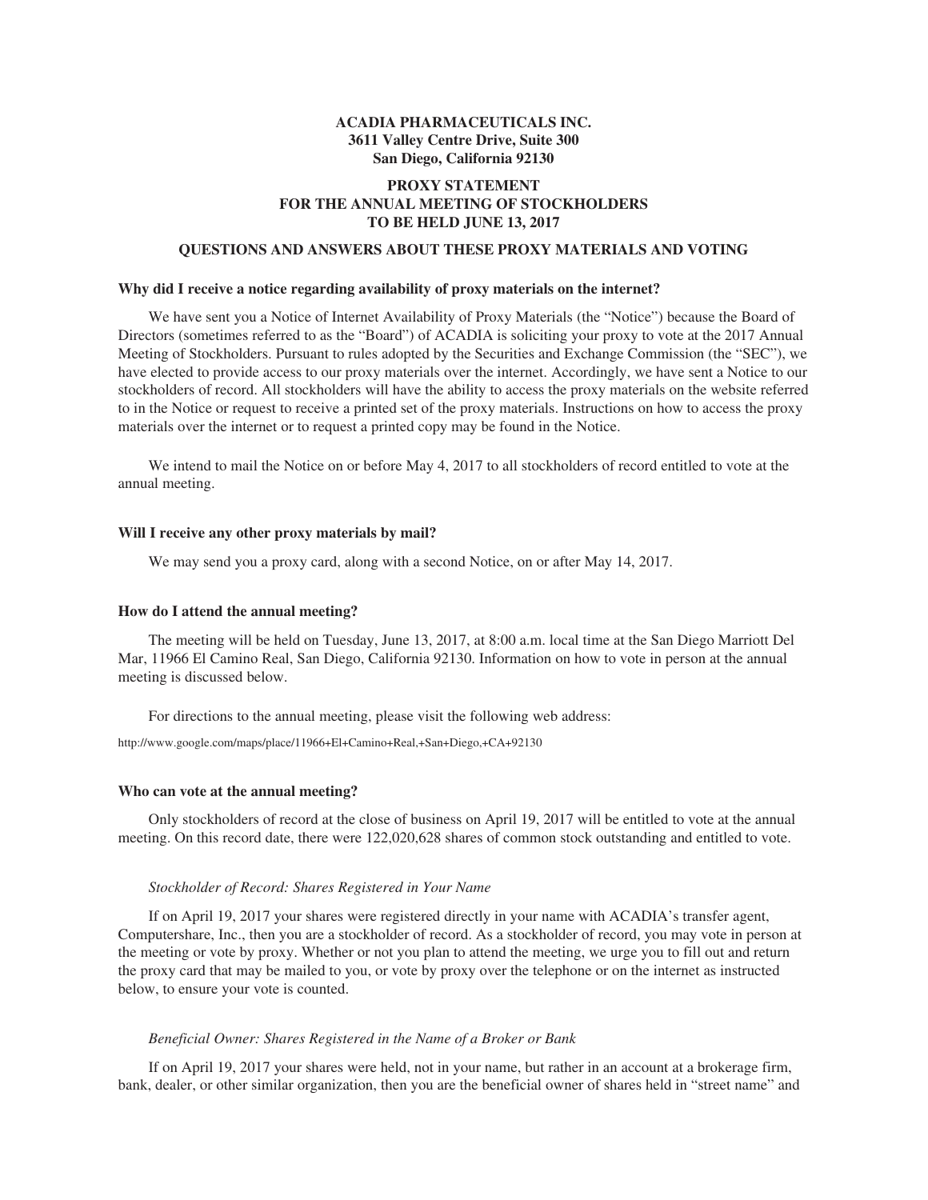**ACADIA PHARMACEUTICALS INC.**
**3611 Valley Centre Drive, Suite 300**
**San Diego, California 92130**

# PROXY STATEMENT FOR THE ANNUAL MEETING OF STOCKHOLDERS TO BE HELD JUNE 13, 2017

## QUESTIONS AND ANSWERS ABOUT THESE PROXY MATERIALS AND VOTING

### Why did I receive a notice regarding availability of proxy materials on the internet?

We have sent you a Notice of Internet Availability of Proxy Materials (the "Notice") because the Board of Directors (sometimes referred to as the "Board") of ACADIA is soliciting your proxy to vote at the 2017 Annual Meeting of Stockholders. Pursuant to rules adopted by the Securities and Exchange Commission (the "SEC"), we have elected to provide access to our proxy materials over the internet. Accordingly, we have sent a Notice to our stockholders of record. All stockholders will have the ability to access the proxy materials on the website referred to in the Notice or request to receive a printed set of the proxy materials. Instructions on how to access the proxy materials over the internet or to request a printed copy may be found in the Notice.

We intend to mail the Notice on or before May 4, 2017 to all stockholders of record entitled to vote at the annual meeting.

### Will I receive any other proxy materials by mail?

We may send you a proxy card, along with a second Notice, on or after May 14, 2017.

### How do I attend the annual meeting?

The meeting will be held on Tuesday, June 13, 2017, at 8:00 a.m. local time at the San Diego Marriott Del Mar, 11966 El Camino Real, San Diego, California 92130. Information on how to vote in person at the annual meeting is discussed below.

For directions to the annual meeting, please visit the following web address:

http://www.google.com/maps/place/11966+El+Camino+Real,+San+Diego,+CA+92130

### Who can vote at the annual meeting?

Only stockholders of record at the close of business on April 19, 2017 will be entitled to vote at the annual meeting. On this record date, there were 122,020,628 shares of common stock outstanding and entitled to vote.

*Stockholder of Record: Shares Registered in Your Name*

If on April 19, 2017 your shares were registered directly in your name with ACADIA's transfer agent, Computershare, Inc., then you are a stockholder of record. As a stockholder of record, you may vote in person at the meeting or vote by proxy. Whether or not you plan to attend the meeting, we urge you to fill out and return the proxy card that may be mailed to you, or vote by proxy over the telephone or on the internet as instructed below, to ensure your vote is counted.

*Beneficial Owner: Shares Registered in the Name of a Broker or Bank*

If on April 19, 2017 your shares were held, not in your name, but rather in an account at a brokerage firm, bank, dealer, or other similar organization, then you are the beneficial owner of shares held in "street name" and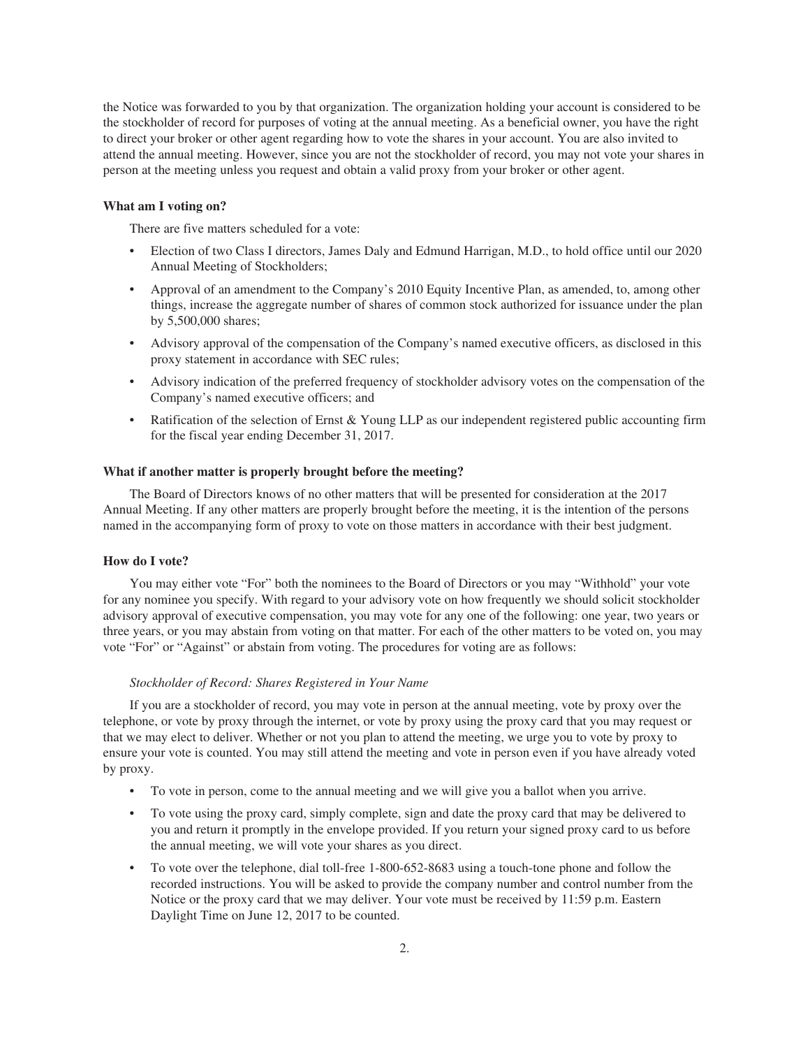the Notice was forwarded to you by that organization. The organization holding your account is considered to be the stockholder of record for purposes of voting at the annual meeting. As a beneficial owner, you have the right to direct your broker or other agent regarding how to vote the shares in your account. You are also invited to attend the annual meeting. However, since you are not the stockholder of record, you may not vote your shares in person at the meeting unless you request and obtain a valid proxy from your broker or other agent.

**What am I voting on?**

There are five matters scheduled for a vote:

- Election of two Class I directors, James Daly and Edmund Harrigan, M.D., to hold office until our 2020 Annual Meeting of Stockholders;
- Approval of an amendment to the Company's 2010 Equity Incentive Plan, as amended, to, among other things, increase the aggregate number of shares of common stock authorized for issuance under the plan by 5,500,000 shares;
- Advisory approval of the compensation of the Company's named executive officers, as disclosed in this proxy statement in accordance with SEC rules;
- Advisory indication of the preferred frequency of stockholder advisory votes on the compensation of the Company's named executive officers; and
- Ratification of the selection of Ernst & Young LLP as our independent registered public accounting firm for the fiscal year ending December 31, 2017.

**What if another matter is properly brought before the meeting?**

The Board of Directors knows of no other matters that will be presented for consideration at the 2017 Annual Meeting. If any other matters are properly brought before the meeting, it is the intention of the persons named in the accompanying form of proxy to vote on those matters in accordance with their best judgment.

**How do I vote?**

You may either vote "For" both the nominees to the Board of Directors or you may "Withhold" your vote for any nominee you specify. With regard to your advisory vote on how frequently we should solicit stockholder advisory approval of executive compensation, you may vote for any one of the following: one year, two years or three years, or you may abstain from voting on that matter. For each of the other matters to be voted on, you may vote "For" or "Against" or abstain from voting. The procedures for voting are as follows:

*Stockholder of Record: Shares Registered in Your Name*

If you are a stockholder of record, you may vote in person at the annual meeting, vote by proxy over the telephone, or vote by proxy through the internet, or vote by proxy using the proxy card that you may request or that we may elect to deliver. Whether or not you plan to attend the meeting, we urge you to vote by proxy to ensure your vote is counted. You may still attend the meeting and vote in person even if you have already voted by proxy.

- To vote in person, come to the annual meeting and we will give you a ballot when you arrive.
- To vote using the proxy card, simply complete, sign and date the proxy card that may be delivered to you and return it promptly in the envelope provided. If you return your signed proxy card to us before the annual meeting, we will vote your shares as you direct.
- To vote over the telephone, dial toll-free 1-800-652-8683 using a touch-tone phone and follow the recorded instructions. You will be asked to provide the company number and control number from the Notice or the proxy card that we may deliver. Your vote must be received by 11:59 p.m. Eastern Daylight Time on June 12, 2017 to be counted.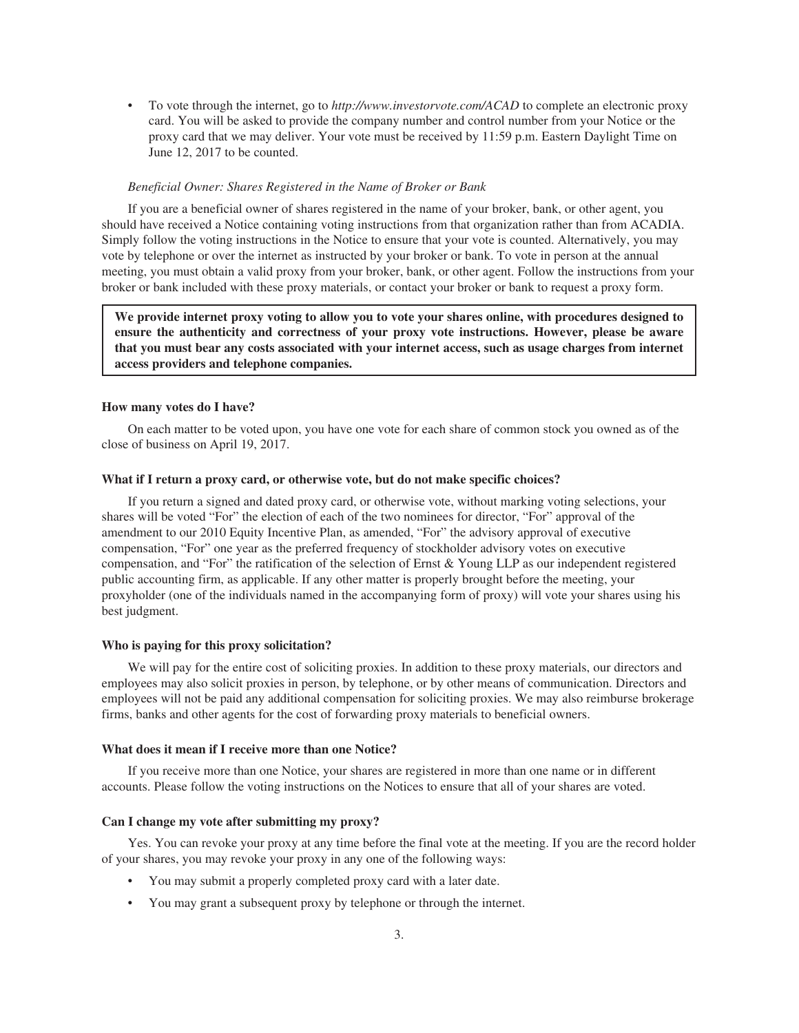- To vote through the internet, go to *http://www.investorvote.com/ACAD* to complete an electronic proxy card. You will be asked to provide the company number and control number from your Notice or the proxy card that we may deliver. Your vote must be received by 11:59 p.m. Eastern Daylight Time on June 12, 2017 to be counted.

*Beneficial Owner: Shares Registered in the Name of Broker or Bank*

If you are a beneficial owner of shares registered in the name of your broker, bank, or other agent, you should have received a Notice containing voting instructions from that organization rather than from ACADIA. Simply follow the voting instructions in the Notice to ensure that your vote is counted. Alternatively, you may vote by telephone or over the internet as instructed by your broker or bank. To vote in person at the annual meeting, you must obtain a valid proxy from your broker, bank, or other agent. Follow the instructions from your broker or bank included with these proxy materials, or contact your broker or bank to request a proxy form.

**We provide internet proxy voting to allow you to vote your shares online, with procedures designed to ensure the authenticity and correctness of your proxy vote instructions. However, please be aware that you must bear any costs associated with your internet access, such as usage charges from internet access providers and telephone companies.**

### How many votes do I have?

On each matter to be voted upon, you have one vote for each share of common stock you owned as of the close of business on April 19, 2017.

### What if I return a proxy card, or otherwise vote, but do not make specific choices?

If you return a signed and dated proxy card, or otherwise vote, without marking voting selections, your shares will be voted "For" the election of each of the two nominees for director, "For" approval of the amendment to our 2010 Equity Incentive Plan, as amended, "For" the advisory approval of executive compensation, "For" one year as the preferred frequency of stockholder advisory votes on executive compensation, and "For" the ratification of the selection of Ernst & Young LLP as our independent registered public accounting firm, as applicable. If any other matter is properly brought before the meeting, your proxyholder (one of the individuals named in the accompanying form of proxy) will vote your shares using his best judgment.

### Who is paying for this proxy solicitation?

We will pay for the entire cost of soliciting proxies. In addition to these proxy materials, our directors and employees may also solicit proxies in person, by telephone, or by other means of communication. Directors and employees will not be paid any additional compensation for soliciting proxies. We may also reimburse brokerage firms, banks and other agents for the cost of forwarding proxy materials to beneficial owners.

### What does it mean if I receive more than one Notice?

If you receive more than one Notice, your shares are registered in more than one name or in different accounts. Please follow the voting instructions on the Notices to ensure that all of your shares are voted.

### Can I change my vote after submitting my proxy?

Yes. You can revoke your proxy at any time before the final vote at the meeting. If you are the record holder of your shares, you may revoke your proxy in any one of the following ways:

- You may submit a properly completed proxy card with a later date.
- You may grant a subsequent proxy by telephone or through the internet.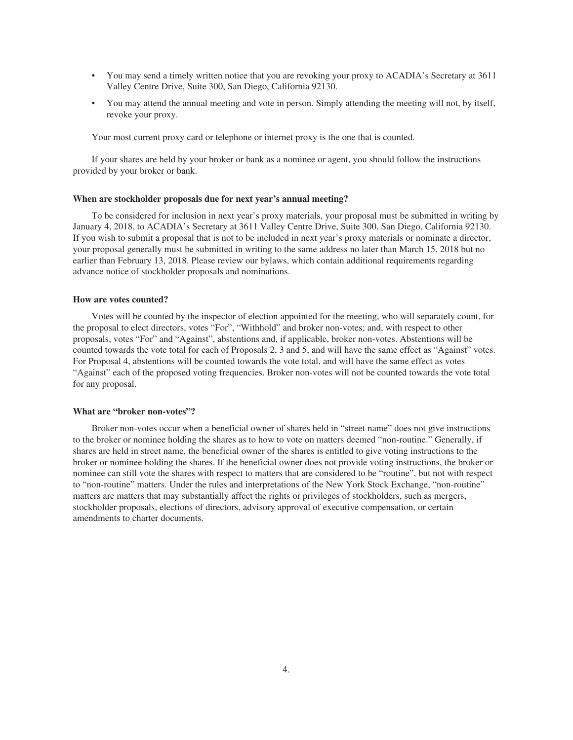- You may send a timely written notice that you are revoking your proxy to ACADIA's Secretary at 3611 Valley Centre Drive, Suite 300, San Diego, California 92130.
- You may attend the annual meeting and vote in person. Simply attending the meeting will not, by itself, revoke your proxy.

Your most current proxy card or telephone or internet proxy is the one that is counted.

If your shares are held by your broker or bank as a nominee or agent, you should follow the instructions provided by your broker or bank.

**When are stockholder proposals due for next year's annual meeting?**

To be considered for inclusion in next year's proxy materials, your proposal must be submitted in writing by January 4, 2018, to ACADIA's Secretary at 3611 Valley Centre Drive, Suite 300, San Diego, California 92130. If you wish to submit a proposal that is not to be included in next year's proxy materials or nominate a director, your proposal generally must be submitted in writing to the same address no later than March 15, 2018 but no earlier than February 13, 2018. Please review our bylaws, which contain additional requirements regarding advance notice of stockholder proposals and nominations.

**How are votes counted?**

Votes will be counted by the inspector of election appointed for the meeting, who will separately count, for the proposal to elect directors, votes "For", "Withhold" and broker non-votes; and, with respect to other proposals, votes "For" and "Against", abstentions and, if applicable, broker non-votes. Abstentions will be counted towards the vote total for each of Proposals 2, 3 and 5, and will have the same effect as "Against" votes. For Proposal 4, abstentions will be counted towards the vote total, and will have the same effect as votes "Against" each of the proposed voting frequencies. Broker non-votes will not be counted towards the vote total for any proposal.

**What are "broker non-votes"?**

Broker non-votes occur when a beneficial owner of shares held in "street name" does not give instructions to the broker or nominee holding the shares as to how to vote on matters deemed "non-routine." Generally, if shares are held in street name, the beneficial owner of the shares is entitled to give voting instructions to the broker or nominee holding the shares. If the beneficial owner does not provide voting instructions, the broker or nominee can still vote the shares with respect to matters that are considered to be "routine", but not with respect to "non-routine" matters. Under the rules and interpretations of the New York Stock Exchange, "non-routine" matters are matters that may substantially affect the rights or privileges of stockholders, such as mergers, stockholder proposals, elections of directors, advisory approval of executive compensation, or certain amendments to charter documents.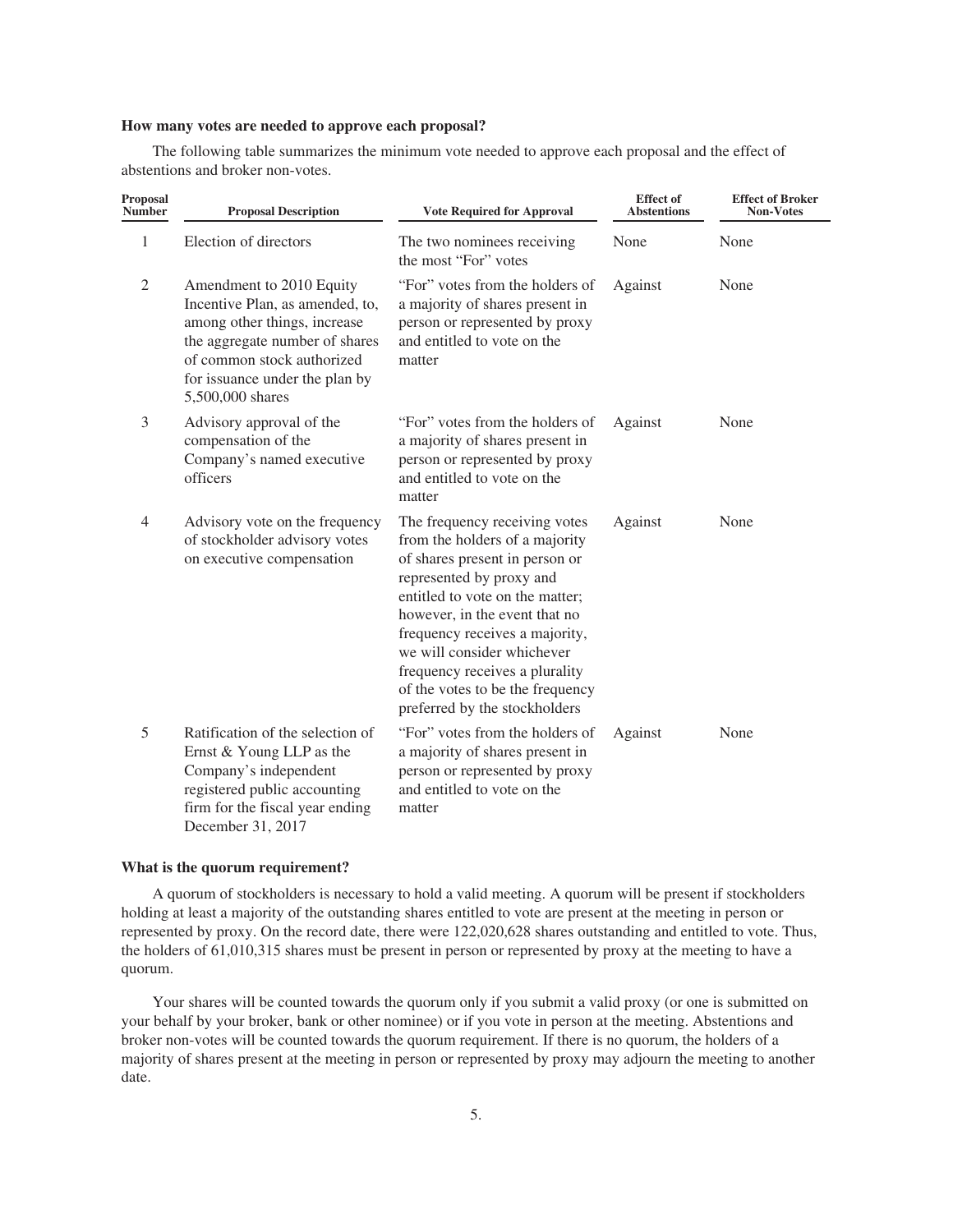### How many votes are needed to approve each proposal?

The following table summarizes the minimum vote needed to approve each proposal and the effect of abstentions and broker non-votes.

| Proposal Number | Proposal Description | Vote Required for Approval | Effect of Abstentions | Effect of Broker Non-Votes |
|---|---|---|---|---|
| 1 | Election of directors | The two nominees receiving the most "For" votes | None | None |
| 2 | Amendment to 2010 Equity Incentive Plan, as amended, to, among other things, increase the aggregate number of shares of common stock authorized for issuance under the plan by 5,500,000 shares | "For" votes from the holders of a majority of shares present in person or represented by proxy and entitled to vote on the matter | Against | None |
| 3 | Advisory approval of the compensation of the Company's named executive officers | "For" votes from the holders of a majority of shares present in person or represented by proxy and entitled to vote on the matter | Against | None |
| 4 | Advisory vote on the frequency of stockholder advisory votes on executive compensation | The frequency receiving votes from the holders of a majority of shares present in person or represented by proxy and entitled to vote on the matter; however, in the event that no frequency receives a majority, we will consider whichever frequency receives a plurality of the votes to be the frequency preferred by the stockholders | Against | None |
| 5 | Ratification of the selection of Ernst & Young LLP as the Company's independent registered public accounting firm for the fiscal year ending December 31, 2017 | "For" votes from the holders of a majority of shares present in person or represented by proxy and entitled to vote on the matter | Against | None |

### What is the quorum requirement?

A quorum of stockholders is necessary to hold a valid meeting. A quorum will be present if stockholders holding at least a majority of the outstanding shares entitled to vote are present at the meeting in person or represented by proxy. On the record date, there were 122,020,628 shares outstanding and entitled to vote. Thus, the holders of 61,010,315 shares must be present in person or represented by proxy at the meeting to have a quorum.

Your shares will be counted towards the quorum only if you submit a valid proxy (or one is submitted on your behalf by your broker, bank or other nominee) or if you vote in person at the meeting. Abstentions and broker non-votes will be counted towards the quorum requirement. If there is no quorum, the holders of a majority of shares present at the meeting in person or represented by proxy may adjourn the meeting to another date.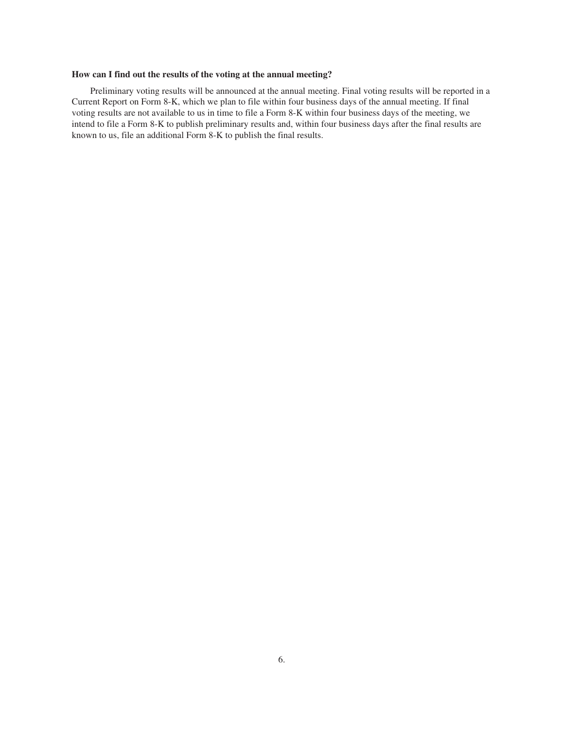**How can I find out the results of the voting at the annual meeting?**

Preliminary voting results will be announced at the annual meeting. Final voting results will be reported in a Current Report on Form 8-K, which we plan to file within four business days of the annual meeting. If final voting results are not available to us in time to file a Form 8-K within four business days of the meeting, we intend to file a Form 8-K to publish preliminary results and, within four business days after the final results are known to us, file an additional Form 8-K to publish the final results.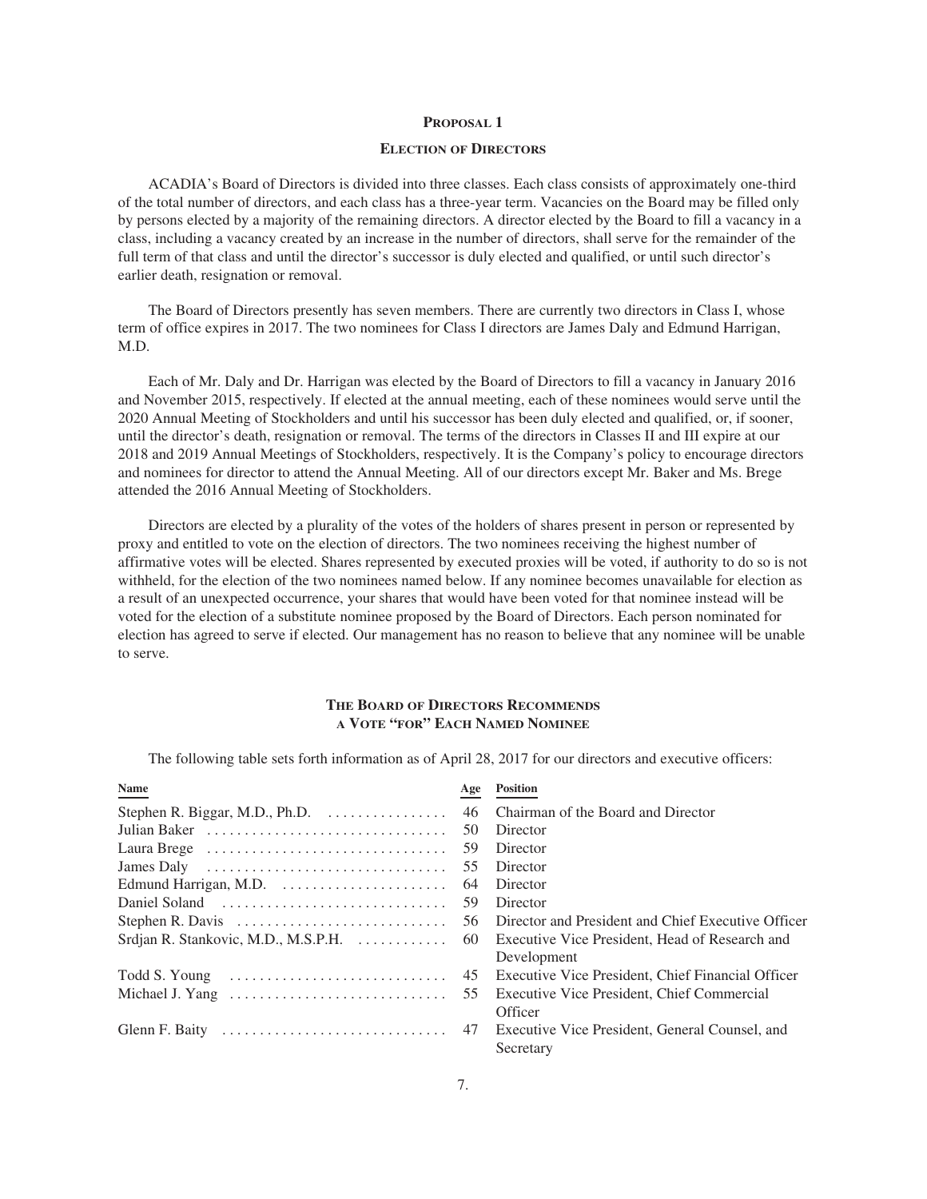## PROPOSAL 1

### ELECTION OF DIRECTORS

ACADIA's Board of Directors is divided into three classes. Each class consists of approximately one-third of the total number of directors, and each class has a three-year term. Vacancies on the Board may be filled only by persons elected by a majority of the remaining directors. A director elected by the Board to fill a vacancy in a class, including a vacancy created by an increase in the number of directors, shall serve for the remainder of the full term of that class and until the director's successor is duly elected and qualified, or until such director's earlier death, resignation or removal.

The Board of Directors presently has seven members. There are currently two directors in Class I, whose term of office expires in 2017. The two nominees for Class I directors are James Daly and Edmund Harrigan, M.D.

Each of Mr. Daly and Dr. Harrigan was elected by the Board of Directors to fill a vacancy in January 2016 and November 2015, respectively. If elected at the annual meeting, each of these nominees would serve until the 2020 Annual Meeting of Stockholders and until his successor has been duly elected and qualified, or, if sooner, until the director's death, resignation or removal. The terms of the directors in Classes II and III expire at our 2018 and 2019 Annual Meetings of Stockholders, respectively. It is the Company's policy to encourage directors and nominees for director to attend the Annual Meeting. All of our directors except Mr. Baker and Ms. Brege attended the 2016 Annual Meeting of Stockholders.

Directors are elected by a plurality of the votes of the holders of shares present in person or represented by proxy and entitled to vote on the election of directors. The two nominees receiving the highest number of affirmative votes will be elected. Shares represented by executed proxies will be voted, if authority to do so is not withheld, for the election of the two nominees named below. If any nominee becomes unavailable for election as a result of an unexpected occurrence, your shares that would have been voted for that nominee instead will be voted for the election of a substitute nominee proposed by the Board of Directors. Each person nominated for election has agreed to serve if elected. Our management has no reason to believe that any nominee will be unable to serve.

### THE BOARD OF DIRECTORS RECOMMENDS A VOTE "FOR" EACH NAMED NOMINEE

The following table sets forth information as of April 28, 2017 for our directors and executive officers:

| Name | Age | Position |
|---|---|---|
| Stephen R. Biggar, M.D., Ph.D. | 46 | Chairman of the Board and Director |
| Julian Baker | 50 | Director |
| Laura Brege | 59 | Director |
| James Daly | 55 | Director |
| Edmund Harrigan, M.D. | 64 | Director |
| Daniel Soland | 59 | Director |
| Stephen R. Davis | 56 | Director and President and Chief Executive Officer |
| Srdjan R. Stankovic, M.D., M.S.P.H. | 60 | Executive Vice President, Head of Research and Development |
| Todd S. Young | 45 | Executive Vice President, Chief Financial Officer |
| Michael J. Yang | 55 | Executive Vice President, Chief Commercial Officer |
| Glenn F. Baity | 47 | Executive Vice President, General Counsel, and Secretary |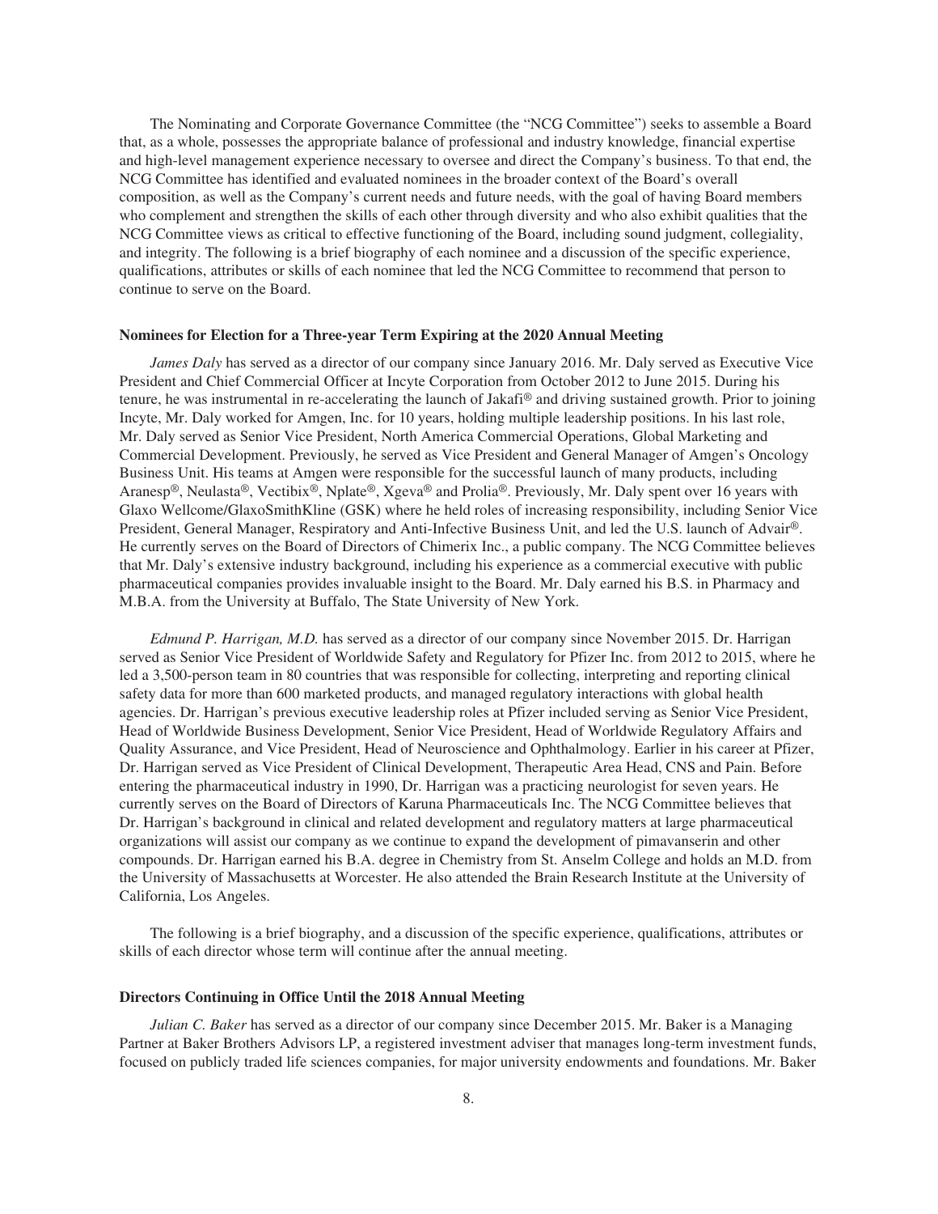The Nominating and Corporate Governance Committee (the "NCG Committee") seeks to assemble a Board that, as a whole, possesses the appropriate balance of professional and industry knowledge, financial expertise and high-level management experience necessary to oversee and direct the Company's business. To that end, the NCG Committee has identified and evaluated nominees in the broader context of the Board's overall composition, as well as the Company's current needs and future needs, with the goal of having Board members who complement and strengthen the skills of each other through diversity and who also exhibit qualities that the NCG Committee views as critical to effective functioning of the Board, including sound judgment, collegiality, and integrity. The following is a brief biography of each nominee and a discussion of the specific experience, qualifications, attributes or skills of each nominee that led the NCG Committee to recommend that person to continue to serve on the Board.

**Nominees for Election for a Three-year Term Expiring at the 2020 Annual Meeting**

*James Daly* has served as a director of our company since January 2016. Mr. Daly served as Executive Vice President and Chief Commercial Officer at Incyte Corporation from October 2012 to June 2015. During his tenure, he was instrumental in re-accelerating the launch of Jakafi® and driving sustained growth. Prior to joining Incyte, Mr. Daly worked for Amgen, Inc. for 10 years, holding multiple leadership positions. In his last role, Mr. Daly served as Senior Vice President, North America Commercial Operations, Global Marketing and Commercial Development. Previously, he served as Vice President and General Manager of Amgen's Oncology Business Unit. His teams at Amgen were responsible for the successful launch of many products, including Aranesp®, Neulasta®, Vectibix®, Nplate®, Xgeva® and Prolia®. Previously, Mr. Daly spent over 16 years with Glaxo Wellcome/GlaxoSmithKline (GSK) where he held roles of increasing responsibility, including Senior Vice President, General Manager, Respiratory and Anti-Infective Business Unit, and led the U.S. launch of Advair®. He currently serves on the Board of Directors of Chimerix Inc., a public company. The NCG Committee believes that Mr. Daly's extensive industry background, including his experience as a commercial executive with public pharmaceutical companies provides invaluable insight to the Board. Mr. Daly earned his B.S. in Pharmacy and M.B.A. from the University at Buffalo, The State University of New York.

*Edmund P. Harrigan, M.D.* has served as a director of our company since November 2015. Dr. Harrigan served as Senior Vice President of Worldwide Safety and Regulatory for Pfizer Inc. from 2012 to 2015, where he led a 3,500-person team in 80 countries that was responsible for collecting, interpreting and reporting clinical safety data for more than 600 marketed products, and managed regulatory interactions with global health agencies. Dr. Harrigan's previous executive leadership roles at Pfizer included serving as Senior Vice President, Head of Worldwide Business Development, Senior Vice President, Head of Worldwide Regulatory Affairs and Quality Assurance, and Vice President, Head of Neuroscience and Ophthalmology. Earlier in his career at Pfizer, Dr. Harrigan served as Vice President of Clinical Development, Therapeutic Area Head, CNS and Pain. Before entering the pharmaceutical industry in 1990, Dr. Harrigan was a practicing neurologist for seven years. He currently serves on the Board of Directors of Karuna Pharmaceuticals Inc. The NCG Committee believes that Dr. Harrigan's background in clinical and related development and regulatory matters at large pharmaceutical organizations will assist our company as we continue to expand the development of pimavanserin and other compounds. Dr. Harrigan earned his B.A. degree in Chemistry from St. Anselm College and holds an M.D. from the University of Massachusetts at Worcester. He also attended the Brain Research Institute at the University of California, Los Angeles.

The following is a brief biography, and a discussion of the specific experience, qualifications, attributes or skills of each director whose term will continue after the annual meeting.

**Directors Continuing in Office Until the 2018 Annual Meeting**

*Julian C. Baker* has served as a director of our company since December 2015. Mr. Baker is a Managing Partner at Baker Brothers Advisors LP, a registered investment adviser that manages long-term investment funds, focused on publicly traded life sciences companies, for major university endowments and foundations. Mr. Baker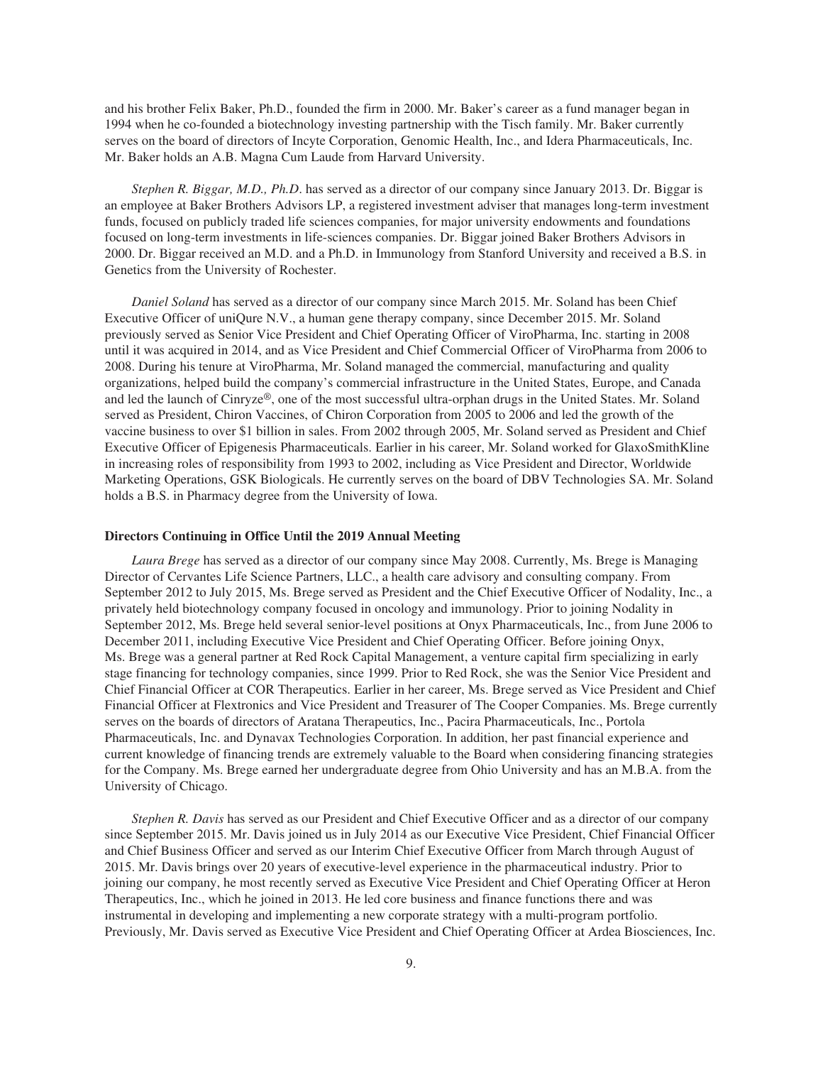and his brother Felix Baker, Ph.D., founded the firm in 2000. Mr. Baker's career as a fund manager began in 1994 when he co-founded a biotechnology investing partnership with the Tisch family. Mr. Baker currently serves on the board of directors of Incyte Corporation, Genomic Health, Inc., and Idera Pharmaceuticals, Inc. Mr. Baker holds an A.B. Magna Cum Laude from Harvard University.

*Stephen R. Biggar, M.D., Ph.D*. has served as a director of our company since January 2013. Dr. Biggar is an employee at Baker Brothers Advisors LP, a registered investment adviser that manages long-term investment funds, focused on publicly traded life sciences companies, for major university endowments and foundations focused on long-term investments in life-sciences companies. Dr. Biggar joined Baker Brothers Advisors in 2000. Dr. Biggar received an M.D. and a Ph.D. in Immunology from Stanford University and received a B.S. in Genetics from the University of Rochester.

*Daniel Soland* has served as a director of our company since March 2015. Mr. Soland has been Chief Executive Officer of uniQure N.V., a human gene therapy company, since December 2015. Mr. Soland previously served as Senior Vice President and Chief Operating Officer of ViroPharma, Inc. starting in 2008 until it was acquired in 2014, and as Vice President and Chief Commercial Officer of ViroPharma from 2006 to 2008. During his tenure at ViroPharma, Mr. Soland managed the commercial, manufacturing and quality organizations, helped build the company's commercial infrastructure in the United States, Europe, and Canada and led the launch of Cinryze®, one of the most successful ultra-orphan drugs in the United States. Mr. Soland served as President, Chiron Vaccines, of Chiron Corporation from 2005 to 2006 and led the growth of the vaccine business to over $1 billion in sales. From 2002 through 2005, Mr. Soland served as President and Chief Executive Officer of Epigenesis Pharmaceuticals. Earlier in his career, Mr. Soland worked for GlaxoSmithKline in increasing roles of responsibility from 1993 to 2002, including as Vice President and Director, Worldwide Marketing Operations, GSK Biologicals. He currently serves on the board of DBV Technologies SA. Mr. Soland holds a B.S. in Pharmacy degree from the University of Iowa.

**Directors Continuing in Office Until the 2019 Annual Meeting**

*Laura Brege* has served as a director of our company since May 2008. Currently, Ms. Brege is Managing Director of Cervantes Life Science Partners, LLC., a health care advisory and consulting company. From September 2012 to July 2015, Ms. Brege served as President and the Chief Executive Officer of Nodality, Inc., a privately held biotechnology company focused in oncology and immunology. Prior to joining Nodality in September 2012, Ms. Brege held several senior-level positions at Onyx Pharmaceuticals, Inc., from June 2006 to December 2011, including Executive Vice President and Chief Operating Officer. Before joining Onyx, Ms. Brege was a general partner at Red Rock Capital Management, a venture capital firm specializing in early stage financing for technology companies, since 1999. Prior to Red Rock, she was the Senior Vice President and Chief Financial Officer at COR Therapeutics. Earlier in her career, Ms. Brege served as Vice President and Chief Financial Officer at Flextronics and Vice President and Treasurer of The Cooper Companies. Ms. Brege currently serves on the boards of directors of Aratana Therapeutics, Inc., Pacira Pharmaceuticals, Inc., Portola Pharmaceuticals, Inc. and Dynavax Technologies Corporation. In addition, her past financial experience and current knowledge of financing trends are extremely valuable to the Board when considering financing strategies for the Company. Ms. Brege earned her undergraduate degree from Ohio University and has an M.B.A. from the University of Chicago.

*Stephen R. Davis* has served as our President and Chief Executive Officer and as a director of our company since September 2015. Mr. Davis joined us in July 2014 as our Executive Vice President, Chief Financial Officer and Chief Business Officer and served as our Interim Chief Executive Officer from March through August of 2015. Mr. Davis brings over 20 years of executive-level experience in the pharmaceutical industry. Prior to joining our company, he most recently served as Executive Vice President and Chief Operating Officer at Heron Therapeutics, Inc., which he joined in 2013. He led core business and finance functions there and was instrumental in developing and implementing a new corporate strategy with a multi-program portfolio. Previously, Mr. Davis served as Executive Vice President and Chief Operating Officer at Ardea Biosciences, Inc.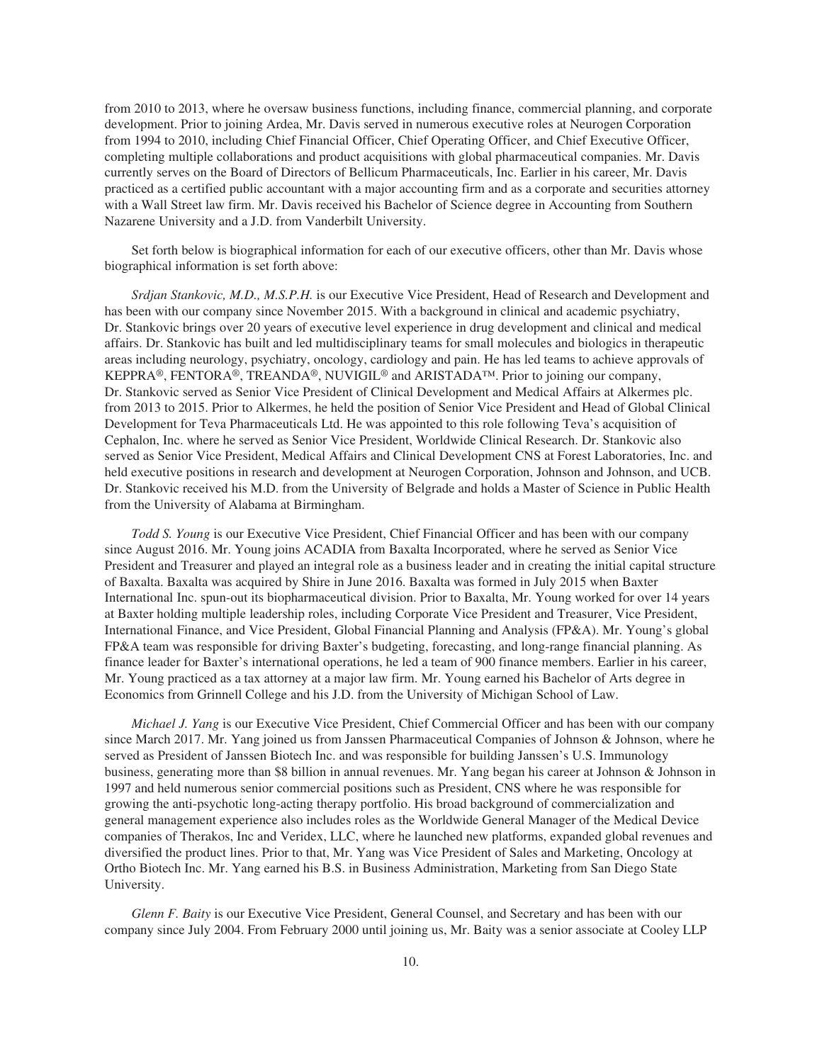from 2010 to 2013, where he oversaw business functions, including finance, commercial planning, and corporate development. Prior to joining Ardea, Mr. Davis served in numerous executive roles at Neurogen Corporation from 1994 to 2010, including Chief Financial Officer, Chief Operating Officer, and Chief Executive Officer, completing multiple collaborations and product acquisitions with global pharmaceutical companies. Mr. Davis currently serves on the Board of Directors of Bellicum Pharmaceuticals, Inc. Earlier in his career, Mr. Davis practiced as a certified public accountant with a major accounting firm and as a corporate and securities attorney with a Wall Street law firm. Mr. Davis received his Bachelor of Science degree in Accounting from Southern Nazarene University and a J.D. from Vanderbilt University.

Set forth below is biographical information for each of our executive officers, other than Mr. Davis whose biographical information is set forth above:

*Srdjan Stankovic, M.D., M.S.P.H.* is our Executive Vice President, Head of Research and Development and has been with our company since November 2015. With a background in clinical and academic psychiatry, Dr. Stankovic brings over 20 years of executive level experience in drug development and clinical and medical affairs. Dr. Stankovic has built and led multidisciplinary teams for small molecules and biologics in therapeutic areas including neurology, psychiatry, oncology, cardiology and pain. He has led teams to achieve approvals of KEPPRA®, FENTORA®, TREANDA®, NUVIGIL® and ARISTADA™. Prior to joining our company, Dr. Stankovic served as Senior Vice President of Clinical Development and Medical Affairs at Alkermes plc. from 2013 to 2015. Prior to Alkermes, he held the position of Senior Vice President and Head of Global Clinical Development for Teva Pharmaceuticals Ltd. He was appointed to this role following Teva's acquisition of Cephalon, Inc. where he served as Senior Vice President, Worldwide Clinical Research. Dr. Stankovic also served as Senior Vice President, Medical Affairs and Clinical Development CNS at Forest Laboratories, Inc. and held executive positions in research and development at Neurogen Corporation, Johnson and Johnson, and UCB. Dr. Stankovic received his M.D. from the University of Belgrade and holds a Master of Science in Public Health from the University of Alabama at Birmingham.

*Todd S. Young* is our Executive Vice President, Chief Financial Officer and has been with our company since August 2016. Mr. Young joins ACADIA from Baxalta Incorporated, where he served as Senior Vice President and Treasurer and played an integral role as a business leader and in creating the initial capital structure of Baxalta. Baxalta was acquired by Shire in June 2016. Baxalta was formed in July 2015 when Baxter International Inc. spun-out its biopharmaceutical division. Prior to Baxalta, Mr. Young worked for over 14 years at Baxter holding multiple leadership roles, including Corporate Vice President and Treasurer, Vice President, International Finance, and Vice President, Global Financial Planning and Analysis (FP&A). Mr. Young's global FP&A team was responsible for driving Baxter's budgeting, forecasting, and long-range financial planning. As finance leader for Baxter's international operations, he led a team of 900 finance members. Earlier in his career, Mr. Young practiced as a tax attorney at a major law firm. Mr. Young earned his Bachelor of Arts degree in Economics from Grinnell College and his J.D. from the University of Michigan School of Law.

*Michael J. Yang* is our Executive Vice President, Chief Commercial Officer and has been with our company since March 2017. Mr. Yang joined us from Janssen Pharmaceutical Companies of Johnson & Johnson, where he served as President of Janssen Biotech Inc. and was responsible for building Janssen's U.S. Immunology business, generating more than $8 billion in annual revenues. Mr. Yang began his career at Johnson & Johnson in 1997 and held numerous senior commercial positions such as President, CNS where he was responsible for growing the anti-psychotic long-acting therapy portfolio. His broad background of commercialization and general management experience also includes roles as the Worldwide General Manager of the Medical Device companies of Therakos, Inc and Veridex, LLC, where he launched new platforms, expanded global revenues and diversified the product lines. Prior to that, Mr. Yang was Vice President of Sales and Marketing, Oncology at Ortho Biotech Inc. Mr. Yang earned his B.S. in Business Administration, Marketing from San Diego State University.

*Glenn F. Baity* is our Executive Vice President, General Counsel, and Secretary and has been with our company since July 2004. From February 2000 until joining us, Mr. Baity was a senior associate at Cooley LLP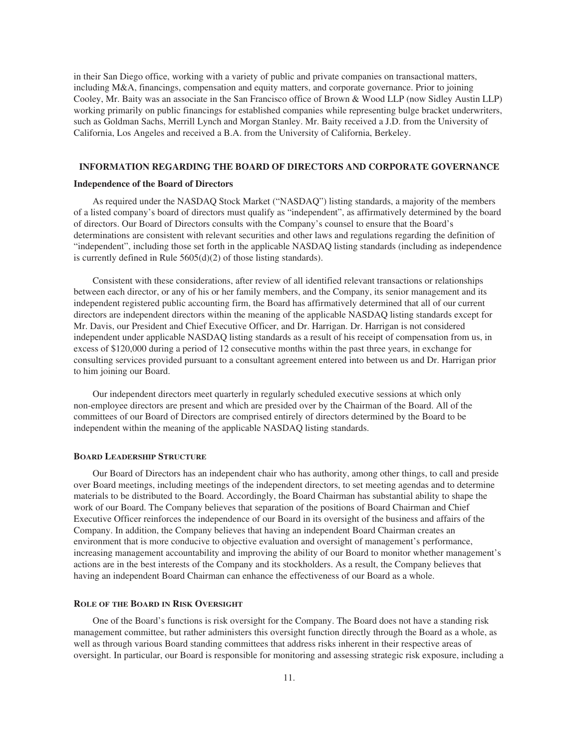in their San Diego office, working with a variety of public and private companies on transactional matters, including M&A, financings, compensation and equity matters, and corporate governance. Prior to joining Cooley, Mr. Baity was an associate in the San Francisco office of Brown & Wood LLP (now Sidley Austin LLP) working primarily on public financings for established companies while representing bulge bracket underwriters, such as Goldman Sachs, Merrill Lynch and Morgan Stanley. Mr. Baity received a J.D. from the University of California, Los Angeles and received a B.A. from the University of California, Berkeley.

## INFORMATION REGARDING THE BOARD OF DIRECTORS AND CORPORATE GOVERNANCE

### Independence of the Board of Directors

As required under the NASDAQ Stock Market ("NASDAQ") listing standards, a majority of the members of a listed company's board of directors must qualify as "independent", as affirmatively determined by the board of directors. Our Board of Directors consults with the Company's counsel to ensure that the Board's determinations are consistent with relevant securities and other laws and regulations regarding the definition of "independent", including those set forth in the applicable NASDAQ listing standards (including as independence is currently defined in Rule 5605(d)(2) of those listing standards).

Consistent with these considerations, after review of all identified relevant transactions or relationships between each director, or any of his or her family members, and the Company, its senior management and its independent registered public accounting firm, the Board has affirmatively determined that all of our current directors are independent directors within the meaning of the applicable NASDAQ listing standards except for Mr. Davis, our President and Chief Executive Officer, and Dr. Harrigan. Dr. Harrigan is not considered independent under applicable NASDAQ listing standards as a result of his receipt of compensation from us, in excess of $120,000 during a period of 12 consecutive months within the past three years, in exchange for consulting services provided pursuant to a consultant agreement entered into between us and Dr. Harrigan prior to him joining our Board.

Our independent directors meet quarterly in regularly scheduled executive sessions at which only non-employee directors are present and which are presided over by the Chairman of the Board. All of the committees of our Board of Directors are comprised entirely of directors determined by the Board to be independent within the meaning of the applicable NASDAQ listing standards.

### Board Leadership Structure

Our Board of Directors has an independent chair who has authority, among other things, to call and preside over Board meetings, including meetings of the independent directors, to set meeting agendas and to determine materials to be distributed to the Board. Accordingly, the Board Chairman has substantial ability to shape the work of our Board. The Company believes that separation of the positions of Board Chairman and Chief Executive Officer reinforces the independence of our Board in its oversight of the business and affairs of the Company. In addition, the Company believes that having an independent Board Chairman creates an environment that is more conducive to objective evaluation and oversight of management's performance, increasing management accountability and improving the ability of our Board to monitor whether management's actions are in the best interests of the Company and its stockholders. As a result, the Company believes that having an independent Board Chairman can enhance the effectiveness of our Board as a whole.

### Role of the Board in Risk Oversight

One of the Board's functions is risk oversight for the Company. The Board does not have a standing risk management committee, but rather administers this oversight function directly through the Board as a whole, as well as through various Board standing committees that address risks inherent in their respective areas of oversight. In particular, our Board is responsible for monitoring and assessing strategic risk exposure, including a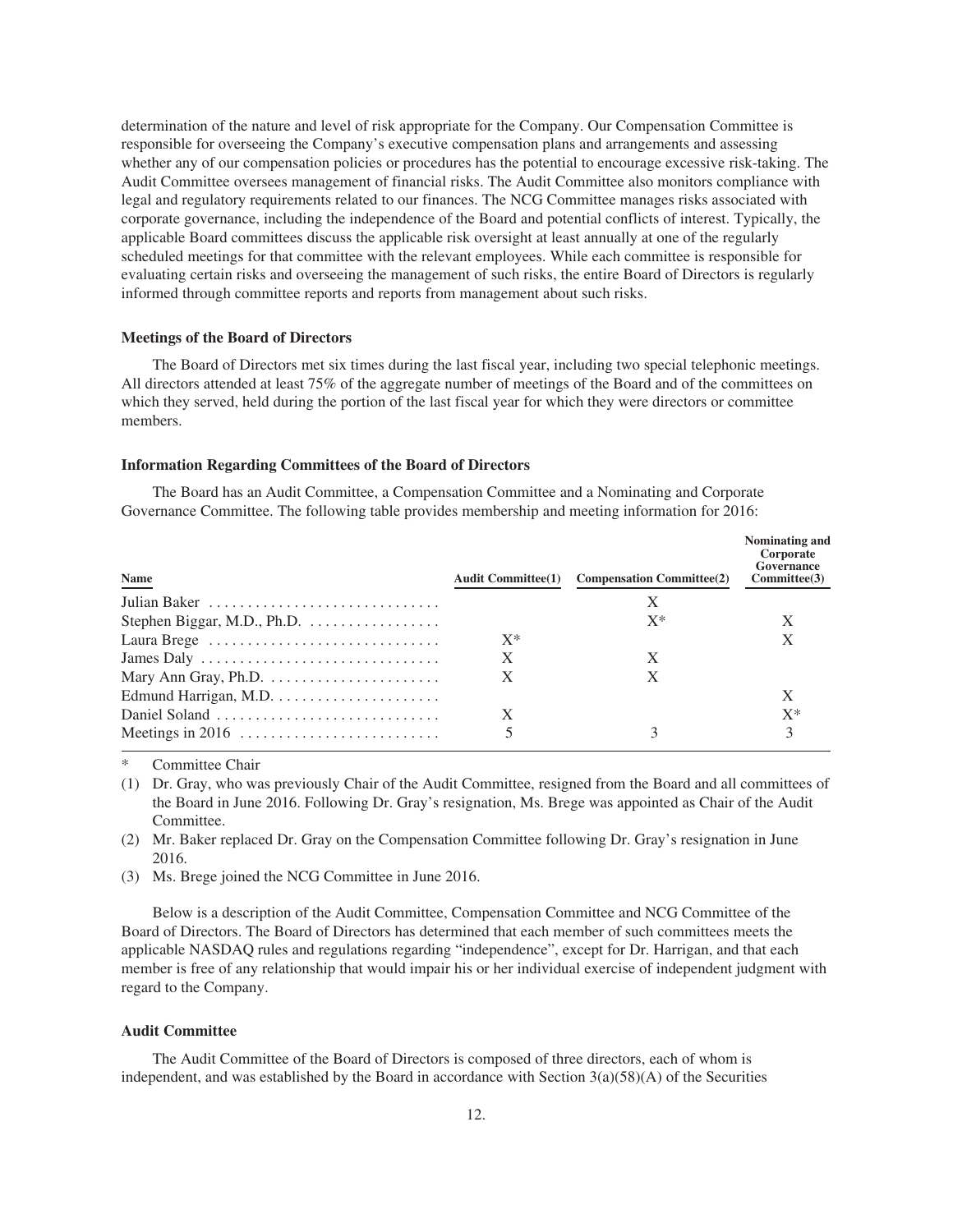determination of the nature and level of risk appropriate for the Company. Our Compensation Committee is responsible for overseeing the Company's executive compensation plans and arrangements and assessing whether any of our compensation policies or procedures has the potential to encourage excessive risk-taking. The Audit Committee oversees management of financial risks. The Audit Committee also monitors compliance with legal and regulatory requirements related to our finances. The NCG Committee manages risks associated with corporate governance, including the independence of the Board and potential conflicts of interest. Typically, the applicable Board committees discuss the applicable risk oversight at least annually at one of the regularly scheduled meetings for that committee with the relevant employees. While each committee is responsible for evaluating certain risks and overseeing the management of such risks, the entire Board of Directors is regularly informed through committee reports and reports from management about such risks.

### Meetings of the Board of Directors

The Board of Directors met six times during the last fiscal year, including two special telephonic meetings. All directors attended at least 75% of the aggregate number of meetings of the Board and of the committees on which they served, held during the portion of the last fiscal year for which they were directors or committee members.

### Information Regarding Committees of the Board of Directors

The Board has an Audit Committee, a Compensation Committee and a Nominating and Corporate Governance Committee. The following table provides membership and meeting information for 2016:

| Name | Audit Committee(1) | Compensation Committee(2) | Nominating and Corporate Governance Committee(3) |
|---|---|---|---|
| Julian Baker | | X | |
| Stephen Biggar, M.D., Ph.D. | | X* | X |
| Laura Brege | X* | | X |
| James Daly | X | X | |
| Mary Ann Gray, Ph.D. | X | X | |
| Edmund Harrigan, M.D. | | | X |
| Daniel Soland | X | | X* |
| Meetings in 2016 | 5 | 3 | 3 |

\* Committee Chair

(1) Dr. Gray, who was previously Chair of the Audit Committee, resigned from the Board and all committees of the Board in June 2016. Following Dr. Gray's resignation, Ms. Brege was appointed as Chair of the Audit Committee.

(2) Mr. Baker replaced Dr. Gray on the Compensation Committee following Dr. Gray's resignation in June 2016.

(3) Ms. Brege joined the NCG Committee in June 2016.

Below is a description of the Audit Committee, Compensation Committee and NCG Committee of the Board of Directors. The Board of Directors has determined that each member of such committees meets the applicable NASDAQ rules and regulations regarding "independence", except for Dr. Harrigan, and that each member is free of any relationship that would impair his or her individual exercise of independent judgment with regard to the Company.

### Audit Committee

The Audit Committee of the Board of Directors is composed of three directors, each of whom is independent, and was established by the Board in accordance with Section 3(a)(58)(A) of the Securities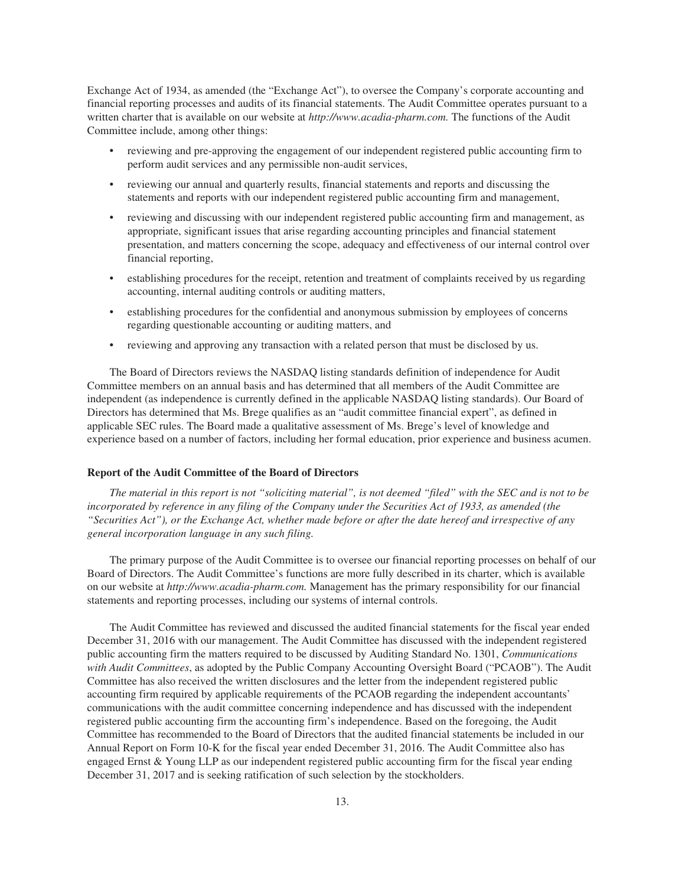Exchange Act of 1934, as amended (the "Exchange Act"), to oversee the Company's corporate accounting and financial reporting processes and audits of its financial statements. The Audit Committee operates pursuant to a written charter that is available on our website at *http://www.acadia-pharm.com.* The functions of the Audit Committee include, among other things:

- reviewing and pre-approving the engagement of our independent registered public accounting firm to perform audit services and any permissible non-audit services,
- reviewing our annual and quarterly results, financial statements and reports and discussing the statements and reports with our independent registered public accounting firm and management,
- reviewing and discussing with our independent registered public accounting firm and management, as appropriate, significant issues that arise regarding accounting principles and financial statement presentation, and matters concerning the scope, adequacy and effectiveness of our internal control over financial reporting,
- establishing procedures for the receipt, retention and treatment of complaints received by us regarding accounting, internal auditing controls or auditing matters,
- establishing procedures for the confidential and anonymous submission by employees of concerns regarding questionable accounting or auditing matters, and
- reviewing and approving any transaction with a related person that must be disclosed by us.

The Board of Directors reviews the NASDAQ listing standards definition of independence for Audit Committee members on an annual basis and has determined that all members of the Audit Committee are independent (as independence is currently defined in the applicable NASDAQ listing standards). Our Board of Directors has determined that Ms. Brege qualifies as an "audit committee financial expert", as defined in applicable SEC rules. The Board made a qualitative assessment of Ms. Brege's level of knowledge and experience based on a number of factors, including her formal education, prior experience and business acumen.

### Report of the Audit Committee of the Board of Directors

*The material in this report is not "soliciting material", is not deemed "filed" with the SEC and is not to be incorporated by reference in any filing of the Company under the Securities Act of 1933, as amended (the "Securities Act"), or the Exchange Act, whether made before or after the date hereof and irrespective of any general incorporation language in any such filing.*

The primary purpose of the Audit Committee is to oversee our financial reporting processes on behalf of our Board of Directors. The Audit Committee's functions are more fully described in its charter, which is available on our website at *http://www.acadia-pharm.com.* Management has the primary responsibility for our financial statements and reporting processes, including our systems of internal controls.

The Audit Committee has reviewed and discussed the audited financial statements for the fiscal year ended December 31, 2016 with our management. The Audit Committee has discussed with the independent registered public accounting firm the matters required to be discussed by Auditing Standard No. 1301, *Communications with Audit Committees*, as adopted by the Public Company Accounting Oversight Board ("PCAOB"). The Audit Committee has also received the written disclosures and the letter from the independent registered public accounting firm required by applicable requirements of the PCAOB regarding the independent accountants' communications with the audit committee concerning independence and has discussed with the independent registered public accounting firm the accounting firm's independence. Based on the foregoing, the Audit Committee has recommended to the Board of Directors that the audited financial statements be included in our Annual Report on Form 10-K for the fiscal year ended December 31, 2016. The Audit Committee also has engaged Ernst & Young LLP as our independent registered public accounting firm for the fiscal year ending December 31, 2017 and is seeking ratification of such selection by the stockholders.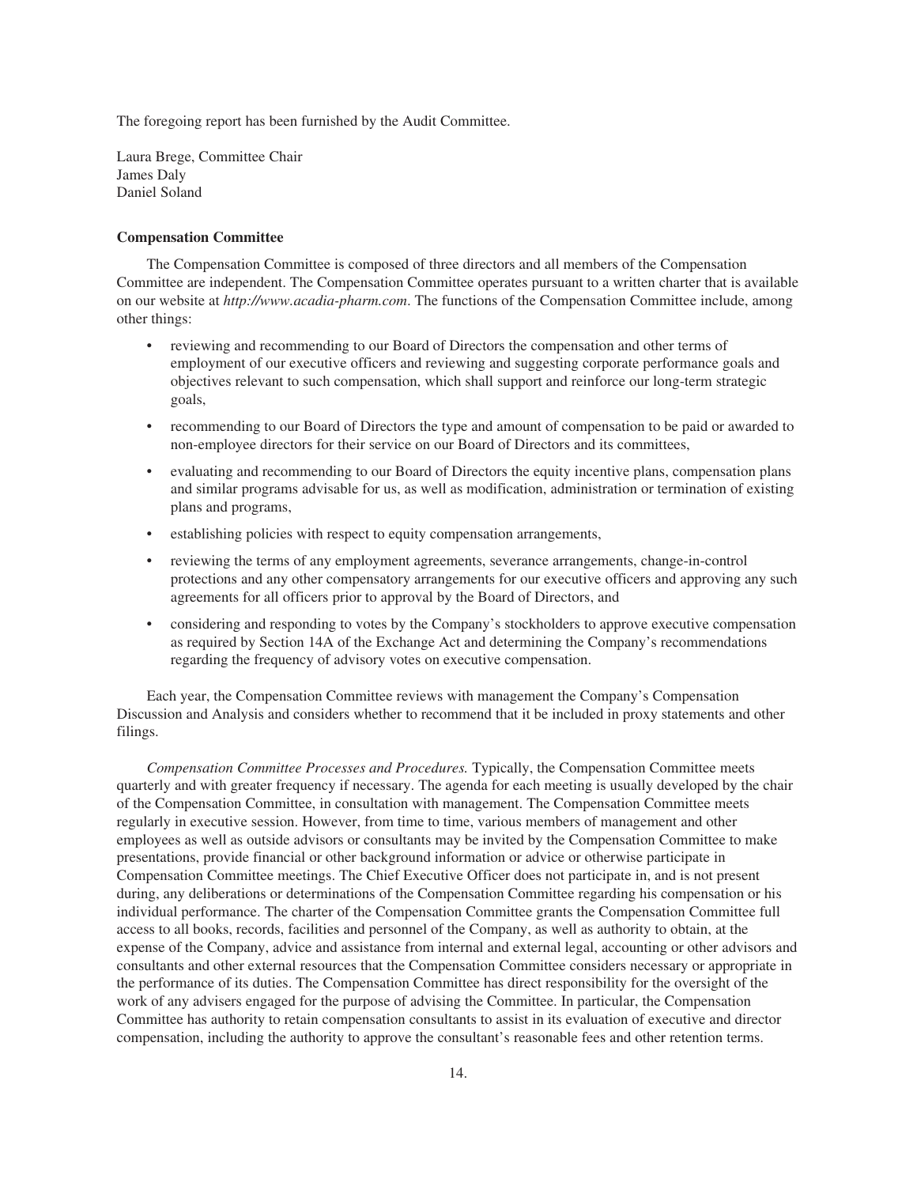The foregoing report has been furnished by the Audit Committee.

Laura Brege, Committee Chair
James Daly
Daniel Soland

**Compensation Committee**

The Compensation Committee is composed of three directors and all members of the Compensation Committee are independent. The Compensation Committee operates pursuant to a written charter that is available on our website at *http://www.acadia-pharm.com*. The functions of the Compensation Committee include, among other things:

- reviewing and recommending to our Board of Directors the compensation and other terms of employment of our executive officers and reviewing and suggesting corporate performance goals and objectives relevant to such compensation, which shall support and reinforce our long-term strategic goals,
- recommending to our Board of Directors the type and amount of compensation to be paid or awarded to non-employee directors for their service on our Board of Directors and its committees,
- evaluating and recommending to our Board of Directors the equity incentive plans, compensation plans and similar programs advisable for us, as well as modification, administration or termination of existing plans and programs,
- establishing policies with respect to equity compensation arrangements,
- reviewing the terms of any employment agreements, severance arrangements, change-in-control protections and any other compensatory arrangements for our executive officers and approving any such agreements for all officers prior to approval by the Board of Directors, and
- considering and responding to votes by the Company's stockholders to approve executive compensation as required by Section 14A of the Exchange Act and determining the Company's recommendations regarding the frequency of advisory votes on executive compensation.

Each year, the Compensation Committee reviews with management the Company's Compensation Discussion and Analysis and considers whether to recommend that it be included in proxy statements and other filings.

*Compensation Committee Processes and Procedures.* Typically, the Compensation Committee meets quarterly and with greater frequency if necessary. The agenda for each meeting is usually developed by the chair of the Compensation Committee, in consultation with management. The Compensation Committee meets regularly in executive session. However, from time to time, various members of management and other employees as well as outside advisors or consultants may be invited by the Compensation Committee to make presentations, provide financial or other background information or advice or otherwise participate in Compensation Committee meetings. The Chief Executive Officer does not participate in, and is not present during, any deliberations or determinations of the Compensation Committee regarding his compensation or his individual performance. The charter of the Compensation Committee grants the Compensation Committee full access to all books, records, facilities and personnel of the Company, as well as authority to obtain, at the expense of the Company, advice and assistance from internal and external legal, accounting or other advisors and consultants and other external resources that the Compensation Committee considers necessary or appropriate in the performance of its duties. The Compensation Committee has direct responsibility for the oversight of the work of any advisers engaged for the purpose of advising the Committee. In particular, the Compensation Committee has authority to retain compensation consultants to assist in its evaluation of executive and director compensation, including the authority to approve the consultant's reasonable fees and other retention terms.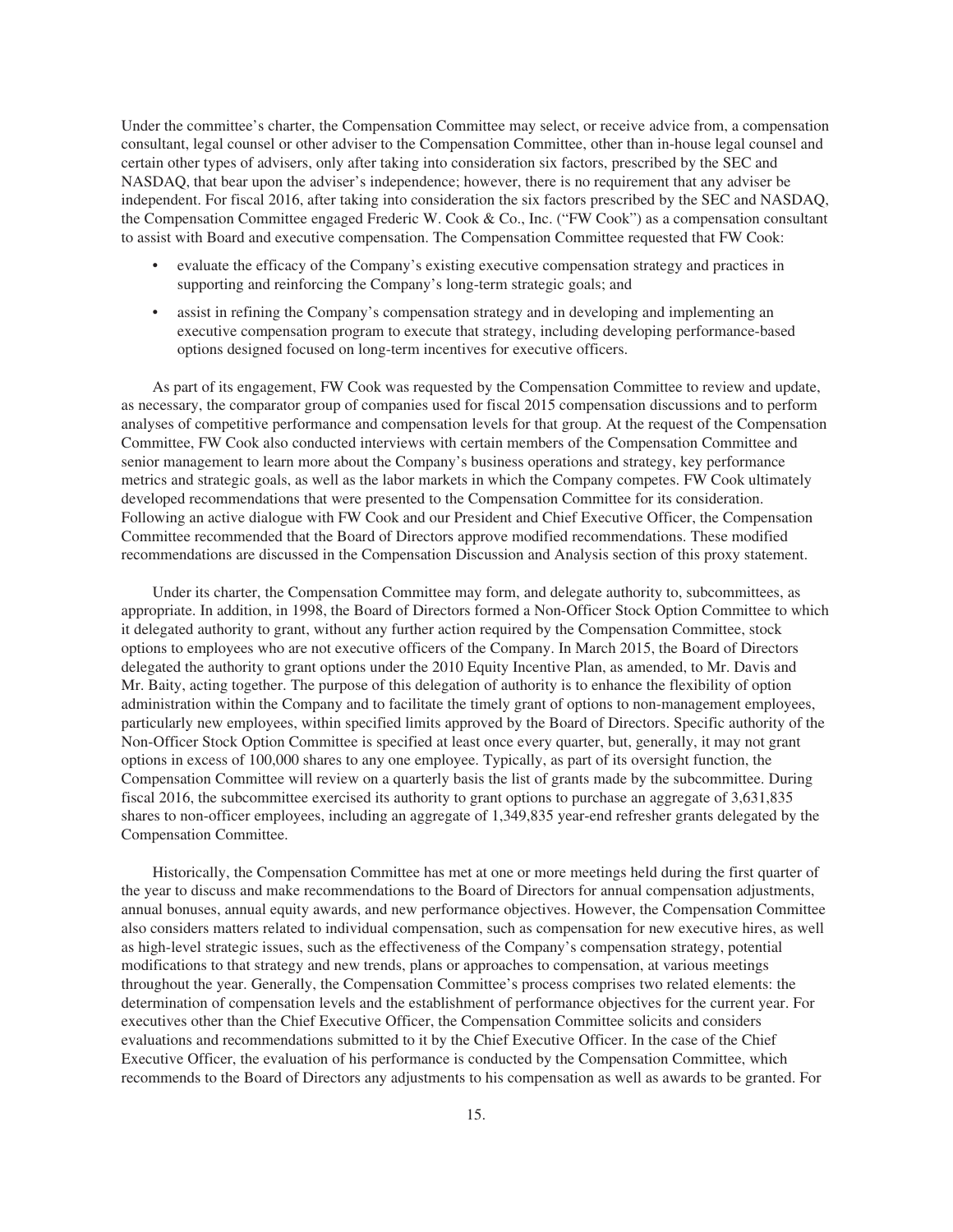Under the committee's charter, the Compensation Committee may select, or receive advice from, a compensation consultant, legal counsel or other adviser to the Compensation Committee, other than in-house legal counsel and certain other types of advisers, only after taking into consideration six factors, prescribed by the SEC and NASDAQ, that bear upon the adviser's independence; however, there is no requirement that any adviser be independent. For fiscal 2016, after taking into consideration the six factors prescribed by the SEC and NASDAQ, the Compensation Committee engaged Frederic W. Cook & Co., Inc. ("FW Cook") as a compensation consultant to assist with Board and executive compensation. The Compensation Committee requested that FW Cook:

- evaluate the efficacy of the Company's existing executive compensation strategy and practices in supporting and reinforcing the Company's long-term strategic goals; and
- assist in refining the Company's compensation strategy and in developing and implementing an executive compensation program to execute that strategy, including developing performance-based options designed focused on long-term incentives for executive officers.

As part of its engagement, FW Cook was requested by the Compensation Committee to review and update, as necessary, the comparator group of companies used for fiscal 2015 compensation discussions and to perform analyses of competitive performance and compensation levels for that group. At the request of the Compensation Committee, FW Cook also conducted interviews with certain members of the Compensation Committee and senior management to learn more about the Company's business operations and strategy, key performance metrics and strategic goals, as well as the labor markets in which the Company competes. FW Cook ultimately developed recommendations that were presented to the Compensation Committee for its consideration. Following an active dialogue with FW Cook and our President and Chief Executive Officer, the Compensation Committee recommended that the Board of Directors approve modified recommendations. These modified recommendations are discussed in the Compensation Discussion and Analysis section of this proxy statement.

Under its charter, the Compensation Committee may form, and delegate authority to, subcommittees, as appropriate. In addition, in 1998, the Board of Directors formed a Non-Officer Stock Option Committee to which it delegated authority to grant, without any further action required by the Compensation Committee, stock options to employees who are not executive officers of the Company. In March 2015, the Board of Directors delegated the authority to grant options under the 2010 Equity Incentive Plan, as amended, to Mr. Davis and Mr. Baity, acting together. The purpose of this delegation of authority is to enhance the flexibility of option administration within the Company and to facilitate the timely grant of options to non-management employees, particularly new employees, within specified limits approved by the Board of Directors. Specific authority of the Non-Officer Stock Option Committee is specified at least once every quarter, but, generally, it may not grant options in excess of 100,000 shares to any one employee. Typically, as part of its oversight function, the Compensation Committee will review on a quarterly basis the list of grants made by the subcommittee. During fiscal 2016, the subcommittee exercised its authority to grant options to purchase an aggregate of 3,631,835 shares to non-officer employees, including an aggregate of 1,349,835 year-end refresher grants delegated by the Compensation Committee.

Historically, the Compensation Committee has met at one or more meetings held during the first quarter of the year to discuss and make recommendations to the Board of Directors for annual compensation adjustments, annual bonuses, annual equity awards, and new performance objectives. However, the Compensation Committee also considers matters related to individual compensation, such as compensation for new executive hires, as well as high-level strategic issues, such as the effectiveness of the Company's compensation strategy, potential modifications to that strategy and new trends, plans or approaches to compensation, at various meetings throughout the year. Generally, the Compensation Committee's process comprises two related elements: the determination of compensation levels and the establishment of performance objectives for the current year. For executives other than the Chief Executive Officer, the Compensation Committee solicits and considers evaluations and recommendations submitted to it by the Chief Executive Officer. In the case of the Chief Executive Officer, the evaluation of his performance is conducted by the Compensation Committee, which recommends to the Board of Directors any adjustments to his compensation as well as awards to be granted. For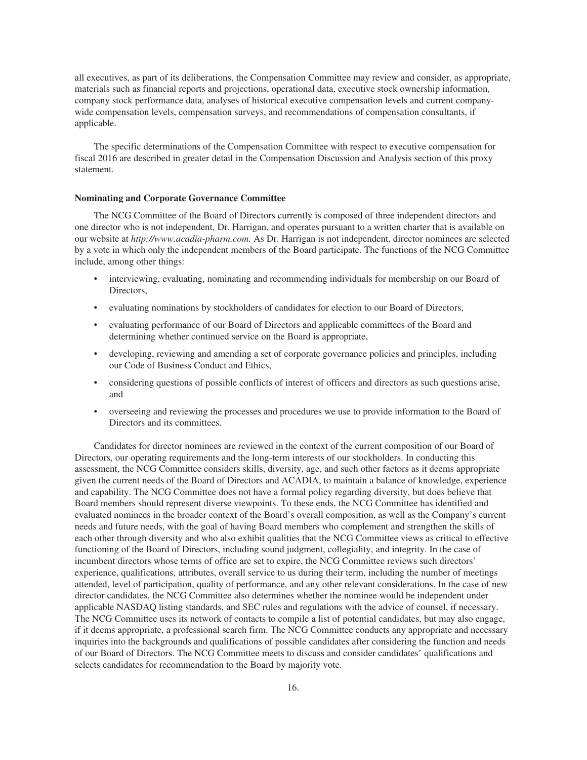all executives, as part of its deliberations, the Compensation Committee may review and consider, as appropriate, materials such as financial reports and projections, operational data, executive stock ownership information, company stock performance data, analyses of historical executive compensation levels and current company-wide compensation levels, compensation surveys, and recommendations of compensation consultants, if applicable.

The specific determinations of the Compensation Committee with respect to executive compensation for fiscal 2016 are described in greater detail in the Compensation Discussion and Analysis section of this proxy statement.

**Nominating and Corporate Governance Committee**

The NCG Committee of the Board of Directors currently is composed of three independent directors and one director who is not independent, Dr. Harrigan, and operates pursuant to a written charter that is available on our website at *http://www.acadia-pharm.com.* As Dr. Harrigan is not independent, director nominees are selected by a vote in which only the independent members of the Board participate. The functions of the NCG Committee include, among other things:

- interviewing, evaluating, nominating and recommending individuals for membership on our Board of Directors,
- evaluating nominations by stockholders of candidates for election to our Board of Directors,
- evaluating performance of our Board of Directors and applicable committees of the Board and determining whether continued service on the Board is appropriate,
- developing, reviewing and amending a set of corporate governance policies and principles, including our Code of Business Conduct and Ethics,
- considering questions of possible conflicts of interest of officers and directors as such questions arise, and
- overseeing and reviewing the processes and procedures we use to provide information to the Board of Directors and its committees.

Candidates for director nominees are reviewed in the context of the current composition of our Board of Directors, our operating requirements and the long-term interests of our stockholders. In conducting this assessment, the NCG Committee considers skills, diversity, age, and such other factors as it deems appropriate given the current needs of the Board of Directors and ACADIA, to maintain a balance of knowledge, experience and capability. The NCG Committee does not have a formal policy regarding diversity, but does believe that Board members should represent diverse viewpoints. To these ends, the NCG Committee has identified and evaluated nominees in the broader context of the Board's overall composition, as well as the Company's current needs and future needs, with the goal of having Board members who complement and strengthen the skills of each other through diversity and who also exhibit qualities that the NCG Committee views as critical to effective functioning of the Board of Directors, including sound judgment, collegiality, and integrity. In the case of incumbent directors whose terms of office are set to expire, the NCG Committee reviews such directors' experience, qualifications, attributes, overall service to us during their term, including the number of meetings attended, level of participation, quality of performance, and any other relevant considerations. In the case of new director candidates, the NCG Committee also determines whether the nominee would be independent under applicable NASDAQ listing standards, and SEC rules and regulations with the advice of counsel, if necessary. The NCG Committee uses its network of contacts to compile a list of potential candidates, but may also engage, if it deems appropriate, a professional search firm. The NCG Committee conducts any appropriate and necessary inquiries into the backgrounds and qualifications of possible candidates after considering the function and needs of our Board of Directors. The NCG Committee meets to discuss and consider candidates' qualifications and selects candidates for recommendation to the Board by majority vote.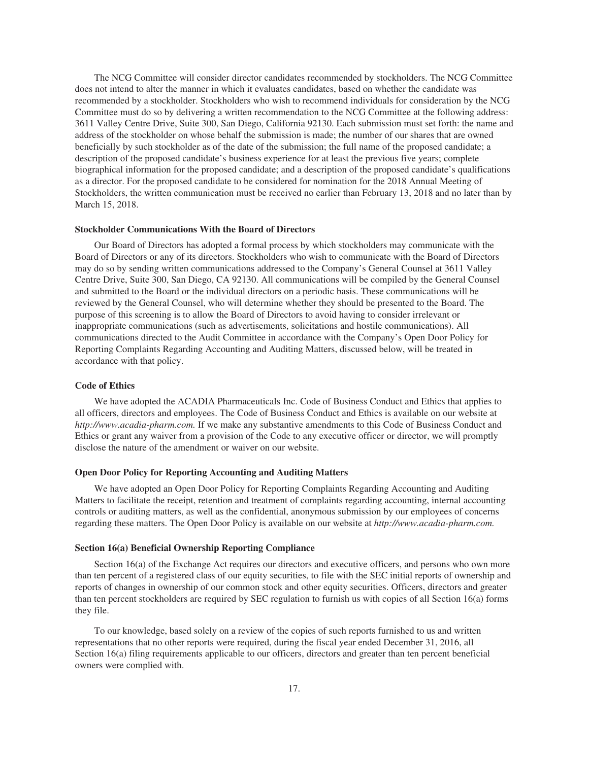The NCG Committee will consider director candidates recommended by stockholders. The NCG Committee does not intend to alter the manner in which it evaluates candidates, based on whether the candidate was recommended by a stockholder. Stockholders who wish to recommend individuals for consideration by the NCG Committee must do so by delivering a written recommendation to the NCG Committee at the following address: 3611 Valley Centre Drive, Suite 300, San Diego, California 92130. Each submission must set forth: the name and address of the stockholder on whose behalf the submission is made; the number of our shares that are owned beneficially by such stockholder as of the date of the submission; the full name of the proposed candidate; a description of the proposed candidate's business experience for at least the previous five years; complete biographical information for the proposed candidate; and a description of the proposed candidate's qualifications as a director. For the proposed candidate to be considered for nomination for the 2018 Annual Meeting of Stockholders, the written communication must be received no earlier than February 13, 2018 and no later than by March 15, 2018.

### Stockholder Communications With the Board of Directors

Our Board of Directors has adopted a formal process by which stockholders may communicate with the Board of Directors or any of its directors. Stockholders who wish to communicate with the Board of Directors may do so by sending written communications addressed to the Company's General Counsel at 3611 Valley Centre Drive, Suite 300, San Diego, CA 92130. All communications will be compiled by the General Counsel and submitted to the Board or the individual directors on a periodic basis. These communications will be reviewed by the General Counsel, who will determine whether they should be presented to the Board. The purpose of this screening is to allow the Board of Directors to avoid having to consider irrelevant or inappropriate communications (such as advertisements, solicitations and hostile communications). All communications directed to the Audit Committee in accordance with the Company's Open Door Policy for Reporting Complaints Regarding Accounting and Auditing Matters, discussed below, will be treated in accordance with that policy.

### Code of Ethics

We have adopted the ACADIA Pharmaceuticals Inc. Code of Business Conduct and Ethics that applies to all officers, directors and employees. The Code of Business Conduct and Ethics is available on our website at *http://www.acadia-pharm.com.* If we make any substantive amendments to this Code of Business Conduct and Ethics or grant any waiver from a provision of the Code to any executive officer or director, we will promptly disclose the nature of the amendment or waiver on our website.

### Open Door Policy for Reporting Accounting and Auditing Matters

We have adopted an Open Door Policy for Reporting Complaints Regarding Accounting and Auditing Matters to facilitate the receipt, retention and treatment of complaints regarding accounting, internal accounting controls or auditing matters, as well as the confidential, anonymous submission by our employees of concerns regarding these matters. The Open Door Policy is available on our website at *http://www.acadia-pharm.com.*

### Section 16(a) Beneficial Ownership Reporting Compliance

Section 16(a) of the Exchange Act requires our directors and executive officers, and persons who own more than ten percent of a registered class of our equity securities, to file with the SEC initial reports of ownership and reports of changes in ownership of our common stock and other equity securities. Officers, directors and greater than ten percent stockholders are required by SEC regulation to furnish us with copies of all Section 16(a) forms they file.

To our knowledge, based solely on a review of the copies of such reports furnished to us and written representations that no other reports were required, during the fiscal year ended December 31, 2016, all Section 16(a) filing requirements applicable to our officers, directors and greater than ten percent beneficial owners were complied with.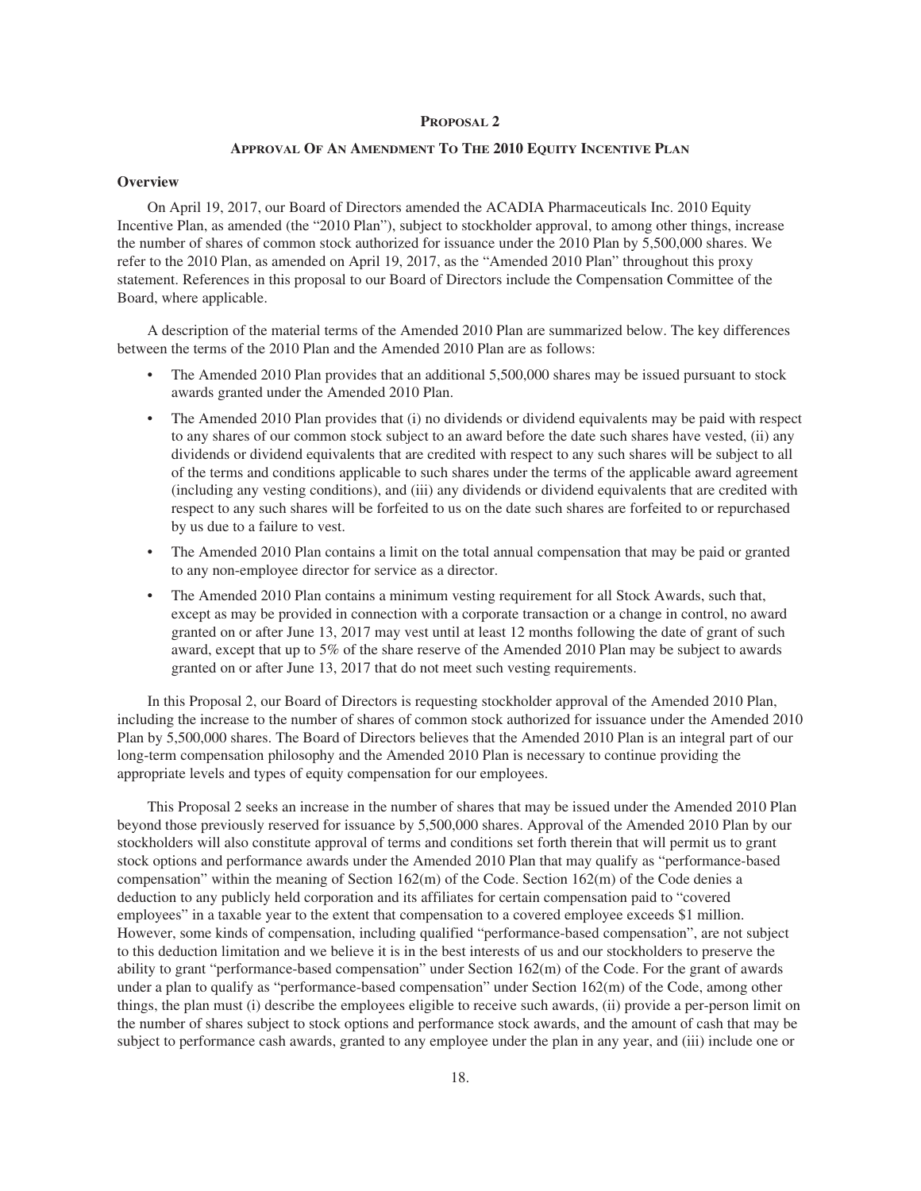## PROPOSAL 2

### APPROVAL OF AN AMENDMENT TO THE 2010 EQUITY INCENTIVE PLAN

**Overview**

On April 19, 2017, our Board of Directors amended the ACADIA Pharmaceuticals Inc. 2010 Equity Incentive Plan, as amended (the "2010 Plan"), subject to stockholder approval, to among other things, increase the number of shares of common stock authorized for issuance under the 2010 Plan by 5,500,000 shares. We refer to the 2010 Plan, as amended on April 19, 2017, as the "Amended 2010 Plan" throughout this proxy statement. References in this proposal to our Board of Directors include the Compensation Committee of the Board, where applicable.

A description of the material terms of the Amended 2010 Plan are summarized below. The key differences between the terms of the 2010 Plan and the Amended 2010 Plan are as follows:

- The Amended 2010 Plan provides that an additional 5,500,000 shares may be issued pursuant to stock awards granted under the Amended 2010 Plan.
- The Amended 2010 Plan provides that (i) no dividends or dividend equivalents may be paid with respect to any shares of our common stock subject to an award before the date such shares have vested, (ii) any dividends or dividend equivalents that are credited with respect to any such shares will be subject to all of the terms and conditions applicable to such shares under the terms of the applicable award agreement (including any vesting conditions), and (iii) any dividends or dividend equivalents that are credited with respect to any such shares will be forfeited to us on the date such shares are forfeited to or repurchased by us due to a failure to vest.
- The Amended 2010 Plan contains a limit on the total annual compensation that may be paid or granted to any non-employee director for service as a director.
- The Amended 2010 Plan contains a minimum vesting requirement for all Stock Awards, such that, except as may be provided in connection with a corporate transaction or a change in control, no award granted on or after June 13, 2017 may vest until at least 12 months following the date of grant of such award, except that up to 5% of the share reserve of the Amended 2010 Plan may be subject to awards granted on or after June 13, 2017 that do not meet such vesting requirements.

In this Proposal 2, our Board of Directors is requesting stockholder approval of the Amended 2010 Plan, including the increase to the number of shares of common stock authorized for issuance under the Amended 2010 Plan by 5,500,000 shares. The Board of Directors believes that the Amended 2010 Plan is an integral part of our long-term compensation philosophy and the Amended 2010 Plan is necessary to continue providing the appropriate levels and types of equity compensation for our employees.

This Proposal 2 seeks an increase in the number of shares that may be issued under the Amended 2010 Plan beyond those previously reserved for issuance by 5,500,000 shares. Approval of the Amended 2010 Plan by our stockholders will also constitute approval of terms and conditions set forth therein that will permit us to grant stock options and performance awards under the Amended 2010 Plan that may qualify as "performance-based compensation" within the meaning of Section 162(m) of the Code. Section 162(m) of the Code denies a deduction to any publicly held corporation and its affiliates for certain compensation paid to "covered employees" in a taxable year to the extent that compensation to a covered employee exceeds $1 million. However, some kinds of compensation, including qualified "performance-based compensation", are not subject to this deduction limitation and we believe it is in the best interests of us and our stockholders to preserve the ability to grant "performance-based compensation" under Section 162(m) of the Code. For the grant of awards under a plan to qualify as "performance-based compensation" under Section 162(m) of the Code, among other things, the plan must (i) describe the employees eligible to receive such awards, (ii) provide a per-person limit on the number of shares subject to stock options and performance stock awards, and the amount of cash that may be subject to performance cash awards, granted to any employee under the plan in any year, and (iii) include one or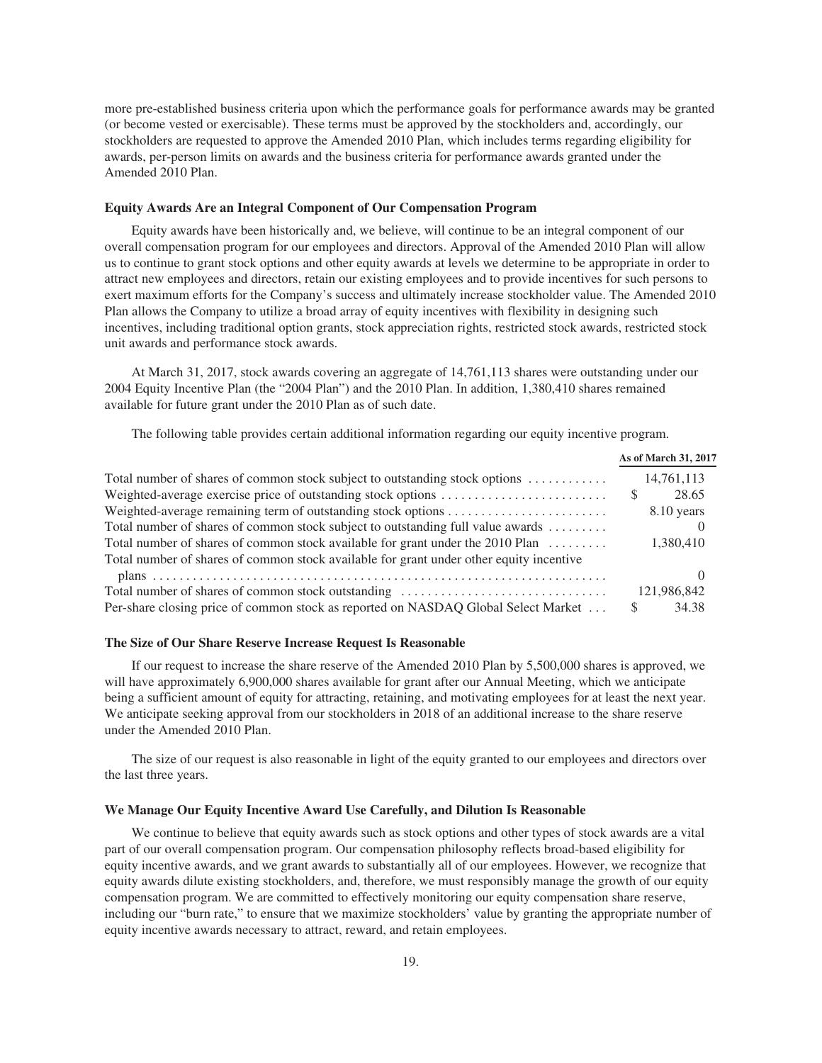more pre-established business criteria upon which the performance goals for performance awards may be granted (or become vested or exercisable). These terms must be approved by the stockholders and, accordingly, our stockholders are requested to approve the Amended 2010 Plan, which includes terms regarding eligibility for awards, per-person limits on awards and the business criteria for performance awards granted under the Amended 2010 Plan.

### Equity Awards Are an Integral Component of Our Compensation Program

Equity awards have been historically and, we believe, will continue to be an integral component of our overall compensation program for our employees and directors. Approval of the Amended 2010 Plan will allow us to continue to grant stock options and other equity awards at levels we determine to be appropriate in order to attract new employees and directors, retain our existing employees and to provide incentives for such persons to exert maximum efforts for the Company's success and ultimately increase stockholder value. The Amended 2010 Plan allows the Company to utilize a broad array of equity incentives with flexibility in designing such incentives, including traditional option grants, stock appreciation rights, restricted stock awards, restricted stock unit awards and performance stock awards.

At March 31, 2017, stock awards covering an aggregate of 14,761,113 shares were outstanding under our 2004 Equity Incentive Plan (the "2004 Plan") and the 2010 Plan. In addition, 1,380,410 shares remained available for future grant under the 2010 Plan as of such date.

The following table provides certain additional information regarding our equity incentive program.

| | As of March 31, 2017 |
|---|---|
| Total number of shares of common stock subject to outstanding stock options | 14,761,113 |
| Weighted-average exercise price of outstanding stock options | $ 28.65 |
| Weighted-average remaining term of outstanding stock options | 8.10 years |
| Total number of shares of common stock subject to outstanding full value awards | 0 |
| Total number of shares of common stock available for grant under the 2010 Plan | 1,380,410 |
| Total number of shares of common stock available for grant under other equity incentive plans | 0 |
| Total number of shares of common stock outstanding | 121,986,842 |
| Per-share closing price of common stock as reported on NASDAQ Global Select Market | $ 34.38 |

### The Size of Our Share Reserve Increase Request Is Reasonable

If our request to increase the share reserve of the Amended 2010 Plan by 5,500,000 shares is approved, we will have approximately 6,900,000 shares available for grant after our Annual Meeting, which we anticipate being a sufficient amount of equity for attracting, retaining, and motivating employees for at least the next year. We anticipate seeking approval from our stockholders in 2018 of an additional increase to the share reserve under the Amended 2010 Plan.

The size of our request is also reasonable in light of the equity granted to our employees and directors over the last three years.

### We Manage Our Equity Incentive Award Use Carefully, and Dilution Is Reasonable

We continue to believe that equity awards such as stock options and other types of stock awards are a vital part of our overall compensation program. Our compensation philosophy reflects broad-based eligibility for equity incentive awards, and we grant awards to substantially all of our employees. However, we recognize that equity awards dilute existing stockholders, and, therefore, we must responsibly manage the growth of our equity compensation program. We are committed to effectively monitoring our equity compensation share reserve, including our "burn rate," to ensure that we maximize stockholders' value by granting the appropriate number of equity incentive awards necessary to attract, reward, and retain employees.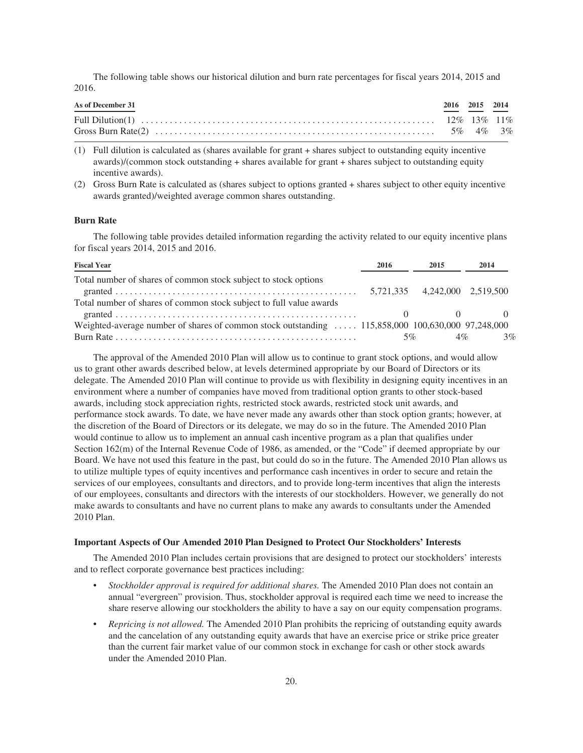The following table shows our historical dilution and burn rate percentages for fiscal years 2014, 2015 and 2016.

| As of December 31 | 2016 | 2015 | 2014 |
| --- | --- | --- | --- |
| Full Dilution(1) | 12% | 13% | 11% |
| Gross Burn Rate(2) | 5% | 4% | 3% |

(1) Full dilution is calculated as (shares available for grant + shares subject to outstanding equity incentive awards)/(common stock outstanding + shares available for grant + shares subject to outstanding equity incentive awards).

(2) Gross Burn Rate is calculated as (shares subject to options granted + shares subject to other equity incentive awards granted)/weighted average common shares outstanding.

### Burn Rate

The following table provides detailed information regarding the activity related to our equity incentive plans for fiscal years 2014, 2015 and 2016.

| Fiscal Year | 2016 | 2015 | 2014 |
| --- | --- | --- | --- |
| Total number of shares of common stock subject to stock options granted | 5,721,335 | 4,242,000 | 2,519,500 |
| Total number of shares of common stock subject to full value awards granted | 0 | 0 | 0 |
| Weighted-average number of shares of common stock outstanding | 115,858,000 | 100,630,000 | 97,248,000 |
| Burn Rate | 5% | 4% | 3% |

The approval of the Amended 2010 Plan will allow us to continue to grant stock options, and would allow us to grant other awards described below, at levels determined appropriate by our Board of Directors or its delegate. The Amended 2010 Plan will continue to provide us with flexibility in designing equity incentives in an environment where a number of companies have moved from traditional option grants to other stock-based awards, including stock appreciation rights, restricted stock awards, restricted stock unit awards, and performance stock awards. To date, we have never made any awards other than stock option grants; however, at the discretion of the Board of Directors or its delegate, we may do so in the future. The Amended 2010 Plan would continue to allow us to implement an annual cash incentive program as a plan that qualifies under Section 162(m) of the Internal Revenue Code of 1986, as amended, or the "Code" if deemed appropriate by our Board. We have not used this feature in the past, but could do so in the future. The Amended 2010 Plan allows us to utilize multiple types of equity incentives and performance cash incentives in order to secure and retain the services of our employees, consultants and directors, and to provide long-term incentives that align the interests of our employees, consultants and directors with the interests of our stockholders. However, we generally do not make awards to consultants and have no current plans to make any awards to consultants under the Amended 2010 Plan.

### Important Aspects of Our Amended 2010 Plan Designed to Protect Our Stockholders' Interests

The Amended 2010 Plan includes certain provisions that are designed to protect our stockholders' interests and to reflect corporate governance best practices including:

- *Stockholder approval is required for additional shares.* The Amended 2010 Plan does not contain an annual "evergreen" provision. Thus, stockholder approval is required each time we need to increase the share reserve allowing our stockholders the ability to have a say on our equity compensation programs.
- *Repricing is not allowed.* The Amended 2010 Plan prohibits the repricing of outstanding equity awards and the cancelation of any outstanding equity awards that have an exercise price or strike price greater than the current fair market value of our common stock in exchange for cash or other stock awards under the Amended 2010 Plan.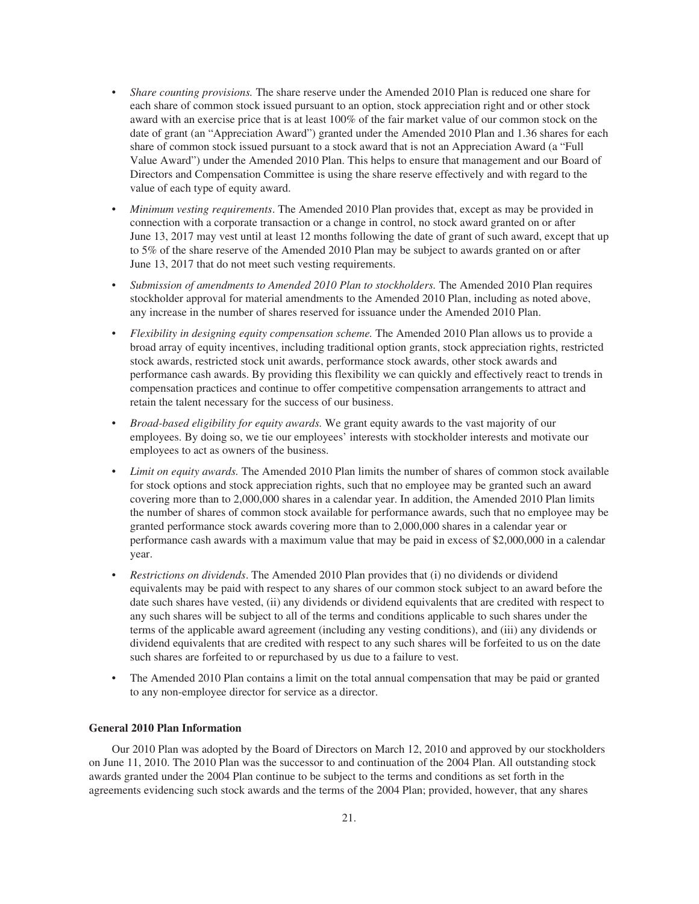- *Share counting provisions.* The share reserve under the Amended 2010 Plan is reduced one share for each share of common stock issued pursuant to an option, stock appreciation right and or other stock award with an exercise price that is at least 100% of the fair market value of our common stock on the date of grant (an "Appreciation Award") granted under the Amended 2010 Plan and 1.36 shares for each share of common stock issued pursuant to a stock award that is not an Appreciation Award (a "Full Value Award") under the Amended 2010 Plan. This helps to ensure that management and our Board of Directors and Compensation Committee is using the share reserve effectively and with regard to the value of each type of equity award.
- *Minimum vesting requirements*. The Amended 2010 Plan provides that, except as may be provided in connection with a corporate transaction or a change in control, no stock award granted on or after June 13, 2017 may vest until at least 12 months following the date of grant of such award, except that up to 5% of the share reserve of the Amended 2010 Plan may be subject to awards granted on or after June 13, 2017 that do not meet such vesting requirements.
- *Submission of amendments to Amended 2010 Plan to stockholders.* The Amended 2010 Plan requires stockholder approval for material amendments to the Amended 2010 Plan, including as noted above, any increase in the number of shares reserved for issuance under the Amended 2010 Plan.
- *Flexibility in designing equity compensation scheme.* The Amended 2010 Plan allows us to provide a broad array of equity incentives, including traditional option grants, stock appreciation rights, restricted stock awards, restricted stock unit awards, performance stock awards, other stock awards and performance cash awards. By providing this flexibility we can quickly and effectively react to trends in compensation practices and continue to offer competitive compensation arrangements to attract and retain the talent necessary for the success of our business.
- *Broad-based eligibility for equity awards.* We grant equity awards to the vast majority of our employees. By doing so, we tie our employees' interests with stockholder interests and motivate our employees to act as owners of the business.
- *Limit on equity awards.* The Amended 2010 Plan limits the number of shares of common stock available for stock options and stock appreciation rights, such that no employee may be granted such an award covering more than to 2,000,000 shares in a calendar year. In addition, the Amended 2010 Plan limits the number of shares of common stock available for performance awards, such that no employee may be granted performance stock awards covering more than to 2,000,000 shares in a calendar year or performance cash awards with a maximum value that may be paid in excess of $2,000,000 in a calendar year.
- *Restrictions on dividends*. The Amended 2010 Plan provides that (i) no dividends or dividend equivalents may be paid with respect to any shares of our common stock subject to an award before the date such shares have vested, (ii) any dividends or dividend equivalents that are credited with respect to any such shares will be subject to all of the terms and conditions applicable to such shares under the terms of the applicable award agreement (including any vesting conditions), and (iii) any dividends or dividend equivalents that are credited with respect to any such shares will be forfeited to us on the date such shares are forfeited to or repurchased by us due to a failure to vest.
- The Amended 2010 Plan contains a limit on the total annual compensation that may be paid or granted to any non-employee director for service as a director.

**General 2010 Plan Information**

Our 2010 Plan was adopted by the Board of Directors on March 12, 2010 and approved by our stockholders on June 11, 2010. The 2010 Plan was the successor to and continuation of the 2004 Plan. All outstanding stock awards granted under the 2004 Plan continue to be subject to the terms and conditions as set forth in the agreements evidencing such stock awards and the terms of the 2004 Plan; provided, however, that any shares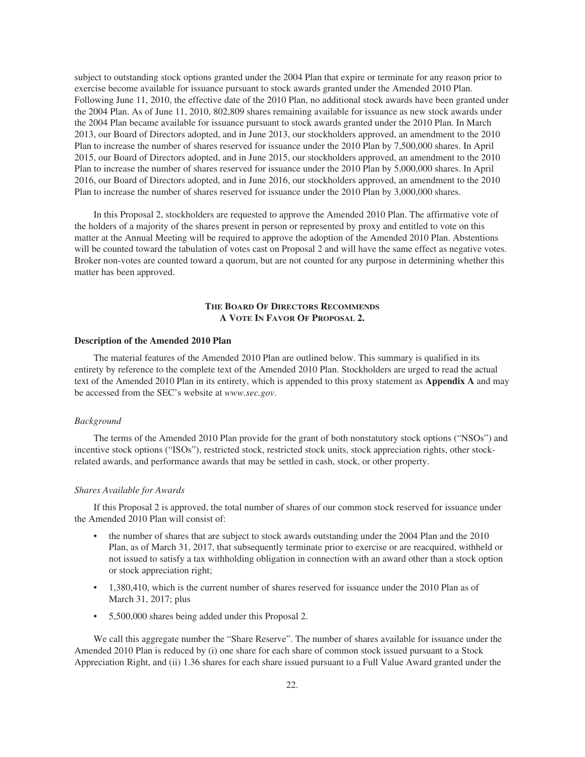subject to outstanding stock options granted under the 2004 Plan that expire or terminate for any reason prior to exercise become available for issuance pursuant to stock awards granted under the Amended 2010 Plan. Following June 11, 2010, the effective date of the 2010 Plan, no additional stock awards have been granted under the 2004 Plan. As of June 11, 2010, 802,809 shares remaining available for issuance as new stock awards under the 2004 Plan became available for issuance pursuant to stock awards granted under the 2010 Plan. In March 2013, our Board of Directors adopted, and in June 2013, our stockholders approved, an amendment to the 2010 Plan to increase the number of shares reserved for issuance under the 2010 Plan by 7,500,000 shares. In April 2015, our Board of Directors adopted, and in June 2015, our stockholders approved, an amendment to the 2010 Plan to increase the number of shares reserved for issuance under the 2010 Plan by 5,000,000 shares. In April 2016, our Board of Directors adopted, and in June 2016, our stockholders approved, an amendment to the 2010 Plan to increase the number of shares reserved for issuance under the 2010 Plan by 3,000,000 shares.

In this Proposal 2, stockholders are requested to approve the Amended 2010 Plan. The affirmative vote of the holders of a majority of the shares present in person or represented by proxy and entitled to vote on this matter at the Annual Meeting will be required to approve the adoption of the Amended 2010 Plan. Abstentions will be counted toward the tabulation of votes cast on Proposal 2 and will have the same effect as negative votes. Broker non-votes are counted toward a quorum, but are not counted for any purpose in determining whether this matter has been approved.

**THE BOARD OF DIRECTORS RECOMMENDS A VOTE IN FAVOR OF PROPOSAL 2.**

### Description of the Amended 2010 Plan

The material features of the Amended 2010 Plan are outlined below. This summary is qualified in its entirety by reference to the complete text of the Amended 2010 Plan. Stockholders are urged to read the actual text of the Amended 2010 Plan in its entirety, which is appended to this proxy statement as **Appendix A** and may be accessed from the SEC's website at *www.sec.gov*.

*Background*

The terms of the Amended 2010 Plan provide for the grant of both nonstatutory stock options ("NSOs") and incentive stock options ("ISOs"), restricted stock, restricted stock units, stock appreciation rights, other stock-related awards, and performance awards that may be settled in cash, stock, or other property.

*Shares Available for Awards*

If this Proposal 2 is approved, the total number of shares of our common stock reserved for issuance under the Amended 2010 Plan will consist of:

- the number of shares that are subject to stock awards outstanding under the 2004 Plan and the 2010 Plan, as of March 31, 2017, that subsequently terminate prior to exercise or are reacquired, withheld or not issued to satisfy a tax withholding obligation in connection with an award other than a stock option or stock appreciation right;
- 1,380,410, which is the current number of shares reserved for issuance under the 2010 Plan as of March 31, 2017; plus
- 5,500,000 shares being added under this Proposal 2.

We call this aggregate number the "Share Reserve". The number of shares available for issuance under the Amended 2010 Plan is reduced by (i) one share for each share of common stock issued pursuant to a Stock Appreciation Right, and (ii) 1.36 shares for each share issued pursuant to a Full Value Award granted under the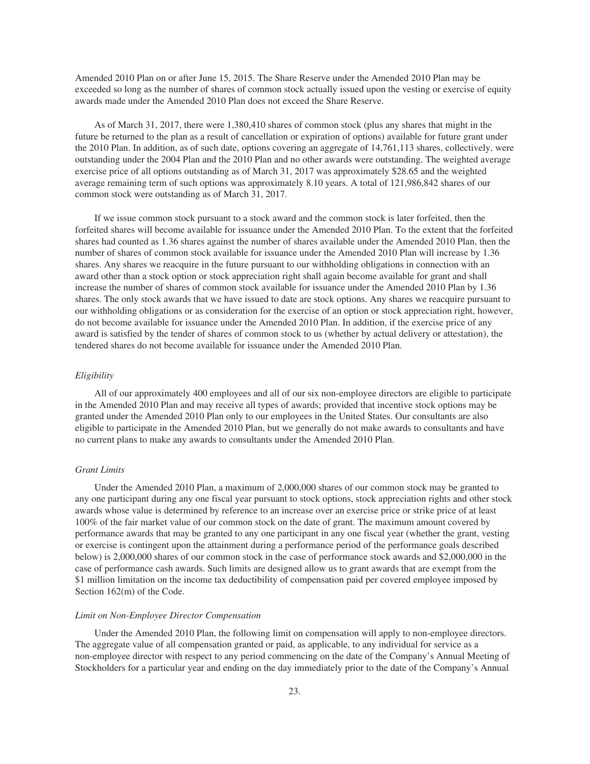Amended 2010 Plan on or after June 15, 2015. The Share Reserve under the Amended 2010 Plan may be exceeded so long as the number of shares of common stock actually issued upon the vesting or exercise of equity awards made under the Amended 2010 Plan does not exceed the Share Reserve.

As of March 31, 2017, there were 1,380,410 shares of common stock (plus any shares that might in the future be returned to the plan as a result of cancellation or expiration of options) available for future grant under the 2010 Plan. In addition, as of such date, options covering an aggregate of 14,761,113 shares, collectively, were outstanding under the 2004 Plan and the 2010 Plan and no other awards were outstanding. The weighted average exercise price of all options outstanding as of March 31, 2017 was approximately $28.65 and the weighted average remaining term of such options was approximately 8.10 years. A total of 121,986,842 shares of our common stock were outstanding as of March 31, 2017.

If we issue common stock pursuant to a stock award and the common stock is later forfeited, then the forfeited shares will become available for issuance under the Amended 2010 Plan. To the extent that the forfeited shares had counted as 1.36 shares against the number of shares available under the Amended 2010 Plan, then the number of shares of common stock available for issuance under the Amended 2010 Plan will increase by 1.36 shares. Any shares we reacquire in the future pursuant to our withholding obligations in connection with an award other than a stock option or stock appreciation right shall again become available for grant and shall increase the number of shares of common stock available for issuance under the Amended 2010 Plan by 1.36 shares. The only stock awards that we have issued to date are stock options. Any shares we reacquire pursuant to our withholding obligations or as consideration for the exercise of an option or stock appreciation right, however, do not become available for issuance under the Amended 2010 Plan. In addition, if the exercise price of any award is satisfied by the tender of shares of common stock to us (whether by actual delivery or attestation), the tendered shares do not become available for issuance under the Amended 2010 Plan.

*Eligibility*

All of our approximately 400 employees and all of our six non-employee directors are eligible to participate in the Amended 2010 Plan and may receive all types of awards; provided that incentive stock options may be granted under the Amended 2010 Plan only to our employees in the United States. Our consultants are also eligible to participate in the Amended 2010 Plan, but we generally do not make awards to consultants and have no current plans to make any awards to consultants under the Amended 2010 Plan.

*Grant Limits*

Under the Amended 2010 Plan, a maximum of 2,000,000 shares of our common stock may be granted to any one participant during any one fiscal year pursuant to stock options, stock appreciation rights and other stock awards whose value is determined by reference to an increase over an exercise price or strike price of at least 100% of the fair market value of our common stock on the date of grant. The maximum amount covered by performance awards that may be granted to any one participant in any one fiscal year (whether the grant, vesting or exercise is contingent upon the attainment during a performance period of the performance goals described below) is 2,000,000 shares of our common stock in the case of performance stock awards and $2,000,000 in the case of performance cash awards. Such limits are designed allow us to grant awards that are exempt from the $1 million limitation on the income tax deductibility of compensation paid per covered employee imposed by Section 162(m) of the Code.

*Limit on Non-Employee Director Compensation*

Under the Amended 2010 Plan, the following limit on compensation will apply to non-employee directors. The aggregate value of all compensation granted or paid, as applicable, to any individual for service as a non-employee director with respect to any period commencing on the date of the Company's Annual Meeting of Stockholders for a particular year and ending on the day immediately prior to the date of the Company's Annual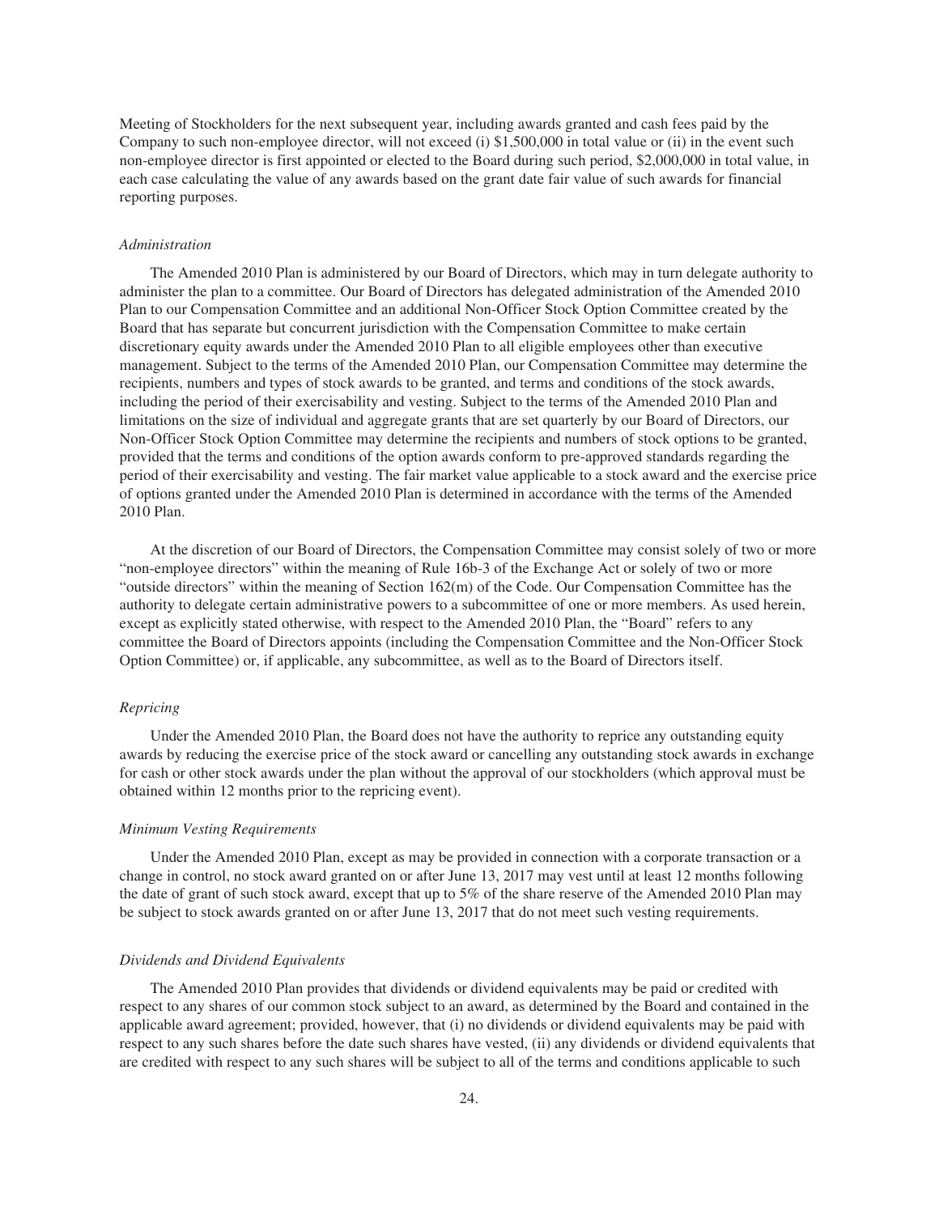Meeting of Stockholders for the next subsequent year, including awards granted and cash fees paid by the Company to such non-employee director, will not exceed (i) $1,500,000 in total value or (ii) in the event such non-employee director is first appointed or elected to the Board during such period, $2,000,000 in total value, in each case calculating the value of any awards based on the grant date fair value of such awards for financial reporting purposes.

*Administration*

The Amended 2010 Plan is administered by our Board of Directors, which may in turn delegate authority to administer the plan to a committee. Our Board of Directors has delegated administration of the Amended 2010 Plan to our Compensation Committee and an additional Non-Officer Stock Option Committee created by the Board that has separate but concurrent jurisdiction with the Compensation Committee to make certain discretionary equity awards under the Amended 2010 Plan to all eligible employees other than executive management. Subject to the terms of the Amended 2010 Plan, our Compensation Committee may determine the recipients, numbers and types of stock awards to be granted, and terms and conditions of the stock awards, including the period of their exercisability and vesting. Subject to the terms of the Amended 2010 Plan and limitations on the size of individual and aggregate grants that are set quarterly by our Board of Directors, our Non-Officer Stock Option Committee may determine the recipients and numbers of stock options to be granted, provided that the terms and conditions of the option awards conform to pre-approved standards regarding the period of their exercisability and vesting. The fair market value applicable to a stock award and the exercise price of options granted under the Amended 2010 Plan is determined in accordance with the terms of the Amended 2010 Plan.

At the discretion of our Board of Directors, the Compensation Committee may consist solely of two or more "non-employee directors" within the meaning of Rule 16b-3 of the Exchange Act or solely of two or more "outside directors" within the meaning of Section 162(m) of the Code. Our Compensation Committee has the authority to delegate certain administrative powers to a subcommittee of one or more members. As used herein, except as explicitly stated otherwise, with respect to the Amended 2010 Plan, the "Board" refers to any committee the Board of Directors appoints (including the Compensation Committee and the Non-Officer Stock Option Committee) or, if applicable, any subcommittee, as well as to the Board of Directors itself.

*Repricing*

Under the Amended 2010 Plan, the Board does not have the authority to reprice any outstanding equity awards by reducing the exercise price of the stock award or cancelling any outstanding stock awards in exchange for cash or other stock awards under the plan without the approval of our stockholders (which approval must be obtained within 12 months prior to the repricing event).

*Minimum Vesting Requirements*

Under the Amended 2010 Plan, except as may be provided in connection with a corporate transaction or a change in control, no stock award granted on or after June 13, 2017 may vest until at least 12 months following the date of grant of such stock award, except that up to 5% of the share reserve of the Amended 2010 Plan may be subject to stock awards granted on or after June 13, 2017 that do not meet such vesting requirements.

*Dividends and Dividend Equivalents*

The Amended 2010 Plan provides that dividends or dividend equivalents may be paid or credited with respect to any shares of our common stock subject to an award, as determined by the Board and contained in the applicable award agreement; provided, however, that (i) no dividends or dividend equivalents may be paid with respect to any such shares before the date such shares have vested, (ii) any dividends or dividend equivalents that are credited with respect to any such shares will be subject to all of the terms and conditions applicable to such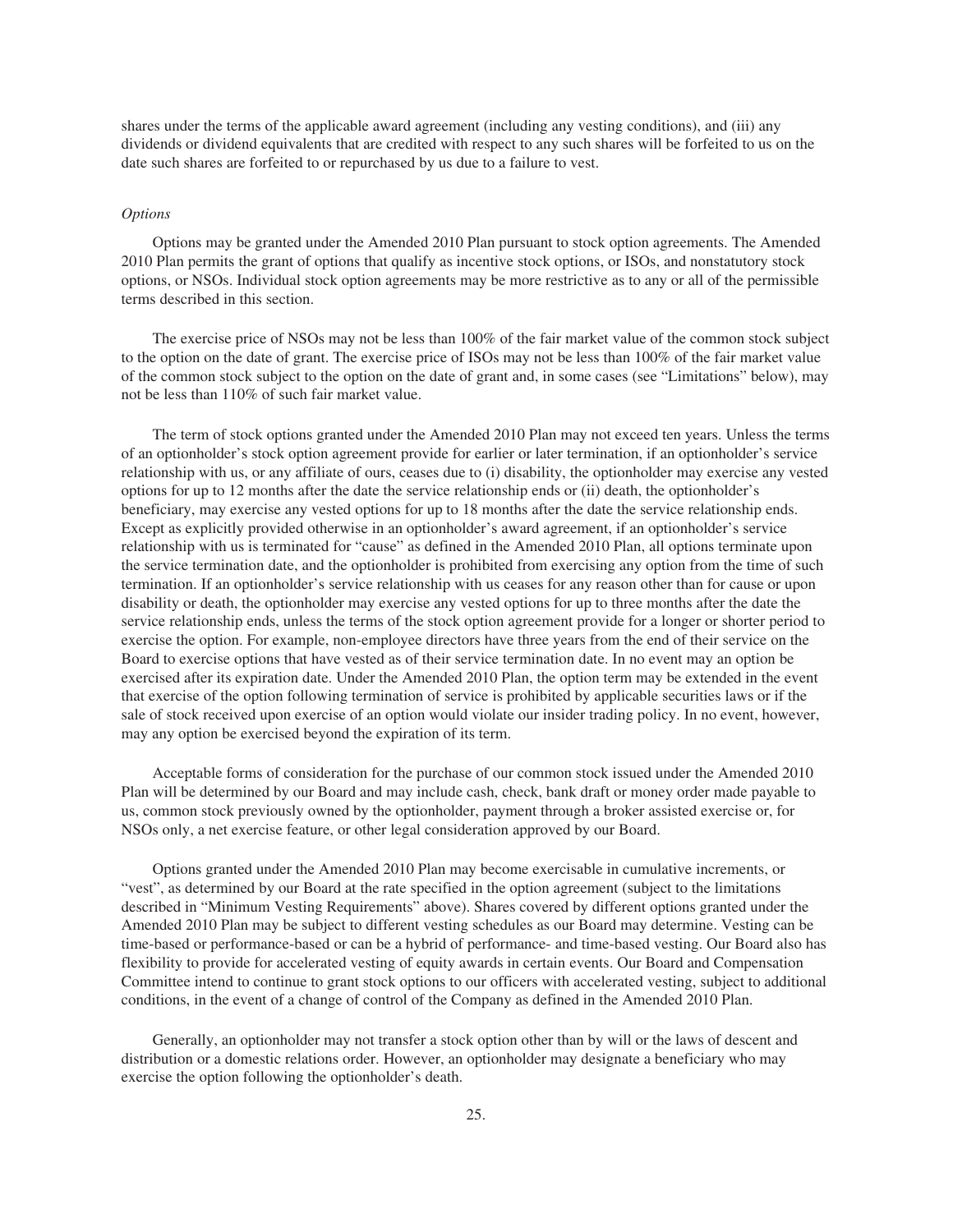shares under the terms of the applicable award agreement (including any vesting conditions), and (iii) any dividends or dividend equivalents that are credited with respect to any such shares will be forfeited to us on the date such shares are forfeited to or repurchased by us due to a failure to vest.

*Options*

Options may be granted under the Amended 2010 Plan pursuant to stock option agreements. The Amended 2010 Plan permits the grant of options that qualify as incentive stock options, or ISOs, and nonstatutory stock options, or NSOs. Individual stock option agreements may be more restrictive as to any or all of the permissible terms described in this section.

The exercise price of NSOs may not be less than 100% of the fair market value of the common stock subject to the option on the date of grant. The exercise price of ISOs may not be less than 100% of the fair market value of the common stock subject to the option on the date of grant and, in some cases (see "Limitations" below), may not be less than 110% of such fair market value.

The term of stock options granted under the Amended 2010 Plan may not exceed ten years. Unless the terms of an optionholder's stock option agreement provide for earlier or later termination, if an optionholder's service relationship with us, or any affiliate of ours, ceases due to (i) disability, the optionholder may exercise any vested options for up to 12 months after the date the service relationship ends or (ii) death, the optionholder's beneficiary, may exercise any vested options for up to 18 months after the date the service relationship ends. Except as explicitly provided otherwise in an optionholder's award agreement, if an optionholder's service relationship with us is terminated for "cause" as defined in the Amended 2010 Plan, all options terminate upon the service termination date, and the optionholder is prohibited from exercising any option from the time of such termination. If an optionholder's service relationship with us ceases for any reason other than for cause or upon disability or death, the optionholder may exercise any vested options for up to three months after the date the service relationship ends, unless the terms of the stock option agreement provide for a longer or shorter period to exercise the option. For example, non-employee directors have three years from the end of their service on the Board to exercise options that have vested as of their service termination date. In no event may an option be exercised after its expiration date. Under the Amended 2010 Plan, the option term may be extended in the event that exercise of the option following termination of service is prohibited by applicable securities laws or if the sale of stock received upon exercise of an option would violate our insider trading policy. In no event, however, may any option be exercised beyond the expiration of its term.

Acceptable forms of consideration for the purchase of our common stock issued under the Amended 2010 Plan will be determined by our Board and may include cash, check, bank draft or money order made payable to us, common stock previously owned by the optionholder, payment through a broker assisted exercise or, for NSOs only, a net exercise feature, or other legal consideration approved by our Board.

Options granted under the Amended 2010 Plan may become exercisable in cumulative increments, or "vest", as determined by our Board at the rate specified in the option agreement (subject to the limitations described in "Minimum Vesting Requirements" above). Shares covered by different options granted under the Amended 2010 Plan may be subject to different vesting schedules as our Board may determine. Vesting can be time-based or performance-based or can be a hybrid of performance- and time-based vesting. Our Board also has flexibility to provide for accelerated vesting of equity awards in certain events. Our Board and Compensation Committee intend to continue to grant stock options to our officers with accelerated vesting, subject to additional conditions, in the event of a change of control of the Company as defined in the Amended 2010 Plan.

Generally, an optionholder may not transfer a stock option other than by will or the laws of descent and distribution or a domestic relations order. However, an optionholder may designate a beneficiary who may exercise the option following the optionholder's death.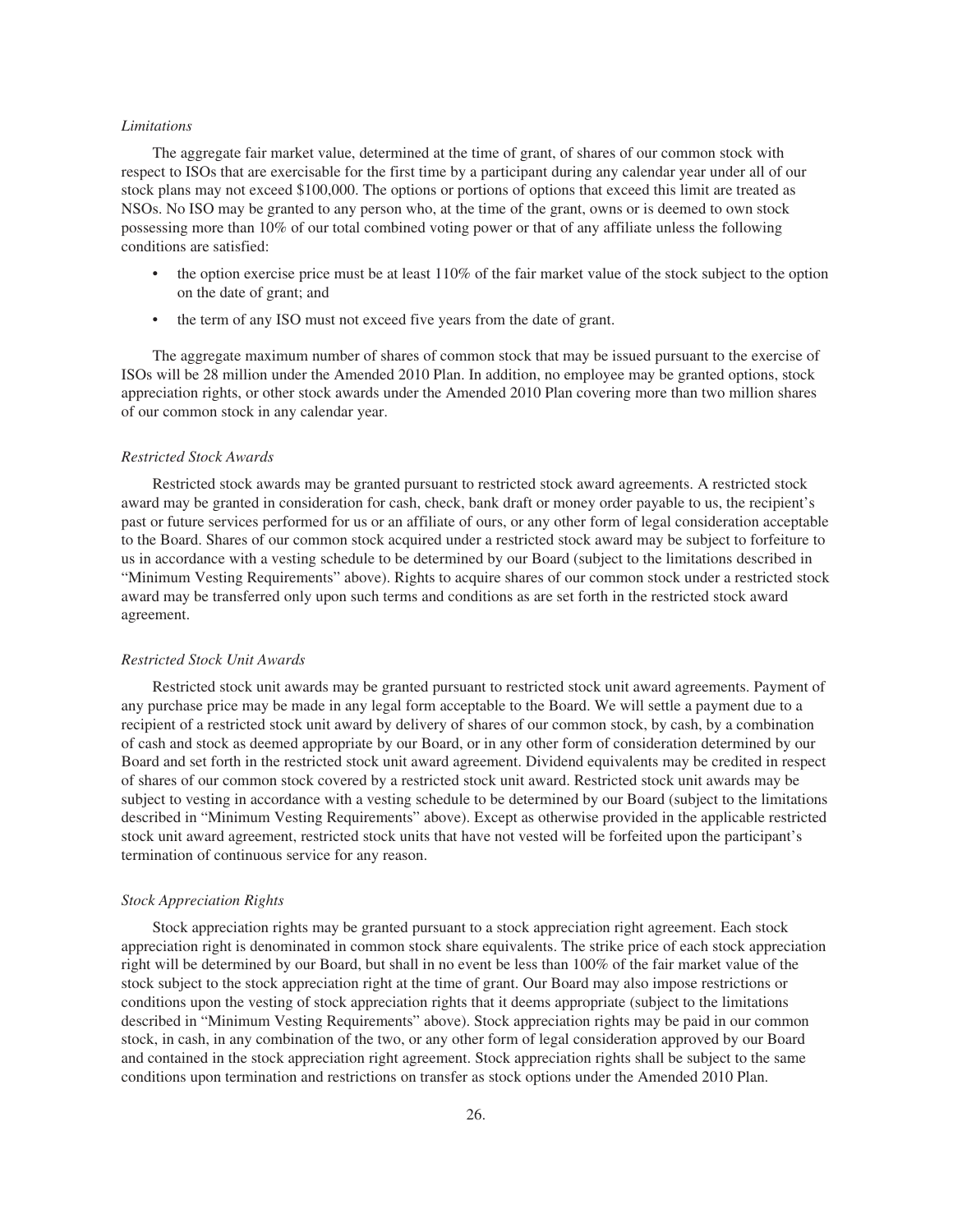*Limitations*

The aggregate fair market value, determined at the time of grant, of shares of our common stock with respect to ISOs that are exercisable for the first time by a participant during any calendar year under all of our stock plans may not exceed $100,000. The options or portions of options that exceed this limit are treated as NSOs. No ISO may be granted to any person who, at the time of the grant, owns or is deemed to own stock possessing more than 10% of our total combined voting power or that of any affiliate unless the following conditions are satisfied:

- the option exercise price must be at least 110% of the fair market value of the stock subject to the option on the date of grant; and
- the term of any ISO must not exceed five years from the date of grant.

The aggregate maximum number of shares of common stock that may be issued pursuant to the exercise of ISOs will be 28 million under the Amended 2010 Plan. In addition, no employee may be granted options, stock appreciation rights, or other stock awards under the Amended 2010 Plan covering more than two million shares of our common stock in any calendar year.

*Restricted Stock Awards*

Restricted stock awards may be granted pursuant to restricted stock award agreements. A restricted stock award may be granted in consideration for cash, check, bank draft or money order payable to us, the recipient's past or future services performed for us or an affiliate of ours, or any other form of legal consideration acceptable to the Board. Shares of our common stock acquired under a restricted stock award may be subject to forfeiture to us in accordance with a vesting schedule to be determined by our Board (subject to the limitations described in "Minimum Vesting Requirements" above). Rights to acquire shares of our common stock under a restricted stock award may be transferred only upon such terms and conditions as are set forth in the restricted stock award agreement.

*Restricted Stock Unit Awards*

Restricted stock unit awards may be granted pursuant to restricted stock unit award agreements. Payment of any purchase price may be made in any legal form acceptable to the Board. We will settle a payment due to a recipient of a restricted stock unit award by delivery of shares of our common stock, by cash, by a combination of cash and stock as deemed appropriate by our Board, or in any other form of consideration determined by our Board and set forth in the restricted stock unit award agreement. Dividend equivalents may be credited in respect of shares of our common stock covered by a restricted stock unit award. Restricted stock unit awards may be subject to vesting in accordance with a vesting schedule to be determined by our Board (subject to the limitations described in "Minimum Vesting Requirements" above). Except as otherwise provided in the applicable restricted stock unit award agreement, restricted stock units that have not vested will be forfeited upon the participant's termination of continuous service for any reason.

*Stock Appreciation Rights*

Stock appreciation rights may be granted pursuant to a stock appreciation right agreement. Each stock appreciation right is denominated in common stock share equivalents. The strike price of each stock appreciation right will be determined by our Board, but shall in no event be less than 100% of the fair market value of the stock subject to the stock appreciation right at the time of grant. Our Board may also impose restrictions or conditions upon the vesting of stock appreciation rights that it deems appropriate (subject to the limitations described in "Minimum Vesting Requirements" above). Stock appreciation rights may be paid in our common stock, in cash, in any combination of the two, or any other form of legal consideration approved by our Board and contained in the stock appreciation right agreement. Stock appreciation rights shall be subject to the same conditions upon termination and restrictions on transfer as stock options under the Amended 2010 Plan.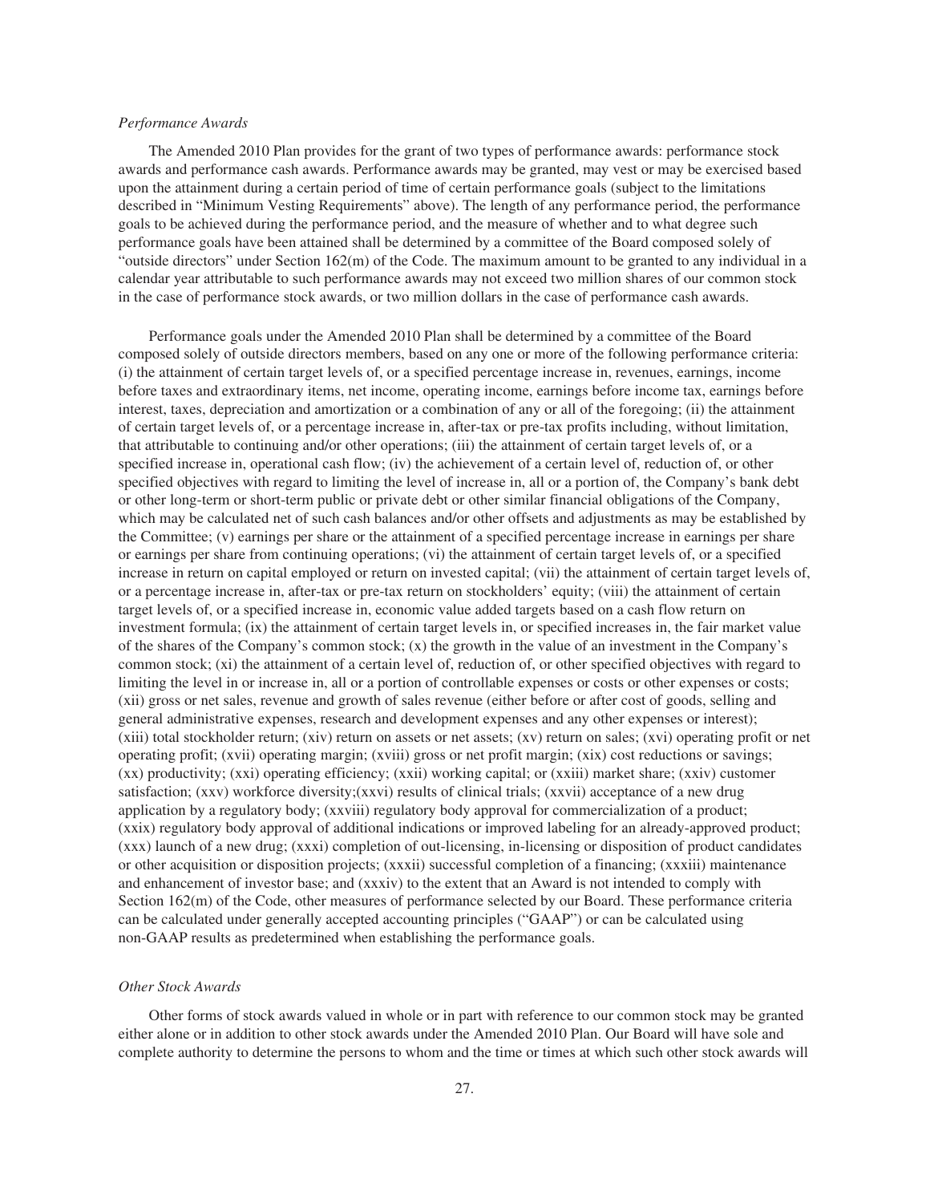*Performance Awards*

The Amended 2010 Plan provides for the grant of two types of performance awards: performance stock awards and performance cash awards. Performance awards may be granted, may vest or may be exercised based upon the attainment during a certain period of time of certain performance goals (subject to the limitations described in "Minimum Vesting Requirements" above). The length of any performance period, the performance goals to be achieved during the performance period, and the measure of whether and to what degree such performance goals have been attained shall be determined by a committee of the Board composed solely of "outside directors" under Section 162(m) of the Code. The maximum amount to be granted to any individual in a calendar year attributable to such performance awards may not exceed two million shares of our common stock in the case of performance stock awards, or two million dollars in the case of performance cash awards.

Performance goals under the Amended 2010 Plan shall be determined by a committee of the Board composed solely of outside directors members, based on any one or more of the following performance criteria: (i) the attainment of certain target levels of, or a specified percentage increase in, revenues, earnings, income before taxes and extraordinary items, net income, operating income, earnings before income tax, earnings before interest, taxes, depreciation and amortization or a combination of any or all of the foregoing; (ii) the attainment of certain target levels of, or a percentage increase in, after-tax or pre-tax profits including, without limitation, that attributable to continuing and/or other operations; (iii) the attainment of certain target levels of, or a specified increase in, operational cash flow; (iv) the achievement of a certain level of, reduction of, or other specified objectives with regard to limiting the level of increase in, all or a portion of, the Company's bank debt or other long-term or short-term public or private debt or other similar financial obligations of the Company, which may be calculated net of such cash balances and/or other offsets and adjustments as may be established by the Committee; (v) earnings per share or the attainment of a specified percentage increase in earnings per share or earnings per share from continuing operations; (vi) the attainment of certain target levels of, or a specified increase in return on capital employed or return on invested capital; (vii) the attainment of certain target levels of, or a percentage increase in, after-tax or pre-tax return on stockholders' equity; (viii) the attainment of certain target levels of, or a specified increase in, economic value added targets based on a cash flow return on investment formula; (ix) the attainment of certain target levels in, or specified increases in, the fair market value of the shares of the Company's common stock; (x) the growth in the value of an investment in the Company's common stock; (xi) the attainment of a certain level of, reduction of, or other specified objectives with regard to limiting the level in or increase in, all or a portion of controllable expenses or costs or other expenses or costs; (xii) gross or net sales, revenue and growth of sales revenue (either before or after cost of goods, selling and general administrative expenses, research and development expenses and any other expenses or interest); (xiii) total stockholder return; (xiv) return on assets or net assets; (xv) return on sales; (xvi) operating profit or net operating profit; (xvii) operating margin; (xviii) gross or net profit margin; (xix) cost reductions or savings; (xx) productivity; (xxi) operating efficiency; (xxii) working capital; or (xxiii) market share; (xxiv) customer satisfaction; (xxv) workforce diversity;(xxvi) results of clinical trials; (xxvii) acceptance of a new drug application by a regulatory body; (xxviii) regulatory body approval for commercialization of a product; (xxix) regulatory body approval of additional indications or improved labeling for an already-approved product; (xxx) launch of a new drug; (xxxi) completion of out-licensing, in-licensing or disposition of product candidates or other acquisition or disposition projects; (xxxii) successful completion of a financing; (xxxiii) maintenance and enhancement of investor base; and (xxxiv) to the extent that an Award is not intended to comply with Section 162(m) of the Code, other measures of performance selected by our Board. These performance criteria can be calculated under generally accepted accounting principles ("GAAP") or can be calculated using non-GAAP results as predetermined when establishing the performance goals.

*Other Stock Awards*

Other forms of stock awards valued in whole or in part with reference to our common stock may be granted either alone or in addition to other stock awards under the Amended 2010 Plan. Our Board will have sole and complete authority to determine the persons to whom and the time or times at which such other stock awards will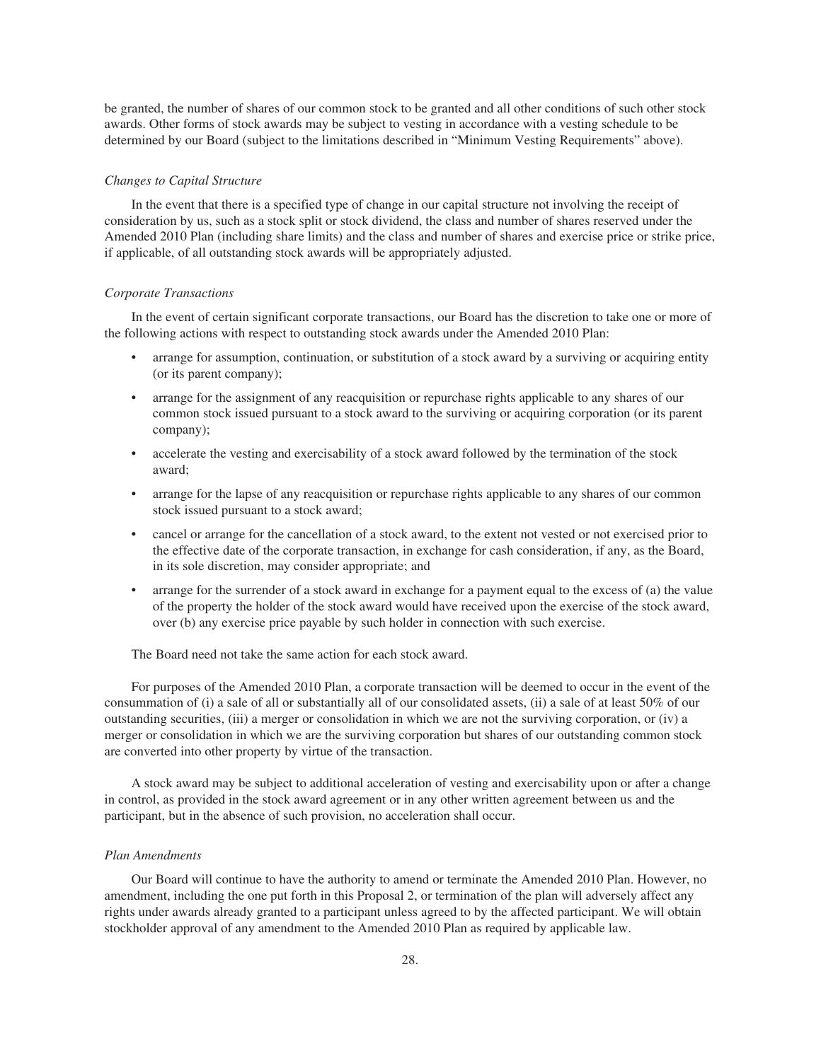be granted, the number of shares of our common stock to be granted and all other conditions of such other stock awards. Other forms of stock awards may be subject to vesting in accordance with a vesting schedule to be determined by our Board (subject to the limitations described in "Minimum Vesting Requirements" above).

*Changes to Capital Structure*

In the event that there is a specified type of change in our capital structure not involving the receipt of consideration by us, such as a stock split or stock dividend, the class and number of shares reserved under the Amended 2010 Plan (including share limits) and the class and number of shares and exercise price or strike price, if applicable, of all outstanding stock awards will be appropriately adjusted.

*Corporate Transactions*

In the event of certain significant corporate transactions, our Board has the discretion to take one or more of the following actions with respect to outstanding stock awards under the Amended 2010 Plan:

- arrange for assumption, continuation, or substitution of a stock award by a surviving or acquiring entity (or its parent company);
- arrange for the assignment of any reacquisition or repurchase rights applicable to any shares of our common stock issued pursuant to a stock award to the surviving or acquiring corporation (or its parent company);
- accelerate the vesting and exercisability of a stock award followed by the termination of the stock award;
- arrange for the lapse of any reacquisition or repurchase rights applicable to any shares of our common stock issued pursuant to a stock award;
- cancel or arrange for the cancellation of a stock award, to the extent not vested or not exercised prior to the effective date of the corporate transaction, in exchange for cash consideration, if any, as the Board, in its sole discretion, may consider appropriate; and
- arrange for the surrender of a stock award in exchange for a payment equal to the excess of (a) the value of the property the holder of the stock award would have received upon the exercise of the stock award, over (b) any exercise price payable by such holder in connection with such exercise.

The Board need not take the same action for each stock award.

For purposes of the Amended 2010 Plan, a corporate transaction will be deemed to occur in the event of the consummation of (i) a sale of all or substantially all of our consolidated assets, (ii) a sale of at least 50% of our outstanding securities, (iii) a merger or consolidation in which we are not the surviving corporation, or (iv) a merger or consolidation in which we are the surviving corporation but shares of our outstanding common stock are converted into other property by virtue of the transaction.

A stock award may be subject to additional acceleration of vesting and exercisability upon or after a change in control, as provided in the stock award agreement or in any other written agreement between us and the participant, but in the absence of such provision, no acceleration shall occur.

*Plan Amendments*

Our Board will continue to have the authority to amend or terminate the Amended 2010 Plan. However, no amendment, including the one put forth in this Proposal 2, or termination of the plan will adversely affect any rights under awards already granted to a participant unless agreed to by the affected participant. We will obtain stockholder approval of any amendment to the Amended 2010 Plan as required by applicable law.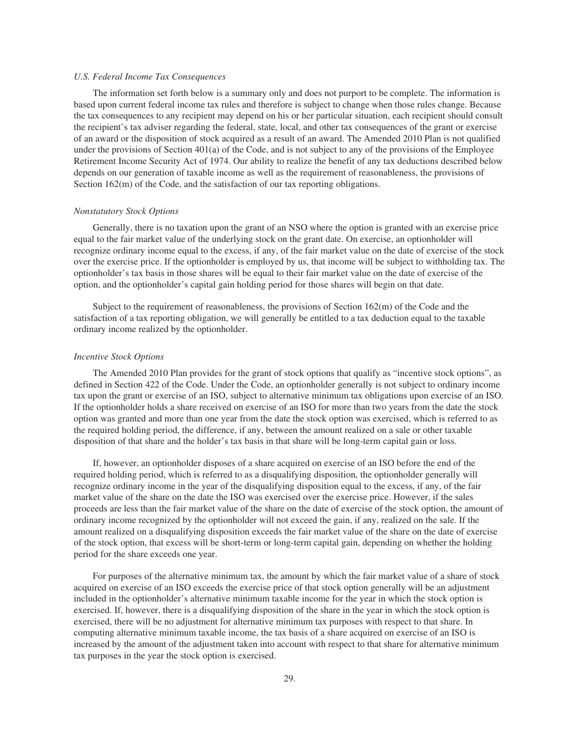*U.S. Federal Income Tax Consequences*

The information set forth below is a summary only and does not purport to be complete. The information is based upon current federal income tax rules and therefore is subject to change when those rules change. Because the tax consequences to any recipient may depend on his or her particular situation, each recipient should consult the recipient's tax adviser regarding the federal, state, local, and other tax consequences of the grant or exercise of an award or the disposition of stock acquired as a result of an award. The Amended 2010 Plan is not qualified under the provisions of Section 401(a) of the Code, and is not subject to any of the provisions of the Employee Retirement Income Security Act of 1974. Our ability to realize the benefit of any tax deductions described below depends on our generation of taxable income as well as the requirement of reasonableness, the provisions of Section 162(m) of the Code, and the satisfaction of our tax reporting obligations.

*Nonstatutory Stock Options*

Generally, there is no taxation upon the grant of an NSO where the option is granted with an exercise price equal to the fair market value of the underlying stock on the grant date. On exercise, an optionholder will recognize ordinary income equal to the excess, if any, of the fair market value on the date of exercise of the stock over the exercise price. If the optionholder is employed by us, that income will be subject to withholding tax. The optionholder's tax basis in those shares will be equal to their fair market value on the date of exercise of the option, and the optionholder's capital gain holding period for those shares will begin on that date.

Subject to the requirement of reasonableness, the provisions of Section 162(m) of the Code and the satisfaction of a tax reporting obligation, we will generally be entitled to a tax deduction equal to the taxable ordinary income realized by the optionholder.

*Incentive Stock Options*

The Amended 2010 Plan provides for the grant of stock options that qualify as "incentive stock options", as defined in Section 422 of the Code. Under the Code, an optionholder generally is not subject to ordinary income tax upon the grant or exercise of an ISO, subject to alternative minimum tax obligations upon exercise of an ISO. If the optionholder holds a share received on exercise of an ISO for more than two years from the date the stock option was granted and more than one year from the date the stock option was exercised, which is referred to as the required holding period, the difference, if any, between the amount realized on a sale or other taxable disposition of that share and the holder's tax basis in that share will be long-term capital gain or loss.

If, however, an optionholder disposes of a share acquired on exercise of an ISO before the end of the required holding period, which is referred to as a disqualifying disposition, the optionholder generally will recognize ordinary income in the year of the disqualifying disposition equal to the excess, if any, of the fair market value of the share on the date the ISO was exercised over the exercise price. However, if the sales proceeds are less than the fair market value of the share on the date of exercise of the stock option, the amount of ordinary income recognized by the optionholder will not exceed the gain, if any, realized on the sale. If the amount realized on a disqualifying disposition exceeds the fair market value of the share on the date of exercise of the stock option, that excess will be short-term or long-term capital gain, depending on whether the holding period for the share exceeds one year.

For purposes of the alternative minimum tax, the amount by which the fair market value of a share of stock acquired on exercise of an ISO exceeds the exercise price of that stock option generally will be an adjustment included in the optionholder's alternative minimum taxable income for the year in which the stock option is exercised. If, however, there is a disqualifying disposition of the share in the year in which the stock option is exercised, there will be no adjustment for alternative minimum tax purposes with respect to that share. In computing alternative minimum taxable income, the tax basis of a share acquired on exercise of an ISO is increased by the amount of the adjustment taken into account with respect to that share for alternative minimum tax purposes in the year the stock option is exercised.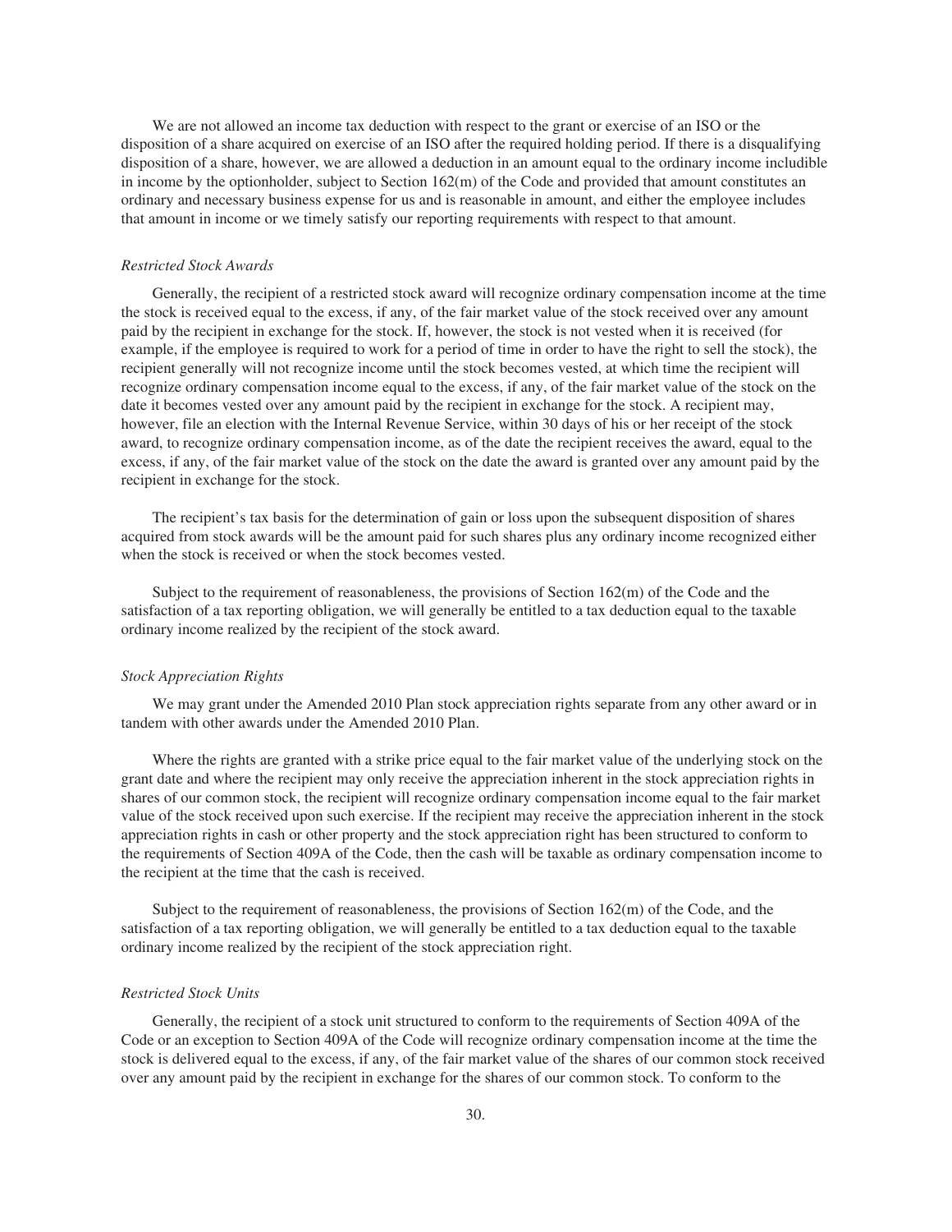We are not allowed an income tax deduction with respect to the grant or exercise of an ISO or the disposition of a share acquired on exercise of an ISO after the required holding period. If there is a disqualifying disposition of a share, however, we are allowed a deduction in an amount equal to the ordinary income includible in income by the optionholder, subject to Section 162(m) of the Code and provided that amount constitutes an ordinary and necessary business expense for us and is reasonable in amount, and either the employee includes that amount in income or we timely satisfy our reporting requirements with respect to that amount.

*Restricted Stock Awards*

Generally, the recipient of a restricted stock award will recognize ordinary compensation income at the time the stock is received equal to the excess, if any, of the fair market value of the stock received over any amount paid by the recipient in exchange for the stock. If, however, the stock is not vested when it is received (for example, if the employee is required to work for a period of time in order to have the right to sell the stock), the recipient generally will not recognize income until the stock becomes vested, at which time the recipient will recognize ordinary compensation income equal to the excess, if any, of the fair market value of the stock on the date it becomes vested over any amount paid by the recipient in exchange for the stock. A recipient may, however, file an election with the Internal Revenue Service, within 30 days of his or her receipt of the stock award, to recognize ordinary compensation income, as of the date the recipient receives the award, equal to the excess, if any, of the fair market value of the stock on the date the award is granted over any amount paid by the recipient in exchange for the stock.

The recipient's tax basis for the determination of gain or loss upon the subsequent disposition of shares acquired from stock awards will be the amount paid for such shares plus any ordinary income recognized either when the stock is received or when the stock becomes vested.

Subject to the requirement of reasonableness, the provisions of Section 162(m) of the Code and the satisfaction of a tax reporting obligation, we will generally be entitled to a tax deduction equal to the taxable ordinary income realized by the recipient of the stock award.

*Stock Appreciation Rights*

We may grant under the Amended 2010 Plan stock appreciation rights separate from any other award or in tandem with other awards under the Amended 2010 Plan.

Where the rights are granted with a strike price equal to the fair market value of the underlying stock on the grant date and where the recipient may only receive the appreciation inherent in the stock appreciation rights in shares of our common stock, the recipient will recognize ordinary compensation income equal to the fair market value of the stock received upon such exercise. If the recipient may receive the appreciation inherent in the stock appreciation rights in cash or other property and the stock appreciation right has been structured to conform to the requirements of Section 409A of the Code, then the cash will be taxable as ordinary compensation income to the recipient at the time that the cash is received.

Subject to the requirement of reasonableness, the provisions of Section 162(m) of the Code, and the satisfaction of a tax reporting obligation, we will generally be entitled to a tax deduction equal to the taxable ordinary income realized by the recipient of the stock appreciation right.

*Restricted Stock Units*

Generally, the recipient of a stock unit structured to conform to the requirements of Section 409A of the Code or an exception to Section 409A of the Code will recognize ordinary compensation income at the time the stock is delivered equal to the excess, if any, of the fair market value of the shares of our common stock received over any amount paid by the recipient in exchange for the shares of our common stock. To conform to the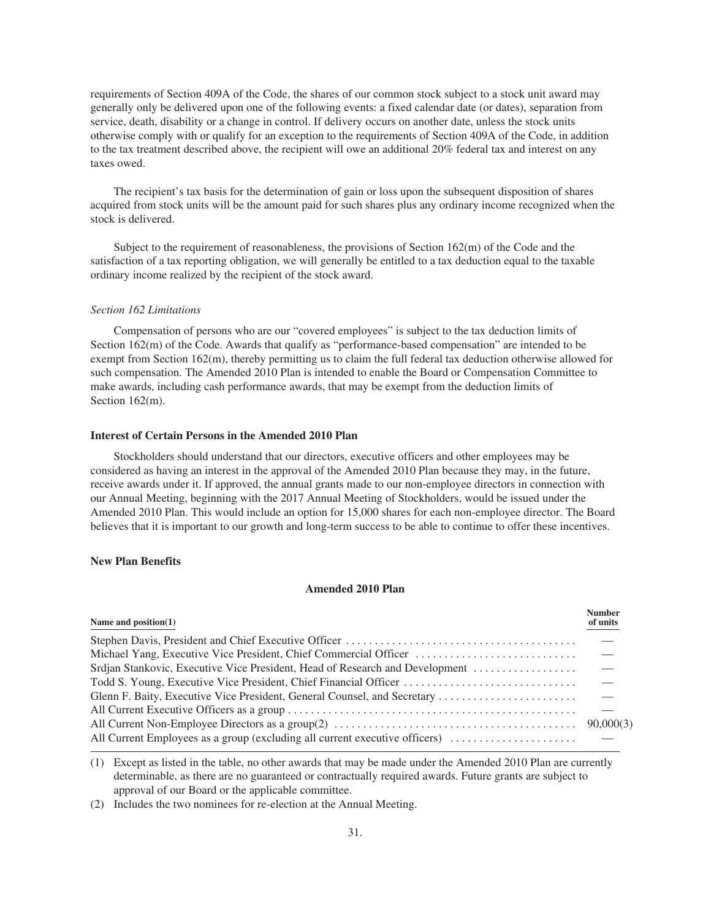requirements of Section 409A of the Code, the shares of our common stock subject to a stock unit award may generally only be delivered upon one of the following events: a fixed calendar date (or dates), separation from service, death, disability or a change in control. If delivery occurs on another date, unless the stock units otherwise comply with or qualify for an exception to the requirements of Section 409A of the Code, in addition to the tax treatment described above, the recipient will owe an additional 20% federal tax and interest on any taxes owed.

The recipient's tax basis for the determination of gain or loss upon the subsequent disposition of shares acquired from stock units will be the amount paid for such shares plus any ordinary income recognized when the stock is delivered.

Subject to the requirement of reasonableness, the provisions of Section 162(m) of the Code and the satisfaction of a tax reporting obligation, we will generally be entitled to a tax deduction equal to the taxable ordinary income realized by the recipient of the stock award.

*Section 162 Limitations*

Compensation of persons who are our "covered employees" is subject to the tax deduction limits of Section 162(m) of the Code. Awards that qualify as "performance-based compensation" are intended to be exempt from Section 162(m), thereby permitting us to claim the full federal tax deduction otherwise allowed for such compensation. The Amended 2010 Plan is intended to enable the Board or Compensation Committee to make awards, including cash performance awards, that may be exempt from the deduction limits of Section 162(m).

**Interest of Certain Persons in the Amended 2010 Plan**

Stockholders should understand that our directors, executive officers and other employees may be considered as having an interest in the approval of the Amended 2010 Plan because they may, in the future, receive awards under it. If approved, the annual grants made to our non-employee directors in connection with our Annual Meeting, beginning with the 2017 Annual Meeting of Stockholders, would be issued under the Amended 2010 Plan. This would include an option for 15,000 shares for each non-employee director. The Board believes that it is important to our growth and long-term success to be able to continue to offer these incentives.

**New Plan Benefits**

**Amended 2010 Plan**

| Name and position(1) | Number of units |
|---|---|
| Stephen Davis, President and Chief Executive Officer | — |
| Michael Yang, Executive Vice President, Chief Commercial Officer | — |
| Srdjan Stankovic, Executive Vice President, Head of Research and Development | — |
| Todd S. Young, Executive Vice President, Chief Financial Officer | — |
| Glenn F. Baity, Executive Vice President, General Counsel, and Secretary | — |
| All Current Executive Officers as a group | — |
| All Current Non-Employee Directors as a group(2) | 90,000(3) |
| All Current Employees as a group (excluding all current executive officers) | — |

(1) Except as listed in the table, no other awards that may be made under the Amended 2010 Plan are currently determinable, as there are no guaranteed or contractually required awards. Future grants are subject to approval of our Board or the applicable committee.

(2) Includes the two nominees for re-election at the Annual Meeting.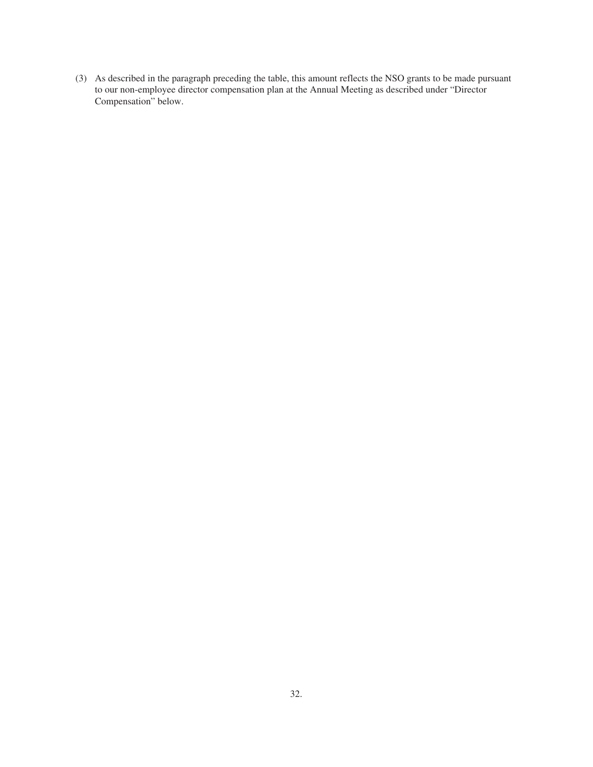(3) As described in the paragraph preceding the table, this amount reflects the NSO grants to be made pursuant to our non-employee director compensation plan at the Annual Meeting as described under "Director Compensation" below.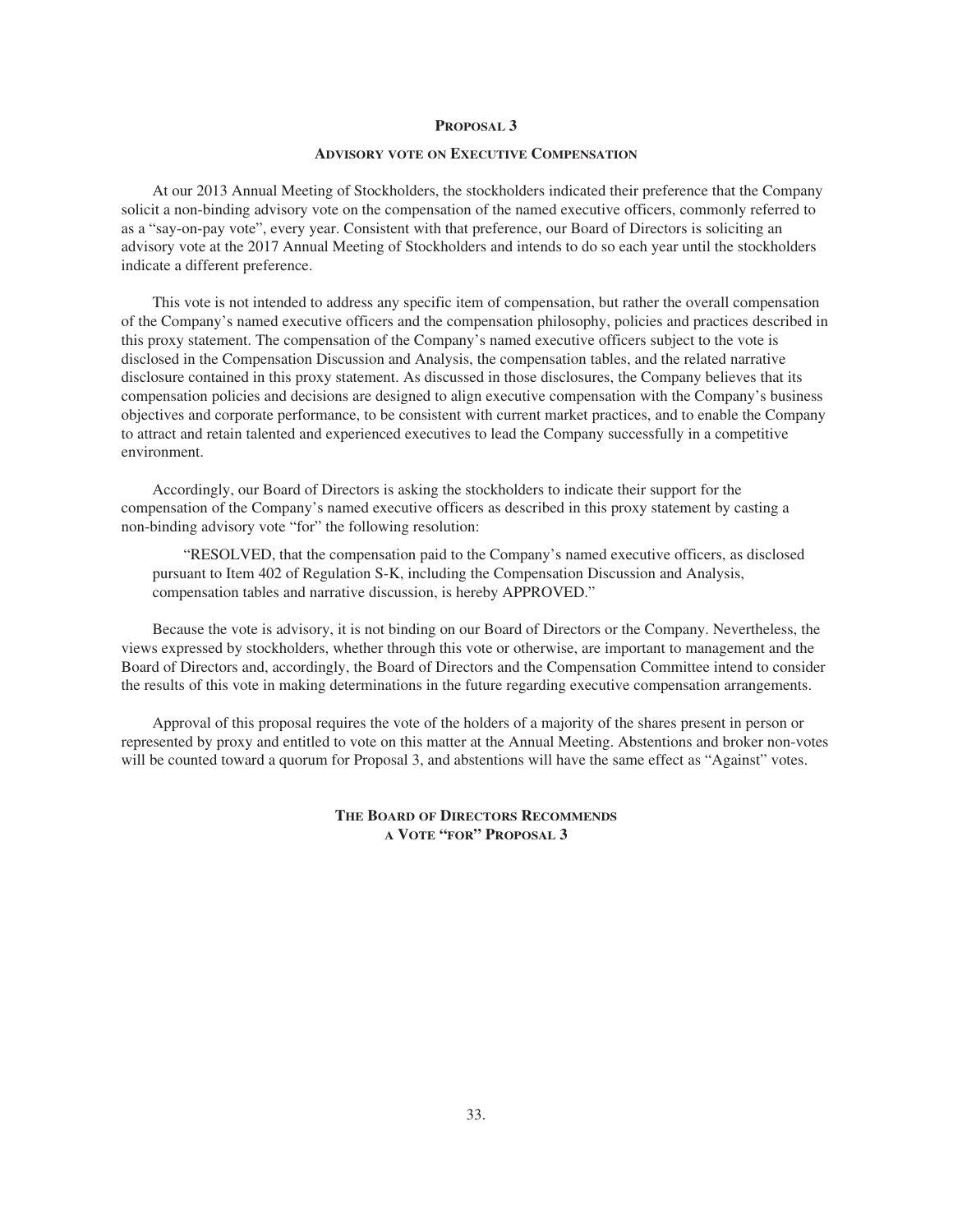## PROPOSAL 3

### ADVISORY VOTE ON EXECUTIVE COMPENSATION

At our 2013 Annual Meeting of Stockholders, the stockholders indicated their preference that the Company solicit a non-binding advisory vote on the compensation of the named executive officers, commonly referred to as a "say-on-pay vote", every year. Consistent with that preference, our Board of Directors is soliciting an advisory vote at the 2017 Annual Meeting of Stockholders and intends to do so each year until the stockholders indicate a different preference.

This vote is not intended to address any specific item of compensation, but rather the overall compensation of the Company's named executive officers and the compensation philosophy, policies and practices described in this proxy statement. The compensation of the Company's named executive officers subject to the vote is disclosed in the Compensation Discussion and Analysis, the compensation tables, and the related narrative disclosure contained in this proxy statement. As discussed in those disclosures, the Company believes that its compensation policies and decisions are designed to align executive compensation with the Company's business objectives and corporate performance, to be consistent with current market practices, and to enable the Company to attract and retain talented and experienced executives to lead the Company successfully in a competitive environment.

Accordingly, our Board of Directors is asking the stockholders to indicate their support for the compensation of the Company's named executive officers as described in this proxy statement by casting a non-binding advisory vote "for" the following resolution:

> "RESOLVED, that the compensation paid to the Company's named executive officers, as disclosed pursuant to Item 402 of Regulation S-K, including the Compensation Discussion and Analysis, compensation tables and narrative discussion, is hereby APPROVED."

Because the vote is advisory, it is not binding on our Board of Directors or the Company. Nevertheless, the views expressed by stockholders, whether through this vote or otherwise, are important to management and the Board of Directors and, accordingly, the Board of Directors and the Compensation Committee intend to consider the results of this vote in making determinations in the future regarding executive compensation arrangements.

Approval of this proposal requires the vote of the holders of a majority of the shares present in person or represented by proxy and entitled to vote on this matter at the Annual Meeting. Abstentions and broker non-votes will be counted toward a quorum for Proposal 3, and abstentions will have the same effect as "Against" votes.

**THE BOARD OF DIRECTORS RECOMMENDS A VOTE "FOR" PROPOSAL 3**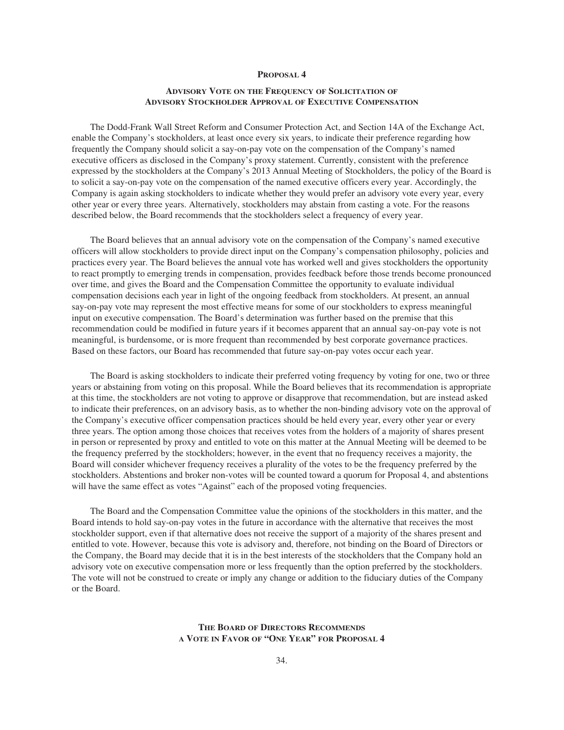## PROPOSAL 4

### ADVISORY VOTE ON THE FREQUENCY OF SOLICITATION OF ADVISORY STOCKHOLDER APPROVAL OF EXECUTIVE COMPENSATION

The Dodd-Frank Wall Street Reform and Consumer Protection Act, and Section 14A of the Exchange Act, enable the Company's stockholders, at least once every six years, to indicate their preference regarding how frequently the Company should solicit a say-on-pay vote on the compensation of the Company's named executive officers as disclosed in the Company's proxy statement. Currently, consistent with the preference expressed by the stockholders at the Company's 2013 Annual Meeting of Stockholders, the policy of the Board is to solicit a say-on-pay vote on the compensation of the named executive officers every year. Accordingly, the Company is again asking stockholders to indicate whether they would prefer an advisory vote every year, every other year or every three years. Alternatively, stockholders may abstain from casting a vote. For the reasons described below, the Board recommends that the stockholders select a frequency of every year.

The Board believes that an annual advisory vote on the compensation of the Company's named executive officers will allow stockholders to provide direct input on the Company's compensation philosophy, policies and practices every year. The Board believes the annual vote has worked well and gives stockholders the opportunity to react promptly to emerging trends in compensation, provides feedback before those trends become pronounced over time, and gives the Board and the Compensation Committee the opportunity to evaluate individual compensation decisions each year in light of the ongoing feedback from stockholders. At present, an annual say-on-pay vote may represent the most effective means for some of our stockholders to express meaningful input on executive compensation. The Board's determination was further based on the premise that this recommendation could be modified in future years if it becomes apparent that an annual say-on-pay vote is not meaningful, is burdensome, or is more frequent than recommended by best corporate governance practices. Based on these factors, our Board has recommended that future say-on-pay votes occur each year.

The Board is asking stockholders to indicate their preferred voting frequency by voting for one, two or three years or abstaining from voting on this proposal. While the Board believes that its recommendation is appropriate at this time, the stockholders are not voting to approve or disapprove that recommendation, but are instead asked to indicate their preferences, on an advisory basis, as to whether the non-binding advisory vote on the approval of the Company's executive officer compensation practices should be held every year, every other year or every three years. The option among those choices that receives votes from the holders of a majority of shares present in person or represented by proxy and entitled to vote on this matter at the Annual Meeting will be deemed to be the frequency preferred by the stockholders; however, in the event that no frequency receives a majority, the Board will consider whichever frequency receives a plurality of the votes to be the frequency preferred by the stockholders. Abstentions and broker non-votes will be counted toward a quorum for Proposal 4, and abstentions will have the same effect as votes "Against" each of the proposed voting frequencies.

The Board and the Compensation Committee value the opinions of the stockholders in this matter, and the Board intends to hold say-on-pay votes in the future in accordance with the alternative that receives the most stockholder support, even if that alternative does not receive the support of a majority of the shares present and entitled to vote. However, because this vote is advisory and, therefore, not binding on the Board of Directors or the Company, the Board may decide that it is in the best interests of the stockholders that the Company hold an advisory vote on executive compensation more or less frequently than the option preferred by the stockholders. The vote will not be construed to create or imply any change or addition to the fiduciary duties of the Company or the Board.

**THE BOARD OF DIRECTORS RECOMMENDS A VOTE IN FAVOR OF "ONE YEAR" FOR PROPOSAL 4**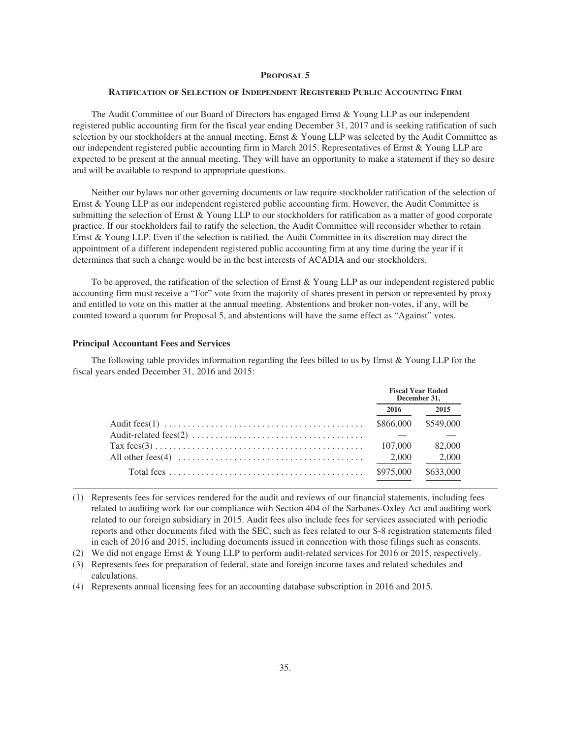## PROPOSAL 5

### RATIFICATION OF SELECTION OF INDEPENDENT REGISTERED PUBLIC ACCOUNTING FIRM

The Audit Committee of our Board of Directors has engaged Ernst & Young LLP as our independent registered public accounting firm for the fiscal year ending December 31, 2017 and is seeking ratification of such selection by our stockholders at the annual meeting. Ernst & Young LLP was selected by the Audit Committee as our independent registered public accounting firm in March 2015. Representatives of Ernst & Young LLP are expected to be present at the annual meeting. They will have an opportunity to make a statement if they so desire and will be available to respond to appropriate questions.

Neither our bylaws nor other governing documents or law require stockholder ratification of the selection of Ernst & Young LLP as our independent registered public accounting firm. However, the Audit Committee is submitting the selection of Ernst & Young LLP to our stockholders for ratification as a matter of good corporate practice. If our stockholders fail to ratify the selection, the Audit Committee will reconsider whether to retain Ernst & Young LLP. Even if the selection is ratified, the Audit Committee in its discretion may direct the appointment of a different independent registered public accounting firm at any time during the year if it determines that such a change would be in the best interests of ACADIA and our stockholders.

To be approved, the ratification of the selection of Ernst & Young LLP as our independent registered public accounting firm must receive a "For" vote from the majority of shares present in person or represented by proxy and entitled to vote on this matter at the annual meeting. Abstentions and broker non-votes, if any, will be counted toward a quorum for Proposal 5, and abstentions will have the same effect as "Against" votes.

**Principal Accountant Fees and Services**

The following table provides information regarding the fees billed to us by Ernst & Young LLP for the fiscal years ended December 31, 2016 and 2015:

| | Fiscal Year Ended December 31, | |
|---|---|---|
| | 2016 | 2015 |
| Audit fees(1) | $866,000 | $549,000 |
| Audit-related fees(2) | — | — |
| Tax fees(3) | 107,000 | 82,000 |
| All other fees(4) | 2,000 | 2,000 |
| Total fees | $975,000 | $633,000 |

(1) Represents fees for services rendered for the audit and reviews of our financial statements, including fees related to auditing work for our compliance with Section 404 of the Sarbanes-Oxley Act and auditing work related to our foreign subsidiary in 2015. Audit fees also include fees for services associated with periodic reports and other documents filed with the SEC, such as fees related to our S-8 registration statements filed in each of 2016 and 2015, including documents issued in connection with those filings such as consents.

(2) We did not engage Ernst & Young LLP to perform audit-related services for 2016 or 2015, respectively.

(3) Represents fees for preparation of federal, state and foreign income taxes and related schedules and calculations.

(4) Represents annual licensing fees for an accounting database subscription in 2016 and 2015.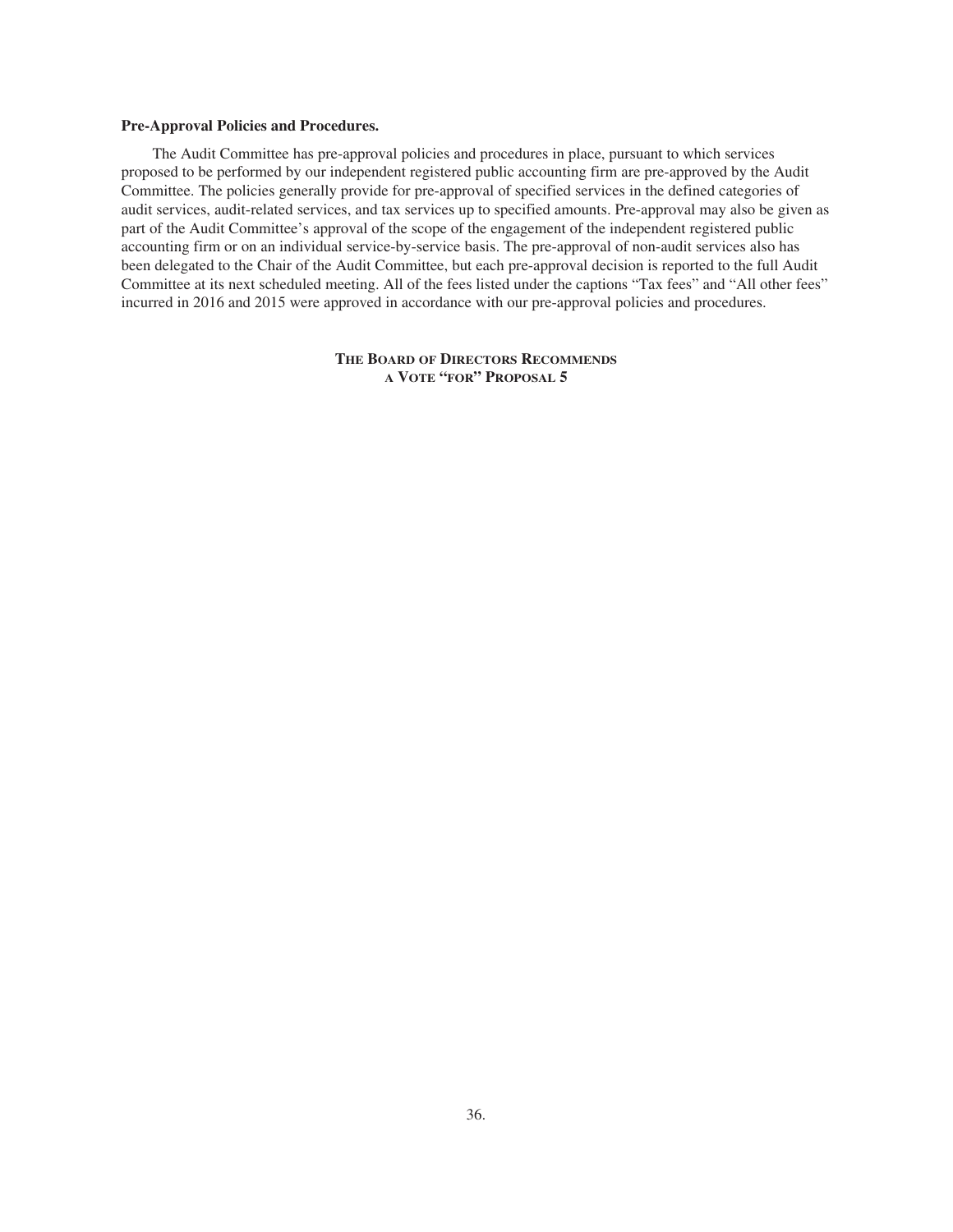**Pre-Approval Policies and Procedures.**

The Audit Committee has pre-approval policies and procedures in place, pursuant to which services proposed to be performed by our independent registered public accounting firm are pre-approved by the Audit Committee. The policies generally provide for pre-approval of specified services in the defined categories of audit services, audit-related services, and tax services up to specified amounts. Pre-approval may also be given as part of the Audit Committee's approval of the scope of the engagement of the independent registered public accounting firm or on an individual service-by-service basis. The pre-approval of non-audit services also has been delegated to the Chair of the Audit Committee, but each pre-approval decision is reported to the full Audit Committee at its next scheduled meeting. All of the fees listed under the captions "Tax fees" and "All other fees" incurred in 2016 and 2015 were approved in accordance with our pre-approval policies and procedures.

**THE BOARD OF DIRECTORS RECOMMENDS**
**A VOTE "FOR" PROPOSAL 5**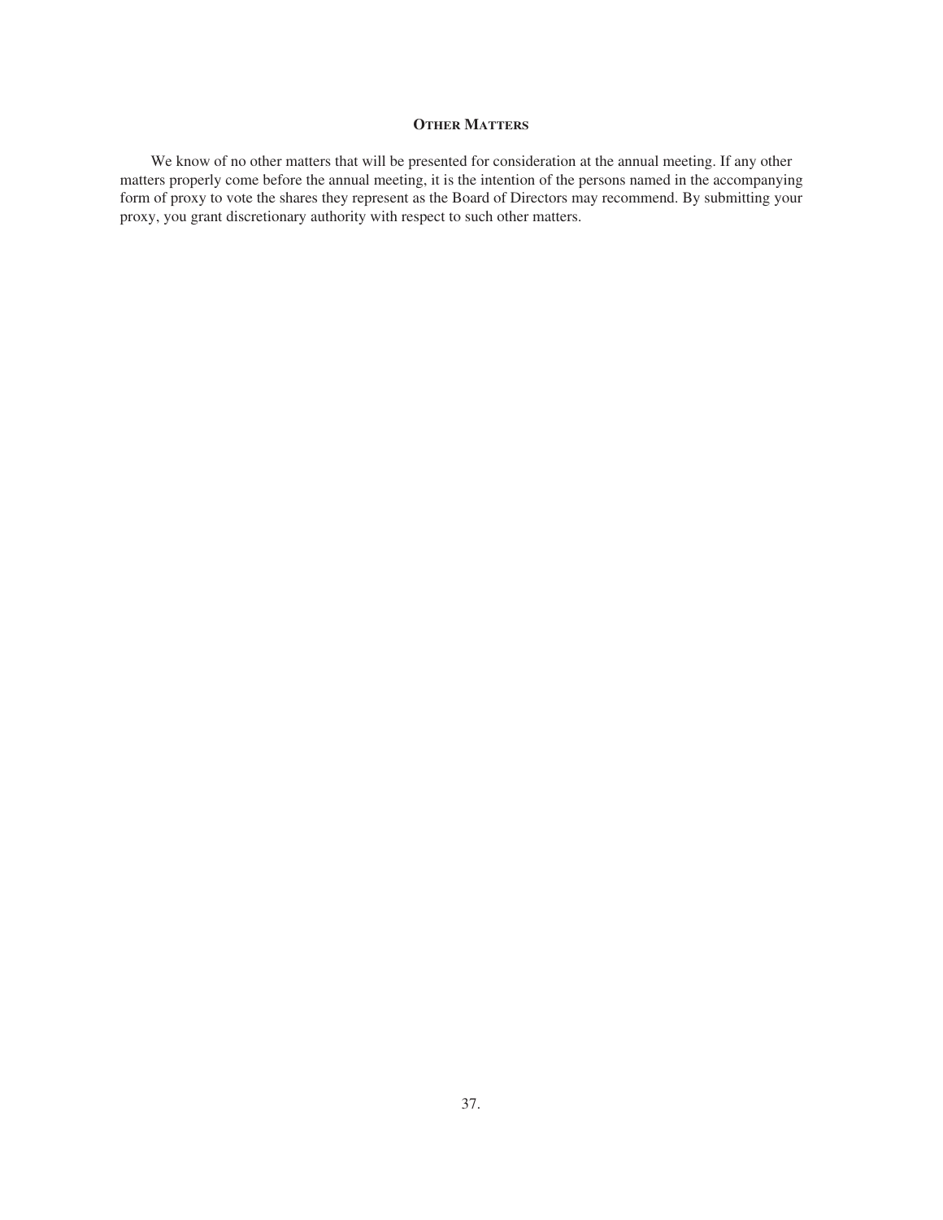## Other Matters

We know of no other matters that will be presented for consideration at the annual meeting. If any other matters properly come before the annual meeting, it is the intention of the persons named in the accompanying form of proxy to vote the shares they represent as the Board of Directors may recommend. By submitting your proxy, you grant discretionary authority with respect to such other matters.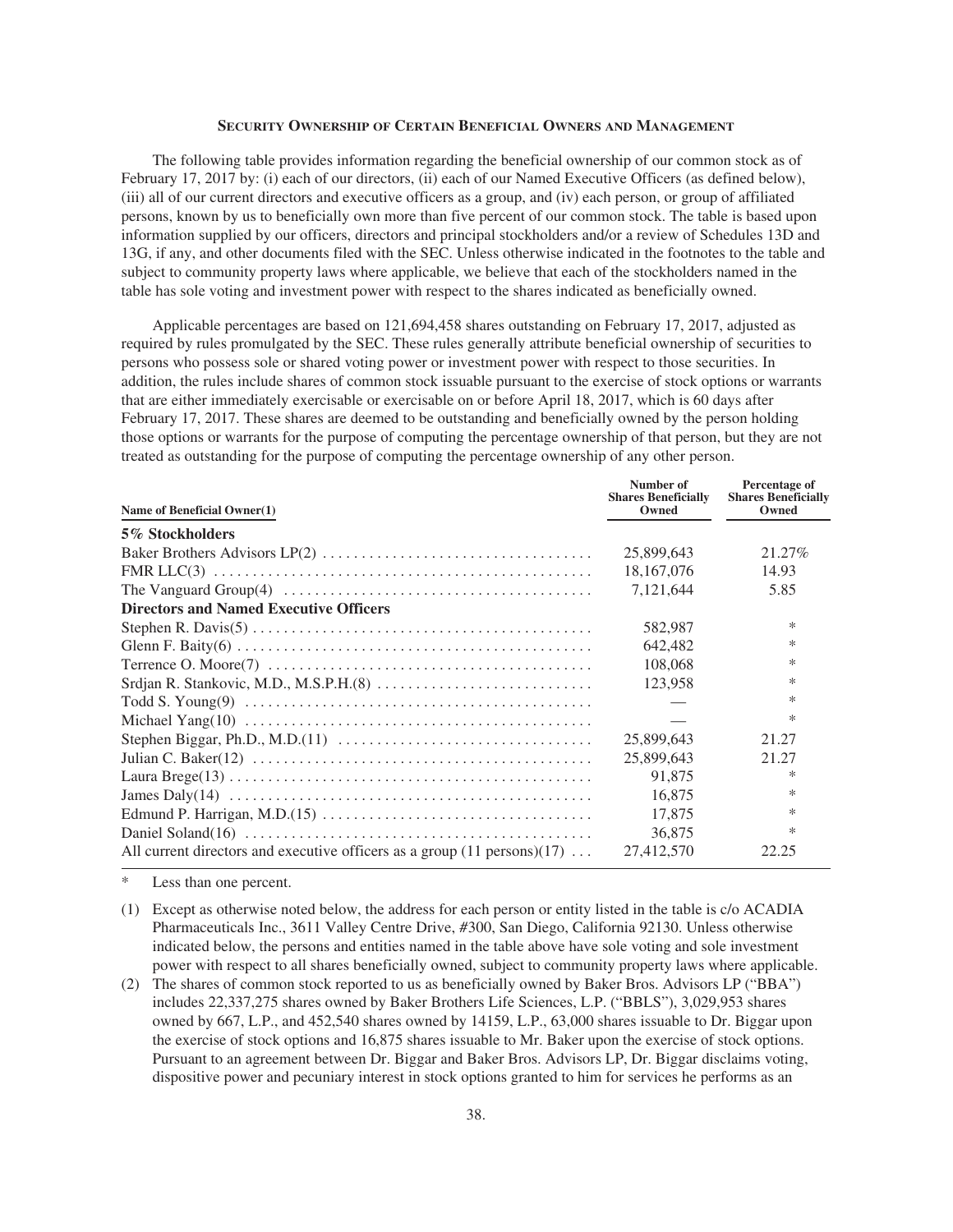## SECURITY OWNERSHIP OF CERTAIN BENEFICIAL OWNERS AND MANAGEMENT

The following table provides information regarding the beneficial ownership of our common stock as of February 17, 2017 by: (i) each of our directors, (ii) each of our Named Executive Officers (as defined below), (iii) all of our current directors and executive officers as a group, and (iv) each person, or group of affiliated persons, known by us to beneficially own more than five percent of our common stock. The table is based upon information supplied by our officers, directors and principal stockholders and/or a review of Schedules 13D and 13G, if any, and other documents filed with the SEC. Unless otherwise indicated in the footnotes to the table and subject to community property laws where applicable, we believe that each of the stockholders named in the table has sole voting and investment power with respect to the shares indicated as beneficially owned.

Applicable percentages are based on 121,694,458 shares outstanding on February 17, 2017, adjusted as required by rules promulgated by the SEC. These rules generally attribute beneficial ownership of securities to persons who possess sole or shared voting power or investment power with respect to those securities. In addition, the rules include shares of common stock issuable pursuant to the exercise of stock options or warrants that are either immediately exercisable or exercisable on or before April 18, 2017, which is 60 days after February 17, 2017. These shares are deemed to be outstanding and beneficially owned by the person holding those options or warrants for the purpose of computing the percentage ownership of that person, but they are not treated as outstanding for the purpose of computing the percentage ownership of any other person.

| Name of Beneficial Owner(1) | Number of Shares Beneficially Owned | Percentage of Shares Beneficially Owned |
|---|---|---|
| **5% Stockholders** | | |
| Baker Brothers Advisors LP(2) | 25,899,643 | 21.27% |
| FMR LLC(3) | 18,167,076 | 14.93 |
| The Vanguard Group(4) | 7,121,644 | 5.85 |
| **Directors and Named Executive Officers** | | |
| Stephen R. Davis(5) | 582,987 | * |
| Glenn F. Baity(6) | 642,482 | * |
| Terrence O. Moore(7) | 108,068 | * |
| Srdjan R. Stankovic, M.D., M.S.P.H.(8) | 123,958 | * |
| Todd S. Young(9) | — | * |
| Michael Yang(10) | — | * |
| Stephen Biggar, Ph.D., M.D.(11) | 25,899,643 | 21.27 |
| Julian C. Baker(12) | 25,899,643 | 21.27 |
| Laura Brege(13) | 91,875 | * |
| James Daly(14) | 16,875 | * |
| Edmund P. Harrigan, M.D.(15) | 17,875 | * |
| Daniel Soland(16) | 36,875 | * |
| All current directors and executive officers as a group (11 persons)(17) | 27,412,570 | 22.25 |

\* Less than one percent.

(1) Except as otherwise noted below, the address for each person or entity listed in the table is c/o ACADIA Pharmaceuticals Inc., 3611 Valley Centre Drive, #300, San Diego, California 92130. Unless otherwise indicated below, the persons and entities named in the table above have sole voting and sole investment power with respect to all shares beneficially owned, subject to community property laws where applicable.

(2) The shares of common stock reported to us as beneficially owned by Baker Bros. Advisors LP ("BBA") includes 22,337,275 shares owned by Baker Brothers Life Sciences, L.P. ("BBLS"), 3,029,953 shares owned by 667, L.P., and 452,540 shares owned by 14159, L.P., 63,000 shares issuable to Dr. Biggar upon the exercise of stock options and 16,875 shares issuable to Mr. Baker upon the exercise of stock options. Pursuant to an agreement between Dr. Biggar and Baker Bros. Advisors LP, Dr. Biggar disclaims voting, dispositive power and pecuniary interest in stock options granted to him for services he performs as an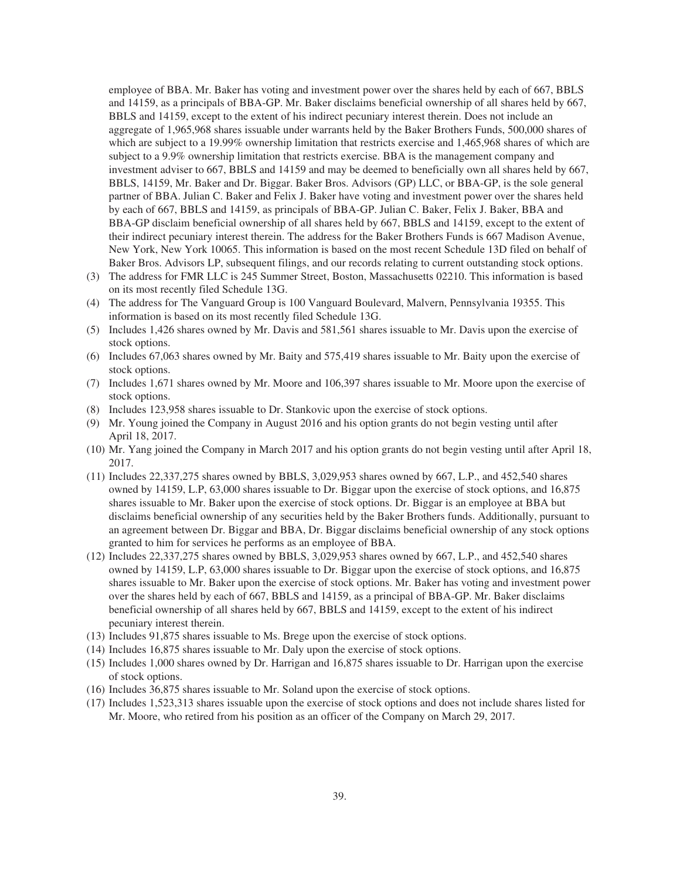employee of BBA. Mr. Baker has voting and investment power over the shares held by each of 667, BBLS and 14159, as a principals of BBA-GP. Mr. Baker disclaims beneficial ownership of all shares held by 667, BBLS and 14159, except to the extent of his indirect pecuniary interest therein. Does not include an aggregate of 1,965,968 shares issuable under warrants held by the Baker Brothers Funds, 500,000 shares of which are subject to a 19.99% ownership limitation that restricts exercise and 1,465,968 shares of which are subject to a 9.9% ownership limitation that restricts exercise. BBA is the management company and investment adviser to 667, BBLS and 14159 and may be deemed to beneficially own all shares held by 667, BBLS, 14159, Mr. Baker and Dr. Biggar. Baker Bros. Advisors (GP) LLC, or BBA-GP, is the sole general partner of BBA. Julian C. Baker and Felix J. Baker have voting and investment power over the shares held by each of 667, BBLS and 14159, as principals of BBA-GP. Julian C. Baker, Felix J. Baker, BBA and BBA-GP disclaim beneficial ownership of all shares held by 667, BBLS and 14159, except to the extent of their indirect pecuniary interest therein. The address for the Baker Brothers Funds is 667 Madison Avenue, New York, New York 10065. This information is based on the most recent Schedule 13D filed on behalf of Baker Bros. Advisors LP, subsequent filings, and our records relating to current outstanding stock options.

(3) The address for FMR LLC is 245 Summer Street, Boston, Massachusetts 02210. This information is based on its most recently filed Schedule 13G.

(4) The address for The Vanguard Group is 100 Vanguard Boulevard, Malvern, Pennsylvania 19355. This information is based on its most recently filed Schedule 13G.

(5) Includes 1,426 shares owned by Mr. Davis and 581,561 shares issuable to Mr. Davis upon the exercise of stock options.

(6) Includes 67,063 shares owned by Mr. Baity and 575,419 shares issuable to Mr. Baity upon the exercise of stock options.

(7) Includes 1,671 shares owned by Mr. Moore and 106,397 shares issuable to Mr. Moore upon the exercise of stock options.

(8) Includes 123,958 shares issuable to Dr. Stankovic upon the exercise of stock options.

(9) Mr. Young joined the Company in August 2016 and his option grants do not begin vesting until after April 18, 2017.

(10) Mr. Yang joined the Company in March 2017 and his option grants do not begin vesting until after April 18, 2017.

(11) Includes 22,337,275 shares owned by BBLS, 3,029,953 shares owned by 667, L.P., and 452,540 shares owned by 14159, L.P, 63,000 shares issuable to Dr. Biggar upon the exercise of stock options, and 16,875 shares issuable to Mr. Baker upon the exercise of stock options. Dr. Biggar is an employee at BBA but disclaims beneficial ownership of any securities held by the Baker Brothers funds. Additionally, pursuant to an agreement between Dr. Biggar and BBA, Dr. Biggar disclaims beneficial ownership of any stock options granted to him for services he performs as an employee of BBA.

(12) Includes 22,337,275 shares owned by BBLS, 3,029,953 shares owned by 667, L.P., and 452,540 shares owned by 14159, L.P, 63,000 shares issuable to Dr. Biggar upon the exercise of stock options, and 16,875 shares issuable to Mr. Baker upon the exercise of stock options. Mr. Baker has voting and investment power over the shares held by each of 667, BBLS and 14159, as a principal of BBA-GP. Mr. Baker disclaims beneficial ownership of all shares held by 667, BBLS and 14159, except to the extent of his indirect pecuniary interest therein.

(13) Includes 91,875 shares issuable to Ms. Brege upon the exercise of stock options.

(14) Includes 16,875 shares issuable to Mr. Daly upon the exercise of stock options.

(15) Includes 1,000 shares owned by Dr. Harrigan and 16,875 shares issuable to Dr. Harrigan upon the exercise of stock options.

(16) Includes 36,875 shares issuable to Mr. Soland upon the exercise of stock options.

(17) Includes 1,523,313 shares issuable upon the exercise of stock options and does not include shares listed for Mr. Moore, who retired from his position as an officer of the Company on March 29, 2017.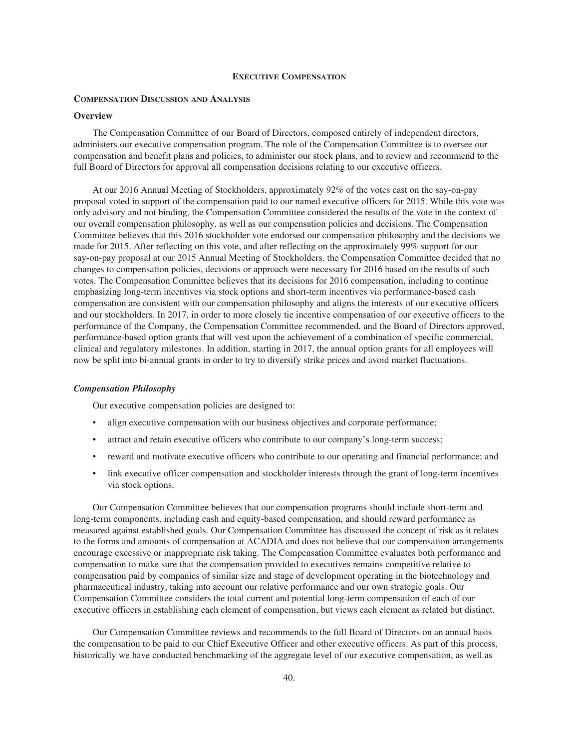## EXECUTIVE COMPENSATION

### COMPENSATION DISCUSSION AND ANALYSIS

### Overview

The Compensation Committee of our Board of Directors, composed entirely of independent directors, administers our executive compensation program. The role of the Compensation Committee is to oversee our compensation and benefit plans and policies, to administer our stock plans, and to review and recommend to the full Board of Directors for approval all compensation decisions relating to our executive officers.

At our 2016 Annual Meeting of Stockholders, approximately 92% of the votes cast on the say-on-pay proposal voted in support of the compensation paid to our named executive officers for 2015. While this vote was only advisory and not binding, the Compensation Committee considered the results of the vote in the context of our overall compensation philosophy, as well as our compensation policies and decisions. The Compensation Committee believes that this 2016 stockholder vote endorsed our compensation philosophy and the decisions we made for 2015. After reflecting on this vote, and after reflecting on the approximately 99% support for our say-on-pay proposal at our 2015 Annual Meeting of Stockholders, the Compensation Committee decided that no changes to compensation policies, decisions or approach were necessary for 2016 based on the results of such votes. The Compensation Committee believes that its decisions for 2016 compensation, including to continue emphasizing long-term incentives via stock options and short-term incentives via performance-based cash compensation are consistent with our compensation philosophy and aligns the interests of our executive officers and our stockholders. In 2017, in order to more closely tie incentive compensation of our executive officers to the performance of the Company, the Compensation Committee recommended, and the Board of Directors approved, performance-based option grants that will vest upon the achievement of a combination of specific commercial, clinical and regulatory milestones. In addition, starting in 2017, the annual option grants for all employees will now be split into bi-annual grants in order to try to diversify strike prices and avoid market fluctuations.

#### *Compensation Philosophy*

Our executive compensation policies are designed to:

- align executive compensation with our business objectives and corporate performance;
- attract and retain executive officers who contribute to our company's long-term success;
- reward and motivate executive officers who contribute to our operating and financial performance; and
- link executive officer compensation and stockholder interests through the grant of long-term incentives via stock options.

Our Compensation Committee believes that our compensation programs should include short-term and long-term components, including cash and equity-based compensation, and should reward performance as measured against established goals. Our Compensation Committee has discussed the concept of risk as it relates to the forms and amounts of compensation at ACADIA and does not believe that our compensation arrangements encourage excessive or inappropriate risk taking. The Compensation Committee evaluates both performance and compensation to make sure that the compensation provided to executives remains competitive relative to compensation paid by companies of similar size and stage of development operating in the biotechnology and pharmaceutical industry, taking into account our relative performance and our own strategic goals. Our Compensation Committee considers the total current and potential long-term compensation of each of our executive officers in establishing each element of compensation, but views each element as related but distinct.

Our Compensation Committee reviews and recommends to the full Board of Directors on an annual basis the compensation to be paid to our Chief Executive Officer and other executive officers. As part of this process, historically we have conducted benchmarking of the aggregate level of our executive compensation, as well as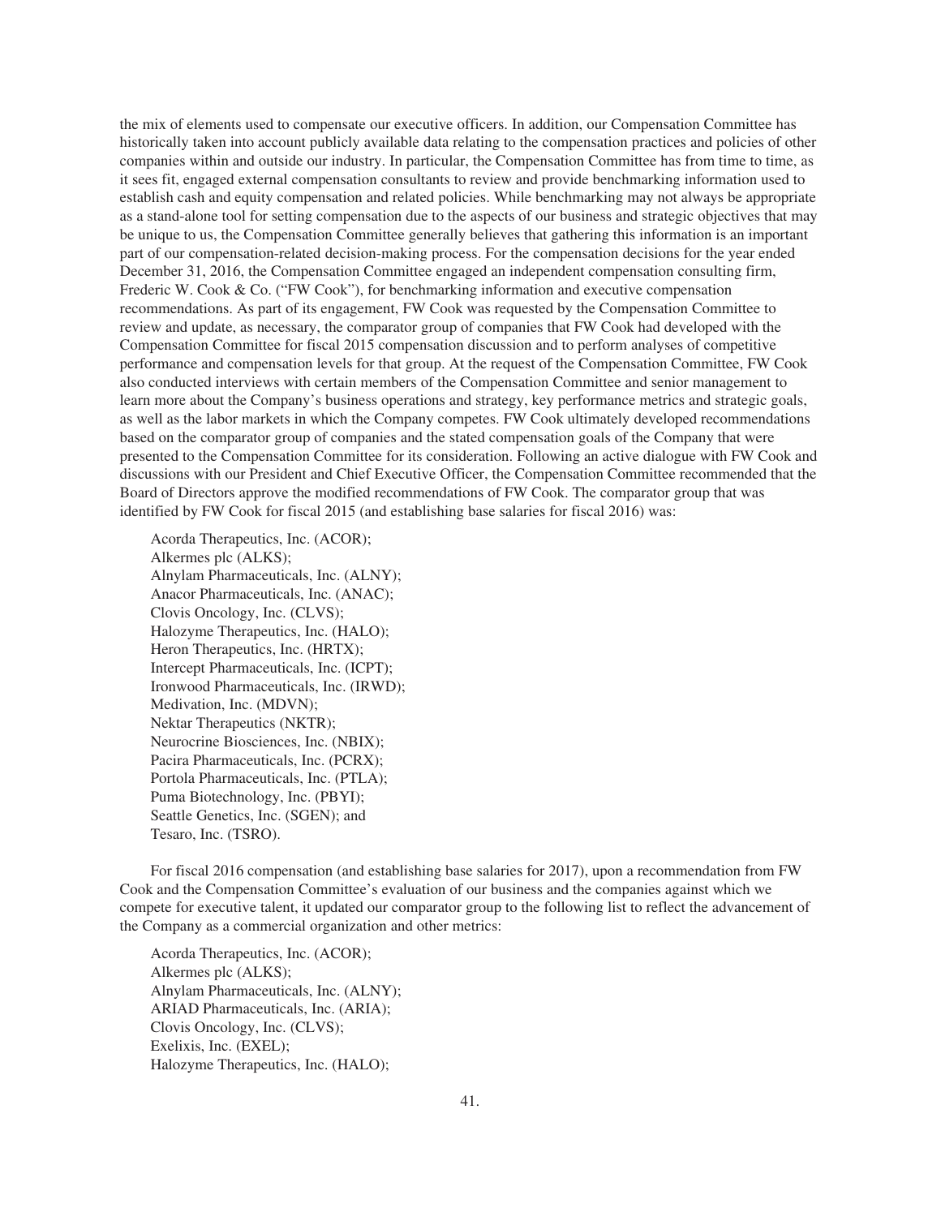the mix of elements used to compensate our executive officers. In addition, our Compensation Committee has historically taken into account publicly available data relating to the compensation practices and policies of other companies within and outside our industry. In particular, the Compensation Committee has from time to time, as it sees fit, engaged external compensation consultants to review and provide benchmarking information used to establish cash and equity compensation and related policies. While benchmarking may not always be appropriate as a stand-alone tool for setting compensation due to the aspects of our business and strategic objectives that may be unique to us, the Compensation Committee generally believes that gathering this information is an important part of our compensation-related decision-making process. For the compensation decisions for the year ended December 31, 2016, the Compensation Committee engaged an independent compensation consulting firm, Frederic W. Cook & Co. ("FW Cook"), for benchmarking information and executive compensation recommendations. As part of its engagement, FW Cook was requested by the Compensation Committee to review and update, as necessary, the comparator group of companies that FW Cook had developed with the Compensation Committee for fiscal 2015 compensation discussion and to perform analyses of competitive performance and compensation levels for that group. At the request of the Compensation Committee, FW Cook also conducted interviews with certain members of the Compensation Committee and senior management to learn more about the Company's business operations and strategy, key performance metrics and strategic goals, as well as the labor markets in which the Company competes. FW Cook ultimately developed recommendations based on the comparator group of companies and the stated compensation goals of the Company that were presented to the Compensation Committee for its consideration. Following an active dialogue with FW Cook and discussions with our President and Chief Executive Officer, the Compensation Committee recommended that the Board of Directors approve the modified recommendations of FW Cook. The comparator group that was identified by FW Cook for fiscal 2015 (and establishing base salaries for fiscal 2016) was:

Acorda Therapeutics, Inc. (ACOR);
Alkermes plc (ALKS);
Alnylam Pharmaceuticals, Inc. (ALNY);
Anacor Pharmaceuticals, Inc. (ANAC);
Clovis Oncology, Inc. (CLVS);
Halozyme Therapeutics, Inc. (HALO);
Heron Therapeutics, Inc. (HRTX);
Intercept Pharmaceuticals, Inc. (ICPT);
Ironwood Pharmaceuticals, Inc. (IRWD);
Medivation, Inc. (MDVN);
Nektar Therapeutics (NKTR);
Neurocrine Biosciences, Inc. (NBIX);
Pacira Pharmaceuticals, Inc. (PCRX);
Portola Pharmaceuticals, Inc. (PTLA);
Puma Biotechnology, Inc. (PBYI);
Seattle Genetics, Inc. (SGEN); and
Tesaro, Inc. (TSRO).

For fiscal 2016 compensation (and establishing base salaries for 2017), upon a recommendation from FW Cook and the Compensation Committee's evaluation of our business and the companies against which we compete for executive talent, it updated our comparator group to the following list to reflect the advancement of the Company as a commercial organization and other metrics:

Acorda Therapeutics, Inc. (ACOR);
Alkermes plc (ALKS);
Alnylam Pharmaceuticals, Inc. (ALNY);
ARIAD Pharmaceuticals, Inc. (ARIA);
Clovis Oncology, Inc. (CLVS);
Exelixis, Inc. (EXEL);
Halozyme Therapeutics, Inc. (HALO);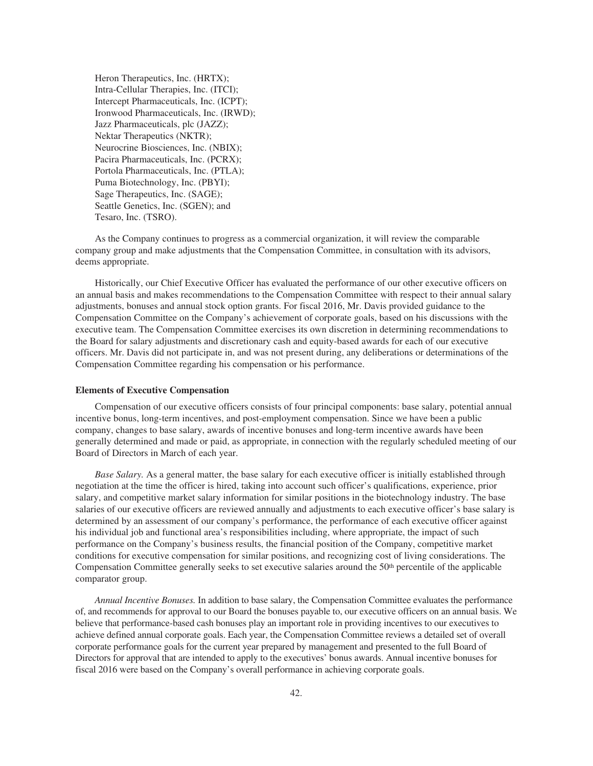Heron Therapeutics, Inc. (HRTX);
Intra-Cellular Therapies, Inc. (ITCI);
Intercept Pharmaceuticals, Inc. (ICPT);
Ironwood Pharmaceuticals, Inc. (IRWD);
Jazz Pharmaceuticals, plc (JAZZ);
Nektar Therapeutics (NKTR);
Neurocrine Biosciences, Inc. (NBIX);
Pacira Pharmaceuticals, Inc. (PCRX);
Portola Pharmaceuticals, Inc. (PTLA);
Puma Biotechnology, Inc. (PBYI);
Sage Therapeutics, Inc. (SAGE);
Seattle Genetics, Inc. (SGEN); and
Tesaro, Inc. (TSRO).

As the Company continues to progress as a commercial organization, it will review the comparable company group and make adjustments that the Compensation Committee, in consultation with its advisors, deems appropriate.

Historically, our Chief Executive Officer has evaluated the performance of our other executive officers on an annual basis and makes recommendations to the Compensation Committee with respect to their annual salary adjustments, bonuses and annual stock option grants. For fiscal 2016, Mr. Davis provided guidance to the Compensation Committee on the Company's achievement of corporate goals, based on his discussions with the executive team. The Compensation Committee exercises its own discretion in determining recommendations to the Board for salary adjustments and discretionary cash and equity-based awards for each of our executive officers. Mr. Davis did not participate in, and was not present during, any deliberations or determinations of the Compensation Committee regarding his compensation or his performance.

**Elements of Executive Compensation**

Compensation of our executive officers consists of four principal components: base salary, potential annual incentive bonus, long-term incentives, and post-employment compensation. Since we have been a public company, changes to base salary, awards of incentive bonuses and long-term incentive awards have been generally determined and made or paid, as appropriate, in connection with the regularly scheduled meeting of our Board of Directors in March of each year.

*Base Salary.* As a general matter, the base salary for each executive officer is initially established through negotiation at the time the officer is hired, taking into account such officer's qualifications, experience, prior salary, and competitive market salary information for similar positions in the biotechnology industry. The base salaries of our executive officers are reviewed annually and adjustments to each executive officer's base salary is determined by an assessment of our company's performance, the performance of each executive officer against his individual job and functional area's responsibilities including, where appropriate, the impact of such performance on the Company's business results, the financial position of the Company, competitive market conditions for executive compensation for similar positions, and recognizing cost of living considerations. The Compensation Committee generally seeks to set executive salaries around the 50th percentile of the applicable comparator group.

*Annual Incentive Bonuses.* In addition to base salary, the Compensation Committee evaluates the performance of, and recommends for approval to our Board the bonuses payable to, our executive officers on an annual basis. We believe that performance-based cash bonuses play an important role in providing incentives to our executives to achieve defined annual corporate goals. Each year, the Compensation Committee reviews a detailed set of overall corporate performance goals for the current year prepared by management and presented to the full Board of Directors for approval that are intended to apply to the executives' bonus awards. Annual incentive bonuses for fiscal 2016 were based on the Company's overall performance in achieving corporate goals.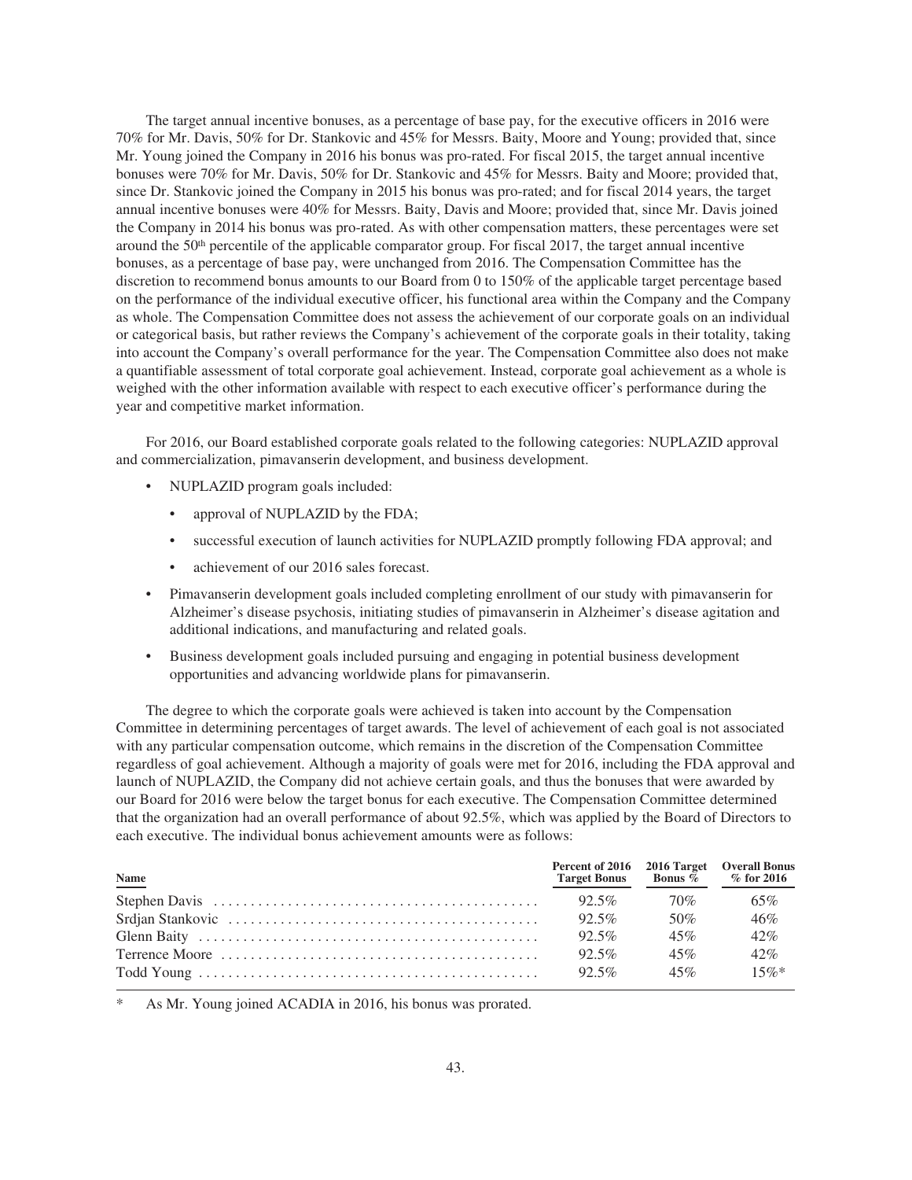The target annual incentive bonuses, as a percentage of base pay, for the executive officers in 2016 were 70% for Mr. Davis, 50% for Dr. Stankovic and 45% for Messrs. Baity, Moore and Young; provided that, since Mr. Young joined the Company in 2016 his bonus was pro-rated. For fiscal 2015, the target annual incentive bonuses were 70% for Mr. Davis, 50% for Dr. Stankovic and 45% for Messrs. Baity and Moore; provided that, since Dr. Stankovic joined the Company in 2015 his bonus was pro-rated; and for fiscal 2014 years, the target annual incentive bonuses were 40% for Messrs. Baity, Davis and Moore; provided that, since Mr. Davis joined the Company in 2014 his bonus was pro-rated. As with other compensation matters, these percentages were set around the 50th percentile of the applicable comparator group. For fiscal 2017, the target annual incentive bonuses, as a percentage of base pay, were unchanged from 2016. The Compensation Committee has the discretion to recommend bonus amounts to our Board from 0 to 150% of the applicable target percentage based on the performance of the individual executive officer, his functional area within the Company and the Company as whole. The Compensation Committee does not assess the achievement of our corporate goals on an individual or categorical basis, but rather reviews the Company's achievement of the corporate goals in their totality, taking into account the Company's overall performance for the year. The Compensation Committee also does not make a quantifiable assessment of total corporate goal achievement. Instead, corporate goal achievement as a whole is weighed with the other information available with respect to each executive officer's performance during the year and competitive market information.

For 2016, our Board established corporate goals related to the following categories: NUPLAZID approval and commercialization, pimavanserin development, and business development.

- NUPLAZID program goals included:
  - approval of NUPLAZID by the FDA;
  - successful execution of launch activities for NUPLAZID promptly following FDA approval; and
  - achievement of our 2016 sales forecast.
- Pimavanserin development goals included completing enrollment of our study with pimavanserin for Alzheimer's disease psychosis, initiating studies of pimavanserin in Alzheimer's disease agitation and additional indications, and manufacturing and related goals.
- Business development goals included pursuing and engaging in potential business development opportunities and advancing worldwide plans for pimavanserin.

The degree to which the corporate goals were achieved is taken into account by the Compensation Committee in determining percentages of target awards. The level of achievement of each goal is not associated with any particular compensation outcome, which remains in the discretion of the Compensation Committee regardless of goal achievement. Although a majority of goals were met for 2016, including the FDA approval and launch of NUPLAZID, the Company did not achieve certain goals, and thus the bonuses that were awarded by our Board for 2016 were below the target bonus for each executive. The Compensation Committee determined that the organization had an overall performance of about 92.5%, which was applied by the Board of Directors to each executive. The individual bonus achievement amounts were as follows:

| Name | Percent of 2016 Target Bonus | 2016 Target Bonus % | Overall Bonus % for 2016 |
|---|---|---|---|
| Stephen Davis | 92.5% | 70% | 65% |
| Srdjan Stankovic | 92.5% | 50% | 46% |
| Glenn Baity | 92.5% | 45% | 42% |
| Terrence Moore | 92.5% | 45% | 42% |
| Todd Young | 92.5% | 45% | 15%* |

\* As Mr. Young joined ACADIA in 2016, his bonus was prorated.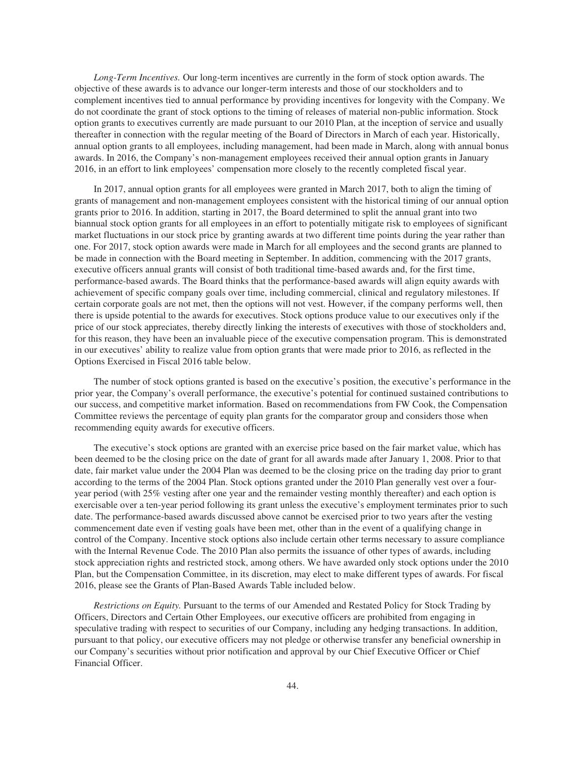*Long-Term Incentives.* Our long-term incentives are currently in the form of stock option awards. The objective of these awards is to advance our longer-term interests and those of our stockholders and to complement incentives tied to annual performance by providing incentives for longevity with the Company. We do not coordinate the grant of stock options to the timing of releases of material non-public information. Stock option grants to executives currently are made pursuant to our 2010 Plan, at the inception of service and usually thereafter in connection with the regular meeting of the Board of Directors in March of each year. Historically, annual option grants to all employees, including management, had been made in March, along with annual bonus awards. In 2016, the Company's non-management employees received their annual option grants in January 2016, in an effort to link employees' compensation more closely to the recently completed fiscal year.

In 2017, annual option grants for all employees were granted in March 2017, both to align the timing of grants of management and non-management employees consistent with the historical timing of our annual option grants prior to 2016. In addition, starting in 2017, the Board determined to split the annual grant into two biannual stock option grants for all employees in an effort to potentially mitigate risk to employees of significant market fluctuations in our stock price by granting awards at two different time points during the year rather than one. For 2017, stock option awards were made in March for all employees and the second grants are planned to be made in connection with the Board meeting in September. In addition, commencing with the 2017 grants, executive officers annual grants will consist of both traditional time-based awards and, for the first time, performance-based awards. The Board thinks that the performance-based awards will align equity awards with achievement of specific company goals over time, including commercial, clinical and regulatory milestones. If certain corporate goals are not met, then the options will not vest. However, if the company performs well, then there is upside potential to the awards for executives. Stock options produce value to our executives only if the price of our stock appreciates, thereby directly linking the interests of executives with those of stockholders and, for this reason, they have been an invaluable piece of the executive compensation program. This is demonstrated in our executives' ability to realize value from option grants that were made prior to 2016, as reflected in the Options Exercised in Fiscal 2016 table below.

The number of stock options granted is based on the executive's position, the executive's performance in the prior year, the Company's overall performance, the executive's potential for continued sustained contributions to our success, and competitive market information. Based on recommendations from FW Cook, the Compensation Committee reviews the percentage of equity plan grants for the comparator group and considers those when recommending equity awards for executive officers.

The executive's stock options are granted with an exercise price based on the fair market value, which has been deemed to be the closing price on the date of grant for all awards made after January 1, 2008. Prior to that date, fair market value under the 2004 Plan was deemed to be the closing price on the trading day prior to grant according to the terms of the 2004 Plan. Stock options granted under the 2010 Plan generally vest over a four-year period (with 25% vesting after one year and the remainder vesting monthly thereafter) and each option is exercisable over a ten-year period following its grant unless the executive's employment terminates prior to such date. The performance-based awards discussed above cannot be exercised prior to two years after the vesting commencement date even if vesting goals have been met, other than in the event of a qualifying change in control of the Company. Incentive stock options also include certain other terms necessary to assure compliance with the Internal Revenue Code. The 2010 Plan also permits the issuance of other types of awards, including stock appreciation rights and restricted stock, among others. We have awarded only stock options under the 2010 Plan, but the Compensation Committee, in its discretion, may elect to make different types of awards. For fiscal 2016, please see the Grants of Plan-Based Awards Table included below.

*Restrictions on Equity.* Pursuant to the terms of our Amended and Restated Policy for Stock Trading by Officers, Directors and Certain Other Employees, our executive officers are prohibited from engaging in speculative trading with respect to securities of our Company, including any hedging transactions. In addition, pursuant to that policy, our executive officers may not pledge or otherwise transfer any beneficial ownership in our Company's securities without prior notification and approval by our Chief Executive Officer or Chief Financial Officer.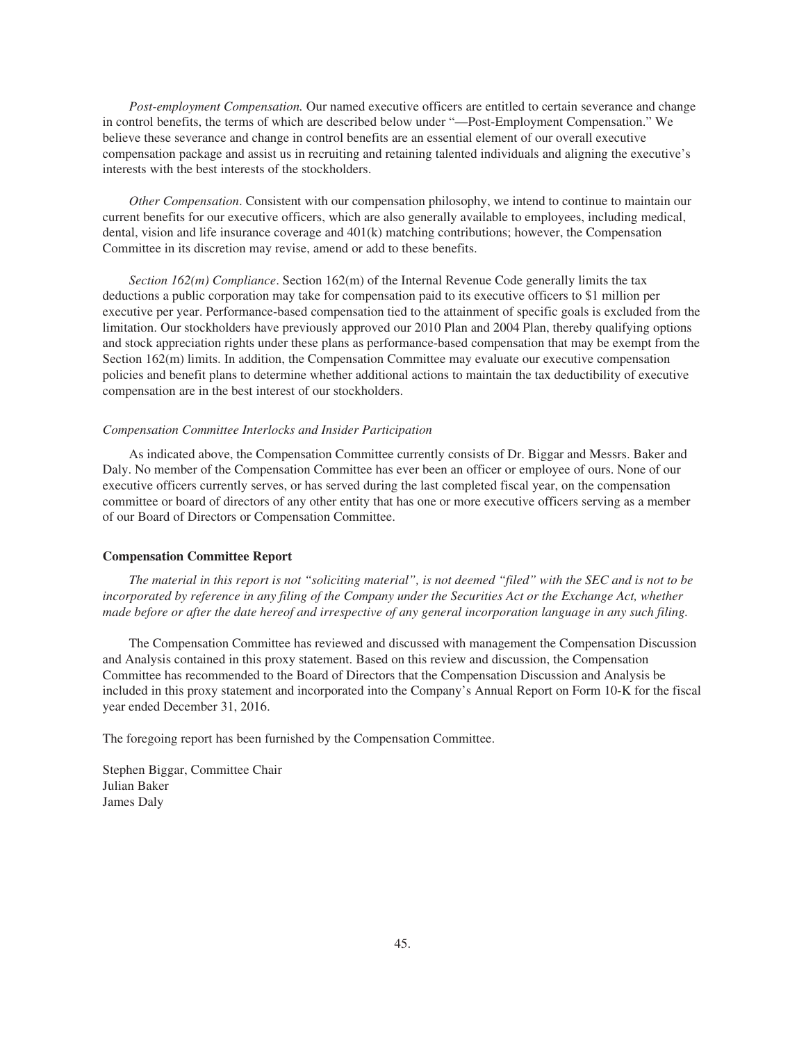*Post-employment Compensation.* Our named executive officers are entitled to certain severance and change in control benefits, the terms of which are described below under "—Post-Employment Compensation." We believe these severance and change in control benefits are an essential element of our overall executive compensation package and assist us in recruiting and retaining talented individuals and aligning the executive's interests with the best interests of the stockholders.

*Other Compensation*. Consistent with our compensation philosophy, we intend to continue to maintain our current benefits for our executive officers, which are also generally available to employees, including medical, dental, vision and life insurance coverage and 401(k) matching contributions; however, the Compensation Committee in its discretion may revise, amend or add to these benefits.

*Section 162(m) Compliance*. Section 162(m) of the Internal Revenue Code generally limits the tax deductions a public corporation may take for compensation paid to its executive officers to $1 million per executive per year. Performance-based compensation tied to the attainment of specific goals is excluded from the limitation. Our stockholders have previously approved our 2010 Plan and 2004 Plan, thereby qualifying options and stock appreciation rights under these plans as performance-based compensation that may be exempt from the Section 162(m) limits. In addition, the Compensation Committee may evaluate our executive compensation policies and benefit plans to determine whether additional actions to maintain the tax deductibility of executive compensation are in the best interest of our stockholders.

*Compensation Committee Interlocks and Insider Participation*

As indicated above, the Compensation Committee currently consists of Dr. Biggar and Messrs. Baker and Daly. No member of the Compensation Committee has ever been an officer or employee of ours. None of our executive officers currently serves, or has served during the last completed fiscal year, on the compensation committee or board of directors of any other entity that has one or more executive officers serving as a member of our Board of Directors or Compensation Committee.

**Compensation Committee Report**

*The material in this report is not "soliciting material", is not deemed "filed" with the SEC and is not to be incorporated by reference in any filing of the Company under the Securities Act or the Exchange Act, whether made before or after the date hereof and irrespective of any general incorporation language in any such filing.*

The Compensation Committee has reviewed and discussed with management the Compensation Discussion and Analysis contained in this proxy statement. Based on this review and discussion, the Compensation Committee has recommended to the Board of Directors that the Compensation Discussion and Analysis be included in this proxy statement and incorporated into the Company's Annual Report on Form 10-K for the fiscal year ended December 31, 2016.

The foregoing report has been furnished by the Compensation Committee.

Stephen Biggar, Committee Chair
Julian Baker
James Daly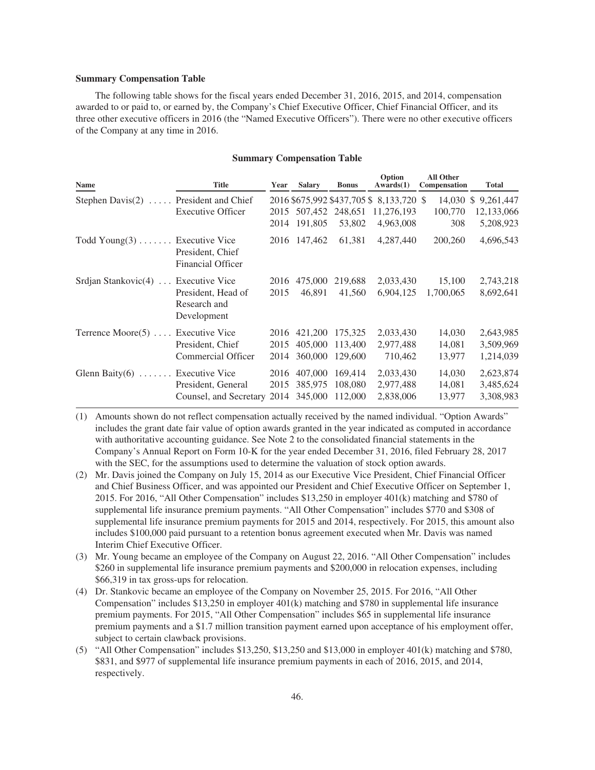**Summary Compensation Table**

The following table shows for the fiscal years ended December 31, 2016, 2015, and 2014, compensation awarded to or paid to, or earned by, the Company's Chief Executive Officer, Chief Financial Officer, and its three other executive officers in 2016 (the "Named Executive Officers"). There were no other executive officers of the Company at any time in 2016.

**Summary Compensation Table**

| Name | Title | Year | Salary | Bonus | Option Awards(1) | All Other Compensation | Total |
|---|---|---|---|---|---|---|---|
| Stephen Davis(2) | President and Chief Executive Officer | 2016 | $675,992 | $437,705 | $ 8,133,720 | $ 14,030 | $ 9,261,447 |
| | | 2015 | 507,452 | 248,651 | 11,276,193 | 100,770 | 12,133,066 |
| | | 2014 | 191,805 | 53,802 | 4,963,008 | 308 | 5,208,923 |
| Todd Young(3) | Executive Vice President, Chief Financial Officer | 2016 | 147,462 | 61,381 | 4,287,440 | 200,260 | 4,696,543 |
| Srdjan Stankovic(4) | Executive Vice President, Head of Research and Development | 2016 | 475,000 | 219,688 | 2,033,430 | 15,100 | 2,743,218 |
| | | 2015 | 46,891 | 41,560 | 6,904,125 | 1,700,065 | 8,692,641 |
| Terrence Moore(5) | Executive Vice President, Chief Commercial Officer | 2016 | 421,200 | 175,325 | 2,033,430 | 14,030 | 2,643,985 |
| | | 2015 | 405,000 | 113,400 | 2,977,488 | 14,081 | 3,509,969 |
| | | 2014 | 360,000 | 129,600 | 710,462 | 13,977 | 1,214,039 |
| Glenn Baity(6) | Executive Vice President, General Counsel, and Secretary | 2016 | 407,000 | 169,414 | 2,033,430 | 14,030 | 2,623,874 |
| | | 2015 | 385,975 | 108,080 | 2,977,488 | 14,081 | 3,485,624 |
| | | 2014 | 345,000 | 112,000 | 2,838,006 | 13,977 | 3,308,983 |

(1) Amounts shown do not reflect compensation actually received by the named individual. "Option Awards" includes the grant date fair value of option awards granted in the year indicated as computed in accordance with authoritative accounting guidance. See Note 2 to the consolidated financial statements in the Company's Annual Report on Form 10-K for the year ended December 31, 2016, filed February 28, 2017 with the SEC, for the assumptions used to determine the valuation of stock option awards.

(2) Mr. Davis joined the Company on July 15, 2014 as our Executive Vice President, Chief Financial Officer and Chief Business Officer, and was appointed our President and Chief Executive Officer on September 1, 2015. For 2016, "All Other Compensation" includes $13,250 in employer 401(k) matching and $780 of supplemental life insurance premium payments. "All Other Compensation" includes $770 and $308 of supplemental life insurance premium payments for 2015 and 2014, respectively. For 2015, this amount also includes $100,000 paid pursuant to a retention bonus agreement executed when Mr. Davis was named Interim Chief Executive Officer.

(3) Mr. Young became an employee of the Company on August 22, 2016. "All Other Compensation" includes $260 in supplemental life insurance premium payments and $200,000 in relocation expenses, including $66,319 in tax gross-ups for relocation.

(4) Dr. Stankovic became an employee of the Company on November 25, 2015. For 2016, "All Other Compensation" includes $13,250 in employer 401(k) matching and $780 in supplemental life insurance premium payments. For 2015, "All Other Compensation" includes $65 in supplemental life insurance premium payments and a $1.7 million transition payment earned upon acceptance of his employment offer, subject to certain clawback provisions.

(5) "All Other Compensation" includes $13,250, $13,250 and $13,000 in employer 401(k) matching and $780, $831, and $977 of supplemental life insurance premium payments in each of 2016, 2015, and 2014, respectively.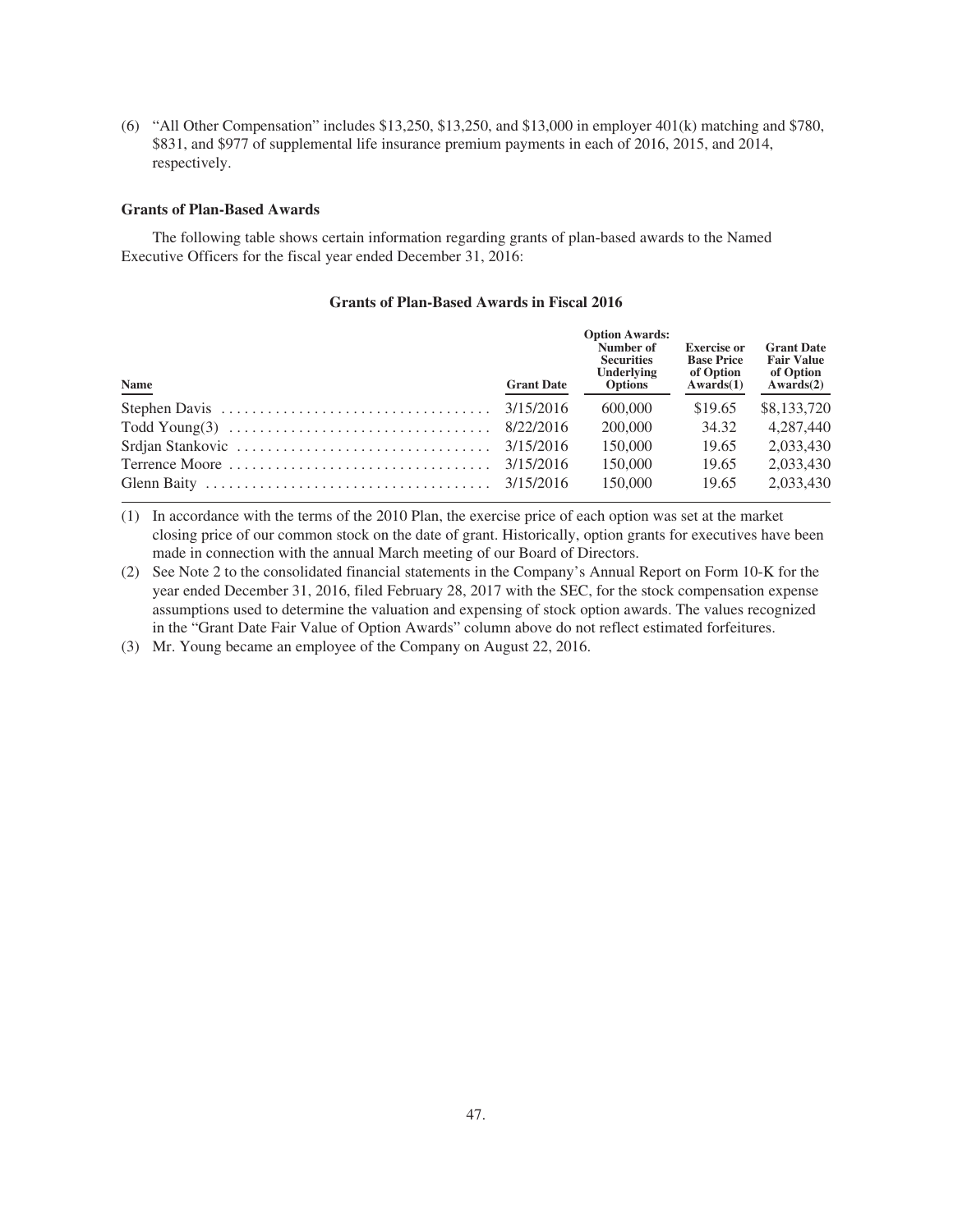(6) "All Other Compensation" includes $13,250, $13,250, and $13,000 in employer 401(k) matching and $780, $831, and $977 of supplemental life insurance premium payments in each of 2016, 2015, and 2014, respectively.

### Grants of Plan-Based Awards

The following table shows certain information regarding grants of plan-based awards to the Named Executive Officers for the fiscal year ended December 31, 2016:

**Grants of Plan-Based Awards in Fiscal 2016**

| Name | Grant Date | Option Awards: Number of Securities Underlying Options | Exercise or Base Price of Option Awards(1) | Grant Date Fair Value of Option Awards(2) |
|---|---|---|---|---|
| Stephen Davis | 3/15/2016 | 600,000 | $19.65 | $8,133,720 |
| Todd Young(3) | 8/22/2016 | 200,000 | 34.32 | 4,287,440 |
| Srdjan Stankovic | 3/15/2016 | 150,000 | 19.65 | 2,033,430 |
| Terrence Moore | 3/15/2016 | 150,000 | 19.65 | 2,033,430 |
| Glenn Baity | 3/15/2016 | 150,000 | 19.65 | 2,033,430 |

(1) In accordance with the terms of the 2010 Plan, the exercise price of each option was set at the market closing price of our common stock on the date of grant. Historically, option grants for executives have been made in connection with the annual March meeting of our Board of Directors.

(2) See Note 2 to the consolidated financial statements in the Company's Annual Report on Form 10-K for the year ended December 31, 2016, filed February 28, 2017 with the SEC, for the stock compensation expense assumptions used to determine the valuation and expensing of stock option awards. The values recognized in the "Grant Date Fair Value of Option Awards" column above do not reflect estimated forfeitures.

(3) Mr. Young became an employee of the Company on August 22, 2016.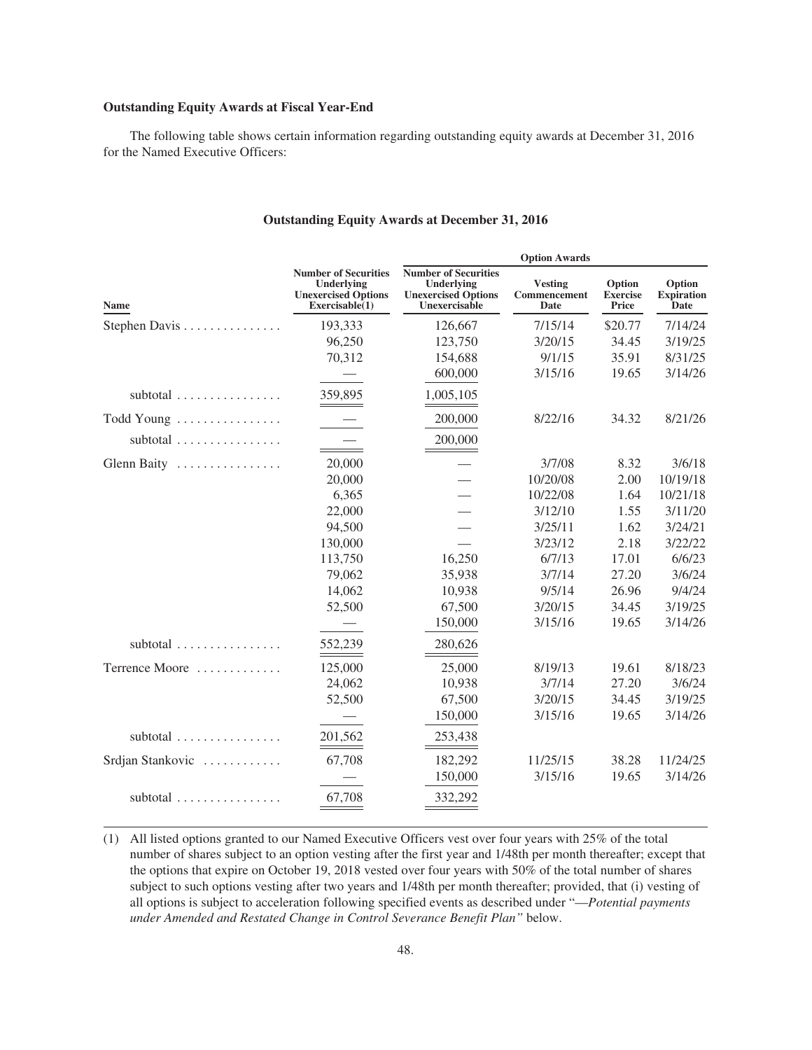**Outstanding Equity Awards at Fiscal Year-End**

The following table shows certain information regarding outstanding equity awards at December 31, 2016 for the Named Executive Officers:

**Outstanding Equity Awards at December 31, 2016**

| | Option Awards | | | | |
|---|---|---|---|---|---|
| Name | Number of Securities Underlying Unexercised Options Exercisable(1) | Number of Securities Underlying Unexercised Options Unexercisable | Vesting Commencement Date | Option Exercise Price | Option Expiration Date |
| Stephen Davis | 193,333 | 126,667 | 7/15/14 | $20.77 | 7/14/24 |
| | 96,250 | 123,750 | 3/20/15 | 34.45 | 3/19/25 |
| | 70,312 | 154,688 | 9/1/15 | 35.91 | 8/31/25 |
| | — | 600,000 | 3/15/16 | 19.65 | 3/14/26 |
| subtotal | 359,895 | 1,005,105 | | | |
| Todd Young | — | 200,000 | 8/22/16 | 34.32 | 8/21/26 |
| subtotal | — | 200,000 | | | |
| Glenn Baity | 20,000 | — | 3/7/08 | 8.32 | 3/6/18 |
| | 20,000 | — | 10/20/08 | 2.00 | 10/19/18 |
| | 6,365 | — | 10/22/08 | 1.64 | 10/21/18 |
| | 22,000 | — | 3/12/10 | 1.55 | 3/11/20 |
| | 94,500 | — | 3/25/11 | 1.62 | 3/24/21 |
| | 130,000 | — | 3/23/12 | 2.18 | 3/22/22 |
| | 113,750 | 16,250 | 6/7/13 | 17.01 | 6/6/23 |
| | 79,062 | 35,938 | 3/7/14 | 27.20 | 3/6/24 |
| | 14,062 | 10,938 | 9/5/14 | 26.96 | 9/4/24 |
| | 52,500 | 67,500 | 3/20/15 | 34.45 | 3/19/25 |
| | — | 150,000 | 3/15/16 | 19.65 | 3/14/26 |
| subtotal | 552,239 | 280,626 | | | |
| Terrence Moore | 125,000 | 25,000 | 8/19/13 | 19.61 | 8/18/23 |
| | 24,062 | 10,938 | 3/7/14 | 27.20 | 3/6/24 |
| | 52,500 | 67,500 | 3/20/15 | 34.45 | 3/19/25 |
| | — | 150,000 | 3/15/16 | 19.65 | 3/14/26 |
| subtotal | 201,562 | 253,438 | | | |
| Srdjan Stankovic | 67,708 | 182,292 | 11/25/15 | 38.28 | 11/24/25 |
| | — | 150,000 | 3/15/16 | 19.65 | 3/14/26 |
| subtotal | 67,708 | 332,292 | | | |

(1) All listed options granted to our Named Executive Officers vest over four years with 25% of the total number of shares subject to an option vesting after the first year and 1/48th per month thereafter; except that the options that expire on October 19, 2018 vested over four years with 50% of the total number of shares subject to such options vesting after two years and 1/48th per month thereafter; provided, that (i) vesting of all options is subject to acceleration following specified events as described under "*—Potential payments under Amended and Restated Change in Control Severance Benefit Plan*" below.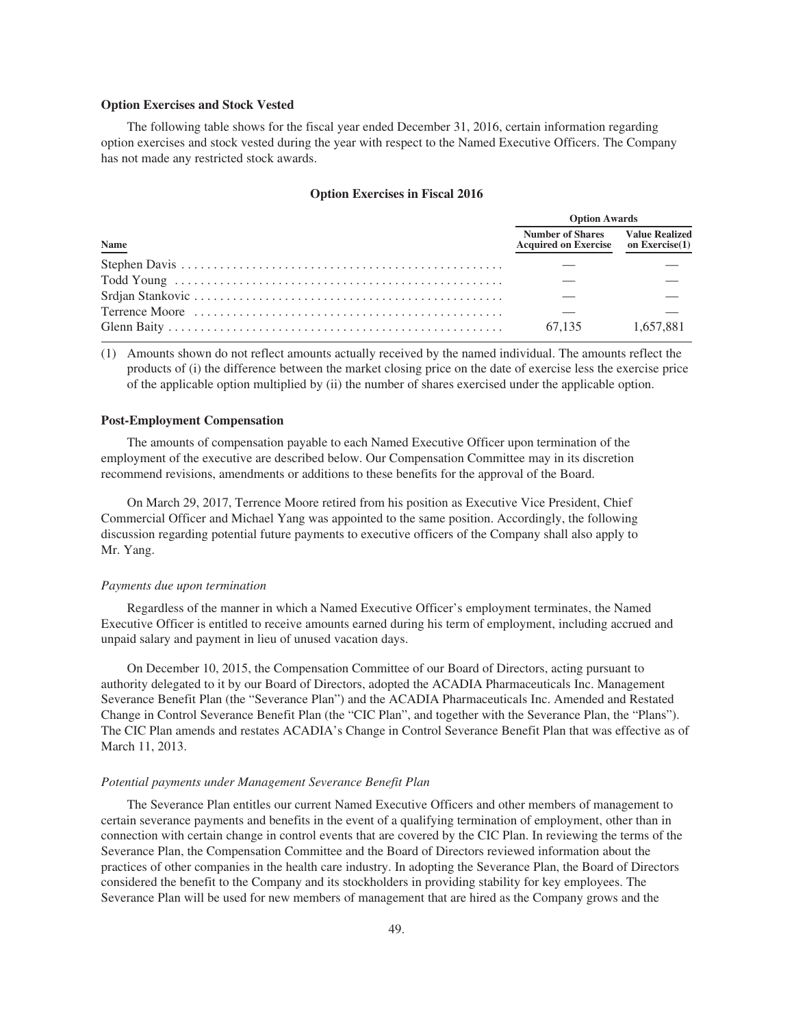### Option Exercises and Stock Vested

The following table shows for the fiscal year ended December 31, 2016, certain information regarding option exercises and stock vested during the year with respect to the Named Executive Officers. The Company has not made any restricted stock awards.

#### Option Exercises in Fiscal 2016

| Name | Option Awards | |
|---|---|---|
| | Number of Shares Acquired on Exercise | Value Realized on Exercise(1) |
| Stephen Davis | — | — |
| Todd Young | — | — |
| Srdjan Stankovic | — | — |
| Terrence Moore | — | — |
| Glenn Baity | 67,135 | 1,657,881 |

(1) Amounts shown do not reflect amounts actually received by the named individual. The amounts reflect the products of (i) the difference between the market closing price on the date of exercise less the exercise price of the applicable option multiplied by (ii) the number of shares exercised under the applicable option.

### Post-Employment Compensation

The amounts of compensation payable to each Named Executive Officer upon termination of the employment of the executive are described below. Our Compensation Committee may in its discretion recommend revisions, amendments or additions to these benefits for the approval of the Board.

On March 29, 2017, Terrence Moore retired from his position as Executive Vice President, Chief Commercial Officer and Michael Yang was appointed to the same position. Accordingly, the following discussion regarding potential future payments to executive officers of the Company shall also apply to Mr. Yang.

*Payments due upon termination*

Regardless of the manner in which a Named Executive Officer's employment terminates, the Named Executive Officer is entitled to receive amounts earned during his term of employment, including accrued and unpaid salary and payment in lieu of unused vacation days.

On December 10, 2015, the Compensation Committee of our Board of Directors, acting pursuant to authority delegated to it by our Board of Directors, adopted the ACADIA Pharmaceuticals Inc. Management Severance Benefit Plan (the "Severance Plan") and the ACADIA Pharmaceuticals Inc. Amended and Restated Change in Control Severance Benefit Plan (the "CIC Plan", and together with the Severance Plan, the "Plans"). The CIC Plan amends and restates ACADIA's Change in Control Severance Benefit Plan that was effective as of March 11, 2013.

*Potential payments under Management Severance Benefit Plan*

The Severance Plan entitles our current Named Executive Officers and other members of management to certain severance payments and benefits in the event of a qualifying termination of employment, other than in connection with certain change in control events that are covered by the CIC Plan. In reviewing the terms of the Severance Plan, the Compensation Committee and the Board of Directors reviewed information about the practices of other companies in the health care industry. In adopting the Severance Plan, the Board of Directors considered the benefit to the Company and its stockholders in providing stability for key employees. The Severance Plan will be used for new members of management that are hired as the Company grows and the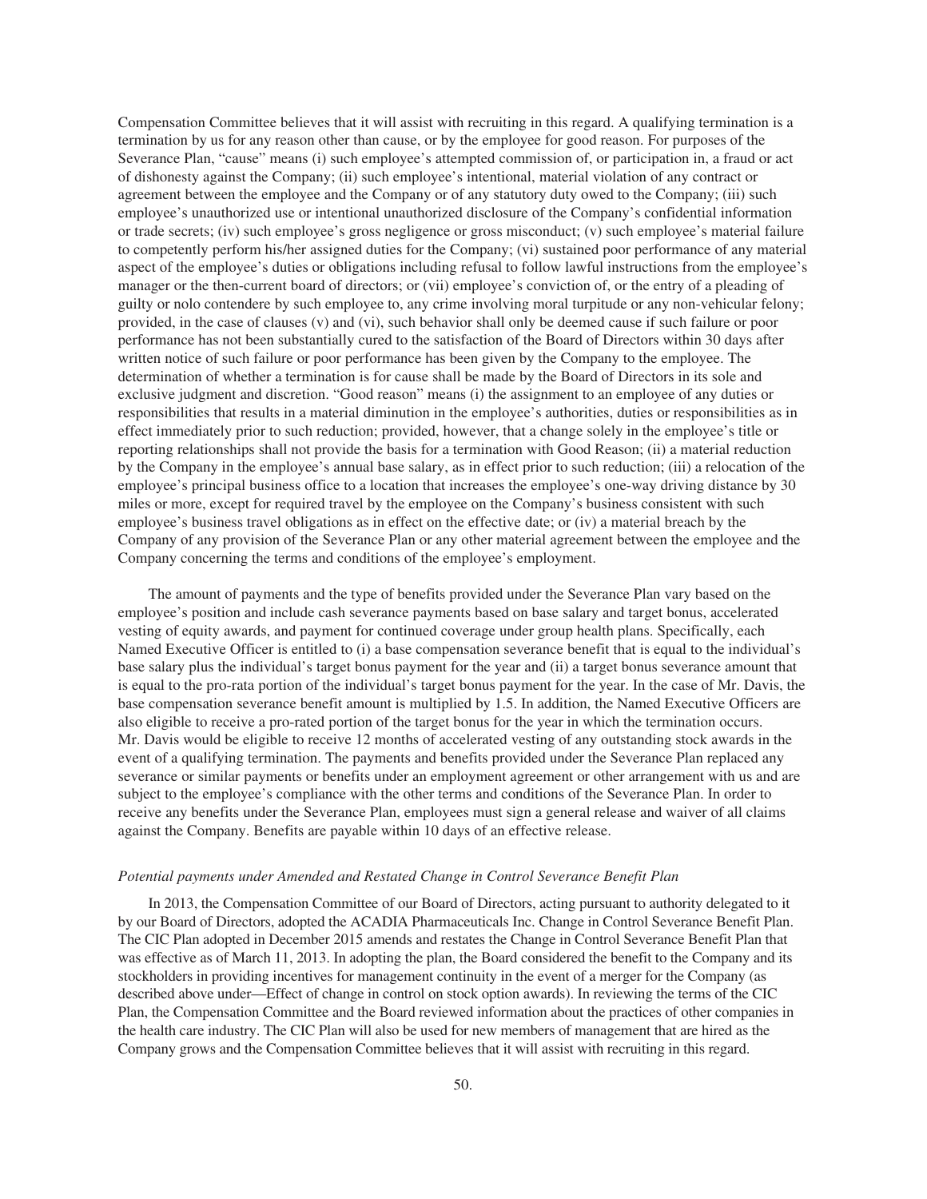Compensation Committee believes that it will assist with recruiting in this regard. A qualifying termination is a termination by us for any reason other than cause, or by the employee for good reason. For purposes of the Severance Plan, "cause" means (i) such employee's attempted commission of, or participation in, a fraud or act of dishonesty against the Company; (ii) such employee's intentional, material violation of any contract or agreement between the employee and the Company or of any statutory duty owed to the Company; (iii) such employee's unauthorized use or intentional unauthorized disclosure of the Company's confidential information or trade secrets; (iv) such employee's gross negligence or gross misconduct; (v) such employee's material failure to competently perform his/her assigned duties for the Company; (vi) sustained poor performance of any material aspect of the employee's duties or obligations including refusal to follow lawful instructions from the employee's manager or the then-current board of directors; or (vii) employee's conviction of, or the entry of a pleading of guilty or nolo contendere by such employee to, any crime involving moral turpitude or any non-vehicular felony; provided, in the case of clauses (v) and (vi), such behavior shall only be deemed cause if such failure or poor performance has not been substantially cured to the satisfaction of the Board of Directors within 30 days after written notice of such failure or poor performance has been given by the Company to the employee. The determination of whether a termination is for cause shall be made by the Board of Directors in its sole and exclusive judgment and discretion. "Good reason" means (i) the assignment to an employee of any duties or responsibilities that results in a material diminution in the employee's authorities, duties or responsibilities as in effect immediately prior to such reduction; provided, however, that a change solely in the employee's title or reporting relationships shall not provide the basis for a termination with Good Reason; (ii) a material reduction by the Company in the employee's annual base salary, as in effect prior to such reduction; (iii) a relocation of the employee's principal business office to a location that increases the employee's one-way driving distance by 30 miles or more, except for required travel by the employee on the Company's business consistent with such employee's business travel obligations as in effect on the effective date; or (iv) a material breach by the Company of any provision of the Severance Plan or any other material agreement between the employee and the Company concerning the terms and conditions of the employee's employment.

The amount of payments and the type of benefits provided under the Severance Plan vary based on the employee's position and include cash severance payments based on base salary and target bonus, accelerated vesting of equity awards, and payment for continued coverage under group health plans. Specifically, each Named Executive Officer is entitled to (i) a base compensation severance benefit that is equal to the individual's base salary plus the individual's target bonus payment for the year and (ii) a target bonus severance amount that is equal to the pro-rata portion of the individual's target bonus payment for the year. In the case of Mr. Davis, the base compensation severance benefit amount is multiplied by 1.5. In addition, the Named Executive Officers are also eligible to receive a pro-rated portion of the target bonus for the year in which the termination occurs. Mr. Davis would be eligible to receive 12 months of accelerated vesting of any outstanding stock awards in the event of a qualifying termination. The payments and benefits provided under the Severance Plan replaced any severance or similar payments or benefits under an employment agreement or other arrangement with us and are subject to the employee's compliance with the other terms and conditions of the Severance Plan. In order to receive any benefits under the Severance Plan, employees must sign a general release and waiver of all claims against the Company. Benefits are payable within 10 days of an effective release.

*Potential payments under Amended and Restated Change in Control Severance Benefit Plan*

In 2013, the Compensation Committee of our Board of Directors, acting pursuant to authority delegated to it by our Board of Directors, adopted the ACADIA Pharmaceuticals Inc. Change in Control Severance Benefit Plan. The CIC Plan adopted in December 2015 amends and restates the Change in Control Severance Benefit Plan that was effective as of March 11, 2013. In adopting the plan, the Board considered the benefit to the Company and its stockholders in providing incentives for management continuity in the event of a merger for the Company (as described above under—Effect of change in control on stock option awards). In reviewing the terms of the CIC Plan, the Compensation Committee and the Board reviewed information about the practices of other companies in the health care industry. The CIC Plan will also be used for new members of management that are hired as the Company grows and the Compensation Committee believes that it will assist with recruiting in this regard.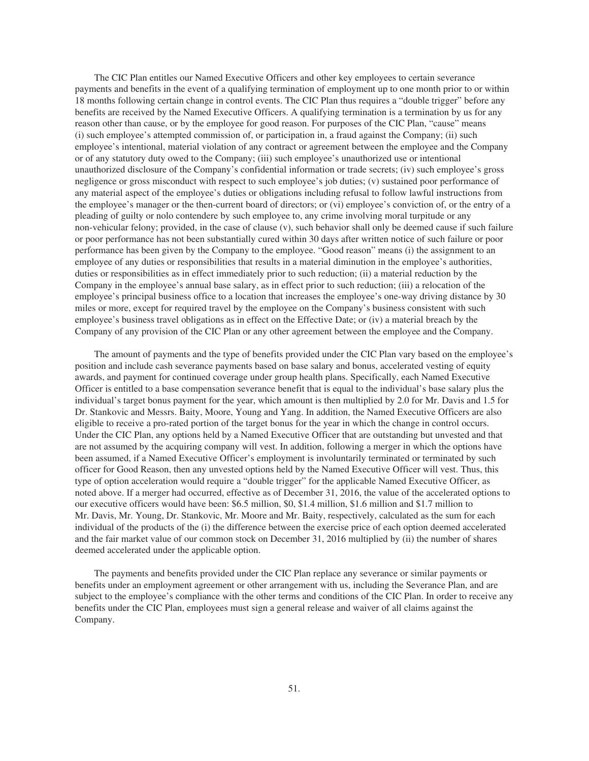The CIC Plan entitles our Named Executive Officers and other key employees to certain severance payments and benefits in the event of a qualifying termination of employment up to one month prior to or within 18 months following certain change in control events. The CIC Plan thus requires a "double trigger" before any benefits are received by the Named Executive Officers. A qualifying termination is a termination by us for any reason other than cause, or by the employee for good reason. For purposes of the CIC Plan, "cause" means (i) such employee's attempted commission of, or participation in, a fraud against the Company; (ii) such employee's intentional, material violation of any contract or agreement between the employee and the Company or of any statutory duty owed to the Company; (iii) such employee's unauthorized use or intentional unauthorized disclosure of the Company's confidential information or trade secrets; (iv) such employee's gross negligence or gross misconduct with respect to such employee's job duties; (v) sustained poor performance of any material aspect of the employee's duties or obligations including refusal to follow lawful instructions from the employee's manager or the then-current board of directors; or (vi) employee's conviction of, or the entry of a pleading of guilty or nolo contendere by such employee to, any crime involving moral turpitude or any non-vehicular felony; provided, in the case of clause (v), such behavior shall only be deemed cause if such failure or poor performance has not been substantially cured within 30 days after written notice of such failure or poor performance has been given by the Company to the employee. "Good reason" means (i) the assignment to an employee of any duties or responsibilities that results in a material diminution in the employee's authorities, duties or responsibilities as in effect immediately prior to such reduction; (ii) a material reduction by the Company in the employee's annual base salary, as in effect prior to such reduction; (iii) a relocation of the employee's principal business office to a location that increases the employee's one-way driving distance by 30 miles or more, except for required travel by the employee on the Company's business consistent with such employee's business travel obligations as in effect on the Effective Date; or (iv) a material breach by the Company of any provision of the CIC Plan or any other agreement between the employee and the Company.

The amount of payments and the type of benefits provided under the CIC Plan vary based on the employee's position and include cash severance payments based on base salary and bonus, accelerated vesting of equity awards, and payment for continued coverage under group health plans. Specifically, each Named Executive Officer is entitled to a base compensation severance benefit that is equal to the individual's base salary plus the individual's target bonus payment for the year, which amount is then multiplied by 2.0 for Mr. Davis and 1.5 for Dr. Stankovic and Messrs. Baity, Moore, Young and Yang. In addition, the Named Executive Officers are also eligible to receive a pro-rated portion of the target bonus for the year in which the change in control occurs. Under the CIC Plan, any options held by a Named Executive Officer that are outstanding but unvested and that are not assumed by the acquiring company will vest. In addition, following a merger in which the options have been assumed, if a Named Executive Officer's employment is involuntarily terminated or terminated by such officer for Good Reason, then any unvested options held by the Named Executive Officer will vest. Thus, this type of option acceleration would require a "double trigger" for the applicable Named Executive Officer, as noted above. If a merger had occurred, effective as of December 31, 2016, the value of the accelerated options to our executive officers would have been: $6.5 million, $0, $1.4 million, $1.6 million and $1.7 million to Mr. Davis, Mr. Young, Dr. Stankovic, Mr. Moore and Mr. Baity, respectively, calculated as the sum for each individual of the products of the (i) the difference between the exercise price of each option deemed accelerated and the fair market value of our common stock on December 31, 2016 multiplied by (ii) the number of shares deemed accelerated under the applicable option.

The payments and benefits provided under the CIC Plan replace any severance or similar payments or benefits under an employment agreement or other arrangement with us, including the Severance Plan, and are subject to the employee's compliance with the other terms and conditions of the CIC Plan. In order to receive any benefits under the CIC Plan, employees must sign a general release and waiver of all claims against the Company.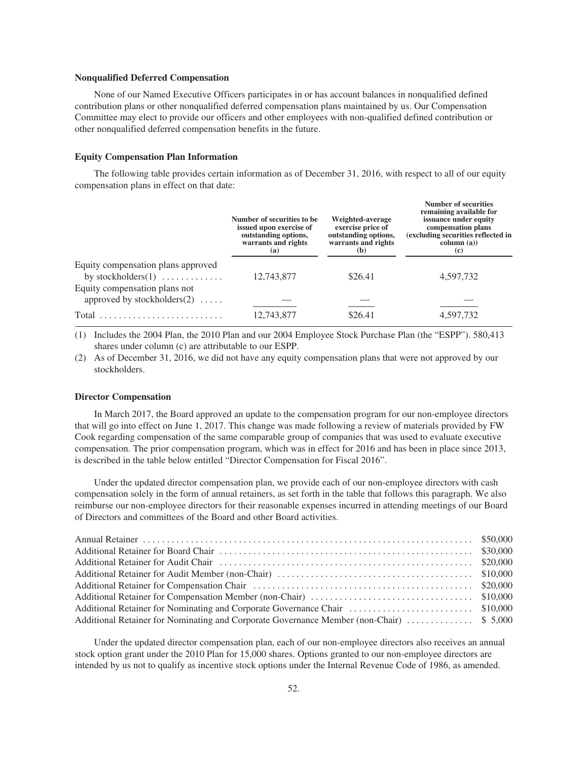### Nonqualified Deferred Compensation

None of our Named Executive Officers participates in or has account balances in nonqualified defined contribution plans or other nonqualified deferred compensation plans maintained by us. Our Compensation Committee may elect to provide our officers and other employees with non-qualified defined contribution or other nonqualified deferred compensation benefits in the future.

### Equity Compensation Plan Information

The following table provides certain information as of December 31, 2016, with respect to all of our equity compensation plans in effect on that date:

| | Number of securities to be issued upon exercise of outstanding options, warrants and rights (a) | Weighted-average exercise price of outstanding options, warrants and rights (b) | Number of securities remaining available for issuance under equity compensation plans (excluding securities reflected in column (a)) (c) |
|---|---|---|---|
| Equity compensation plans approved by stockholders(1) | 12,743,877 | $26.41 | 4,597,732 |
| Equity compensation plans not approved by stockholders(2) | — | — | — |
| Total | 12,743,877 | $26.41 | 4,597,732 |

(1) Includes the 2004 Plan, the 2010 Plan and our 2004 Employee Stock Purchase Plan (the "ESPP"). 580,413 shares under column (c) are attributable to our ESPP.

(2) As of December 31, 2016, we did not have any equity compensation plans that were not approved by our stockholders.

### Director Compensation

In March 2017, the Board approved an update to the compensation program for our non-employee directors that will go into effect on June 1, 2017. This change was made following a review of materials provided by FW Cook regarding compensation of the same comparable group of companies that was used to evaluate executive compensation. The prior compensation program, which was in effect for 2016 and has been in place since 2013, is described in the table below entitled "Director Compensation for Fiscal 2016".

Under the updated director compensation plan, we provide each of our non-employee directors with cash compensation solely in the form of annual retainers, as set forth in the table that follows this paragraph. We also reimburse our non-employee directors for their reasonable expenses incurred in attending meetings of our Board of Directors and committees of the Board and other Board activities.

| | |
|---|---|
| Annual Retainer | $50,000 |
| Additional Retainer for Board Chair | $30,000 |
| Additional Retainer for Audit Chair | $20,000 |
| Additional Retainer for Audit Member (non-Chair) | $10,000 |
| Additional Retainer for Compensation Chair | $20,000 |
| Additional Retainer for Compensation Member (non-Chair) | $10,000 |
| Additional Retainer for Nominating and Corporate Governance Chair | $10,000 |
| Additional Retainer for Nominating and Corporate Governance Member (non-Chair) | $ 5,000 |

Under the updated director compensation plan, each of our non-employee directors also receives an annual stock option grant under the 2010 Plan for 15,000 shares. Options granted to our non-employee directors are intended by us not to qualify as incentive stock options under the Internal Revenue Code of 1986, as amended.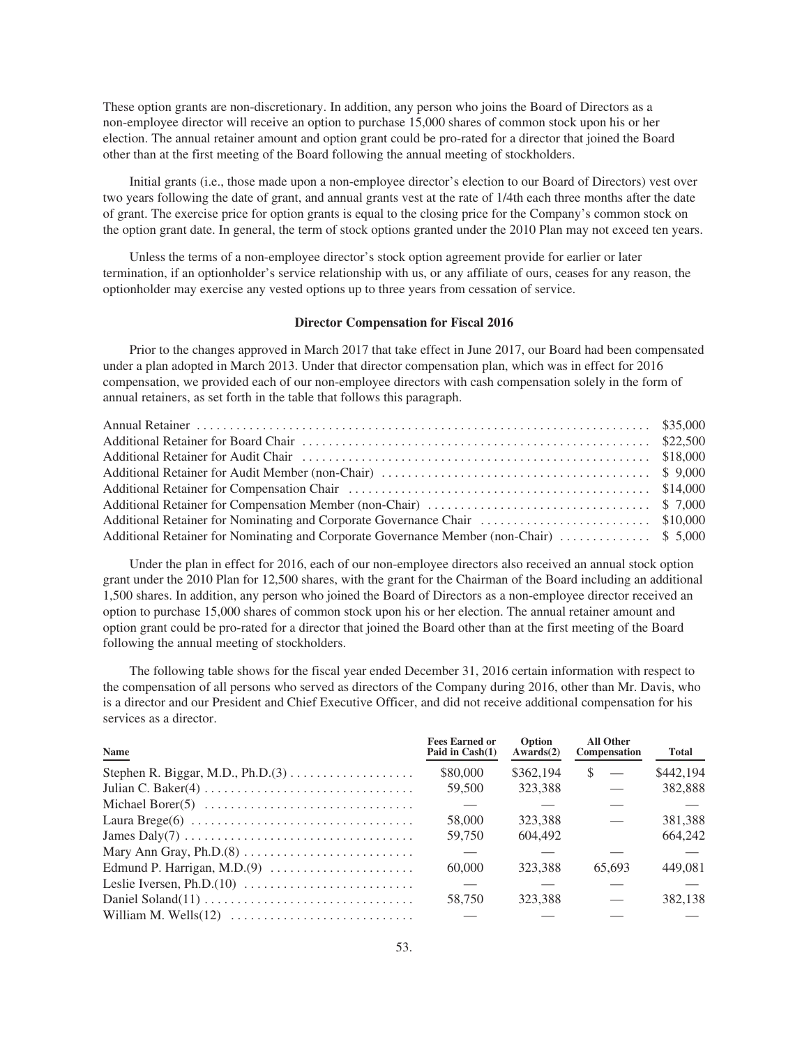These option grants are non-discretionary. In addition, any person who joins the Board of Directors as a non-employee director will receive an option to purchase 15,000 shares of common stock upon his or her election. The annual retainer amount and option grant could be pro-rated for a director that joined the Board other than at the first meeting of the Board following the annual meeting of stockholders.

Initial grants (i.e., those made upon a non-employee director's election to our Board of Directors) vest over two years following the date of grant, and annual grants vest at the rate of 1/4th each three months after the date of grant. The exercise price for option grants is equal to the closing price for the Company's common stock on the option grant date. In general, the term of stock options granted under the 2010 Plan may not exceed ten years.

Unless the terms of a non-employee director's stock option agreement provide for earlier or later termination, if an optionholder's service relationship with us, or any affiliate of ours, ceases for any reason, the optionholder may exercise any vested options up to three years from cessation of service.

**Director Compensation for Fiscal 2016**

Prior to the changes approved in March 2017 that take effect in June 2017, our Board had been compensated under a plan adopted in March 2013. Under that director compensation plan, which was in effect for 2016 compensation, we provided each of our non-employee directors with cash compensation solely in the form of annual retainers, as set forth in the table that follows this paragraph.

| | |
|---|---|
| Annual Retainer | $35,000 |
| Additional Retainer for Board Chair | $22,500 |
| Additional Retainer for Audit Chair | $18,000 |
| Additional Retainer for Audit Member (non-Chair) | $ 9,000 |
| Additional Retainer for Compensation Chair | $14,000 |
| Additional Retainer for Compensation Member (non-Chair) | $ 7,000 |
| Additional Retainer for Nominating and Corporate Governance Chair | $10,000 |
| Additional Retainer for Nominating and Corporate Governance Member (non-Chair) | $ 5,000 |

Under the plan in effect for 2016, each of our non-employee directors also received an annual stock option grant under the 2010 Plan for 12,500 shares, with the grant for the Chairman of the Board including an additional 1,500 shares. In addition, any person who joined the Board of Directors as a non-employee director received an option to purchase 15,000 shares of common stock upon his or her election. The annual retainer amount and option grant could be pro-rated for a director that joined the Board other than at the first meeting of the Board following the annual meeting of stockholders.

The following table shows for the fiscal year ended December 31, 2016 certain information with respect to the compensation of all persons who served as directors of the Company during 2016, other than Mr. Davis, who is a director and our President and Chief Executive Officer, and did not receive additional compensation for his services as a director.

| Name | Fees Earned or Paid in Cash(1) | Option Awards(2) | All Other Compensation | Total |
|---|---|---|---|---|
| Stephen R. Biggar, M.D., Ph.D.(3) | $80,000 | $362,194 | $ — | $442,194 |
| Julian C. Baker(4) | 59,500 | 323,388 | — | 382,888 |
| Michael Borer(5) | — | — | — | — |
| Laura Brege(6) | 58,000 | 323,388 | — | 381,388 |
| James Daly(7) | 59,750 | 604,492 | | 664,242 |
| Mary Ann Gray, Ph.D.(8) | — | — | — | — |
| Edmund P. Harrigan, M.D.(9) | 60,000 | 323,388 | 65,693 | 449,081 |
| Leslie Iversen, Ph.D.(10) | — | — | — | — |
| Daniel Soland(11) | 58,750 | 323,388 | — | 382,138 |
| William M. Wells(12) | — | — | — | — |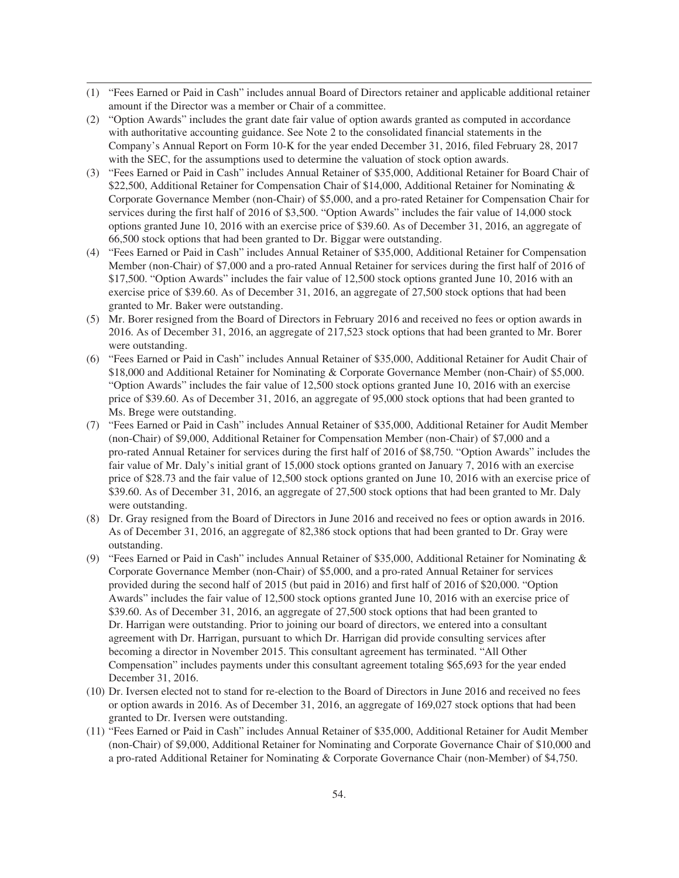(1) "Fees Earned or Paid in Cash" includes annual Board of Directors retainer and applicable additional retainer amount if the Director was a member or Chair of a committee.

(2) "Option Awards" includes the grant date fair value of option awards granted as computed in accordance with authoritative accounting guidance. See Note 2 to the consolidated financial statements in the Company's Annual Report on Form 10-K for the year ended December 31, 2016, filed February 28, 2017 with the SEC, for the assumptions used to determine the valuation of stock option awards.

(3) "Fees Earned or Paid in Cash" includes Annual Retainer of $35,000, Additional Retainer for Board Chair of $22,500, Additional Retainer for Compensation Chair of $14,000, Additional Retainer for Nominating & Corporate Governance Member (non-Chair) of $5,000, and a pro-rated Retainer for Compensation Chair for services during the first half of 2016 of $3,500. "Option Awards" includes the fair value of 14,000 stock options granted June 10, 2016 with an exercise price of $39.60. As of December 31, 2016, an aggregate of 66,500 stock options that had been granted to Dr. Biggar were outstanding.

(4) "Fees Earned or Paid in Cash" includes Annual Retainer of $35,000, Additional Retainer for Compensation Member (non-Chair) of $7,000 and a pro-rated Annual Retainer for services during the first half of 2016 of $17,500. "Option Awards" includes the fair value of 12,500 stock options granted June 10, 2016 with an exercise price of $39.60. As of December 31, 2016, an aggregate of 27,500 stock options that had been granted to Mr. Baker were outstanding.

(5) Mr. Borer resigned from the Board of Directors in February 2016 and received no fees or option awards in 2016. As of December 31, 2016, an aggregate of 217,523 stock options that had been granted to Mr. Borer were outstanding.

(6) "Fees Earned or Paid in Cash" includes Annual Retainer of $35,000, Additional Retainer for Audit Chair of $18,000 and Additional Retainer for Nominating & Corporate Governance Member (non-Chair) of $5,000. "Option Awards" includes the fair value of 12,500 stock options granted June 10, 2016 with an exercise price of $39.60. As of December 31, 2016, an aggregate of 95,000 stock options that had been granted to Ms. Brege were outstanding.

(7) "Fees Earned or Paid in Cash" includes Annual Retainer of $35,000, Additional Retainer for Audit Member (non-Chair) of $9,000, Additional Retainer for Compensation Member (non-Chair) of $7,000 and a pro-rated Annual Retainer for services during the first half of 2016 of $8,750. "Option Awards" includes the fair value of Mr. Daly's initial grant of 15,000 stock options granted on January 7, 2016 with an exercise price of $28.73 and the fair value of 12,500 stock options granted on June 10, 2016 with an exercise price of $39.60. As of December 31, 2016, an aggregate of 27,500 stock options that had been granted to Mr. Daly were outstanding.

(8) Dr. Gray resigned from the Board of Directors in June 2016 and received no fees or option awards in 2016. As of December 31, 2016, an aggregate of 82,386 stock options that had been granted to Dr. Gray were outstanding.

(9) "Fees Earned or Paid in Cash" includes Annual Retainer of $35,000, Additional Retainer for Nominating & Corporate Governance Member (non-Chair) of $5,000, and a pro-rated Annual Retainer for services provided during the second half of 2015 (but paid in 2016) and first half of 2016 of $20,000. "Option Awards" includes the fair value of 12,500 stock options granted June 10, 2016 with an exercise price of $39.60. As of December 31, 2016, an aggregate of 27,500 stock options that had been granted to Dr. Harrigan were outstanding. Prior to joining our board of directors, we entered into a consultant agreement with Dr. Harrigan, pursuant to which Dr. Harrigan did provide consulting services after becoming a director in November 2015. This consultant agreement has terminated. "All Other Compensation" includes payments under this consultant agreement totaling $65,693 for the year ended December 31, 2016.

(10) Dr. Iversen elected not to stand for re-election to the Board of Directors in June 2016 and received no fees or option awards in 2016. As of December 31, 2016, an aggregate of 169,027 stock options that had been granted to Dr. Iversen were outstanding.

(11) "Fees Earned or Paid in Cash" includes Annual Retainer of $35,000, Additional Retainer for Audit Member (non-Chair) of $9,000, Additional Retainer for Nominating and Corporate Governance Chair of $10,000 and a pro-rated Additional Retainer for Nominating & Corporate Governance Chair (non-Member) of $4,750.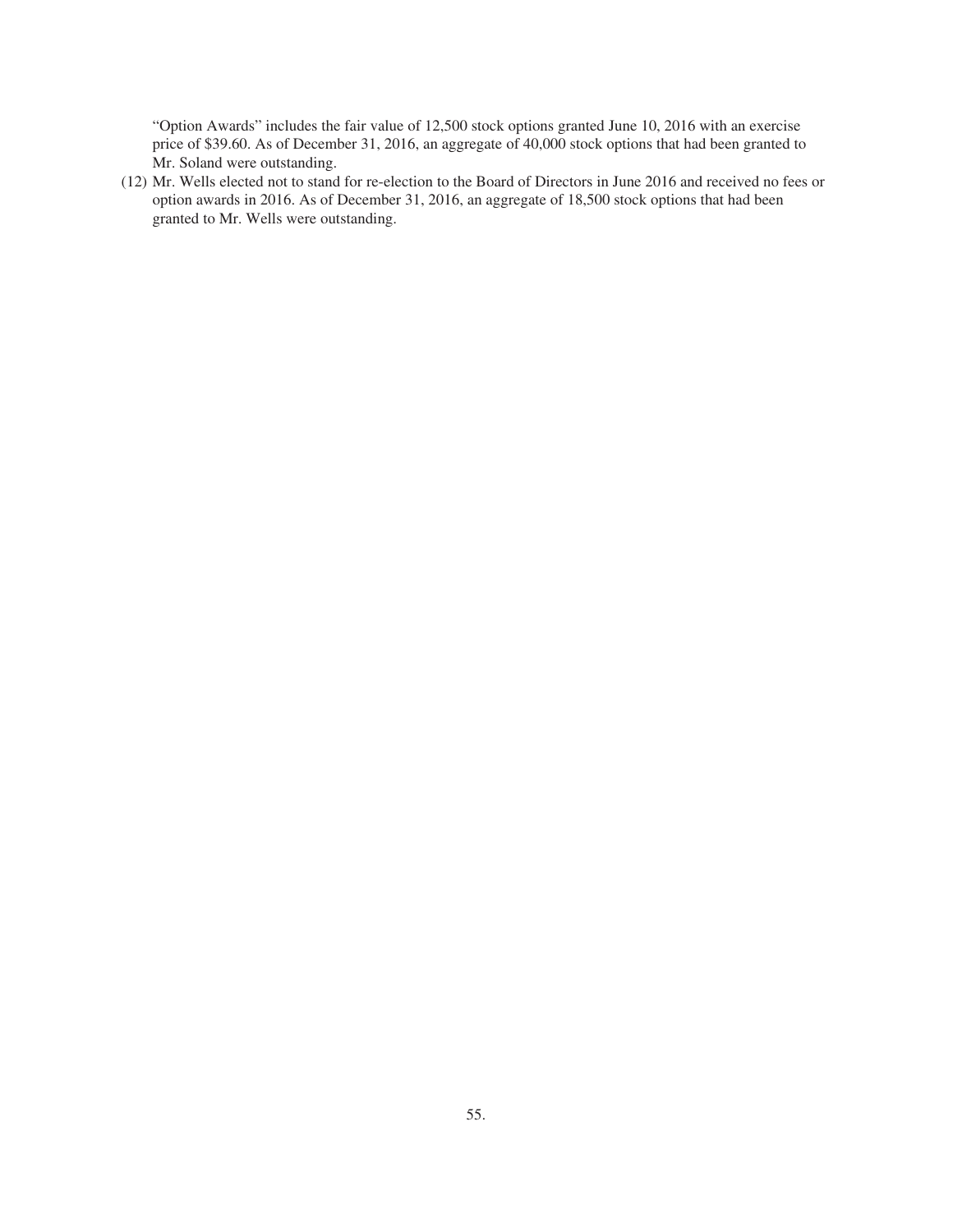"Option Awards" includes the fair value of 12,500 stock options granted June 10, 2016 with an exercise price of $39.60. As of December 31, 2016, an aggregate of 40,000 stock options that had been granted to Mr. Soland were outstanding.

(12) Mr. Wells elected not to stand for re-election to the Board of Directors in June 2016 and received no fees or option awards in 2016. As of December 31, 2016, an aggregate of 18,500 stock options that had been granted to Mr. Wells were outstanding.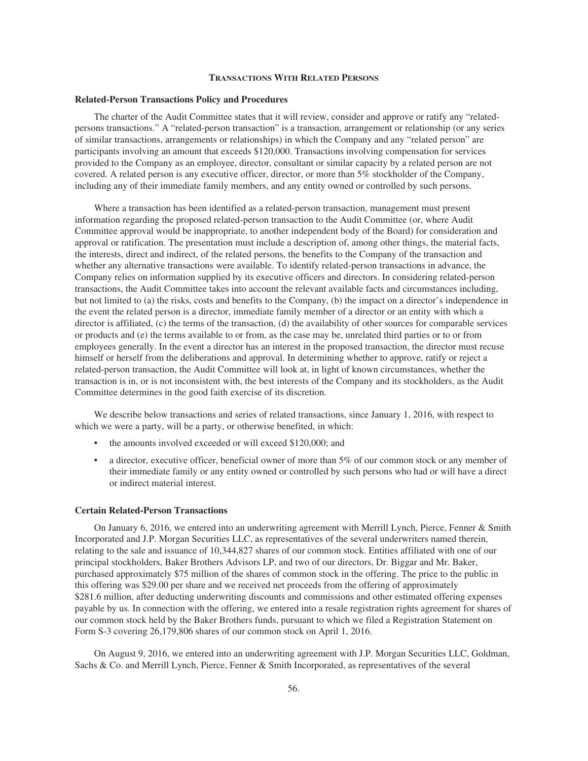## Transactions With Related Persons

### Related-Person Transactions Policy and Procedures

The charter of the Audit Committee states that it will review, consider and approve or ratify any "related-persons transactions." A "related-person transaction" is a transaction, arrangement or relationship (or any series of similar transactions, arrangements or relationships) in which the Company and any "related person" are participants involving an amount that exceeds $120,000. Transactions involving compensation for services provided to the Company as an employee, director, consultant or similar capacity by a related person are not covered. A related person is any executive officer, director, or more than 5% stockholder of the Company, including any of their immediate family members, and any entity owned or controlled by such persons.

Where a transaction has been identified as a related-person transaction, management must present information regarding the proposed related-person transaction to the Audit Committee (or, where Audit Committee approval would be inappropriate, to another independent body of the Board) for consideration and approval or ratification. The presentation must include a description of, among other things, the material facts, the interests, direct and indirect, of the related persons, the benefits to the Company of the transaction and whether any alternative transactions were available. To identify related-person transactions in advance, the Company relies on information supplied by its executive officers and directors. In considering related-person transactions, the Audit Committee takes into account the relevant available facts and circumstances including, but not limited to (a) the risks, costs and benefits to the Company, (b) the impact on a director's independence in the event the related person is a director, immediate family member of a director or an entity with which a director is affiliated, (c) the terms of the transaction, (d) the availability of other sources for comparable services or products and (e) the terms available to or from, as the case may be, unrelated third parties or to or from employees generally. In the event a director has an interest in the proposed transaction, the director must recuse himself or herself from the deliberations and approval. In determining whether to approve, ratify or reject a related-person transaction, the Audit Committee will look at, in light of known circumstances, whether the transaction is in, or is not inconsistent with, the best interests of the Company and its stockholders, as the Audit Committee determines in the good faith exercise of its discretion.

We describe below transactions and series of related transactions, since January 1, 2016, with respect to which we were a party, will be a party, or otherwise benefited, in which:

- the amounts involved exceeded or will exceed $120,000; and
- a director, executive officer, beneficial owner of more than 5% of our common stock or any member of their immediate family or any entity owned or controlled by such persons who had or will have a direct or indirect material interest.

### Certain Related-Person Transactions

On January 6, 2016, we entered into an underwriting agreement with Merrill Lynch, Pierce, Fenner & Smith Incorporated and J.P. Morgan Securities LLC, as representatives of the several underwriters named therein, relating to the sale and issuance of 10,344,827 shares of our common stock. Entities affiliated with one of our principal stockholders, Baker Brothers Advisors LP, and two of our directors, Dr. Biggar and Mr. Baker, purchased approximately $75 million of the shares of common stock in the offering. The price to the public in this offering was $29.00 per share and we received net proceeds from the offering of approximately $281.6 million, after deducting underwriting discounts and commissions and other estimated offering expenses payable by us. In connection with the offering, we entered into a resale registration rights agreement for shares of our common stock held by the Baker Brothers funds, pursuant to which we filed a Registration Statement on Form S-3 covering 26,179,806 shares of our common stock on April 1, 2016.

On August 9, 2016, we entered into an underwriting agreement with J.P. Morgan Securities LLC, Goldman, Sachs & Co. and Merrill Lynch, Pierce, Fenner & Smith Incorporated, as representatives of the several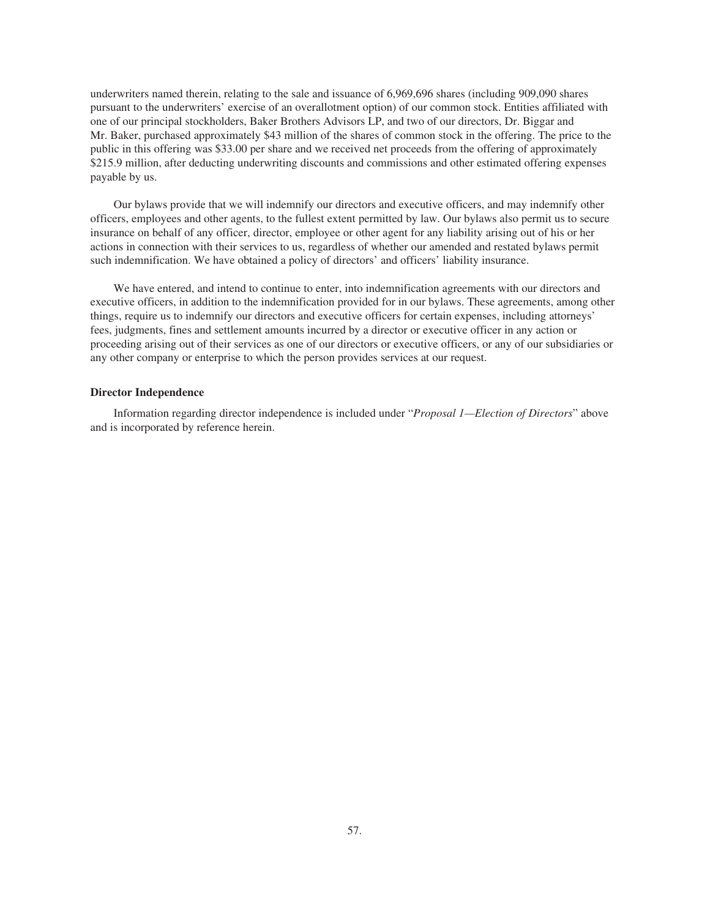underwriters named therein, relating to the sale and issuance of 6,969,696 shares (including 909,090 shares pursuant to the underwriters' exercise of an overallotment option) of our common stock. Entities affiliated with one of our principal stockholders, Baker Brothers Advisors LP, and two of our directors, Dr. Biggar and Mr. Baker, purchased approximately $43 million of the shares of common stock in the offering. The price to the public in this offering was $33.00 per share and we received net proceeds from the offering of approximately $215.9 million, after deducting underwriting discounts and commissions and other estimated offering expenses payable by us.

Our bylaws provide that we will indemnify our directors and executive officers, and may indemnify other officers, employees and other agents, to the fullest extent permitted by law. Our bylaws also permit us to secure insurance on behalf of any officer, director, employee or other agent for any liability arising out of his or her actions in connection with their services to us, regardless of whether our amended and restated bylaws permit such indemnification. We have obtained a policy of directors' and officers' liability insurance.

We have entered, and intend to continue to enter, into indemnification agreements with our directors and executive officers, in addition to the indemnification provided for in our bylaws. These agreements, among other things, require us to indemnify our directors and executive officers for certain expenses, including attorneys' fees, judgments, fines and settlement amounts incurred by a director or executive officer in any action or proceeding arising out of their services as one of our directors or executive officers, or any of our subsidiaries or any other company or enterprise to which the person provides services at our request.

**Director Independence**

Information regarding director independence is included under "*Proposal 1—Election of Directors*" above and is incorporated by reference herein.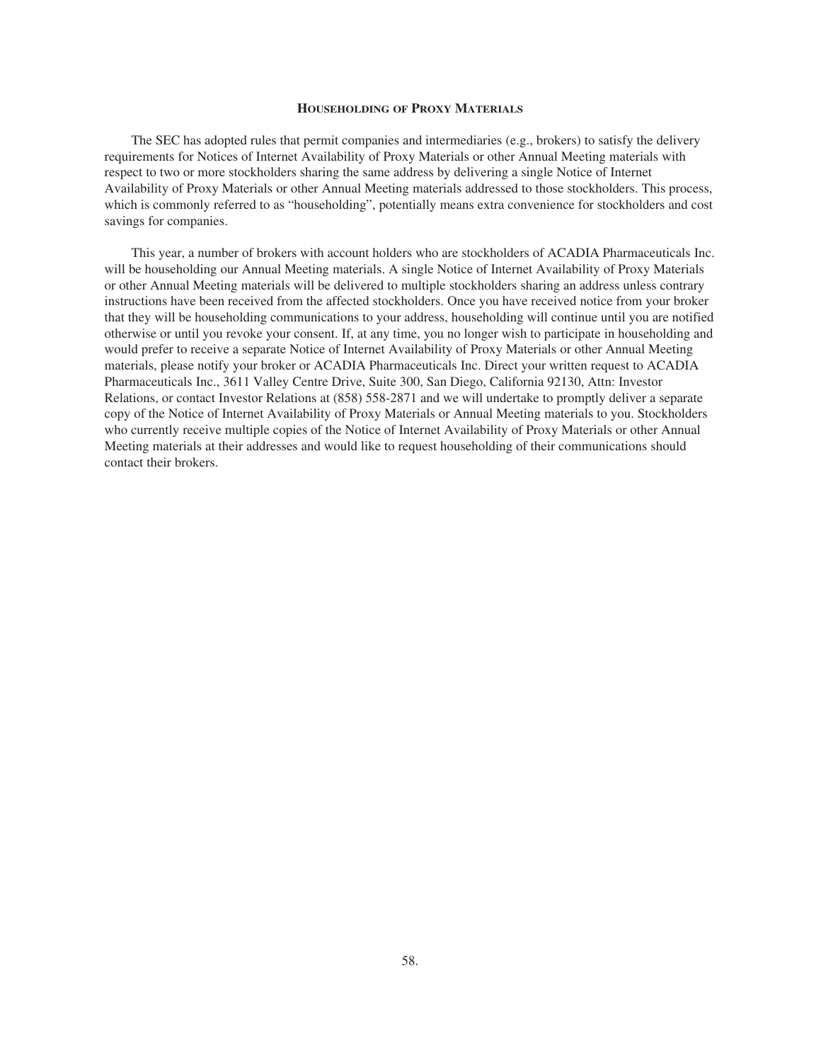## HOUSEHOLDING OF PROXY MATERIALS

The SEC has adopted rules that permit companies and intermediaries (e.g., brokers) to satisfy the delivery requirements for Notices of Internet Availability of Proxy Materials or other Annual Meeting materials with respect to two or more stockholders sharing the same address by delivering a single Notice of Internet Availability of Proxy Materials or other Annual Meeting materials addressed to those stockholders. This process, which is commonly referred to as "householding", potentially means extra convenience for stockholders and cost savings for companies.

This year, a number of brokers with account holders who are stockholders of ACADIA Pharmaceuticals Inc. will be householding our Annual Meeting materials. A single Notice of Internet Availability of Proxy Materials or other Annual Meeting materials will be delivered to multiple stockholders sharing an address unless contrary instructions have been received from the affected stockholders. Once you have received notice from your broker that they will be householding communications to your address, householding will continue until you are notified otherwise or until you revoke your consent. If, at any time, you no longer wish to participate in householding and would prefer to receive a separate Notice of Internet Availability of Proxy Materials or other Annual Meeting materials, please notify your broker or ACADIA Pharmaceuticals Inc. Direct your written request to ACADIA Pharmaceuticals Inc., 3611 Valley Centre Drive, Suite 300, San Diego, California 92130, Attn: Investor Relations, or contact Investor Relations at (858) 558-2871 and we will undertake to promptly deliver a separate copy of the Notice of Internet Availability of Proxy Materials or Annual Meeting materials to you. Stockholders who currently receive multiple copies of the Notice of Internet Availability of Proxy Materials or other Annual Meeting materials at their addresses and would like to request householding of their communications should contact their brokers.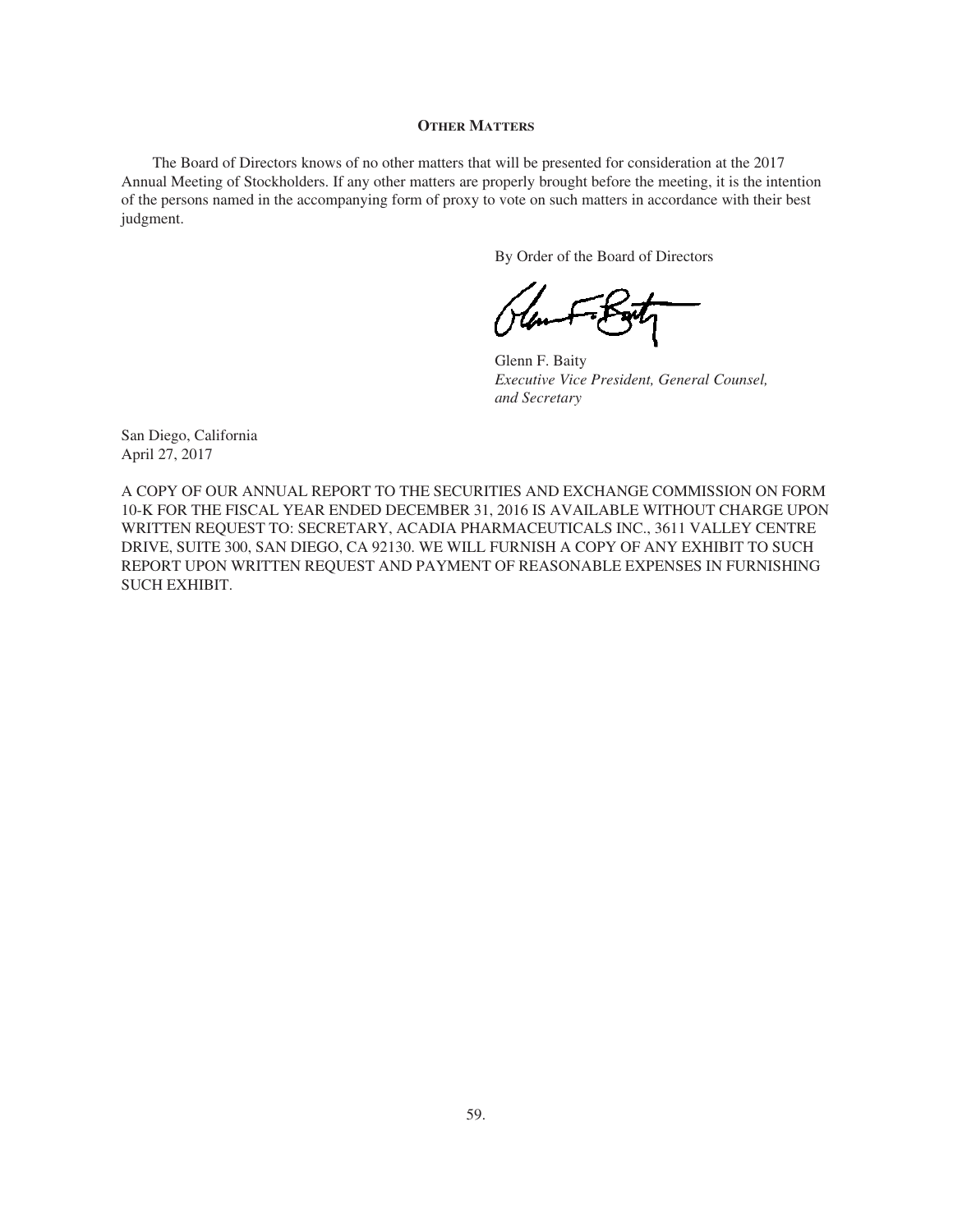## OTHER MATTERS

The Board of Directors knows of no other matters that will be presented for consideration at the 2017 Annual Meeting of Stockholders. If any other matters are properly brought before the meeting, it is the intention of the persons named in the accompanying form of proxy to vote on such matters in accordance with their best judgment.

By Order of the Board of Directors

Glenn F. Baity
*Executive Vice President, General Counsel, and Secretary*

San Diego, California
April 27, 2017

A COPY OF OUR ANNUAL REPORT TO THE SECURITIES AND EXCHANGE COMMISSION ON FORM 10-K FOR THE FISCAL YEAR ENDED DECEMBER 31, 2016 IS AVAILABLE WITHOUT CHARGE UPON WRITTEN REQUEST TO: SECRETARY, ACADIA PHARMACEUTICALS INC., 3611 VALLEY CENTRE DRIVE, SUITE 300, SAN DIEGO, CA 92130. WE WILL FURNISH A COPY OF ANY EXHIBIT TO SUCH REPORT UPON WRITTEN REQUEST AND PAYMENT OF REASONABLE EXPENSES IN FURNISHING SUCH EXHIBIT.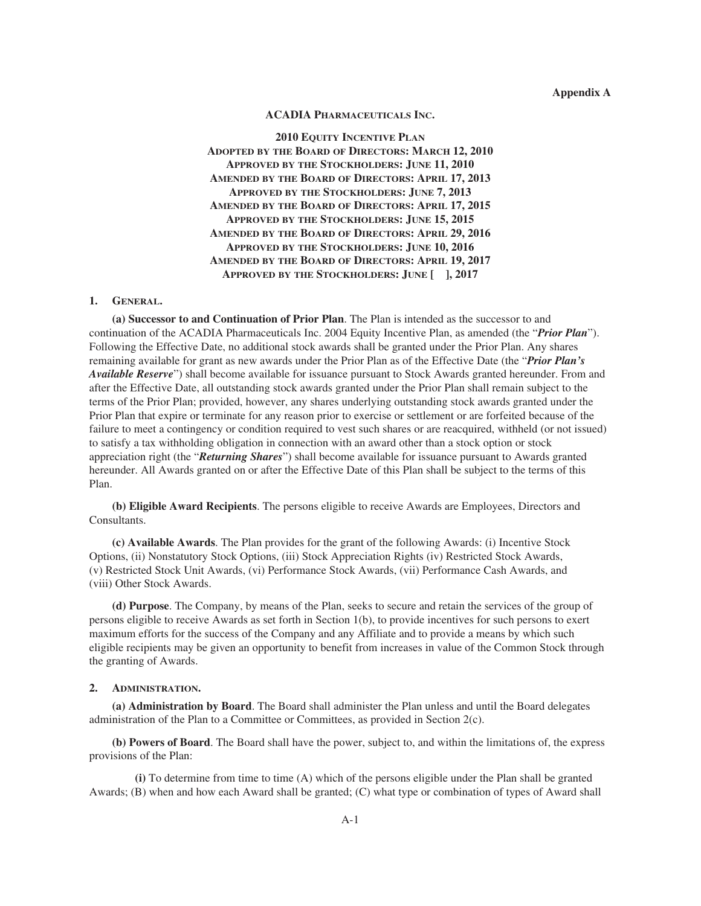**Appendix A**

**ACADIA PHARMACEUTICALS INC.**

**2010 EQUITY INCENTIVE PLAN**
**ADOPTED BY THE BOARD OF DIRECTORS: MARCH 12, 2010**
**APPROVED BY THE STOCKHOLDERS: JUNE 11, 2010**
**AMENDED BY THE BOARD OF DIRECTORS: APRIL 17, 2013**
**APPROVED BY THE STOCKHOLDERS: JUNE 7, 2013**
**AMENDED BY THE BOARD OF DIRECTORS: APRIL 17, 2015**
**APPROVED BY THE STOCKHOLDERS: JUNE 15, 2015**
**AMENDED BY THE BOARD OF DIRECTORS: APRIL 29, 2016**
**APPROVED BY THE STOCKHOLDERS: JUNE 10, 2016**
**AMENDED BY THE BOARD OF DIRECTORS: APRIL 19, 2017**
**APPROVED BY THE STOCKHOLDERS: JUNE [ ], 2017**

**1. GENERAL.**

**(a) Successor to and Continuation of Prior Plan**. The Plan is intended as the successor to and continuation of the ACADIA Pharmaceuticals Inc. 2004 Equity Incentive Plan, as amended (the "***Prior Plan***"). Following the Effective Date, no additional stock awards shall be granted under the Prior Plan. Any shares remaining available for grant as new awards under the Prior Plan as of the Effective Date (the "***Prior Plan's Available Reserve***") shall become available for issuance pursuant to Stock Awards granted hereunder. From and after the Effective Date, all outstanding stock awards granted under the Prior Plan shall remain subject to the terms of the Prior Plan; provided, however, any shares underlying outstanding stock awards granted under the Prior Plan that expire or terminate for any reason prior to exercise or settlement or are forfeited because of the failure to meet a contingency or condition required to vest such shares or are reacquired, withheld (or not issued) to satisfy a tax withholding obligation in connection with an award other than a stock option or stock appreciation right (the "***Returning Shares***") shall become available for issuance pursuant to Awards granted hereunder. All Awards granted on or after the Effective Date of this Plan shall be subject to the terms of this Plan.

**(b) Eligible Award Recipients**. The persons eligible to receive Awards are Employees, Directors and Consultants.

**(c) Available Awards**. The Plan provides for the grant of the following Awards: (i) Incentive Stock Options, (ii) Nonstatutory Stock Options, (iii) Stock Appreciation Rights (iv) Restricted Stock Awards, (v) Restricted Stock Unit Awards, (vi) Performance Stock Awards, (vii) Performance Cash Awards, and (viii) Other Stock Awards.

**(d) Purpose**. The Company, by means of the Plan, seeks to secure and retain the services of the group of persons eligible to receive Awards as set forth in Section 1(b), to provide incentives for such persons to exert maximum efforts for the success of the Company and any Affiliate and to provide a means by which such eligible recipients may be given an opportunity to benefit from increases in value of the Common Stock through the granting of Awards.

**2. ADMINISTRATION.**

**(a) Administration by Board**. The Board shall administer the Plan unless and until the Board delegates administration of the Plan to a Committee or Committees, as provided in Section 2(c).

**(b) Powers of Board**. The Board shall have the power, subject to, and within the limitations of, the express provisions of the Plan:

**(i)** To determine from time to time (A) which of the persons eligible under the Plan shall be granted Awards; (B) when and how each Award shall be granted; (C) what type or combination of types of Award shall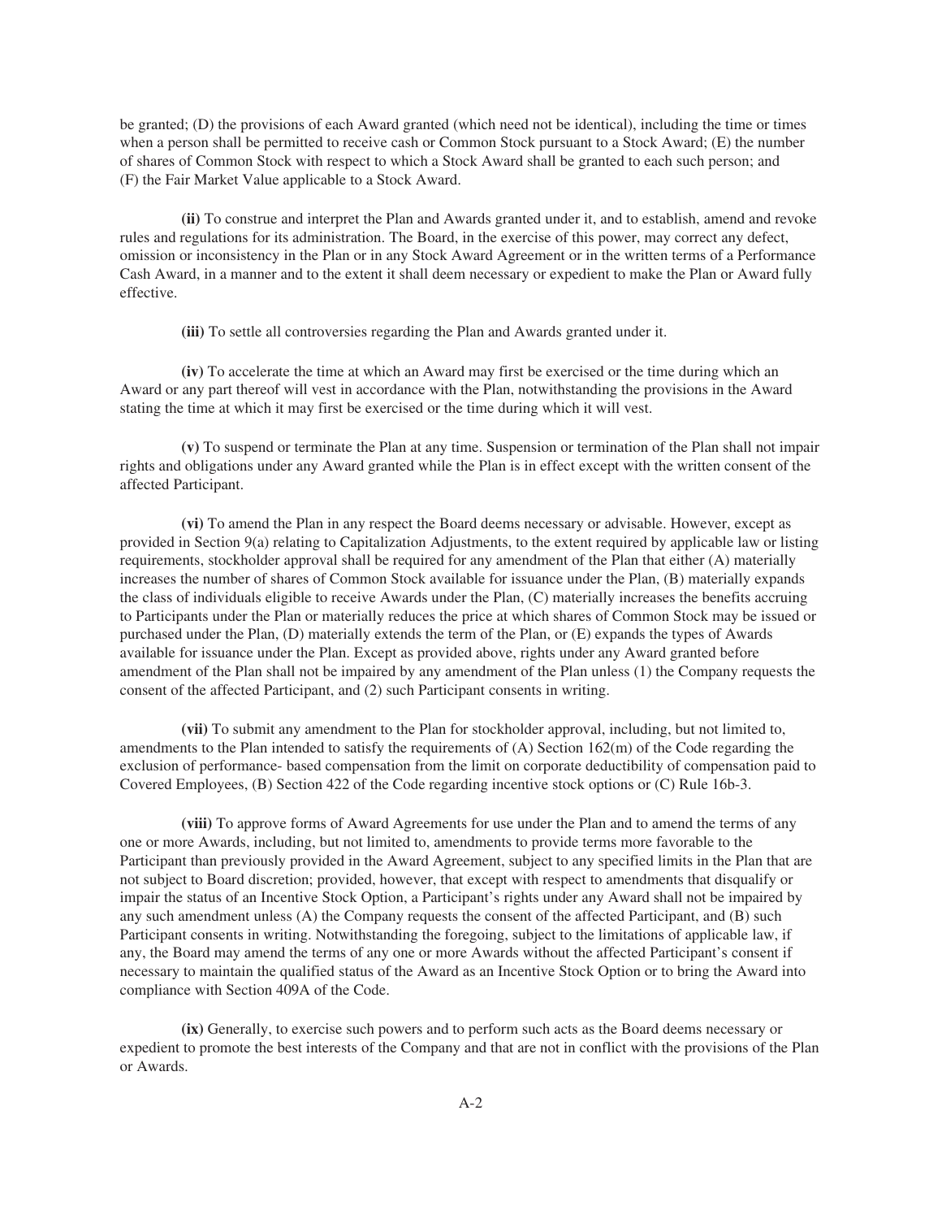be granted; (D) the provisions of each Award granted (which need not be identical), including the time or times when a person shall be permitted to receive cash or Common Stock pursuant to a Stock Award; (E) the number of shares of Common Stock with respect to which a Stock Award shall be granted to each such person; and (F) the Fair Market Value applicable to a Stock Award.

**(ii)** To construe and interpret the Plan and Awards granted under it, and to establish, amend and revoke rules and regulations for its administration. The Board, in the exercise of this power, may correct any defect, omission or inconsistency in the Plan or in any Stock Award Agreement or in the written terms of a Performance Cash Award, in a manner and to the extent it shall deem necessary or expedient to make the Plan or Award fully effective.

**(iii)** To settle all controversies regarding the Plan and Awards granted under it.

**(iv)** To accelerate the time at which an Award may first be exercised or the time during which an Award or any part thereof will vest in accordance with the Plan, notwithstanding the provisions in the Award stating the time at which it may first be exercised or the time during which it will vest.

**(v)** To suspend or terminate the Plan at any time. Suspension or termination of the Plan shall not impair rights and obligations under any Award granted while the Plan is in effect except with the written consent of the affected Participant.

**(vi)** To amend the Plan in any respect the Board deems necessary or advisable. However, except as provided in Section 9(a) relating to Capitalization Adjustments, to the extent required by applicable law or listing requirements, stockholder approval shall be required for any amendment of the Plan that either (A) materially increases the number of shares of Common Stock available for issuance under the Plan, (B) materially expands the class of individuals eligible to receive Awards under the Plan, (C) materially increases the benefits accruing to Participants under the Plan or materially reduces the price at which shares of Common Stock may be issued or purchased under the Plan, (D) materially extends the term of the Plan, or (E) expands the types of Awards available for issuance under the Plan. Except as provided above, rights under any Award granted before amendment of the Plan shall not be impaired by any amendment of the Plan unless (1) the Company requests the consent of the affected Participant, and (2) such Participant consents in writing.

**(vii)** To submit any amendment to the Plan for stockholder approval, including, but not limited to, amendments to the Plan intended to satisfy the requirements of (A) Section 162(m) of the Code regarding the exclusion of performance- based compensation from the limit on corporate deductibility of compensation paid to Covered Employees, (B) Section 422 of the Code regarding incentive stock options or (C) Rule 16b-3.

**(viii)** To approve forms of Award Agreements for use under the Plan and to amend the terms of any one or more Awards, including, but not limited to, amendments to provide terms more favorable to the Participant than previously provided in the Award Agreement, subject to any specified limits in the Plan that are not subject to Board discretion; provided, however, that except with respect to amendments that disqualify or impair the status of an Incentive Stock Option, a Participant's rights under any Award shall not be impaired by any such amendment unless (A) the Company requests the consent of the affected Participant, and (B) such Participant consents in writing. Notwithstanding the foregoing, subject to the limitations of applicable law, if any, the Board may amend the terms of any one or more Awards without the affected Participant's consent if necessary to maintain the qualified status of the Award as an Incentive Stock Option or to bring the Award into compliance with Section 409A of the Code.

**(ix)** Generally, to exercise such powers and to perform such acts as the Board deems necessary or expedient to promote the best interests of the Company and that are not in conflict with the provisions of the Plan or Awards.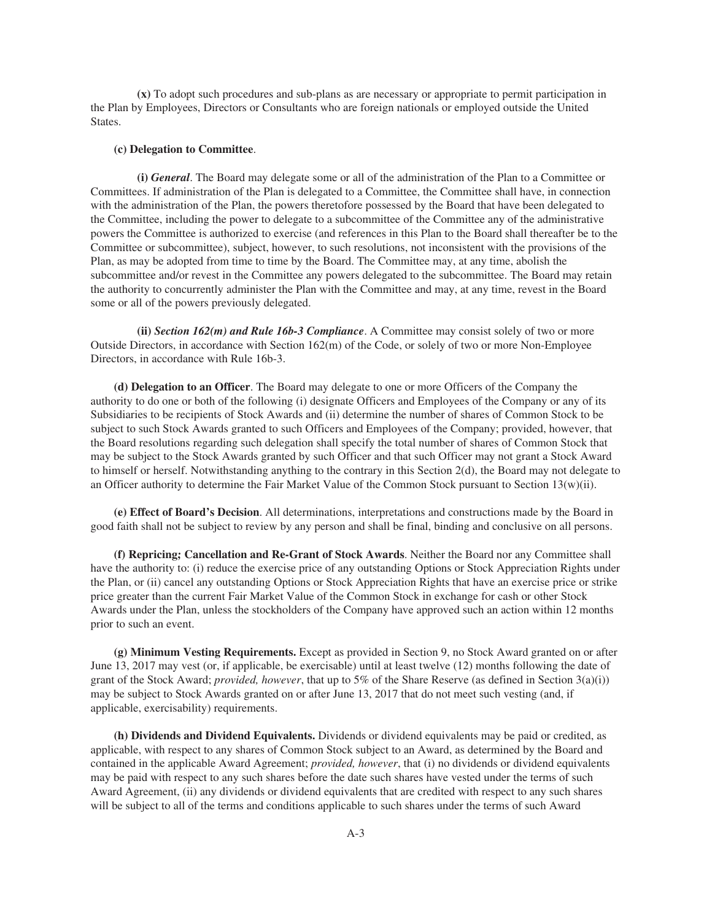**(x)** To adopt such procedures and sub-plans as are necessary or appropriate to permit participation in the Plan by Employees, Directors or Consultants who are foreign nationals or employed outside the United States.

**(c) Delegation to Committee**.

**(i)** ***General***. The Board may delegate some or all of the administration of the Plan to a Committee or Committees. If administration of the Plan is delegated to a Committee, the Committee shall have, in connection with the administration of the Plan, the powers theretofore possessed by the Board that have been delegated to the Committee, including the power to delegate to a subcommittee of the Committee any of the administrative powers the Committee is authorized to exercise (and references in this Plan to the Board shall thereafter be to the Committee or subcommittee), subject, however, to such resolutions, not inconsistent with the provisions of the Plan, as may be adopted from time to time by the Board. The Committee may, at any time, abolish the subcommittee and/or revest in the Committee any powers delegated to the subcommittee. The Board may retain the authority to concurrently administer the Plan with the Committee and may, at any time, revest in the Board some or all of the powers previously delegated.

**(ii)** ***Section 162(m) and Rule 16b-3 Compliance***. A Committee may consist solely of two or more Outside Directors, in accordance with Section 162(m) of the Code, or solely of two or more Non-Employee Directors, in accordance with Rule 16b-3.

**(d) Delegation to an Officer**. The Board may delegate to one or more Officers of the Company the authority to do one or both of the following (i) designate Officers and Employees of the Company or any of its Subsidiaries to be recipients of Stock Awards and (ii) determine the number of shares of Common Stock to be subject to such Stock Awards granted to such Officers and Employees of the Company; provided, however, that the Board resolutions regarding such delegation shall specify the total number of shares of Common Stock that may be subject to the Stock Awards granted by such Officer and that such Officer may not grant a Stock Award to himself or herself. Notwithstanding anything to the contrary in this Section 2(d), the Board may not delegate to an Officer authority to determine the Fair Market Value of the Common Stock pursuant to Section 13(w)(ii).

**(e) Effect of Board's Decision**. All determinations, interpretations and constructions made by the Board in good faith shall not be subject to review by any person and shall be final, binding and conclusive on all persons.

**(f) Repricing; Cancellation and Re-Grant of Stock Awards**. Neither the Board nor any Committee shall have the authority to: (i) reduce the exercise price of any outstanding Options or Stock Appreciation Rights under the Plan, or (ii) cancel any outstanding Options or Stock Appreciation Rights that have an exercise price or strike price greater than the current Fair Market Value of the Common Stock in exchange for cash or other Stock Awards under the Plan, unless the stockholders of the Company have approved such an action within 12 months prior to such an event.

**(g) Minimum Vesting Requirements.** Except as provided in Section 9, no Stock Award granted on or after June 13, 2017 may vest (or, if applicable, be exercisable) until at least twelve (12) months following the date of grant of the Stock Award; *provided, however*, that up to 5% of the Share Reserve (as defined in Section 3(a)(i)) may be subject to Stock Awards granted on or after June 13, 2017 that do not meet such vesting (and, if applicable, exercisability) requirements.

**(h) Dividends and Dividend Equivalents.** Dividends or dividend equivalents may be paid or credited, as applicable, with respect to any shares of Common Stock subject to an Award, as determined by the Board and contained in the applicable Award Agreement; *provided, however*, that (i) no dividends or dividend equivalents may be paid with respect to any such shares before the date such shares have vested under the terms of such Award Agreement, (ii) any dividends or dividend equivalents that are credited with respect to any such shares will be subject to all of the terms and conditions applicable to such shares under the terms of such Award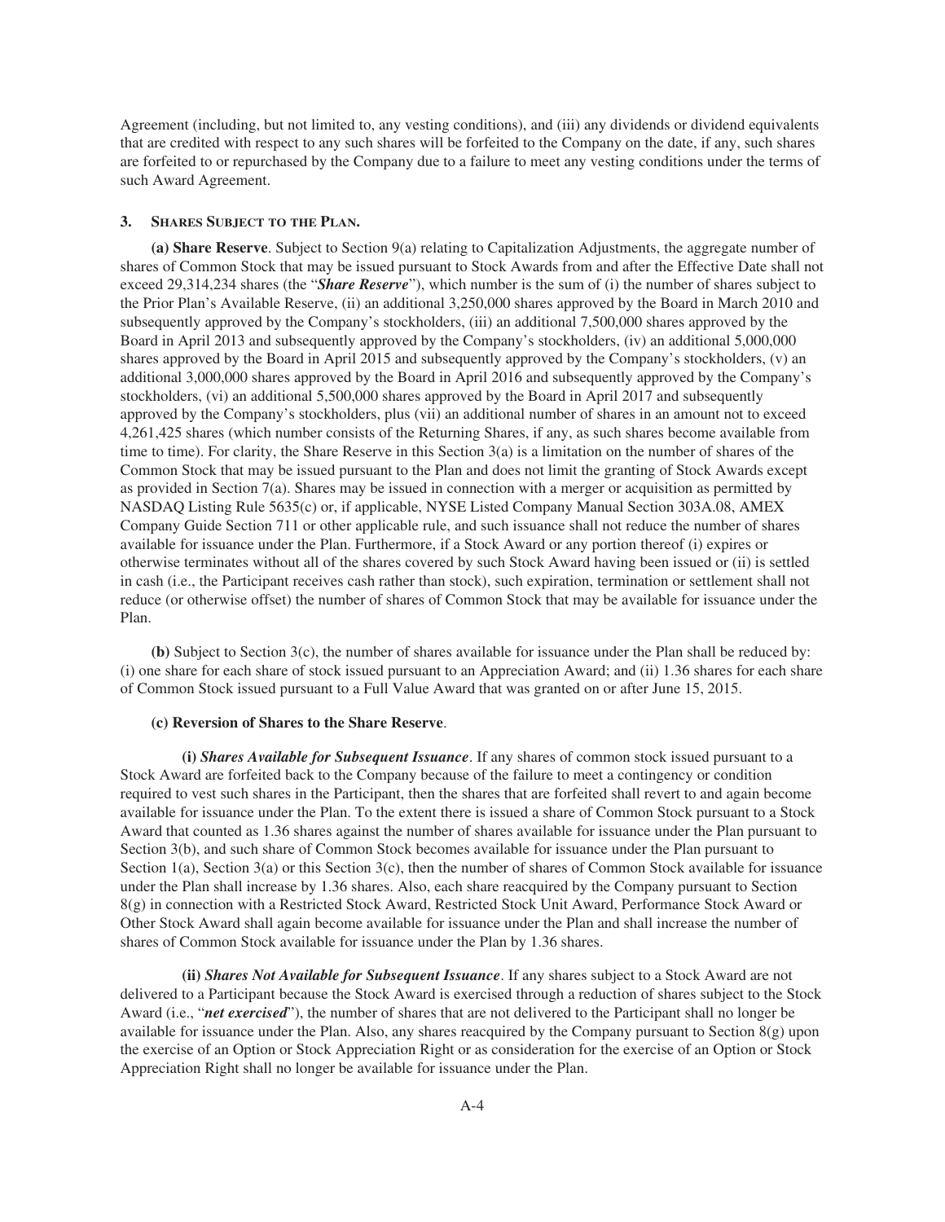Agreement (including, but not limited to, any vesting conditions), and (iii) any dividends or dividend equivalents that are credited with respect to any such shares will be forfeited to the Company on the date, if any, such shares are forfeited to or repurchased by the Company due to a failure to meet any vesting conditions under the terms of such Award Agreement.

### 3. Shares Subject to the Plan.

**(a) Share Reserve**. Subject to Section 9(a) relating to Capitalization Adjustments, the aggregate number of shares of Common Stock that may be issued pursuant to Stock Awards from and after the Effective Date shall not exceed 29,314,234 shares (the "***Share Reserve***"), which number is the sum of (i) the number of shares subject to the Prior Plan's Available Reserve, (ii) an additional 3,250,000 shares approved by the Board in March 2010 and subsequently approved by the Company's stockholders, (iii) an additional 7,500,000 shares approved by the Board in April 2013 and subsequently approved by the Company's stockholders, (iv) an additional 5,000,000 shares approved by the Board in April 2015 and subsequently approved by the Company's stockholders, (v) an additional 3,000,000 shares approved by the Board in April 2016 and subsequently approved by the Company's stockholders, (vi) an additional 5,500,000 shares approved by the Board in April 2017 and subsequently approved by the Company's stockholders, plus (vii) an additional number of shares in an amount not to exceed 4,261,425 shares (which number consists of the Returning Shares, if any, as such shares become available from time to time). For clarity, the Share Reserve in this Section 3(a) is a limitation on the number of shares of the Common Stock that may be issued pursuant to the Plan and does not limit the granting of Stock Awards except as provided in Section 7(a). Shares may be issued in connection with a merger or acquisition as permitted by NASDAQ Listing Rule 5635(c) or, if applicable, NYSE Listed Company Manual Section 303A.08, AMEX Company Guide Section 711 or other applicable rule, and such issuance shall not reduce the number of shares available for issuance under the Plan. Furthermore, if a Stock Award or any portion thereof (i) expires or otherwise terminates without all of the shares covered by such Stock Award having been issued or (ii) is settled in cash (i.e., the Participant receives cash rather than stock), such expiration, termination or settlement shall not reduce (or otherwise offset) the number of shares of Common Stock that may be available for issuance under the Plan.

**(b)** Subject to Section 3(c), the number of shares available for issuance under the Plan shall be reduced by: (i) one share for each share of stock issued pursuant to an Appreciation Award; and (ii) 1.36 shares for each share of Common Stock issued pursuant to a Full Value Award that was granted on or after June 15, 2015.

**(c) Reversion of Shares to the Share Reserve**.

**(i)** ***Shares Available for Subsequent Issuance***. If any shares of common stock issued pursuant to a Stock Award are forfeited back to the Company because of the failure to meet a contingency or condition required to vest such shares in the Participant, then the shares that are forfeited shall revert to and again become available for issuance under the Plan. To the extent there is issued a share of Common Stock pursuant to a Stock Award that counted as 1.36 shares against the number of shares available for issuance under the Plan pursuant to Section 3(b), and such share of Common Stock becomes available for issuance under the Plan pursuant to Section 1(a), Section 3(a) or this Section 3(c), then the number of shares of Common Stock available for issuance under the Plan shall increase by 1.36 shares. Also, each share reacquired by the Company pursuant to Section 8(g) in connection with a Restricted Stock Award, Restricted Stock Unit Award, Performance Stock Award or Other Stock Award shall again become available for issuance under the Plan and shall increase the number of shares of Common Stock available for issuance under the Plan by 1.36 shares.

**(ii)** ***Shares Not Available for Subsequent Issuance***. If any shares subject to a Stock Award are not delivered to a Participant because the Stock Award is exercised through a reduction of shares subject to the Stock Award (i.e., "***net exercised***"), the number of shares that are not delivered to the Participant shall no longer be available for issuance under the Plan. Also, any shares reacquired by the Company pursuant to Section 8(g) upon the exercise of an Option or Stock Appreciation Right or as consideration for the exercise of an Option or Stock Appreciation Right shall no longer be available for issuance under the Plan.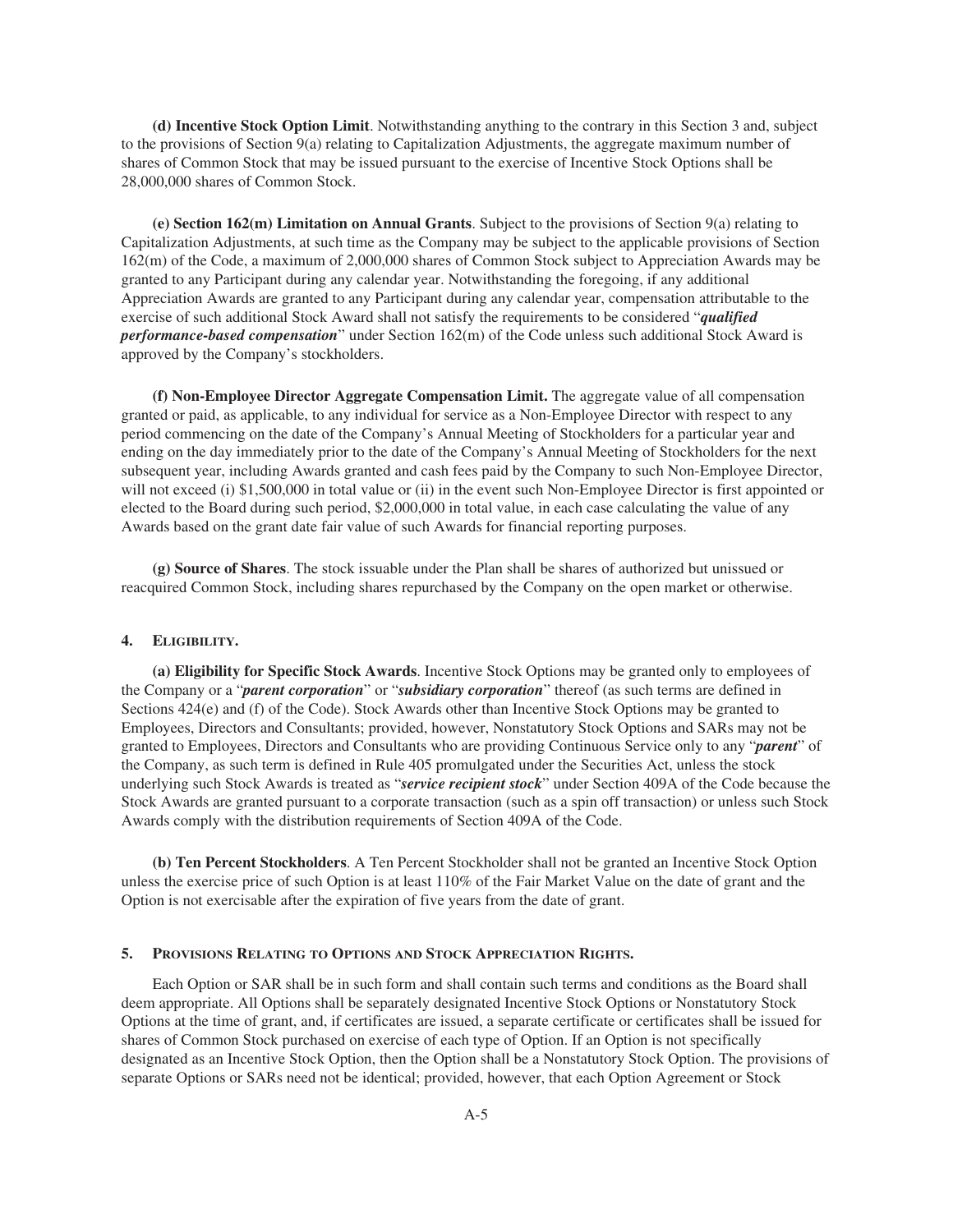**(d) Incentive Stock Option Limit**. Notwithstanding anything to the contrary in this Section 3 and, subject to the provisions of Section 9(a) relating to Capitalization Adjustments, the aggregate maximum number of shares of Common Stock that may be issued pursuant to the exercise of Incentive Stock Options shall be 28,000,000 shares of Common Stock.

**(e) Section 162(m) Limitation on Annual Grants**. Subject to the provisions of Section 9(a) relating to Capitalization Adjustments, at such time as the Company may be subject to the applicable provisions of Section 162(m) of the Code, a maximum of 2,000,000 shares of Common Stock subject to Appreciation Awards may be granted to any Participant during any calendar year. Notwithstanding the foregoing, if any additional Appreciation Awards are granted to any Participant during any calendar year, compensation attributable to the exercise of such additional Stock Award shall not satisfy the requirements to be considered "***qualified performance-based compensation***" under Section 162(m) of the Code unless such additional Stock Award is approved by the Company's stockholders.

**(f) Non-Employee Director Aggregate Compensation Limit.** The aggregate value of all compensation granted or paid, as applicable, to any individual for service as a Non-Employee Director with respect to any period commencing on the date of the Company's Annual Meeting of Stockholders for a particular year and ending on the day immediately prior to the date of the Company's Annual Meeting of Stockholders for the next subsequent year, including Awards granted and cash fees paid by the Company to such Non-Employee Director, will not exceed (i) $1,500,000 in total value or (ii) in the event such Non-Employee Director is first appointed or elected to the Board during such period, $2,000,000 in total value, in each case calculating the value of any Awards based on the grant date fair value of such Awards for financial reporting purposes.

**(g) Source of Shares**. The stock issuable under the Plan shall be shares of authorized but unissued or reacquired Common Stock, including shares repurchased by the Company on the open market or otherwise.

## 4. ELIGIBILITY.

**(a) Eligibility for Specific Stock Awards**. Incentive Stock Options may be granted only to employees of the Company or a "***parent corporation***" or "***subsidiary corporation***" thereof (as such terms are defined in Sections 424(e) and (f) of the Code). Stock Awards other than Incentive Stock Options may be granted to Employees, Directors and Consultants; provided, however, Nonstatutory Stock Options and SARs may not be granted to Employees, Directors and Consultants who are providing Continuous Service only to any "***parent***" of the Company, as such term is defined in Rule 405 promulgated under the Securities Act, unless the stock underlying such Stock Awards is treated as "***service recipient stock***" under Section 409A of the Code because the Stock Awards are granted pursuant to a corporate transaction (such as a spin off transaction) or unless such Stock Awards comply with the distribution requirements of Section 409A of the Code.

**(b) Ten Percent Stockholders**. A Ten Percent Stockholder shall not be granted an Incentive Stock Option unless the exercise price of such Option is at least 110% of the Fair Market Value on the date of grant and the Option is not exercisable after the expiration of five years from the date of grant.

## 5. PROVISIONS RELATING TO OPTIONS AND STOCK APPRECIATION RIGHTS.

Each Option or SAR shall be in such form and shall contain such terms and conditions as the Board shall deem appropriate. All Options shall be separately designated Incentive Stock Options or Nonstatutory Stock Options at the time of grant, and, if certificates are issued, a separate certificate or certificates shall be issued for shares of Common Stock purchased on exercise of each type of Option. If an Option is not specifically designated as an Incentive Stock Option, then the Option shall be a Nonstatutory Stock Option. The provisions of separate Options or SARs need not be identical; provided, however, that each Option Agreement or Stock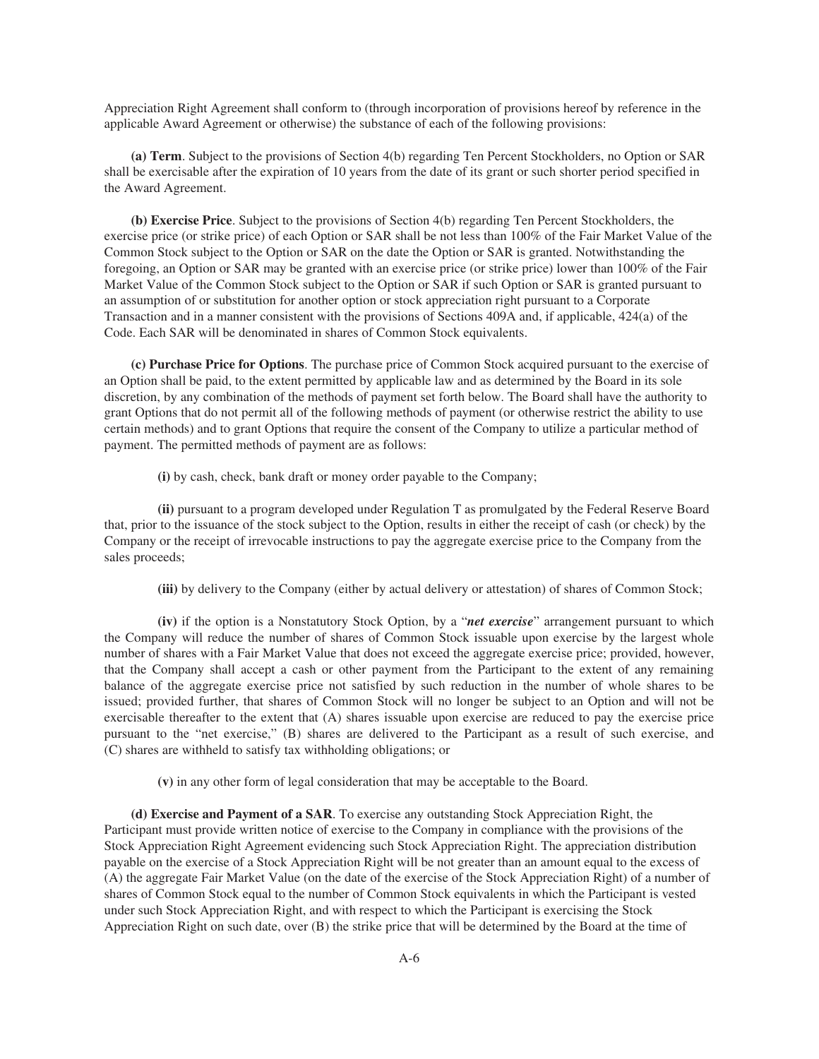Appreciation Right Agreement shall conform to (through incorporation of provisions hereof by reference in the applicable Award Agreement or otherwise) the substance of each of the following provisions:

**(a) Term**. Subject to the provisions of Section 4(b) regarding Ten Percent Stockholders, no Option or SAR shall be exercisable after the expiration of 10 years from the date of its grant or such shorter period specified in the Award Agreement.

**(b) Exercise Price**. Subject to the provisions of Section 4(b) regarding Ten Percent Stockholders, the exercise price (or strike price) of each Option or SAR shall be not less than 100% of the Fair Market Value of the Common Stock subject to the Option or SAR on the date the Option or SAR is granted. Notwithstanding the foregoing, an Option or SAR may be granted with an exercise price (or strike price) lower than 100% of the Fair Market Value of the Common Stock subject to the Option or SAR if such Option or SAR is granted pursuant to an assumption of or substitution for another option or stock appreciation right pursuant to a Corporate Transaction and in a manner consistent with the provisions of Sections 409A and, if applicable, 424(a) of the Code. Each SAR will be denominated in shares of Common Stock equivalents.

**(c) Purchase Price for Options**. The purchase price of Common Stock acquired pursuant to the exercise of an Option shall be paid, to the extent permitted by applicable law and as determined by the Board in its sole discretion, by any combination of the methods of payment set forth below. The Board shall have the authority to grant Options that do not permit all of the following methods of payment (or otherwise restrict the ability to use certain methods) and to grant Options that require the consent of the Company to utilize a particular method of payment. The permitted methods of payment are as follows:

**(i)** by cash, check, bank draft or money order payable to the Company;

**(ii)** pursuant to a program developed under Regulation T as promulgated by the Federal Reserve Board that, prior to the issuance of the stock subject to the Option, results in either the receipt of cash (or check) by the Company or the receipt of irrevocable instructions to pay the aggregate exercise price to the Company from the sales proceeds;

**(iii)** by delivery to the Company (either by actual delivery or attestation) of shares of Common Stock;

**(iv)** if the option is a Nonstatutory Stock Option, by a "***net exercise***" arrangement pursuant to which the Company will reduce the number of shares of Common Stock issuable upon exercise by the largest whole number of shares with a Fair Market Value that does not exceed the aggregate exercise price; provided, however, that the Company shall accept a cash or other payment from the Participant to the extent of any remaining balance of the aggregate exercise price not satisfied by such reduction in the number of whole shares to be issued; provided further, that shares of Common Stock will no longer be subject to an Option and will not be exercisable thereafter to the extent that (A) shares issuable upon exercise are reduced to pay the exercise price pursuant to the "net exercise," (B) shares are delivered to the Participant as a result of such exercise, and (C) shares are withheld to satisfy tax withholding obligations; or

**(v)** in any other form of legal consideration that may be acceptable to the Board.

**(d) Exercise and Payment of a SAR**. To exercise any outstanding Stock Appreciation Right, the Participant must provide written notice of exercise to the Company in compliance with the provisions of the Stock Appreciation Right Agreement evidencing such Stock Appreciation Right. The appreciation distribution payable on the exercise of a Stock Appreciation Right will be not greater than an amount equal to the excess of (A) the aggregate Fair Market Value (on the date of the exercise of the Stock Appreciation Right) of a number of shares of Common Stock equal to the number of Common Stock equivalents in which the Participant is vested under such Stock Appreciation Right, and with respect to which the Participant is exercising the Stock Appreciation Right on such date, over (B) the strike price that will be determined by the Board at the time of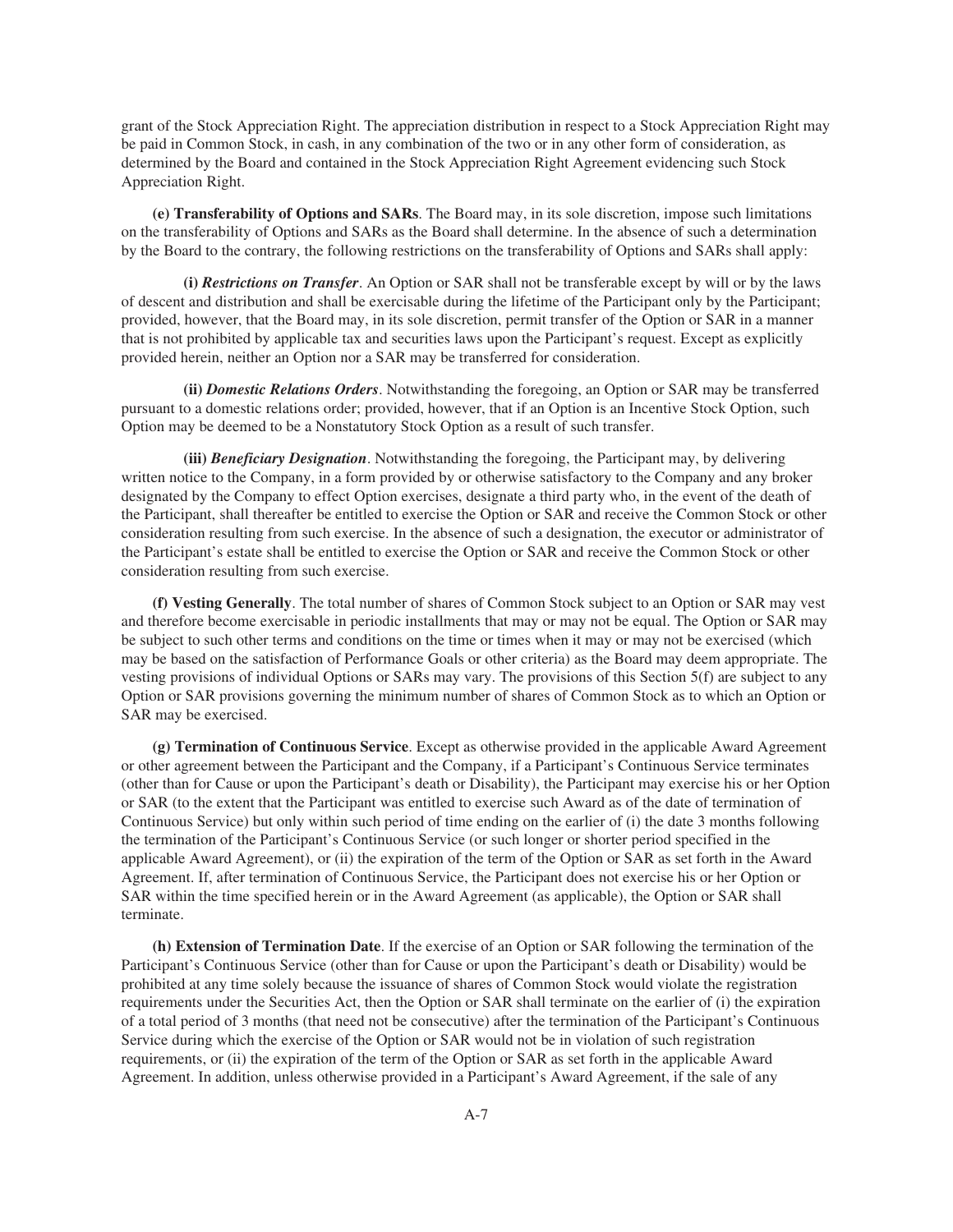grant of the Stock Appreciation Right. The appreciation distribution in respect to a Stock Appreciation Right may be paid in Common Stock, in cash, in any combination of the two or in any other form of consideration, as determined by the Board and contained in the Stock Appreciation Right Agreement evidencing such Stock Appreciation Right.

**(e) Transferability of Options and SARs**. The Board may, in its sole discretion, impose such limitations on the transferability of Options and SARs as the Board shall determine. In the absence of such a determination by the Board to the contrary, the following restrictions on the transferability of Options and SARs shall apply:

**(i)** ***Restrictions on Transfer***. An Option or SAR shall not be transferable except by will or by the laws of descent and distribution and shall be exercisable during the lifetime of the Participant only by the Participant; provided, however, that the Board may, in its sole discretion, permit transfer of the Option or SAR in a manner that is not prohibited by applicable tax and securities laws upon the Participant's request. Except as explicitly provided herein, neither an Option nor a SAR may be transferred for consideration.

**(ii)** ***Domestic Relations Orders***. Notwithstanding the foregoing, an Option or SAR may be transferred pursuant to a domestic relations order; provided, however, that if an Option is an Incentive Stock Option, such Option may be deemed to be a Nonstatutory Stock Option as a result of such transfer.

**(iii)** ***Beneficiary Designation***. Notwithstanding the foregoing, the Participant may, by delivering written notice to the Company, in a form provided by or otherwise satisfactory to the Company and any broker designated by the Company to effect Option exercises, designate a third party who, in the event of the death of the Participant, shall thereafter be entitled to exercise the Option or SAR and receive the Common Stock or other consideration resulting from such exercise. In the absence of such a designation, the executor or administrator of the Participant's estate shall be entitled to exercise the Option or SAR and receive the Common Stock or other consideration resulting from such exercise.

**(f) Vesting Generally**. The total number of shares of Common Stock subject to an Option or SAR may vest and therefore become exercisable in periodic installments that may or may not be equal. The Option or SAR may be subject to such other terms and conditions on the time or times when it may or may not be exercised (which may be based on the satisfaction of Performance Goals or other criteria) as the Board may deem appropriate. The vesting provisions of individual Options or SARs may vary. The provisions of this Section 5(f) are subject to any Option or SAR provisions governing the minimum number of shares of Common Stock as to which an Option or SAR may be exercised.

**(g) Termination of Continuous Service**. Except as otherwise provided in the applicable Award Agreement or other agreement between the Participant and the Company, if a Participant's Continuous Service terminates (other than for Cause or upon the Participant's death or Disability), the Participant may exercise his or her Option or SAR (to the extent that the Participant was entitled to exercise such Award as of the date of termination of Continuous Service) but only within such period of time ending on the earlier of (i) the date 3 months following the termination of the Participant's Continuous Service (or such longer or shorter period specified in the applicable Award Agreement), or (ii) the expiration of the term of the Option or SAR as set forth in the Award Agreement. If, after termination of Continuous Service, the Participant does not exercise his or her Option or SAR within the time specified herein or in the Award Agreement (as applicable), the Option or SAR shall terminate.

**(h) Extension of Termination Date**. If the exercise of an Option or SAR following the termination of the Participant's Continuous Service (other than for Cause or upon the Participant's death or Disability) would be prohibited at any time solely because the issuance of shares of Common Stock would violate the registration requirements under the Securities Act, then the Option or SAR shall terminate on the earlier of (i) the expiration of a total period of 3 months (that need not be consecutive) after the termination of the Participant's Continuous Service during which the exercise of the Option or SAR would not be in violation of such registration requirements, or (ii) the expiration of the term of the Option or SAR as set forth in the applicable Award Agreement. In addition, unless otherwise provided in a Participant's Award Agreement, if the sale of any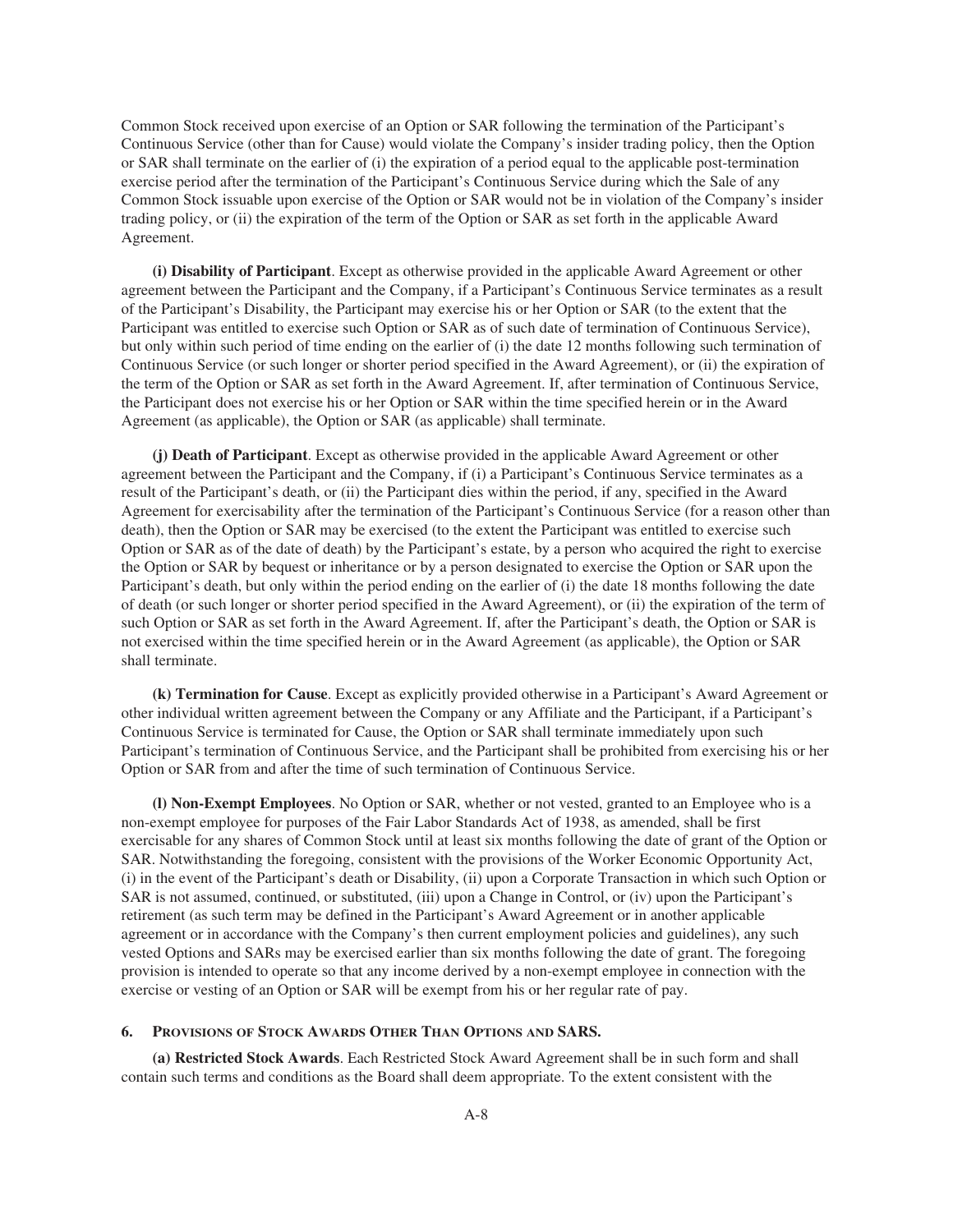Common Stock received upon exercise of an Option or SAR following the termination of the Participant's Continuous Service (other than for Cause) would violate the Company's insider trading policy, then the Option or SAR shall terminate on the earlier of (i) the expiration of a period equal to the applicable post-termination exercise period after the termination of the Participant's Continuous Service during which the Sale of any Common Stock issuable upon exercise of the Option or SAR would not be in violation of the Company's insider trading policy, or (ii) the expiration of the term of the Option or SAR as set forth in the applicable Award Agreement.

**(i) Disability of Participant**. Except as otherwise provided in the applicable Award Agreement or other agreement between the Participant and the Company, if a Participant's Continuous Service terminates as a result of the Participant's Disability, the Participant may exercise his or her Option or SAR (to the extent that the Participant was entitled to exercise such Option or SAR as of such date of termination of Continuous Service), but only within such period of time ending on the earlier of (i) the date 12 months following such termination of Continuous Service (or such longer or shorter period specified in the Award Agreement), or (ii) the expiration of the term of the Option or SAR as set forth in the Award Agreement. If, after termination of Continuous Service, the Participant does not exercise his or her Option or SAR within the time specified herein or in the Award Agreement (as applicable), the Option or SAR (as applicable) shall terminate.

**(j) Death of Participant**. Except as otherwise provided in the applicable Award Agreement or other agreement between the Participant and the Company, if (i) a Participant's Continuous Service terminates as a result of the Participant's death, or (ii) the Participant dies within the period, if any, specified in the Award Agreement for exercisability after the termination of the Participant's Continuous Service (for a reason other than death), then the Option or SAR may be exercised (to the extent the Participant was entitled to exercise such Option or SAR as of the date of death) by the Participant's estate, by a person who acquired the right to exercise the Option or SAR by bequest or inheritance or by a person designated to exercise the Option or SAR upon the Participant's death, but only within the period ending on the earlier of (i) the date 18 months following the date of death (or such longer or shorter period specified in the Award Agreement), or (ii) the expiration of the term of such Option or SAR as set forth in the Award Agreement. If, after the Participant's death, the Option or SAR is not exercised within the time specified herein or in the Award Agreement (as applicable), the Option or SAR shall terminate.

**(k) Termination for Cause**. Except as explicitly provided otherwise in a Participant's Award Agreement or other individual written agreement between the Company or any Affiliate and the Participant, if a Participant's Continuous Service is terminated for Cause, the Option or SAR shall terminate immediately upon such Participant's termination of Continuous Service, and the Participant shall be prohibited from exercising his or her Option or SAR from and after the time of such termination of Continuous Service.

**(l) Non-Exempt Employees**. No Option or SAR, whether or not vested, granted to an Employee who is a non-exempt employee for purposes of the Fair Labor Standards Act of 1938, as amended, shall be first exercisable for any shares of Common Stock until at least six months following the date of grant of the Option or SAR. Notwithstanding the foregoing, consistent with the provisions of the Worker Economic Opportunity Act, (i) in the event of the Participant's death or Disability, (ii) upon a Corporate Transaction in which such Option or SAR is not assumed, continued, or substituted, (iii) upon a Change in Control, or (iv) upon the Participant's retirement (as such term may be defined in the Participant's Award Agreement or in another applicable agreement or in accordance with the Company's then current employment policies and guidelines), any such vested Options and SARs may be exercised earlier than six months following the date of grant. The foregoing provision is intended to operate so that any income derived by a non-exempt employee in connection with the exercise or vesting of an Option or SAR will be exempt from his or her regular rate of pay.

### 6. PROVISIONS OF STOCK AWARDS OTHER THAN OPTIONS AND SARS.

**(a) Restricted Stock Awards**. Each Restricted Stock Award Agreement shall be in such form and shall contain such terms and conditions as the Board shall deem appropriate. To the extent consistent with the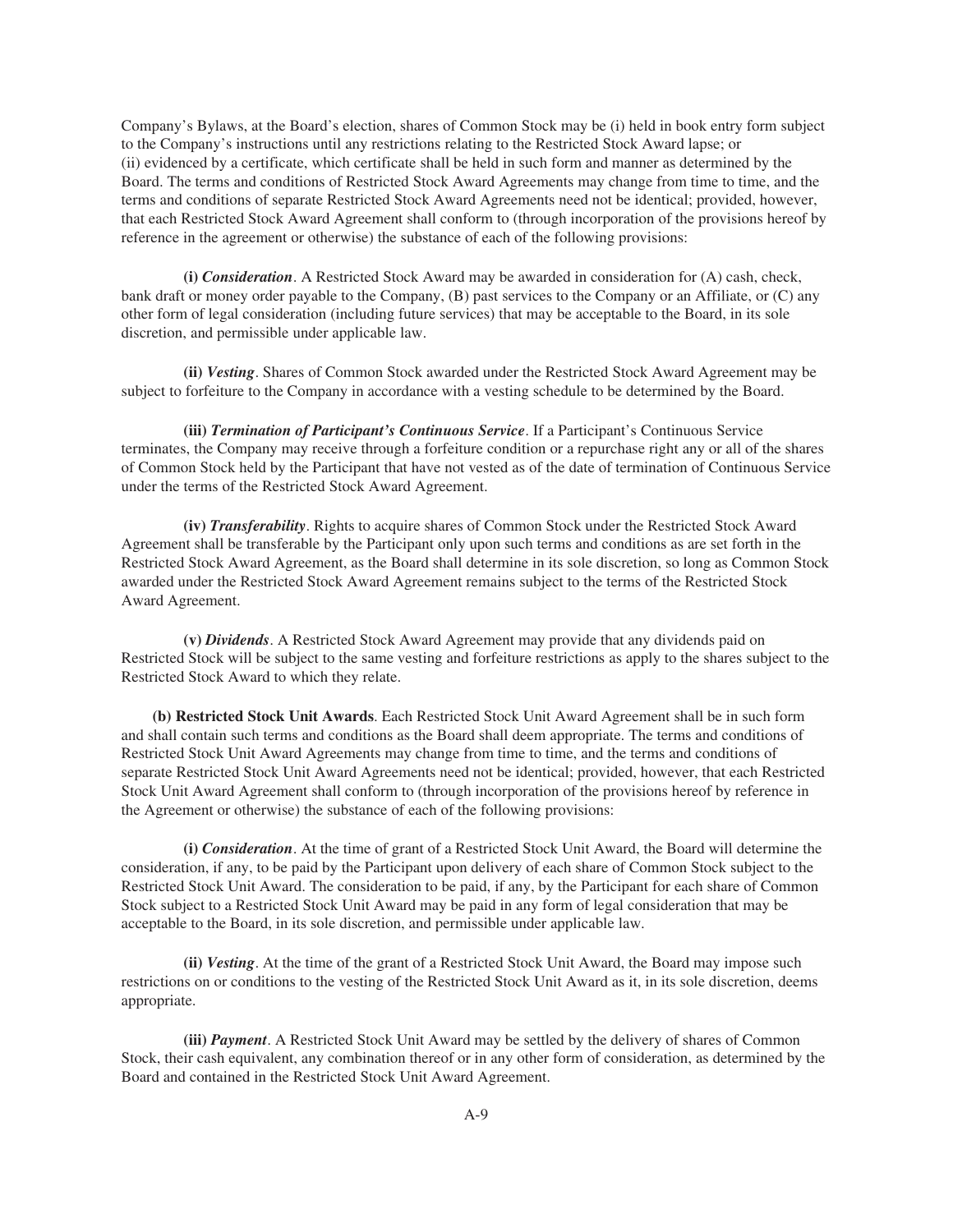Company's Bylaws, at the Board's election, shares of Common Stock may be (i) held in book entry form subject to the Company's instructions until any restrictions relating to the Restricted Stock Award lapse; or (ii) evidenced by a certificate, which certificate shall be held in such form and manner as determined by the Board. The terms and conditions of Restricted Stock Award Agreements may change from time to time, and the terms and conditions of separate Restricted Stock Award Agreements need not be identical; provided, however, that each Restricted Stock Award Agreement shall conform to (through incorporation of the provisions hereof by reference in the agreement or otherwise) the substance of each of the following provisions:

**(i)** ***Consideration***. A Restricted Stock Award may be awarded in consideration for (A) cash, check, bank draft or money order payable to the Company, (B) past services to the Company or an Affiliate, or (C) any other form of legal consideration (including future services) that may be acceptable to the Board, in its sole discretion, and permissible under applicable law.

**(ii)** ***Vesting***. Shares of Common Stock awarded under the Restricted Stock Award Agreement may be subject to forfeiture to the Company in accordance with a vesting schedule to be determined by the Board.

**(iii)** ***Termination of Participant's Continuous Service***. If a Participant's Continuous Service terminates, the Company may receive through a forfeiture condition or a repurchase right any or all of the shares of Common Stock held by the Participant that have not vested as of the date of termination of Continuous Service under the terms of the Restricted Stock Award Agreement.

**(iv)** ***Transferability***. Rights to acquire shares of Common Stock under the Restricted Stock Award Agreement shall be transferable by the Participant only upon such terms and conditions as are set forth in the Restricted Stock Award Agreement, as the Board shall determine in its sole discretion, so long as Common Stock awarded under the Restricted Stock Award Agreement remains subject to the terms of the Restricted Stock Award Agreement.

**(v)** ***Dividends***. A Restricted Stock Award Agreement may provide that any dividends paid on Restricted Stock will be subject to the same vesting and forfeiture restrictions as apply to the shares subject to the Restricted Stock Award to which they relate.

**(b) Restricted Stock Unit Awards**. Each Restricted Stock Unit Award Agreement shall be in such form and shall contain such terms and conditions as the Board shall deem appropriate. The terms and conditions of Restricted Stock Unit Award Agreements may change from time to time, and the terms and conditions of separate Restricted Stock Unit Award Agreements need not be identical; provided, however, that each Restricted Stock Unit Award Agreement shall conform to (through incorporation of the provisions hereof by reference in the Agreement or otherwise) the substance of each of the following provisions:

**(i)** ***Consideration***. At the time of grant of a Restricted Stock Unit Award, the Board will determine the consideration, if any, to be paid by the Participant upon delivery of each share of Common Stock subject to the Restricted Stock Unit Award. The consideration to be paid, if any, by the Participant for each share of Common Stock subject to a Restricted Stock Unit Award may be paid in any form of legal consideration that may be acceptable to the Board, in its sole discretion, and permissible under applicable law.

**(ii)** ***Vesting***. At the time of the grant of a Restricted Stock Unit Award, the Board may impose such restrictions on or conditions to the vesting of the Restricted Stock Unit Award as it, in its sole discretion, deems appropriate.

**(iii)** ***Payment***. A Restricted Stock Unit Award may be settled by the delivery of shares of Common Stock, their cash equivalent, any combination thereof or in any other form of consideration, as determined by the Board and contained in the Restricted Stock Unit Award Agreement.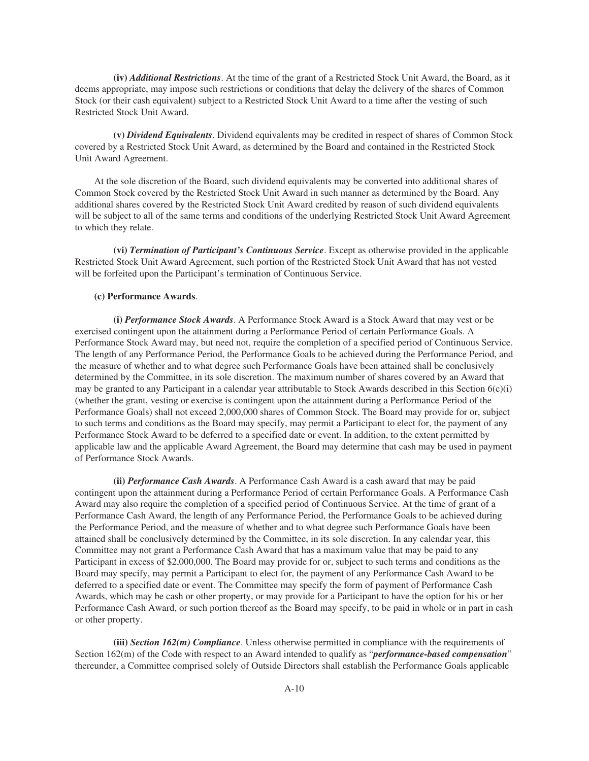**(iv) *Additional Restrictions*.** At the time of the grant of a Restricted Stock Unit Award, the Board, as it deems appropriate, may impose such restrictions or conditions that delay the delivery of the shares of Common Stock (or their cash equivalent) subject to a Restricted Stock Unit Award to a time after the vesting of such Restricted Stock Unit Award.

**(v) *Dividend Equivalents*.** Dividend equivalents may be credited in respect of shares of Common Stock covered by a Restricted Stock Unit Award, as determined by the Board and contained in the Restricted Stock Unit Award Agreement.

At the sole discretion of the Board, such dividend equivalents may be converted into additional shares of Common Stock covered by the Restricted Stock Unit Award in such manner as determined by the Board. Any additional shares covered by the Restricted Stock Unit Award credited by reason of such dividend equivalents will be subject to all of the same terms and conditions of the underlying Restricted Stock Unit Award Agreement to which they relate.

**(vi) *Termination of Participant's Continuous Service*.** Except as otherwise provided in the applicable Restricted Stock Unit Award Agreement, such portion of the Restricted Stock Unit Award that has not vested will be forfeited upon the Participant's termination of Continuous Service.

**(c) Performance Awards**.

**(i) *Performance Stock Awards*.** A Performance Stock Award is a Stock Award that may vest or be exercised contingent upon the attainment during a Performance Period of certain Performance Goals. A Performance Stock Award may, but need not, require the completion of a specified period of Continuous Service. The length of any Performance Period, the Performance Goals to be achieved during the Performance Period, and the measure of whether and to what degree such Performance Goals have been attained shall be conclusively determined by the Committee, in its sole discretion. The maximum number of shares covered by an Award that may be granted to any Participant in a calendar year attributable to Stock Awards described in this Section 6(c)(i) (whether the grant, vesting or exercise is contingent upon the attainment during a Performance Period of the Performance Goals) shall not exceed 2,000,000 shares of Common Stock. The Board may provide for or, subject to such terms and conditions as the Board may specify, may permit a Participant to elect for, the payment of any Performance Stock Award to be deferred to a specified date or event. In addition, to the extent permitted by applicable law and the applicable Award Agreement, the Board may determine that cash may be used in payment of Performance Stock Awards.

**(ii) *Performance Cash Awards*.** A Performance Cash Award is a cash award that may be paid contingent upon the attainment during a Performance Period of certain Performance Goals. A Performance Cash Award may also require the completion of a specified period of Continuous Service. At the time of grant of a Performance Cash Award, the length of any Performance Period, the Performance Goals to be achieved during the Performance Period, and the measure of whether and to what degree such Performance Goals have been attained shall be conclusively determined by the Committee, in its sole discretion. In any calendar year, this Committee may not grant a Performance Cash Award that has a maximum value that may be paid to any Participant in excess of $2,000,000. The Board may provide for or, subject to such terms and conditions as the Board may specify, may permit a Participant to elect for, the payment of any Performance Cash Award to be deferred to a specified date or event. The Committee may specify the form of payment of Performance Cash Awards, which may be cash or other property, or may provide for a Participant to have the option for his or her Performance Cash Award, or such portion thereof as the Board may specify, to be paid in whole or in part in cash or other property.

**(iii) *Section 162(m) Compliance*.** Unless otherwise permitted in compliance with the requirements of Section 162(m) of the Code with respect to an Award intended to qualify as "***performance-based compensation***" thereunder, a Committee comprised solely of Outside Directors shall establish the Performance Goals applicable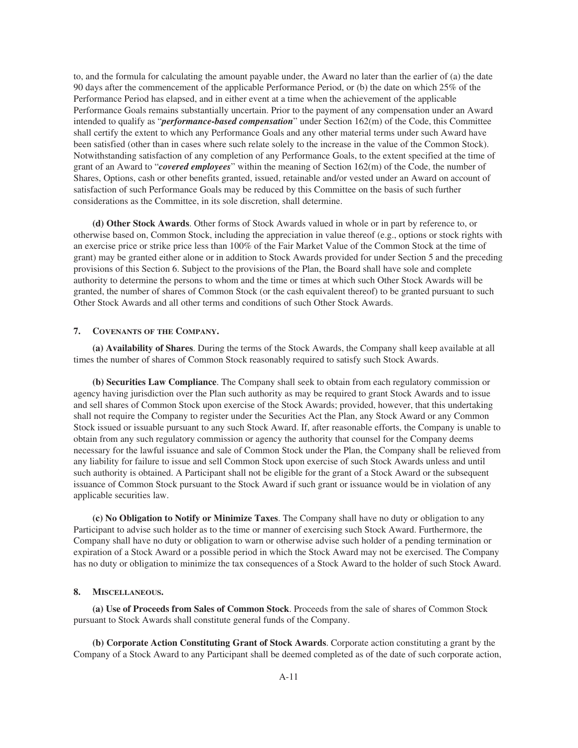to, and the formula for calculating the amount payable under, the Award no later than the earlier of (a) the date 90 days after the commencement of the applicable Performance Period, or (b) the date on which 25% of the Performance Period has elapsed, and in either event at a time when the achievement of the applicable Performance Goals remains substantially uncertain. Prior to the payment of any compensation under an Award intended to qualify as "***performance-based compensation***" under Section 162(m) of the Code, this Committee shall certify the extent to which any Performance Goals and any other material terms under such Award have been satisfied (other than in cases where such relate solely to the increase in the value of the Common Stock). Notwithstanding satisfaction of any completion of any Performance Goals, to the extent specified at the time of grant of an Award to "***covered employees***" within the meaning of Section 162(m) of the Code, the number of Shares, Options, cash or other benefits granted, issued, retainable and/or vested under an Award on account of satisfaction of such Performance Goals may be reduced by this Committee on the basis of such further considerations as the Committee, in its sole discretion, shall determine.

**(d) Other Stock Awards**. Other forms of Stock Awards valued in whole or in part by reference to, or otherwise based on, Common Stock, including the appreciation in value thereof (e.g., options or stock rights with an exercise price or strike price less than 100% of the Fair Market Value of the Common Stock at the time of grant) may be granted either alone or in addition to Stock Awards provided for under Section 5 and the preceding provisions of this Section 6. Subject to the provisions of the Plan, the Board shall have sole and complete authority to determine the persons to whom and the time or times at which such Other Stock Awards will be granted, the number of shares of Common Stock (or the cash equivalent thereof) to be granted pursuant to such Other Stock Awards and all other terms and conditions of such Other Stock Awards.

## 7. COVENANTS OF THE COMPANY.

**(a) Availability of Shares**. During the terms of the Stock Awards, the Company shall keep available at all times the number of shares of Common Stock reasonably required to satisfy such Stock Awards.

**(b) Securities Law Compliance**. The Company shall seek to obtain from each regulatory commission or agency having jurisdiction over the Plan such authority as may be required to grant Stock Awards and to issue and sell shares of Common Stock upon exercise of the Stock Awards; provided, however, that this undertaking shall not require the Company to register under the Securities Act the Plan, any Stock Award or any Common Stock issued or issuable pursuant to any such Stock Award. If, after reasonable efforts, the Company is unable to obtain from any such regulatory commission or agency the authority that counsel for the Company deems necessary for the lawful issuance and sale of Common Stock under the Plan, the Company shall be relieved from any liability for failure to issue and sell Common Stock upon exercise of such Stock Awards unless and until such authority is obtained. A Participant shall not be eligible for the grant of a Stock Award or the subsequent issuance of Common Stock pursuant to the Stock Award if such grant or issuance would be in violation of any applicable securities law.

**(c) No Obligation to Notify or Minimize Taxes**. The Company shall have no duty or obligation to any Participant to advise such holder as to the time or manner of exercising such Stock Award. Furthermore, the Company shall have no duty or obligation to warn or otherwise advise such holder of a pending termination or expiration of a Stock Award or a possible period in which the Stock Award may not be exercised. The Company has no duty or obligation to minimize the tax consequences of a Stock Award to the holder of such Stock Award.

## 8. MISCELLANEOUS.

**(a) Use of Proceeds from Sales of Common Stock**. Proceeds from the sale of shares of Common Stock pursuant to Stock Awards shall constitute general funds of the Company.

**(b) Corporate Action Constituting Grant of Stock Awards**. Corporate action constituting a grant by the Company of a Stock Award to any Participant shall be deemed completed as of the date of such corporate action,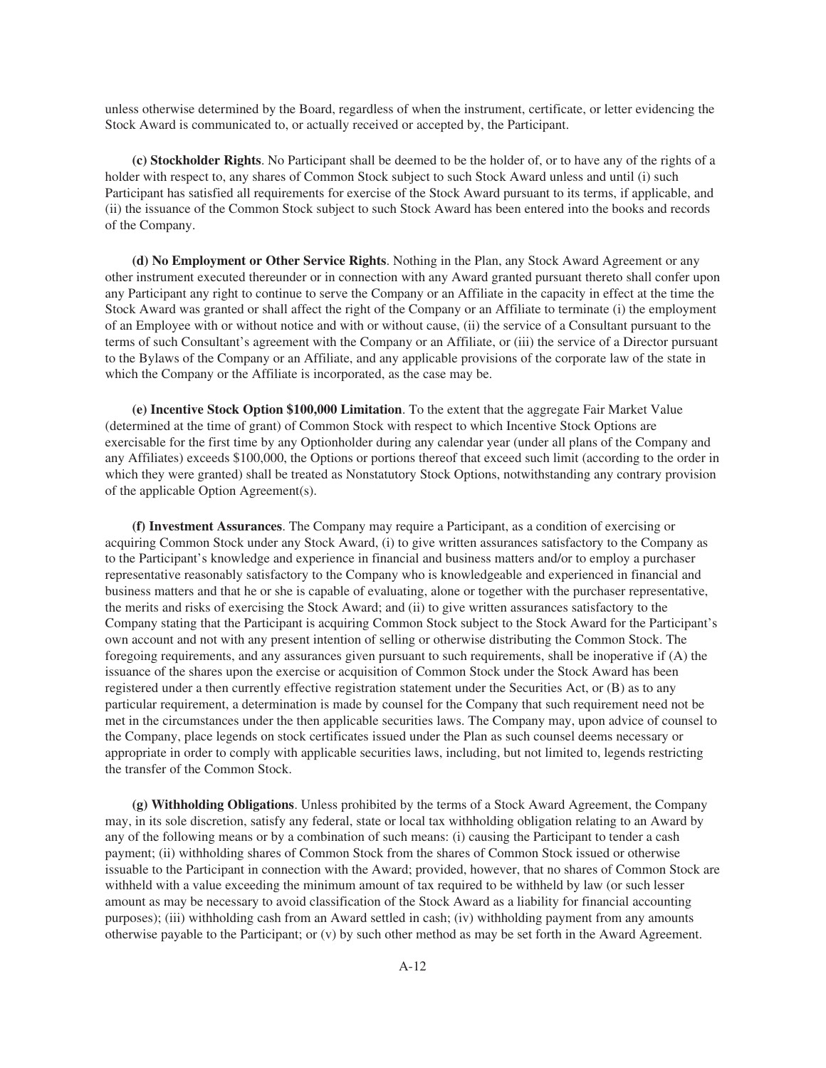unless otherwise determined by the Board, regardless of when the instrument, certificate, or letter evidencing the Stock Award is communicated to, or actually received or accepted by, the Participant.

**(c) Stockholder Rights**. No Participant shall be deemed to be the holder of, or to have any of the rights of a holder with respect to, any shares of Common Stock subject to such Stock Award unless and until (i) such Participant has satisfied all requirements for exercise of the Stock Award pursuant to its terms, if applicable, and (ii) the issuance of the Common Stock subject to such Stock Award has been entered into the books and records of the Company.

**(d) No Employment or Other Service Rights**. Nothing in the Plan, any Stock Award Agreement or any other instrument executed thereunder or in connection with any Award granted pursuant thereto shall confer upon any Participant any right to continue to serve the Company or an Affiliate in the capacity in effect at the time the Stock Award was granted or shall affect the right of the Company or an Affiliate to terminate (i) the employment of an Employee with or without notice and with or without cause, (ii) the service of a Consultant pursuant to the terms of such Consultant's agreement with the Company or an Affiliate, or (iii) the service of a Director pursuant to the Bylaws of the Company or an Affiliate, and any applicable provisions of the corporate law of the state in which the Company or the Affiliate is incorporated, as the case may be.

**(e) Incentive Stock Option $100,000 Limitation**. To the extent that the aggregate Fair Market Value (determined at the time of grant) of Common Stock with respect to which Incentive Stock Options are exercisable for the first time by any Optionholder during any calendar year (under all plans of the Company and any Affiliates) exceeds $100,000, the Options or portions thereof that exceed such limit (according to the order in which they were granted) shall be treated as Nonstatutory Stock Options, notwithstanding any contrary provision of the applicable Option Agreement(s).

**(f) Investment Assurances**. The Company may require a Participant, as a condition of exercising or acquiring Common Stock under any Stock Award, (i) to give written assurances satisfactory to the Company as to the Participant's knowledge and experience in financial and business matters and/or to employ a purchaser representative reasonably satisfactory to the Company who is knowledgeable and experienced in financial and business matters and that he or she is capable of evaluating, alone or together with the purchaser representative, the merits and risks of exercising the Stock Award; and (ii) to give written assurances satisfactory to the Company stating that the Participant is acquiring Common Stock subject to the Stock Award for the Participant's own account and not with any present intention of selling or otherwise distributing the Common Stock. The foregoing requirements, and any assurances given pursuant to such requirements, shall be inoperative if (A) the issuance of the shares upon the exercise or acquisition of Common Stock under the Stock Award has been registered under a then currently effective registration statement under the Securities Act, or (B) as to any particular requirement, a determination is made by counsel for the Company that such requirement need not be met in the circumstances under the then applicable securities laws. The Company may, upon advice of counsel to the Company, place legends on stock certificates issued under the Plan as such counsel deems necessary or appropriate in order to comply with applicable securities laws, including, but not limited to, legends restricting the transfer of the Common Stock.

**(g) Withholding Obligations**. Unless prohibited by the terms of a Stock Award Agreement, the Company may, in its sole discretion, satisfy any federal, state or local tax withholding obligation relating to an Award by any of the following means or by a combination of such means: (i) causing the Participant to tender a cash payment; (ii) withholding shares of Common Stock from the shares of Common Stock issued or otherwise issuable to the Participant in connection with the Award; provided, however, that no shares of Common Stock are withheld with a value exceeding the minimum amount of tax required to be withheld by law (or such lesser amount as may be necessary to avoid classification of the Stock Award as a liability for financial accounting purposes); (iii) withholding cash from an Award settled in cash; (iv) withholding payment from any amounts otherwise payable to the Participant; or (v) by such other method as may be set forth in the Award Agreement.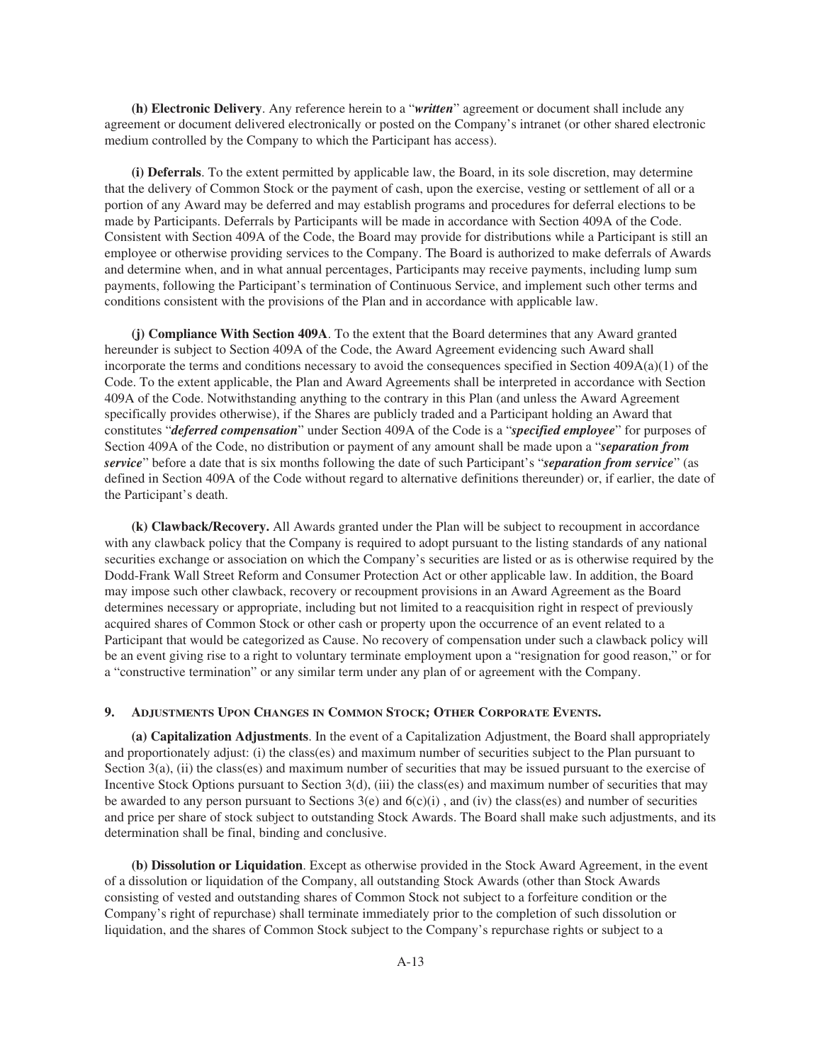**(h) Electronic Delivery**. Any reference herein to a "***written***" agreement or document shall include any agreement or document delivered electronically or posted on the Company's intranet (or other shared electronic medium controlled by the Company to which the Participant has access).

**(i) Deferrals**. To the extent permitted by applicable law, the Board, in its sole discretion, may determine that the delivery of Common Stock or the payment of cash, upon the exercise, vesting or settlement of all or a portion of any Award may be deferred and may establish programs and procedures for deferral elections to be made by Participants. Deferrals by Participants will be made in accordance with Section 409A of the Code. Consistent with Section 409A of the Code, the Board may provide for distributions while a Participant is still an employee or otherwise providing services to the Company. The Board is authorized to make deferrals of Awards and determine when, and in what annual percentages, Participants may receive payments, including lump sum payments, following the Participant's termination of Continuous Service, and implement such other terms and conditions consistent with the provisions of the Plan and in accordance with applicable law.

**(j) Compliance With Section 409A**. To the extent that the Board determines that any Award granted hereunder is subject to Section 409A of the Code, the Award Agreement evidencing such Award shall incorporate the terms and conditions necessary to avoid the consequences specified in Section 409A(a)(1) of the Code. To the extent applicable, the Plan and Award Agreements shall be interpreted in accordance with Section 409A of the Code. Notwithstanding anything to the contrary in this Plan (and unless the Award Agreement specifically provides otherwise), if the Shares are publicly traded and a Participant holding an Award that constitutes "***deferred compensation***" under Section 409A of the Code is a "***specified employee***" for purposes of Section 409A of the Code, no distribution or payment of any amount shall be made upon a "***separation from service***" before a date that is six months following the date of such Participant's "***separation from service***" (as defined in Section 409A of the Code without regard to alternative definitions thereunder) or, if earlier, the date of the Participant's death.

**(k) Clawback/Recovery.** All Awards granted under the Plan will be subject to recoupment in accordance with any clawback policy that the Company is required to adopt pursuant to the listing standards of any national securities exchange or association on which the Company's securities are listed or as is otherwise required by the Dodd-Frank Wall Street Reform and Consumer Protection Act or other applicable law. In addition, the Board may impose such other clawback, recovery or recoupment provisions in an Award Agreement as the Board determines necessary or appropriate, including but not limited to a reacquisition right in respect of previously acquired shares of Common Stock or other cash or property upon the occurrence of an event related to a Participant that would be categorized as Cause. No recovery of compensation under such a clawback policy will be an event giving rise to a right to voluntary terminate employment upon a "resignation for good reason," or for a "constructive termination" or any similar term under any plan of or agreement with the Company.

## 9. Adjustments Upon Changes in Common Stock; Other Corporate Events.

**(a) Capitalization Adjustments**. In the event of a Capitalization Adjustment, the Board shall appropriately and proportionately adjust: (i) the class(es) and maximum number of securities subject to the Plan pursuant to Section 3(a), (ii) the class(es) and maximum number of securities that may be issued pursuant to the exercise of Incentive Stock Options pursuant to Section 3(d), (iii) the class(es) and maximum number of securities that may be awarded to any person pursuant to Sections 3(e) and 6(c)(i) , and (iv) the class(es) and number of securities and price per share of stock subject to outstanding Stock Awards. The Board shall make such adjustments, and its determination shall be final, binding and conclusive.

**(b) Dissolution or Liquidation**. Except as otherwise provided in the Stock Award Agreement, in the event of a dissolution or liquidation of the Company, all outstanding Stock Awards (other than Stock Awards consisting of vested and outstanding shares of Common Stock not subject to a forfeiture condition or the Company's right of repurchase) shall terminate immediately prior to the completion of such dissolution or liquidation, and the shares of Common Stock subject to the Company's repurchase rights or subject to a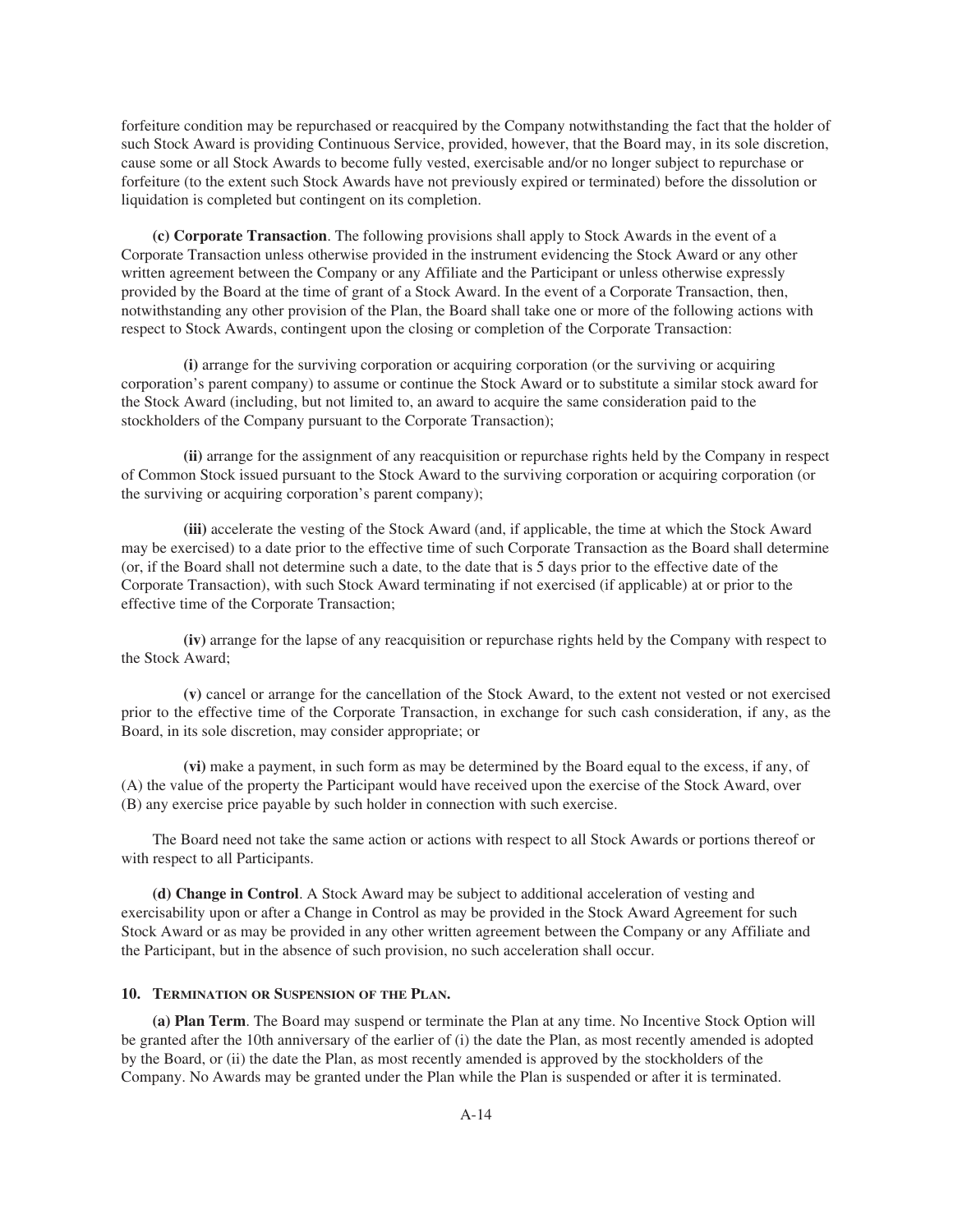forfeiture condition may be repurchased or reacquired by the Company notwithstanding the fact that the holder of such Stock Award is providing Continuous Service, provided, however, that the Board may, in its sole discretion, cause some or all Stock Awards to become fully vested, exercisable and/or no longer subject to repurchase or forfeiture (to the extent such Stock Awards have not previously expired or terminated) before the dissolution or liquidation is completed but contingent on its completion.

**(c) Corporate Transaction**. The following provisions shall apply to Stock Awards in the event of a Corporate Transaction unless otherwise provided in the instrument evidencing the Stock Award or any other written agreement between the Company or any Affiliate and the Participant or unless otherwise expressly provided by the Board at the time of grant of a Stock Award. In the event of a Corporate Transaction, then, notwithstanding any other provision of the Plan, the Board shall take one or more of the following actions with respect to Stock Awards, contingent upon the closing or completion of the Corporate Transaction:

**(i)** arrange for the surviving corporation or acquiring corporation (or the surviving or acquiring corporation's parent company) to assume or continue the Stock Award or to substitute a similar stock award for the Stock Award (including, but not limited to, an award to acquire the same consideration paid to the stockholders of the Company pursuant to the Corporate Transaction);

**(ii)** arrange for the assignment of any reacquisition or repurchase rights held by the Company in respect of Common Stock issued pursuant to the Stock Award to the surviving corporation or acquiring corporation (or the surviving or acquiring corporation's parent company);

**(iii)** accelerate the vesting of the Stock Award (and, if applicable, the time at which the Stock Award may be exercised) to a date prior to the effective time of such Corporate Transaction as the Board shall determine (or, if the Board shall not determine such a date, to the date that is 5 days prior to the effective date of the Corporate Transaction), with such Stock Award terminating if not exercised (if applicable) at or prior to the effective time of the Corporate Transaction;

**(iv)** arrange for the lapse of any reacquisition or repurchase rights held by the Company with respect to the Stock Award;

**(v)** cancel or arrange for the cancellation of the Stock Award, to the extent not vested or not exercised prior to the effective time of the Corporate Transaction, in exchange for such cash consideration, if any, as the Board, in its sole discretion, may consider appropriate; or

**(vi)** make a payment, in such form as may be determined by the Board equal to the excess, if any, of (A) the value of the property the Participant would have received upon the exercise of the Stock Award, over (B) any exercise price payable by such holder in connection with such exercise.

The Board need not take the same action or actions with respect to all Stock Awards or portions thereof or with respect to all Participants.

**(d) Change in Control**. A Stock Award may be subject to additional acceleration of vesting and exercisability upon or after a Change in Control as may be provided in the Stock Award Agreement for such Stock Award or as may be provided in any other written agreement between the Company or any Affiliate and the Participant, but in the absence of such provision, no such acceleration shall occur.

### 10. Termination or Suspension of the Plan.

**(a) Plan Term**. The Board may suspend or terminate the Plan at any time. No Incentive Stock Option will be granted after the 10th anniversary of the earlier of (i) the date the Plan, as most recently amended is adopted by the Board, or (ii) the date the Plan, as most recently amended is approved by the stockholders of the Company. No Awards may be granted under the Plan while the Plan is suspended or after it is terminated.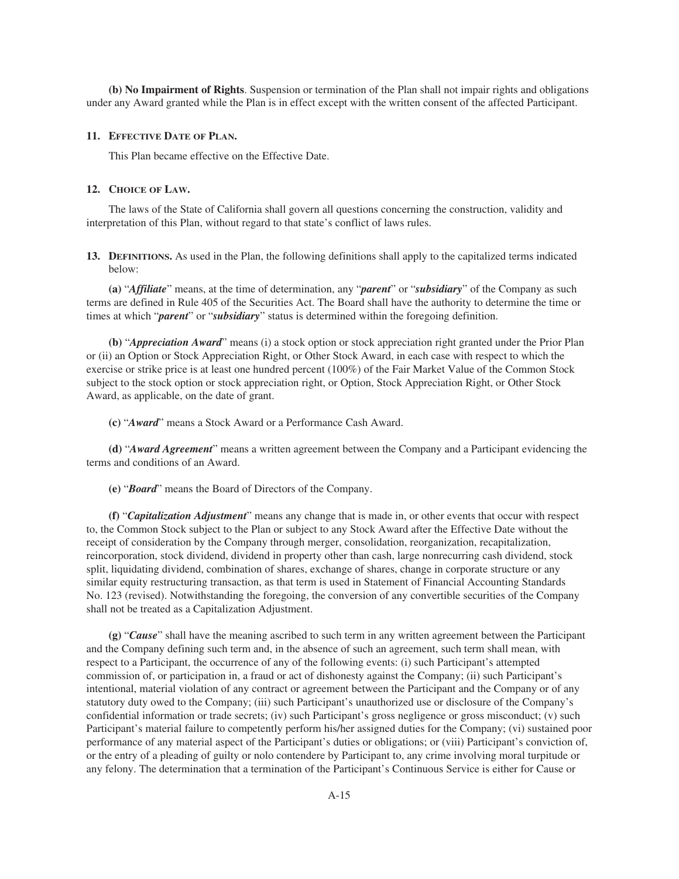**(b) No Impairment of Rights**. Suspension or termination of the Plan shall not impair rights and obligations under any Award granted while the Plan is in effect except with the written consent of the affected Participant.

## 11. Effective Date of Plan.

This Plan became effective on the Effective Date.

## 12. Choice of Law.

The laws of the State of California shall govern all questions concerning the construction, validity and interpretation of this Plan, without regard to that state's conflict of laws rules.

## 13. Definitions.

**13. Definitions.** As used in the Plan, the following definitions shall apply to the capitalized terms indicated below:

**(a)** "***Affiliate***" means, at the time of determination, any "***parent***" or "***subsidiary***" of the Company as such terms are defined in Rule 405 of the Securities Act. The Board shall have the authority to determine the time or times at which "***parent***" or "***subsidiary***" status is determined within the foregoing definition.

**(b)** "***Appreciation Award***" means (i) a stock option or stock appreciation right granted under the Prior Plan or (ii) an Option or Stock Appreciation Right, or Other Stock Award, in each case with respect to which the exercise or strike price is at least one hundred percent (100%) of the Fair Market Value of the Common Stock subject to the stock option or stock appreciation right, or Option, Stock Appreciation Right, or Other Stock Award, as applicable, on the date of grant.

**(c)** "***Award***" means a Stock Award or a Performance Cash Award.

**(d)** "***Award Agreement***" means a written agreement between the Company and a Participant evidencing the terms and conditions of an Award.

**(e)** "***Board***" means the Board of Directors of the Company.

**(f)** "***Capitalization Adjustment***" means any change that is made in, or other events that occur with respect to, the Common Stock subject to the Plan or subject to any Stock Award after the Effective Date without the receipt of consideration by the Company through merger, consolidation, reorganization, recapitalization, reincorporation, stock dividend, dividend in property other than cash, large nonrecurring cash dividend, stock split, liquidating dividend, combination of shares, exchange of shares, change in corporate structure or any similar equity restructuring transaction, as that term is used in Statement of Financial Accounting Standards No. 123 (revised). Notwithstanding the foregoing, the conversion of any convertible securities of the Company shall not be treated as a Capitalization Adjustment.

**(g)** "***Cause***" shall have the meaning ascribed to such term in any written agreement between the Participant and the Company defining such term and, in the absence of such an agreement, such term shall mean, with respect to a Participant, the occurrence of any of the following events: (i) such Participant's attempted commission of, or participation in, a fraud or act of dishonesty against the Company; (ii) such Participant's intentional, material violation of any contract or agreement between the Participant and the Company or of any statutory duty owed to the Company; (iii) such Participant's unauthorized use or disclosure of the Company's confidential information or trade secrets; (iv) such Participant's gross negligence or gross misconduct; (v) such Participant's material failure to competently perform his/her assigned duties for the Company; (vi) sustained poor performance of any material aspect of the Participant's duties or obligations; or (viii) Participant's conviction of, or the entry of a pleading of guilty or nolo contendere by Participant to, any crime involving moral turpitude or any felony. The determination that a termination of the Participant's Continuous Service is either for Cause or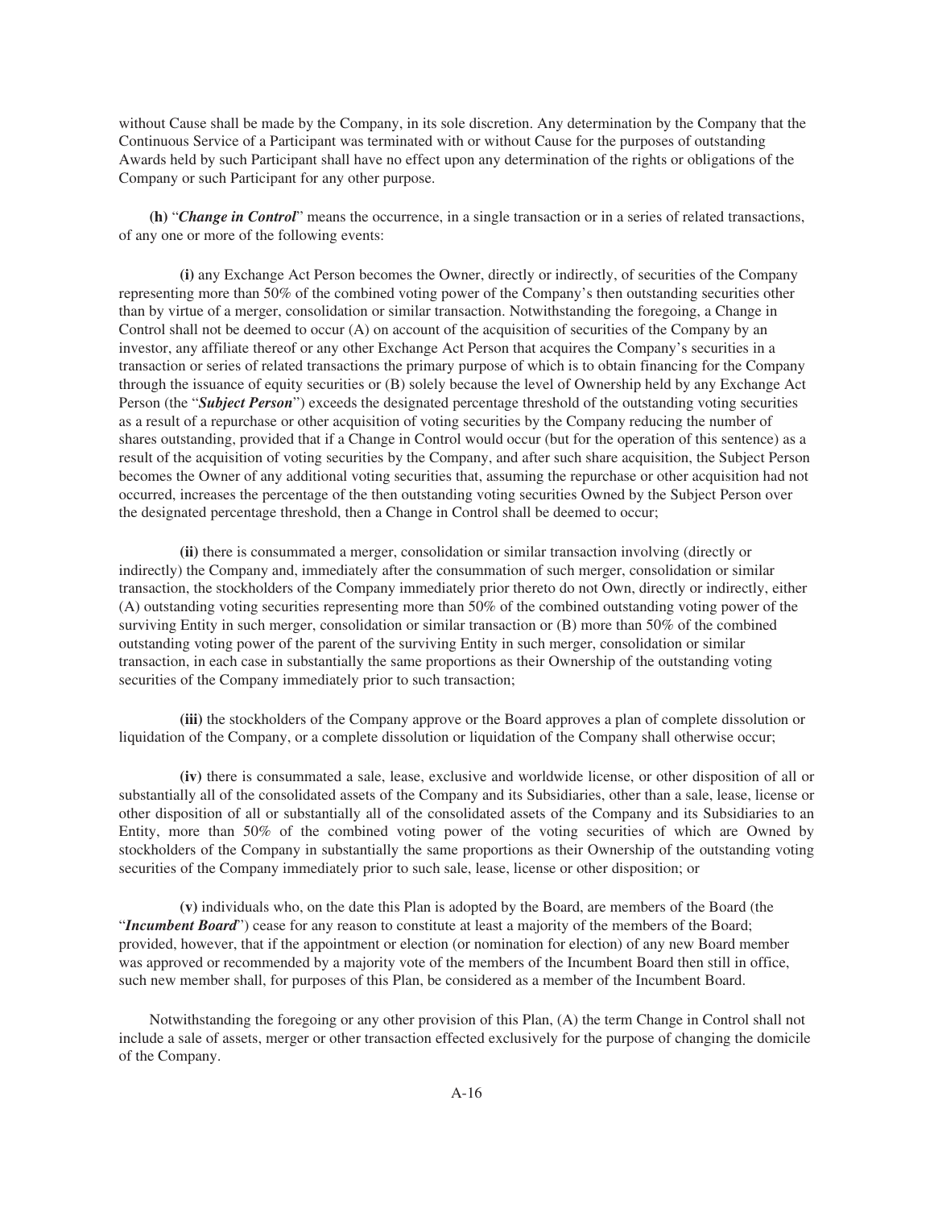without Cause shall be made by the Company, in its sole discretion. Any determination by the Company that the Continuous Service of a Participant was terminated with or without Cause for the purposes of outstanding Awards held by such Participant shall have no effect upon any determination of the rights or obligations of the Company or such Participant for any other purpose.

**(h)** "***Change in Control***" means the occurrence, in a single transaction or in a series of related transactions, of any one or more of the following events:

**(i)** any Exchange Act Person becomes the Owner, directly or indirectly, of securities of the Company representing more than 50% of the combined voting power of the Company's then outstanding securities other than by virtue of a merger, consolidation or similar transaction. Notwithstanding the foregoing, a Change in Control shall not be deemed to occur (A) on account of the acquisition of securities of the Company by an investor, any affiliate thereof or any other Exchange Act Person that acquires the Company's securities in a transaction or series of related transactions the primary purpose of which is to obtain financing for the Company through the issuance of equity securities or (B) solely because the level of Ownership held by any Exchange Act Person (the "***Subject Person***") exceeds the designated percentage threshold of the outstanding voting securities as a result of a repurchase or other acquisition of voting securities by the Company reducing the number of shares outstanding, provided that if a Change in Control would occur (but for the operation of this sentence) as a result of the acquisition of voting securities by the Company, and after such share acquisition, the Subject Person becomes the Owner of any additional voting securities that, assuming the repurchase or other acquisition had not occurred, increases the percentage of the then outstanding voting securities Owned by the Subject Person over the designated percentage threshold, then a Change in Control shall be deemed to occur;

**(ii)** there is consummated a merger, consolidation or similar transaction involving (directly or indirectly) the Company and, immediately after the consummation of such merger, consolidation or similar transaction, the stockholders of the Company immediately prior thereto do not Own, directly or indirectly, either (A) outstanding voting securities representing more than 50% of the combined outstanding voting power of the surviving Entity in such merger, consolidation or similar transaction or (B) more than 50% of the combined outstanding voting power of the parent of the surviving Entity in such merger, consolidation or similar transaction, in each case in substantially the same proportions as their Ownership of the outstanding voting securities of the Company immediately prior to such transaction;

**(iii)** the stockholders of the Company approve or the Board approves a plan of complete dissolution or liquidation of the Company, or a complete dissolution or liquidation of the Company shall otherwise occur;

**(iv)** there is consummated a sale, lease, exclusive and worldwide license, or other disposition of all or substantially all of the consolidated assets of the Company and its Subsidiaries, other than a sale, lease, license or other disposition of all or substantially all of the consolidated assets of the Company and its Subsidiaries to an Entity, more than 50% of the combined voting power of the voting securities of which are Owned by stockholders of the Company in substantially the same proportions as their Ownership of the outstanding voting securities of the Company immediately prior to such sale, lease, license or other disposition; or

**(v)** individuals who, on the date this Plan is adopted by the Board, are members of the Board (the "***Incumbent Board***") cease for any reason to constitute at least a majority of the members of the Board; provided, however, that if the appointment or election (or nomination for election) of any new Board member was approved or recommended by a majority vote of the members of the Incumbent Board then still in office, such new member shall, for purposes of this Plan, be considered as a member of the Incumbent Board.

Notwithstanding the foregoing or any other provision of this Plan, (A) the term Change in Control shall not include a sale of assets, merger or other transaction effected exclusively for the purpose of changing the domicile of the Company.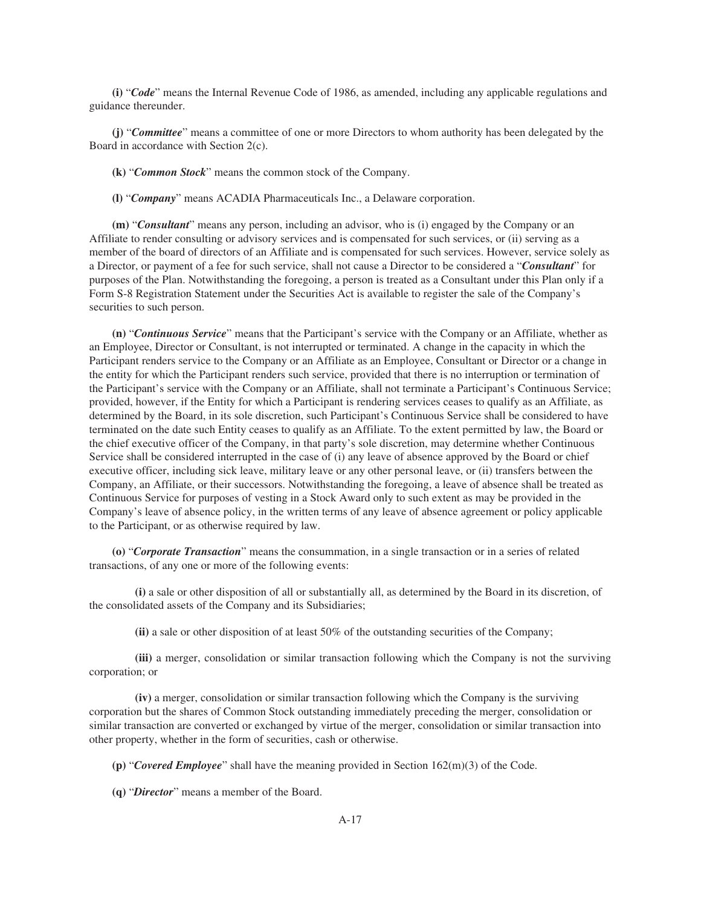**(i)** "***Code***" means the Internal Revenue Code of 1986, as amended, including any applicable regulations and guidance thereunder.

**(j)** "***Committee***" means a committee of one or more Directors to whom authority has been delegated by the Board in accordance with Section 2(c).

**(k)** "***Common Stock***" means the common stock of the Company.

**(l)** "***Company***" means ACADIA Pharmaceuticals Inc., a Delaware corporation.

**(m)** "***Consultant***" means any person, including an advisor, who is (i) engaged by the Company or an Affiliate to render consulting or advisory services and is compensated for such services, or (ii) serving as a member of the board of directors of an Affiliate and is compensated for such services. However, service solely as a Director, or payment of a fee for such service, shall not cause a Director to be considered a "***Consultant***" for purposes of the Plan. Notwithstanding the foregoing, a person is treated as a Consultant under this Plan only if a Form S-8 Registration Statement under the Securities Act is available to register the sale of the Company's securities to such person.

**(n)** "***Continuous Service***" means that the Participant's service with the Company or an Affiliate, whether as an Employee, Director or Consultant, is not interrupted or terminated. A change in the capacity in which the Participant renders service to the Company or an Affiliate as an Employee, Consultant or Director or a change in the entity for which the Participant renders such service, provided that there is no interruption or termination of the Participant's service with the Company or an Affiliate, shall not terminate a Participant's Continuous Service; provided, however, if the Entity for which a Participant is rendering services ceases to qualify as an Affiliate, as determined by the Board, in its sole discretion, such Participant's Continuous Service shall be considered to have terminated on the date such Entity ceases to qualify as an Affiliate. To the extent permitted by law, the Board or the chief executive officer of the Company, in that party's sole discretion, may determine whether Continuous Service shall be considered interrupted in the case of (i) any leave of absence approved by the Board or chief executive officer, including sick leave, military leave or any other personal leave, or (ii) transfers between the Company, an Affiliate, or their successors. Notwithstanding the foregoing, a leave of absence shall be treated as Continuous Service for purposes of vesting in a Stock Award only to such extent as may be provided in the Company's leave of absence policy, in the written terms of any leave of absence agreement or policy applicable to the Participant, or as otherwise required by law.

**(o)** "***Corporate Transaction***" means the consummation, in a single transaction or in a series of related transactions, of any one or more of the following events:

**(i)** a sale or other disposition of all or substantially all, as determined by the Board in its discretion, of the consolidated assets of the Company and its Subsidiaries;

**(ii)** a sale or other disposition of at least 50% of the outstanding securities of the Company;

**(iii)** a merger, consolidation or similar transaction following which the Company is not the surviving corporation; or

**(iv)** a merger, consolidation or similar transaction following which the Company is the surviving corporation but the shares of Common Stock outstanding immediately preceding the merger, consolidation or similar transaction are converted or exchanged by virtue of the merger, consolidation or similar transaction into other property, whether in the form of securities, cash or otherwise.

**(p)** "***Covered Employee***" shall have the meaning provided in Section 162(m)(3) of the Code.

**(q)** "***Director***" means a member of the Board.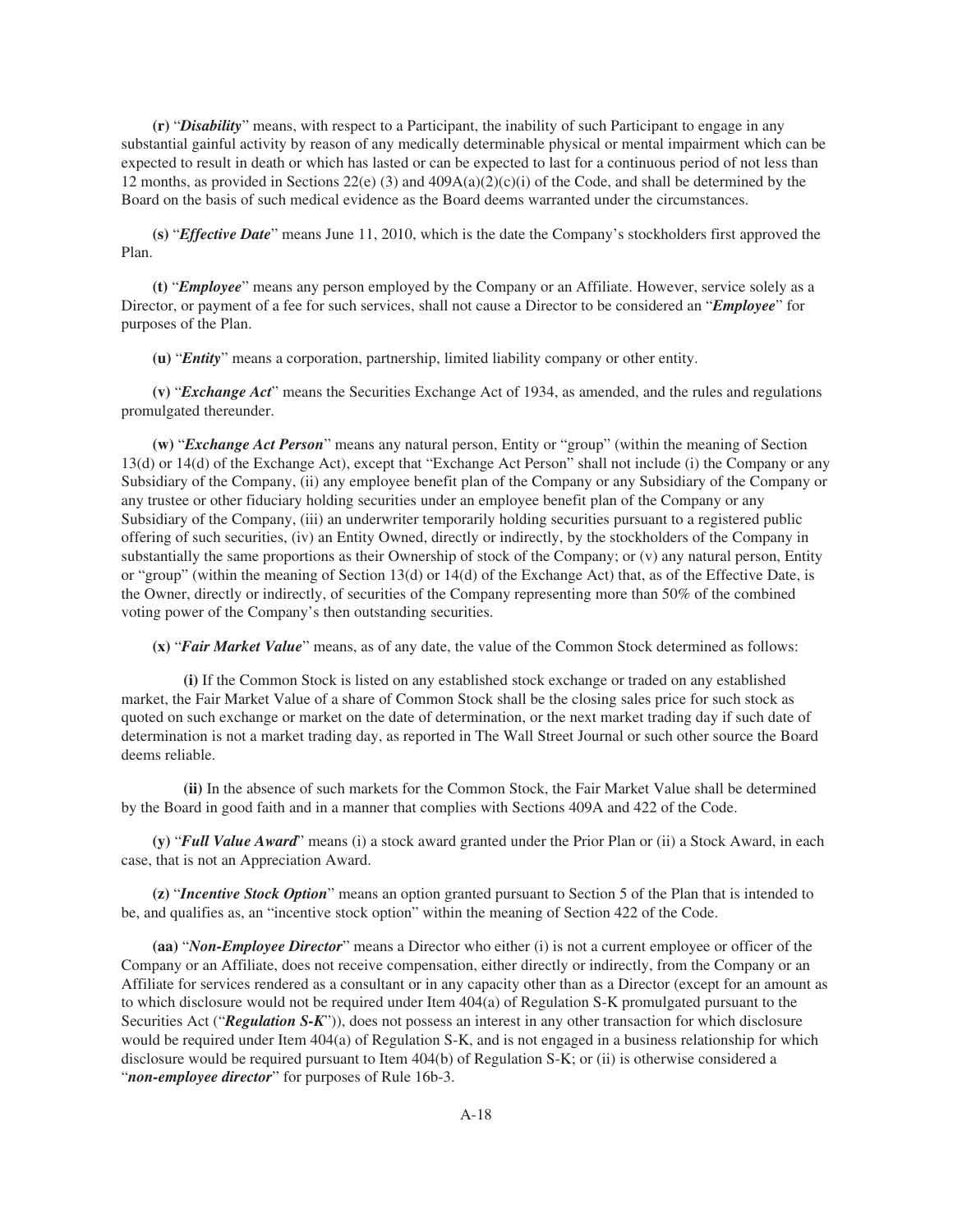**(r)** "***Disability***" means, with respect to a Participant, the inability of such Participant to engage in any substantial gainful activity by reason of any medically determinable physical or mental impairment which can be expected to result in death or which has lasted or can be expected to last for a continuous period of not less than 12 months, as provided in Sections 22(e) (3) and 409A(a)(2)(c)(i) of the Code, and shall be determined by the Board on the basis of such medical evidence as the Board deems warranted under the circumstances.

**(s)** "***Effective Date***" means June 11, 2010, which is the date the Company's stockholders first approved the Plan.

**(t)** "***Employee***" means any person employed by the Company or an Affiliate. However, service solely as a Director, or payment of a fee for such services, shall not cause a Director to be considered an "***Employee***" for purposes of the Plan.

**(u)** "***Entity***" means a corporation, partnership, limited liability company or other entity.

**(v)** "***Exchange Act***" means the Securities Exchange Act of 1934, as amended, and the rules and regulations promulgated thereunder.

**(w)** "***Exchange Act Person***" means any natural person, Entity or "group" (within the meaning of Section 13(d) or 14(d) of the Exchange Act), except that "Exchange Act Person" shall not include (i) the Company or any Subsidiary of the Company, (ii) any employee benefit plan of the Company or any Subsidiary of the Company or any trustee or other fiduciary holding securities under an employee benefit plan of the Company or any Subsidiary of the Company, (iii) an underwriter temporarily holding securities pursuant to a registered public offering of such securities, (iv) an Entity Owned, directly or indirectly, by the stockholders of the Company in substantially the same proportions as their Ownership of stock of the Company; or (v) any natural person, Entity or "group" (within the meaning of Section 13(d) or 14(d) of the Exchange Act) that, as of the Effective Date, is the Owner, directly or indirectly, of securities of the Company representing more than 50% of the combined voting power of the Company's then outstanding securities.

**(x)** "***Fair Market Value***" means, as of any date, the value of the Common Stock determined as follows:

**(i)** If the Common Stock is listed on any established stock exchange or traded on any established market, the Fair Market Value of a share of Common Stock shall be the closing sales price for such stock as quoted on such exchange or market on the date of determination, or the next market trading day if such date of determination is not a market trading day, as reported in The Wall Street Journal or such other source the Board deems reliable.

**(ii)** In the absence of such markets for the Common Stock, the Fair Market Value shall be determined by the Board in good faith and in a manner that complies with Sections 409A and 422 of the Code.

**(y)** "***Full Value Award***" means (i) a stock award granted under the Prior Plan or (ii) a Stock Award, in each case, that is not an Appreciation Award.

**(z)** "***Incentive Stock Option***" means an option granted pursuant to Section 5 of the Plan that is intended to be, and qualifies as, an "incentive stock option" within the meaning of Section 422 of the Code.

**(aa)** "***Non-Employee Director***" means a Director who either (i) is not a current employee or officer of the Company or an Affiliate, does not receive compensation, either directly or indirectly, from the Company or an Affiliate for services rendered as a consultant or in any capacity other than as a Director (except for an amount as to which disclosure would not be required under Item 404(a) of Regulation S-K promulgated pursuant to the Securities Act ("***Regulation S-K***")), does not possess an interest in any other transaction for which disclosure would be required under Item 404(a) of Regulation S-K, and is not engaged in a business relationship for which disclosure would be required pursuant to Item 404(b) of Regulation S-K; or (ii) is otherwise considered a "***non-employee director***" for purposes of Rule 16b-3.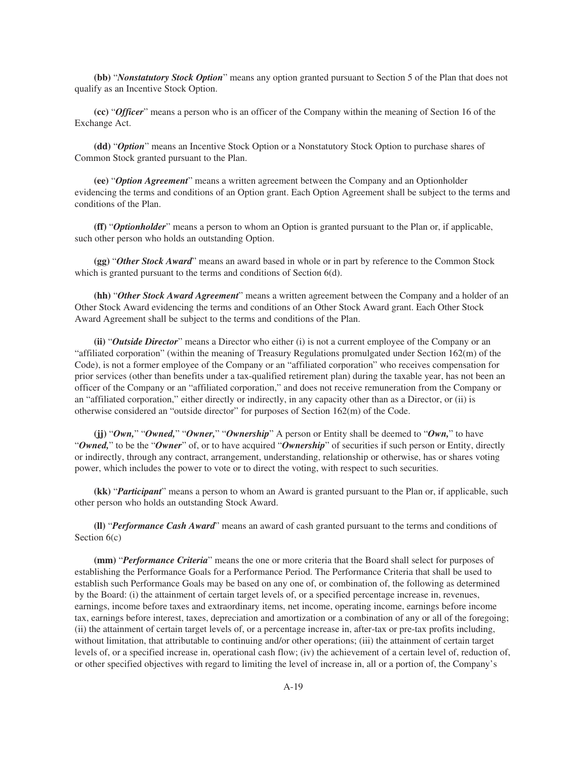**(bb)** "*Nonstatutory Stock Option*" means any option granted pursuant to Section 5 of the Plan that does not qualify as an Incentive Stock Option.

**(cc)** "*Officer*" means a person who is an officer of the Company within the meaning of Section 16 of the Exchange Act.

**(dd)** "*Option*" means an Incentive Stock Option or a Nonstatutory Stock Option to purchase shares of Common Stock granted pursuant to the Plan.

**(ee)** "*Option Agreement*" means a written agreement between the Company and an Optionholder evidencing the terms and conditions of an Option grant. Each Option Agreement shall be subject to the terms and conditions of the Plan.

**(ff)** "*Optionholder*" means a person to whom an Option is granted pursuant to the Plan or, if applicable, such other person who holds an outstanding Option.

**(gg)** "*Other Stock Award*" means an award based in whole or in part by reference to the Common Stock which is granted pursuant to the terms and conditions of Section 6(d).

**(hh)** "*Other Stock Award Agreement*" means a written agreement between the Company and a holder of an Other Stock Award evidencing the terms and conditions of an Other Stock Award grant. Each Other Stock Award Agreement shall be subject to the terms and conditions of the Plan.

**(ii)** "*Outside Director*" means a Director who either (i) is not a current employee of the Company or an "affiliated corporation" (within the meaning of Treasury Regulations promulgated under Section 162(m) of the Code), is not a former employee of the Company or an "affiliated corporation" who receives compensation for prior services (other than benefits under a tax-qualified retirement plan) during the taxable year, has not been an officer of the Company or an "affiliated corporation," and does not receive remuneration from the Company or an "affiliated corporation," either directly or indirectly, in any capacity other than as a Director, or (ii) is otherwise considered an "outside director" for purposes of Section 162(m) of the Code.

**(jj)** "*Own,*" "*Owned,*" "*Owner,*" "*Ownership*" A person or Entity shall be deemed to "*Own,*" to have "*Owned,*" to be the "*Owner*" of, or to have acquired "*Ownership*" of securities if such person or Entity, directly or indirectly, through any contract, arrangement, understanding, relationship or otherwise, has or shares voting power, which includes the power to vote or to direct the voting, with respect to such securities.

**(kk)** "*Participant*" means a person to whom an Award is granted pursuant to the Plan or, if applicable, such other person who holds an outstanding Stock Award.

**(ll)** "*Performance Cash Award*" means an award of cash granted pursuant to the terms and conditions of Section 6(c)

**(mm)** "*Performance Criteria*" means the one or more criteria that the Board shall select for purposes of establishing the Performance Goals for a Performance Period. The Performance Criteria that shall be used to establish such Performance Goals may be based on any one of, or combination of, the following as determined by the Board: (i) the attainment of certain target levels of, or a specified percentage increase in, revenues, earnings, income before taxes and extraordinary items, net income, operating income, earnings before income tax, earnings before interest, taxes, depreciation and amortization or a combination of any or all of the foregoing; (ii) the attainment of certain target levels of, or a percentage increase in, after-tax or pre-tax profits including, without limitation, that attributable to continuing and/or other operations; (iii) the attainment of certain target levels of, or a specified increase in, operational cash flow; (iv) the achievement of a certain level of, reduction of, or other specified objectives with regard to limiting the level of increase in, all or a portion of, the Company's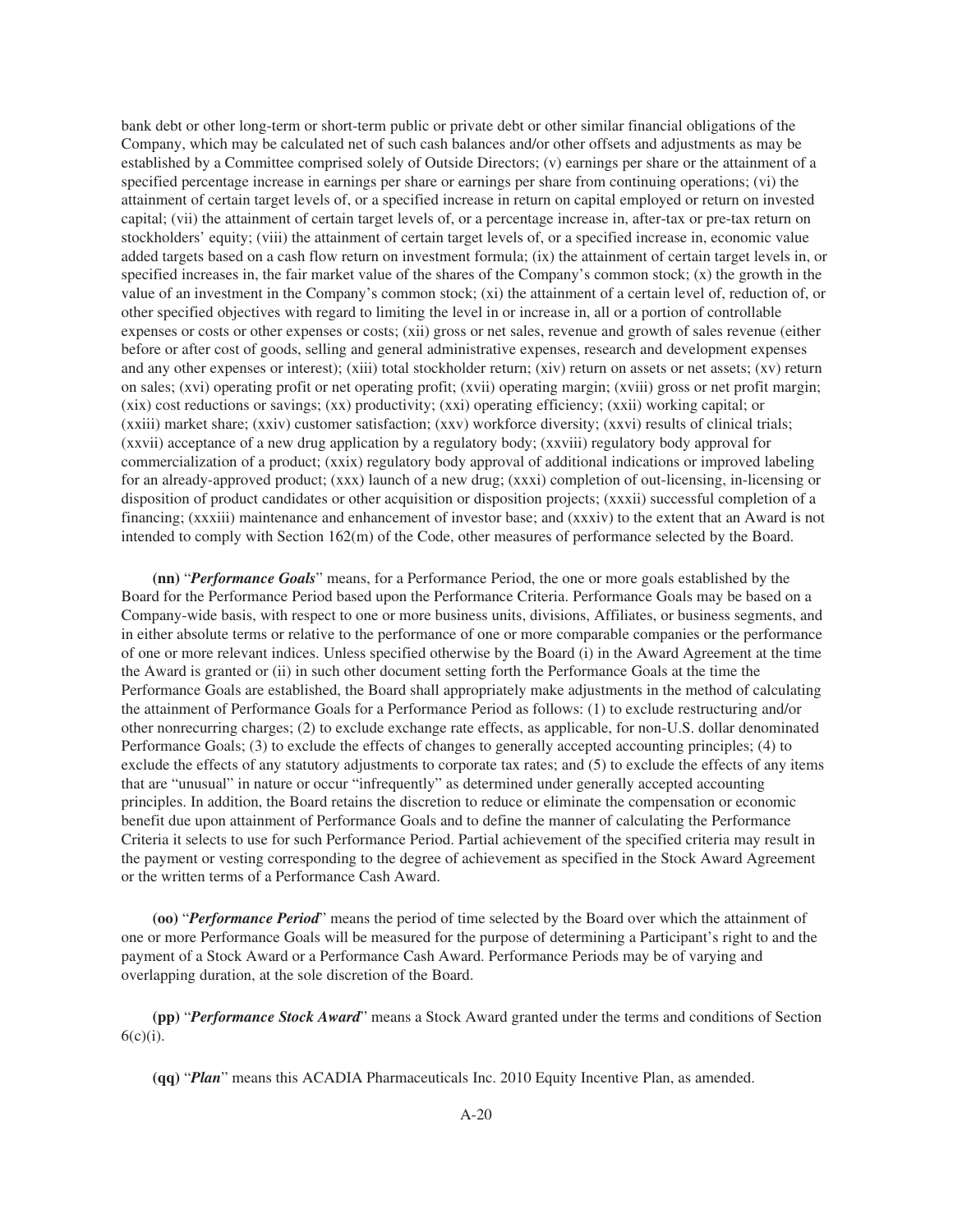bank debt or other long-term or short-term public or private debt or other similar financial obligations of the Company, which may be calculated net of such cash balances and/or other offsets and adjustments as may be established by a Committee comprised solely of Outside Directors; (v) earnings per share or the attainment of a specified percentage increase in earnings per share or earnings per share from continuing operations; (vi) the attainment of certain target levels of, or a specified increase in return on capital employed or return on invested capital; (vii) the attainment of certain target levels of, or a percentage increase in, after-tax or pre-tax return on stockholders' equity; (viii) the attainment of certain target levels of, or a specified increase in, economic value added targets based on a cash flow return on investment formula; (ix) the attainment of certain target levels in, or specified increases in, the fair market value of the shares of the Company's common stock; (x) the growth in the value of an investment in the Company's common stock; (xi) the attainment of a certain level of, reduction of, or other specified objectives with regard to limiting the level in or increase in, all or a portion of controllable expenses or costs or other expenses or costs; (xii) gross or net sales, revenue and growth of sales revenue (either before or after cost of goods, selling and general administrative expenses, research and development expenses and any other expenses or interest); (xiii) total stockholder return; (xiv) return on assets or net assets; (xv) return on sales; (xvi) operating profit or net operating profit; (xvii) operating margin; (xviii) gross or net profit margin; (xix) cost reductions or savings; (xx) productivity; (xxi) operating efficiency; (xxii) working capital; or (xxiii) market share; (xxiv) customer satisfaction; (xxv) workforce diversity; (xxvi) results of clinical trials; (xxvii) acceptance of a new drug application by a regulatory body; (xxviii) regulatory body approval for commercialization of a product; (xxix) regulatory body approval of additional indications or improved labeling for an already-approved product; (xxx) launch of a new drug; (xxxi) completion of out-licensing, in-licensing or disposition of product candidates or other acquisition or disposition projects; (xxxii) successful completion of a financing; (xxxiii) maintenance and enhancement of investor base; and (xxxiv) to the extent that an Award is not intended to comply with Section 162(m) of the Code, other measures of performance selected by the Board.

**(nn)** "***Performance Goals***" means, for a Performance Period, the one or more goals established by the Board for the Performance Period based upon the Performance Criteria. Performance Goals may be based on a Company-wide basis, with respect to one or more business units, divisions, Affiliates, or business segments, and in either absolute terms or relative to the performance of one or more comparable companies or the performance of one or more relevant indices. Unless specified otherwise by the Board (i) in the Award Agreement at the time the Award is granted or (ii) in such other document setting forth the Performance Goals at the time the Performance Goals are established, the Board shall appropriately make adjustments in the method of calculating the attainment of Performance Goals for a Performance Period as follows: (1) to exclude restructuring and/or other nonrecurring charges; (2) to exclude exchange rate effects, as applicable, for non-U.S. dollar denominated Performance Goals; (3) to exclude the effects of changes to generally accepted accounting principles; (4) to exclude the effects of any statutory adjustments to corporate tax rates; and (5) to exclude the effects of any items that are "unusual" in nature or occur "infrequently" as determined under generally accepted accounting principles. In addition, the Board retains the discretion to reduce or eliminate the compensation or economic benefit due upon attainment of Performance Goals and to define the manner of calculating the Performance Criteria it selects to use for such Performance Period. Partial achievement of the specified criteria may result in the payment or vesting corresponding to the degree of achievement as specified in the Stock Award Agreement or the written terms of a Performance Cash Award.

**(oo)** "***Performance Period***" means the period of time selected by the Board over which the attainment of one or more Performance Goals will be measured for the purpose of determining a Participant's right to and the payment of a Stock Award or a Performance Cash Award. Performance Periods may be of varying and overlapping duration, at the sole discretion of the Board.

**(pp)** "***Performance Stock Award***" means a Stock Award granted under the terms and conditions of Section 6(c)(i).

**(qq)** "***Plan***" means this ACADIA Pharmaceuticals Inc. 2010 Equity Incentive Plan, as amended.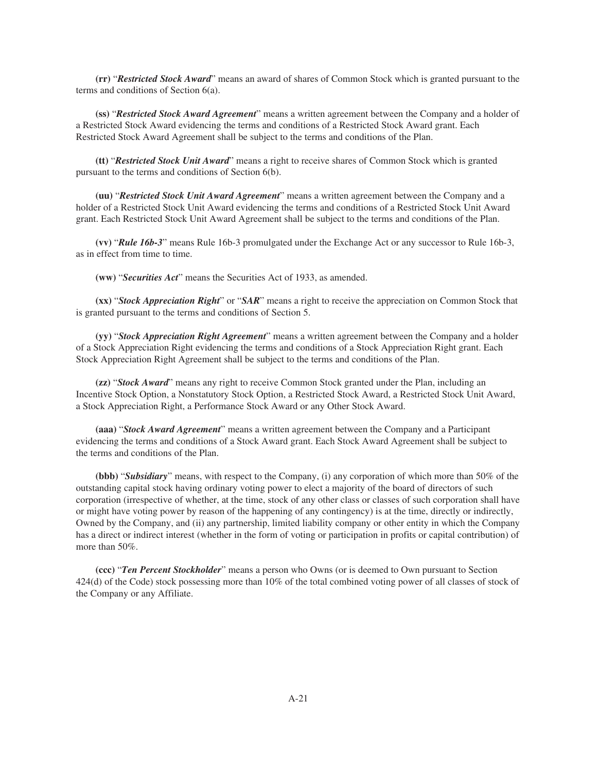**(rr)** "***Restricted Stock Award***" means an award of shares of Common Stock which is granted pursuant to the terms and conditions of Section 6(a).

**(ss)** "***Restricted Stock Award Agreement***" means a written agreement between the Company and a holder of a Restricted Stock Award evidencing the terms and conditions of a Restricted Stock Award grant. Each Restricted Stock Award Agreement shall be subject to the terms and conditions of the Plan.

**(tt)** "***Restricted Stock Unit Award***" means a right to receive shares of Common Stock which is granted pursuant to the terms and conditions of Section 6(b).

**(uu)** "***Restricted Stock Unit Award Agreement***" means a written agreement between the Company and a holder of a Restricted Stock Unit Award evidencing the terms and conditions of a Restricted Stock Unit Award grant. Each Restricted Stock Unit Award Agreement shall be subject to the terms and conditions of the Plan.

**(vv)** "***Rule 16b-3***" means Rule 16b-3 promulgated under the Exchange Act or any successor to Rule 16b-3, as in effect from time to time.

**(ww)** "***Securities Act***" means the Securities Act of 1933, as amended.

**(xx)** "***Stock Appreciation Right***" or "***SAR***" means a right to receive the appreciation on Common Stock that is granted pursuant to the terms and conditions of Section 5.

**(yy)** "***Stock Appreciation Right Agreement***" means a written agreement between the Company and a holder of a Stock Appreciation Right evidencing the terms and conditions of a Stock Appreciation Right grant. Each Stock Appreciation Right Agreement shall be subject to the terms and conditions of the Plan.

**(zz)** "***Stock Award***" means any right to receive Common Stock granted under the Plan, including an Incentive Stock Option, a Nonstatutory Stock Option, a Restricted Stock Award, a Restricted Stock Unit Award, a Stock Appreciation Right, a Performance Stock Award or any Other Stock Award.

**(aaa)** "***Stock Award Agreement***" means a written agreement between the Company and a Participant evidencing the terms and conditions of a Stock Award grant. Each Stock Award Agreement shall be subject to the terms and conditions of the Plan.

**(bbb)** "***Subsidiary***" means, with respect to the Company, (i) any corporation of which more than 50% of the outstanding capital stock having ordinary voting power to elect a majority of the board of directors of such corporation (irrespective of whether, at the time, stock of any other class or classes of such corporation shall have or might have voting power by reason of the happening of any contingency) is at the time, directly or indirectly, Owned by the Company, and (ii) any partnership, limited liability company or other entity in which the Company has a direct or indirect interest (whether in the form of voting or participation in profits or capital contribution) of more than 50%.

**(ccc)** "***Ten Percent Stockholder***" means a person who Owns (or is deemed to Own pursuant to Section 424(d) of the Code) stock possessing more than 10% of the total combined voting power of all classes of stock of the Company or any Affiliate.